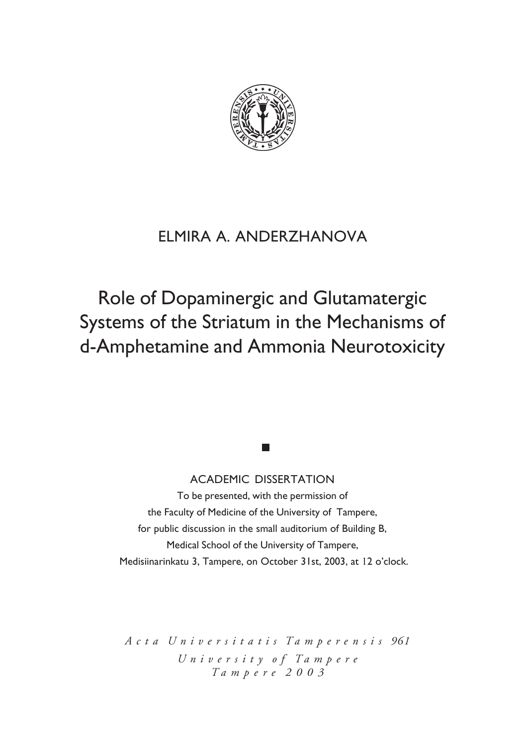ELMIRA A. ANDERZHANOVA

# Role of Dopaminergic and Glutamatergic Systems of the Striatum in the Mechanisms of d-Amphetamine and Ammonia Neurotoxicity

ACADEMIC DISSERTATION

To be presented, with the permission of
the Faculty of Medicine of the University of Tampere,
for public discussion in the small auditorium of Building B,
Medical School of the University of Tampere,
Medisiinarinkatu 3, Tampere, on October 31st, 2003, at 12 o'clock.

*Acta Universitatis Tamperensis 961*
*University of Tampere*
*Tampere 2003*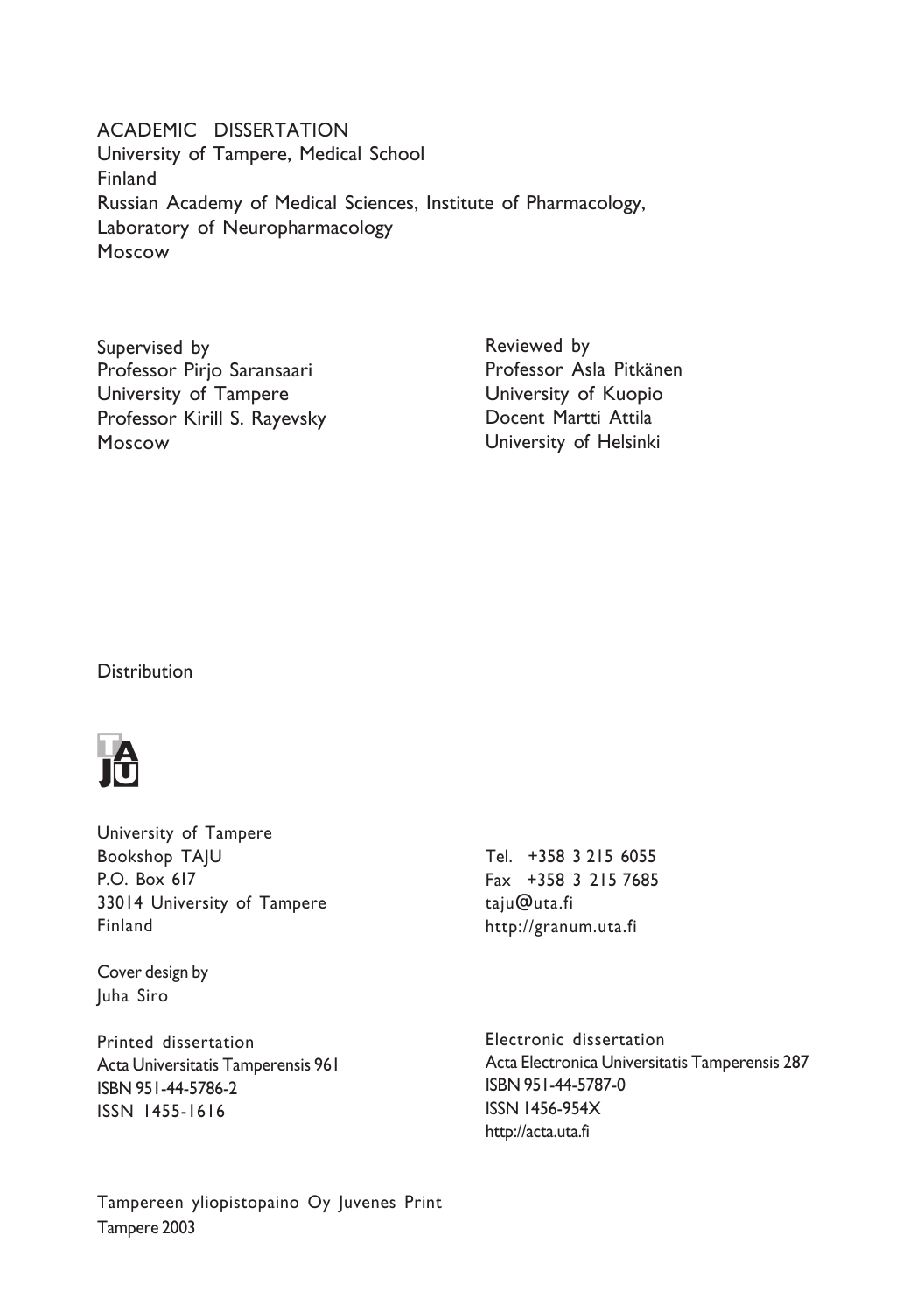ACADEMIC DISSERTATION
University of Tampere, Medical School
Finland
Russian Academy of Medical Sciences, Institute of Pharmacology,
Laboratory of Neuropharmacology
Moscow

Supervised by
Professor Pirjo Saransaari
University of Tampere
Professor Kirill S. Rayevsky
Moscow

Reviewed by
Professor Asla Pitkänen
University of Kuopio
Docent Martti Attila
University of Helsinki

Distribution

University of Tampere
Bookshop TAJU
P.O. Box 617
33014 University of Tampere
Finland

Tel. +358 3 215 6055
Fax +358 3 215 7685
taju@uta.fi
http://granum.uta.fi

Cover design by
Juha Siro

Printed dissertation
Acta Universitatis Tamperensis 961
ISBN 951-44-5786-2
ISSN 1455-1616

Electronic dissertation
Acta Electronica Universitatis Tamperensis 287
ISBN 951-44-5787-0
ISSN 1456-954X
http://acta.uta.fi

Tampereen yliopistopaino Oy Juvenes Print
Tampere 2003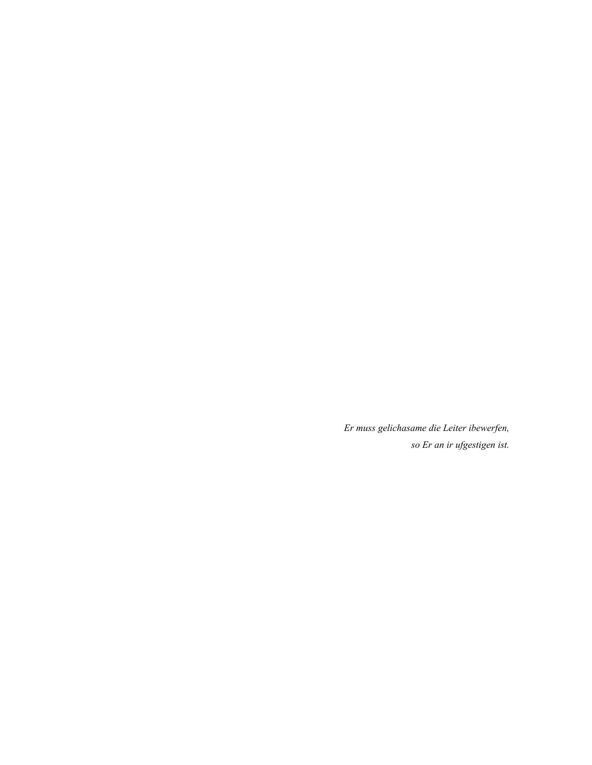*Er muss gelichasame die Leiter ibewerfen,*
*so Er an ir ufgestigen ist.*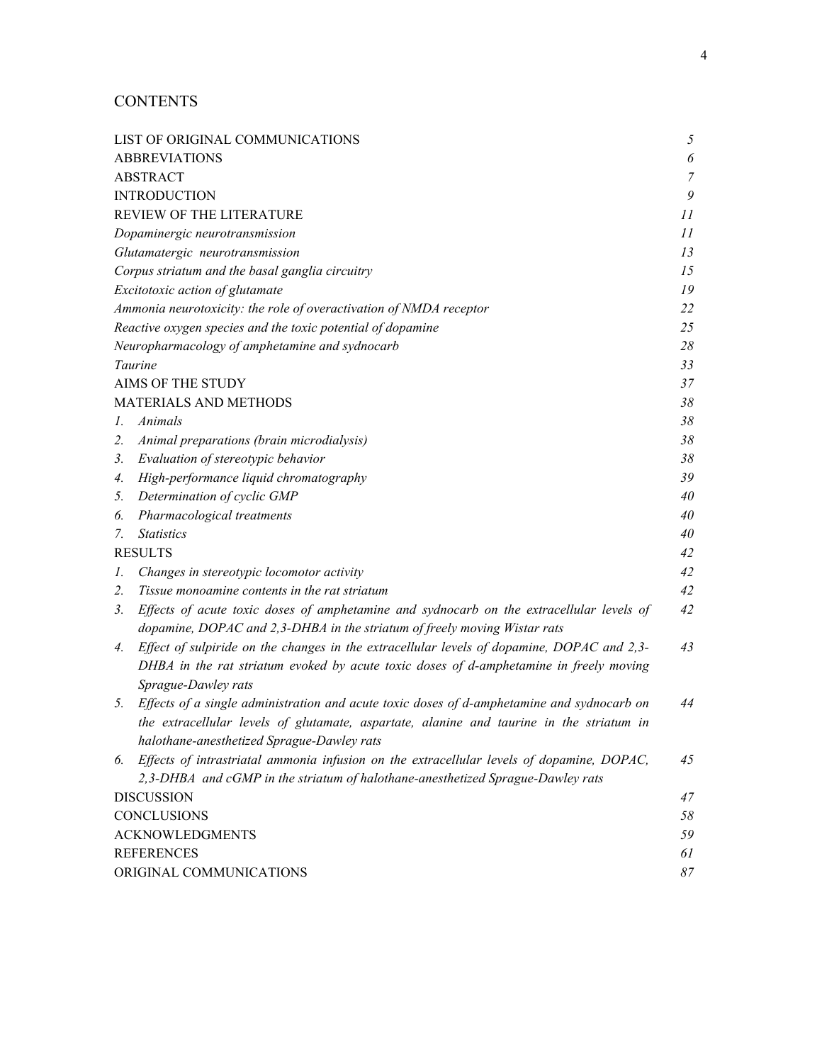# CONTENTS

| | |
|---|---|
| LIST OF ORIGINAL COMMUNICATIONS | *5* |
| ABBREVIATIONS | *6* |
| ABSTRACT | *7* |
| INTRODUCTION | *9* |
| REVIEW OF THE LITERATURE | *11* |
| *Dopaminergic neurotransmission* | *11* |
| *Glutamatergic neurotransmission* | *13* |
| *Corpus striatum and the basal ganglia circuitry* | *15* |
| *Excitotoxic action of glutamate* | *19* |
| *Ammonia neurotoxicity: the role of overactivation of NMDA receptor* | *22* |
| *Reactive oxygen species and the toxic potential of dopamine* | *25* |
| *Neuropharmacology of amphetamine and sydnocarb* | *28* |
| *Taurine* | *33* |
| AIMS OF THE STUDY | *37* |
| MATERIALS AND METHODS | *38* |
| *1. Animals* | *38* |
| *2. Animal preparations (brain microdialysis)* | *38* |
| *3. Evaluation of stereotypic behavior* | *38* |
| *4. High-performance liquid chromatography* | *39* |
| *5. Determination of cyclic GMP* | *40* |
| *6. Pharmacological treatments* | *40* |
| *7. Statistics* | *40* |
| RESULTS | *42* |
| *1. Changes in stereotypic locomotor activity* | *42* |
| *2. Tissue monoamine contents in the rat striatum* | *42* |
| *3. Effects of acute toxic doses of amphetamine and sydnocarb on the extracellular levels of dopamine, DOPAC and 2,3-DHBA in the striatum of freely moving Wistar rats* | *42* |
| *4. Effect of sulpiride on the changes in the extracellular levels of dopamine, DOPAC and 2,3-DHBA in the rat striatum evoked by acute toxic doses of d-amphetamine in freely moving Sprague-Dawley rats* | *43* |
| *5. Effects of a single administration and acute toxic doses of d-amphetamine and sydnocarb on the extracellular levels of glutamate, aspartate, alanine and taurine in the striatum in halothane-anesthetized Sprague-Dawley rats* | *44* |
| *6. Effects of intrastriatal ammonia infusion on the extracellular levels of dopamine, DOPAC, 2,3-DHBA and cGMP in the striatum of halothane-anesthetized Sprague-Dawley rats* | *45* |
| DISCUSSION | *47* |
| CONCLUSIONS | *58* |
| ACKNOWLEDGMENTS | *59* |
| REFERENCES | *61* |
| ORIGINAL COMMUNICATIONS | *87* |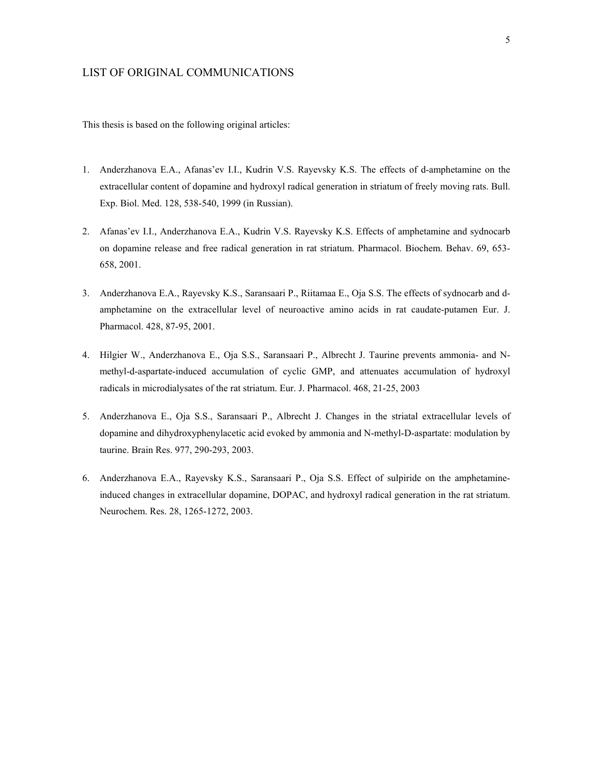# LIST OF ORIGINAL COMMUNICATIONS

This thesis is based on the following original articles:

1. Anderzhanova E.A., Afanas'ev I.I., Kudrin V.S. Rayevsky K.S. The effects of d-amphetamine on the extracellular content of dopamine and hydroxyl radical generation in striatum of freely moving rats. Bull. Exp. Biol. Med. 128, 538-540, 1999 (in Russian).

2. Afanas'ev I.I., Anderzhanova E.A., Kudrin V.S. Rayevsky K.S. Effects of amphetamine and sydnocarb on dopamine release and free radical generation in rat striatum. Pharmacol. Biochem. Behav. 69, 653-658, 2001.

3. Anderzhanova E.A., Rayevsky K.S., Saransaari P., Riitamaa E., Oja S.S. The effects of sydnocarb and d-amphetamine on the extracellular level of neuroactive amino acids in rat caudate-putamen Eur. J. Pharmacol. 428, 87-95, 2001.

4. Hilgier W., Anderzhanova E., Oja S.S., Saransaari P., Albrecht J. Taurine prevents ammonia- and N-methyl-d-aspartate-induced accumulation of cyclic GMP, and attenuates accumulation of hydroxyl radicals in microdialysates of the rat striatum. Eur. J. Pharmacol. 468, 21-25, 2003

5. Anderzhanova E., Oja S.S., Saransaari P., Albrecht J. Changes in the striatal extracellular levels of dopamine and dihydroxyphenylacetic acid evoked by ammonia and N-methyl-D-aspartate: modulation by taurine. Brain Res. 977, 290-293, 2003.

6. Anderzhanova E.A., Rayevsky K.S., Saransaari P., Oja S.S. Effect of sulpiride on the amphetamine-induced changes in extracellular dopamine, DOPAC, and hydroxyl radical generation in the rat striatum. Neurochem. Res. 28, 1265-1272, 2003.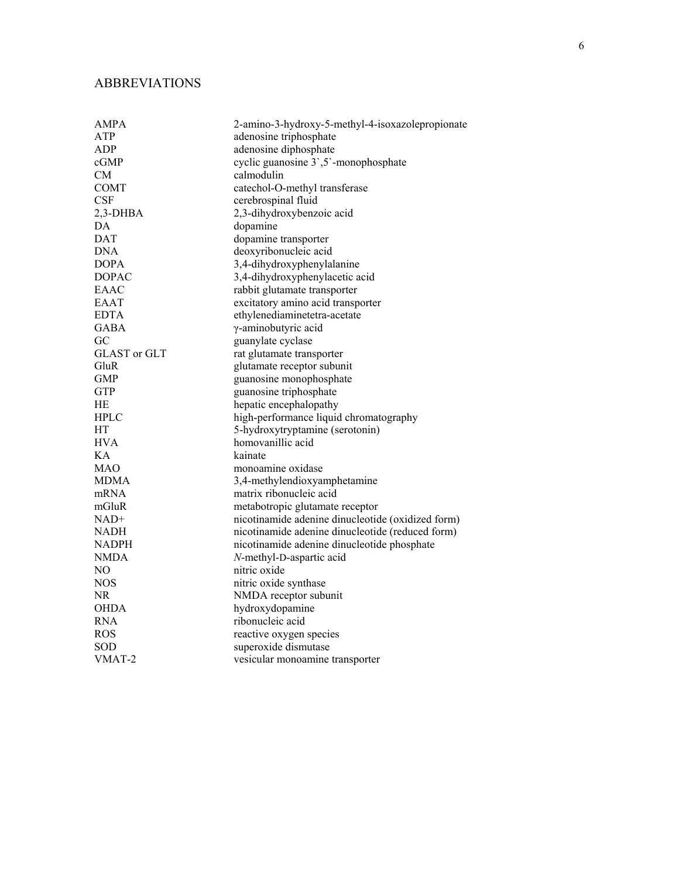# ABBREVIATIONS

| | |
|---|---|
| AMPA | 2-amino-3-hydroxy-5-methyl-4-isoxazolepropionate |
| ATP | adenosine triphosphate |
| ADP | adenosine diphosphate |
| cGMP | cyclic guanosine 3`,5`-monophosphate |
| CM | calmodulin |
| COMT | catechol-O-methyl transferase |
| CSF | cerebrospinal fluid |
| 2,3-DHBA | 2,3-dihydroxybenzoic acid |
| DA | dopamine |
| DAT | dopamine transporter |
| DNA | deoxyribonucleic acid |
| DOPA | 3,4-dihydroxyphenylalanine |
| DOPAC | 3,4-dihydroxyphenylacetic acid |
| EAAC | rabbit glutamate transporter |
| EAAT | excitatory amino acid transporter |
| EDTA | ethylenediaminetetra-acetate |
| GABA | γ-aminobutyric acid |
| GC | guanylate cyclase |
| GLAST or GLT | rat glutamate transporter |
| GluR | glutamate receptor subunit |
| GMP | guanosine monophosphate |
| GTP | guanosine triphosphate |
| HE | hepatic encephalopathy |
| HPLC | high-performance liquid chromatography |
| HT | 5-hydroxytryptamine (serotonin) |
| HVA | homovanillic acid |
| KA | kainate |
| MAO | monoamine oxidase |
| MDMA | 3,4-methylendioxyamphetamine |
| mRNA | matrix ribonucleic acid |
| mGluR | metabotropic glutamate receptor |
| NAD+ | nicotinamide adenine dinucleotide (oxidized form) |
| NADH | nicotinamide adenine dinucleotide (reduced form) |
| NADPH | nicotinamide adenine dinucleotide phosphate |
| NMDA | *N*-methyl-D-aspartic acid |
| NO | nitric oxide |
| NOS | nitric oxide synthase |
| NR | NMDA receptor subunit |
| OHDA | hydroxydopamine |
| RNA | ribonucleic acid |
| ROS | reactive oxygen species |
| SOD | superoxide dismutase |
| VMAT-2 | vesicular monoamine transporter |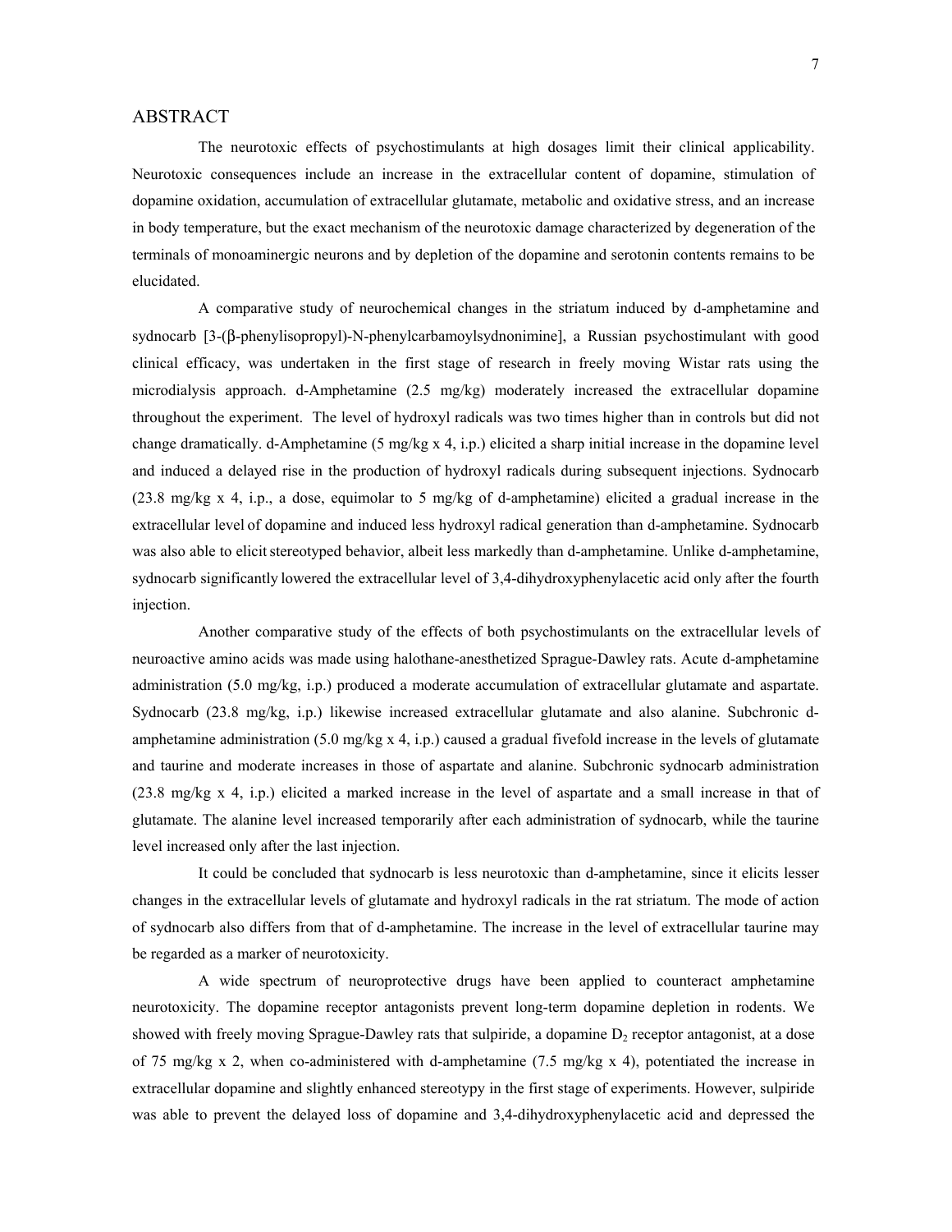# ABSTRACT

The neurotoxic effects of psychostimulants at high dosages limit their clinical applicability. Neurotoxic consequences include an increase in the extracellular content of dopamine, stimulation of dopamine oxidation, accumulation of extracellular glutamate, metabolic and oxidative stress, and an increase in body temperature, but the exact mechanism of the neurotoxic damage characterized by degeneration of the terminals of monoaminergic neurons and by depletion of the dopamine and serotonin contents remains to be elucidated.

A comparative study of neurochemical changes in the striatum induced by d-amphetamine and sydnocarb [3-(β-phenylisopropyl)-N-phenylcarbamoylsydnonimine], a Russian psychostimulant with good clinical efficacy, was undertaken in the first stage of research in freely moving Wistar rats using the microdialysis approach. d-Amphetamine (2.5 mg/kg) moderately increased the extracellular dopamine throughout the experiment. The level of hydroxyl radicals was two times higher than in controls but did not change dramatically. d-Amphetamine (5 mg/kg x 4, i.p.) elicited a sharp initial increase in the dopamine level and induced a delayed rise in the production of hydroxyl radicals during subsequent injections. Sydnocarb (23.8 mg/kg x 4, i.p., a dose, equimolar to 5 mg/kg of d-amphetamine) elicited a gradual increase in the extracellular level of dopamine and induced less hydroxyl radical generation than d-amphetamine. Sydnocarb was also able to elicit stereotyped behavior, albeit less markedly than d-amphetamine. Unlike d-amphetamine, sydnocarb significantly lowered the extracellular level of 3,4-dihydroxyphenylacetic acid only after the fourth injection.

Another comparative study of the effects of both psychostimulants on the extracellular levels of neuroactive amino acids was made using halothane-anesthetized Sprague-Dawley rats. Acute d-amphetamine administration (5.0 mg/kg, i.p.) produced a moderate accumulation of extracellular glutamate and aspartate. Sydnocarb (23.8 mg/kg, i.p.) likewise increased extracellular glutamate and also alanine. Subchronic d-amphetamine administration (5.0 mg/kg x 4, i.p.) caused a gradual fivefold increase in the levels of glutamate and taurine and moderate increases in those of aspartate and alanine. Subchronic sydnocarb administration (23.8 mg/kg x 4, i.p.) elicited a marked increase in the level of aspartate and a small increase in that of glutamate. The alanine level increased temporarily after each administration of sydnocarb, while the taurine level increased only after the last injection.

It could be concluded that sydnocarb is less neurotoxic than d-amphetamine, since it elicits lesser changes in the extracellular levels of glutamate and hydroxyl radicals in the rat striatum. The mode of action of sydnocarb also differs from that of d-amphetamine. The increase in the level of extracellular taurine may be regarded as a marker of neurotoxicity.

A wide spectrum of neuroprotective drugs have been applied to counteract amphetamine neurotoxicity. The dopamine receptor antagonists prevent long-term dopamine depletion in rodents. We showed with freely moving Sprague-Dawley rats that sulpiride, a dopamine $D_2$ receptor antagonist, at a dose of 75 mg/kg x 2, when co-administered with d-amphetamine (7.5 mg/kg x 4), potentiated the increase in extracellular dopamine and slightly enhanced stereotypy in the first stage of experiments. However, sulpiride was able to prevent the delayed loss of dopamine and 3,4-dihydroxyphenylacetic acid and depressed the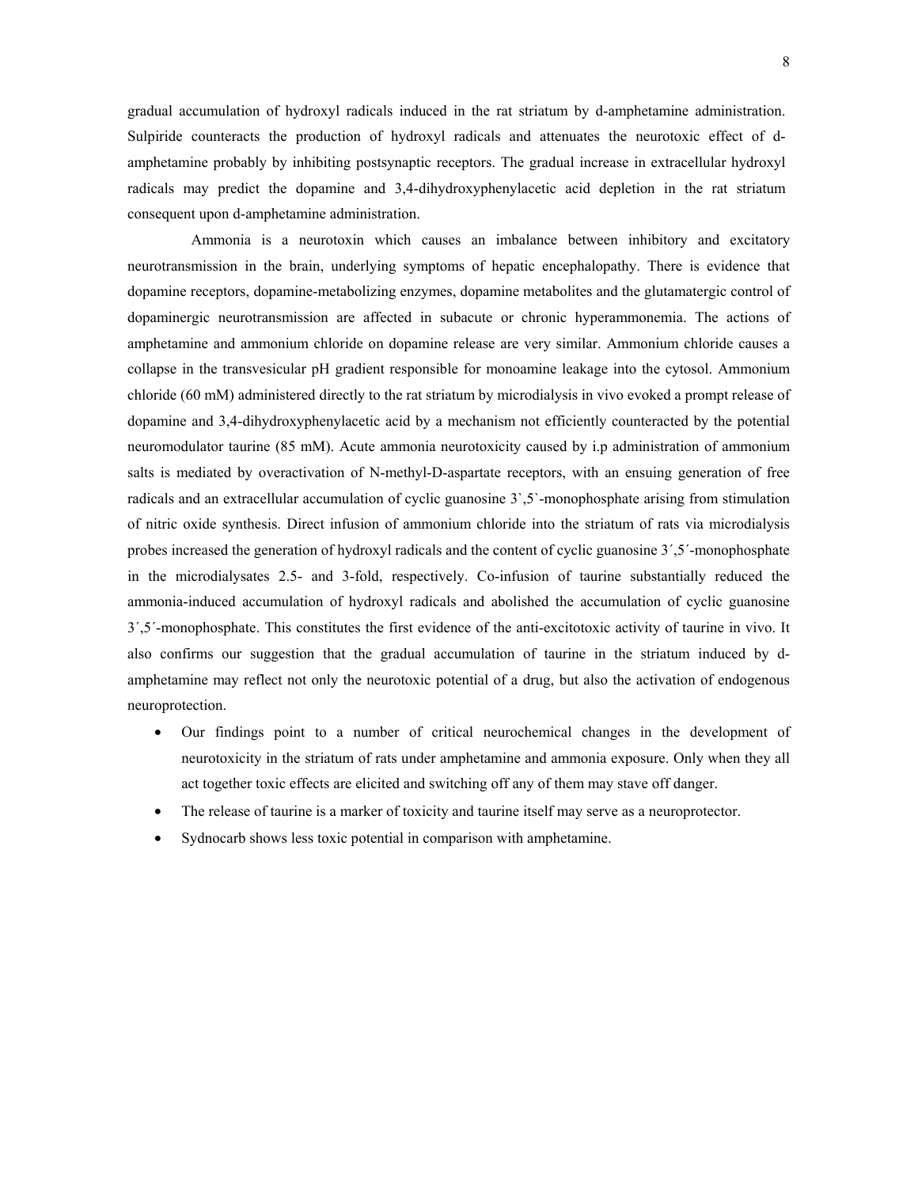gradual accumulation of hydroxyl radicals induced in the rat striatum by d-amphetamine administration. Sulpiride counteracts the production of hydroxyl radicals and attenuates the neurotoxic effect of d-amphetamine probably by inhibiting postsynaptic receptors. The gradual increase in extracellular hydroxyl radicals may predict the dopamine and 3,4-dihydroxyphenylacetic acid depletion in the rat striatum consequent upon d-amphetamine administration.

Ammonia is a neurotoxin which causes an imbalance between inhibitory and excitatory neurotransmission in the brain, underlying symptoms of hepatic encephalopathy. There is evidence that dopamine receptors, dopamine-metabolizing enzymes, dopamine metabolites and the glutamatergic control of dopaminergic neurotransmission are affected in subacute or chronic hyperammonemia. The actions of amphetamine and ammonium chloride on dopamine release are very similar. Ammonium chloride causes a collapse in the transvesicular pH gradient responsible for monoamine leakage into the cytosol. Ammonium chloride (60 mM) administered directly to the rat striatum by microdialysis in vivo evoked a prompt release of dopamine and 3,4-dihydroxyphenylacetic acid by a mechanism not efficiently counteracted by the potential neuromodulator taurine (85 mM). Acute ammonia neurotoxicity caused by i.p administration of ammonium salts is mediated by overactivation of N-methyl-D-aspartate receptors, with an ensuing generation of free radicals and an extracellular accumulation of cyclic guanosine 3`,5`-monophosphate arising from stimulation of nitric oxide synthesis. Direct infusion of ammonium chloride into the striatum of rats via microdialysis probes increased the generation of hydroxyl radicals and the content of cyclic guanosine 3´,5´-monophosphate in the microdialysates 2.5- and 3-fold, respectively. Co-infusion of taurine substantially reduced the ammonia-induced accumulation of hydroxyl radicals and abolished the accumulation of cyclic guanosine 3´,5´-monophosphate. This constitutes the first evidence of the anti-excitotoxic activity of taurine in vivo. It also confirms our suggestion that the gradual accumulation of taurine in the striatum induced by d-amphetamine may reflect not only the neurotoxic potential of a drug, but also the activation of endogenous neuroprotection.

- Our findings point to a number of critical neurochemical changes in the development of neurotoxicity in the striatum of rats under amphetamine and ammonia exposure. Only when they all act together toxic effects are elicited and switching off any of them may stave off danger.
- The release of taurine is a marker of toxicity and taurine itself may serve as a neuroprotector.
- Sydnocarb shows less toxic potential in comparison with amphetamine.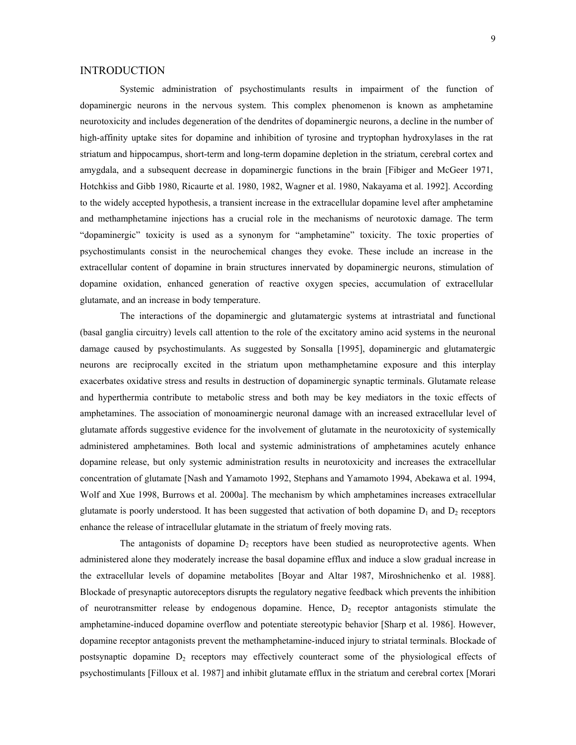# INTRODUCTION

Systemic administration of psychostimulants results in impairment of the function of dopaminergic neurons in the nervous system. This complex phenomenon is known as amphetamine neurotoxicity and includes degeneration of the dendrites of dopaminergic neurons, a decline in the number of high-affinity uptake sites for dopamine and inhibition of tyrosine and tryptophan hydroxylases in the rat striatum and hippocampus, short-term and long-term dopamine depletion in the striatum, cerebral cortex and amygdala, and a subsequent decrease in dopaminergic functions in the brain [Fibiger and McGeer 1971, Hotchkiss and Gibb 1980, Ricaurte et al. 1980, 1982, Wagner et al. 1980, Nakayama et al. 1992]. According to the widely accepted hypothesis, a transient increase in the extracellular dopamine level after amphetamine and methamphetamine injections has a crucial role in the mechanisms of neurotoxic damage. The term "dopaminergic" toxicity is used as a synonym for "amphetamine" toxicity. The toxic properties of psychostimulants consist in the neurochemical changes they evoke. These include an increase in the extracellular content of dopamine in brain structures innervated by dopaminergic neurons, stimulation of dopamine oxidation, enhanced generation of reactive oxygen species, accumulation of extracellular glutamate, and an increase in body temperature.

The interactions of the dopaminergic and glutamatergic systems at intrastriatal and functional (basal ganglia circuitry) levels call attention to the role of the excitatory amino acid systems in the neuronal damage caused by psychostimulants. As suggested by Sonsalla [1995], dopaminergic and glutamatergic neurons are reciprocally excited in the striatum upon methamphetamine exposure and this interplay exacerbates oxidative stress and results in destruction of dopaminergic synaptic terminals. Glutamate release and hyperthermia contribute to metabolic stress and both may be key mediators in the toxic effects of amphetamines. The association of monoaminergic neuronal damage with an increased extracellular level of glutamate affords suggestive evidence for the involvement of glutamate in the neurotoxicity of systemically administered amphetamines. Both local and systemic administrations of amphetamines acutely enhance dopamine release, but only systemic administration results in neurotoxicity and increases the extracellular concentration of glutamate [Nash and Yamamoto 1992, Stephans and Yamamoto 1994, Abekawa et al. 1994, Wolf and Xue 1998, Burrows et al. 2000a]. The mechanism by which amphetamines increases extracellular glutamate is poorly understood. It has been suggested that activation of both dopamine $D_1$ and $D_2$ receptors enhance the release of intracellular glutamate in the striatum of freely moving rats.

The antagonists of dopamine $D_2$ receptors have been studied as neuroprotective agents. When administered alone they moderately increase the basal dopamine efflux and induce a slow gradual increase in the extracellular levels of dopamine metabolites [Boyar and Altar 1987, Miroshnichenko et al. 1988]. Blockade of presynaptic autoreceptors disrupts the regulatory negative feedback which prevents the inhibition of neurotransmitter release by endogenous dopamine. Hence, $D_2$ receptor antagonists stimulate the amphetamine-induced dopamine overflow and potentiate stereotypic behavior [Sharp et al. 1986]. However, dopamine receptor antagonists prevent the methamphetamine-induced injury to striatal terminals. Blockade of postsynaptic dopamine $D_2$ receptors may effectively counteract some of the physiological effects of psychostimulants [Filloux et al. 1987] and inhibit glutamate efflux in the striatum and cerebral cortex [Morari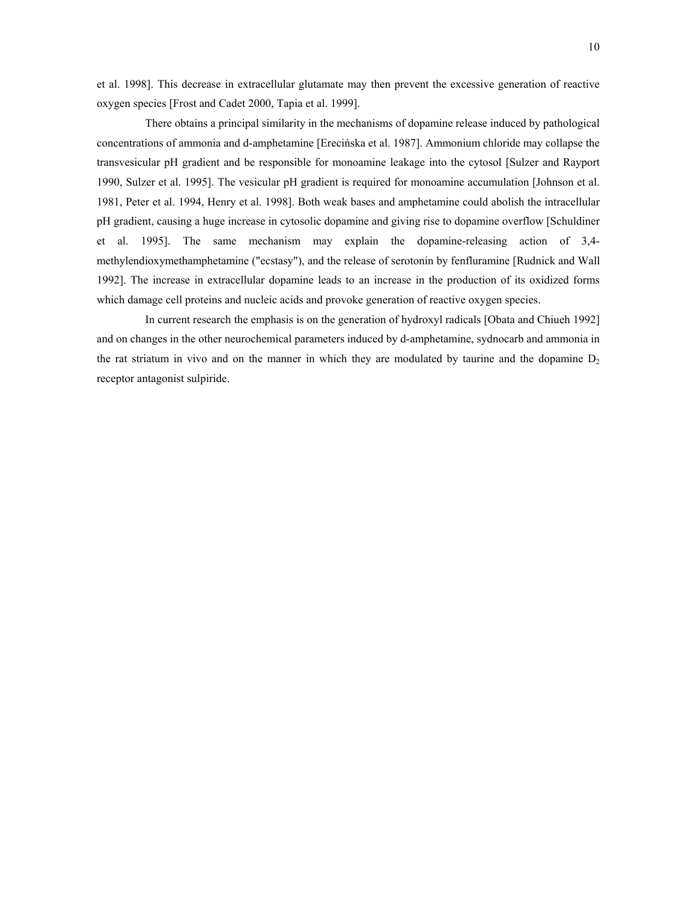et al. 1998]. This decrease in extracellular glutamate may then prevent the excessive generation of reactive oxygen species [Frost and Cadet 2000, Tapia et al. 1999].

There obtains a principal similarity in the mechanisms of dopamine release induced by pathological concentrations of ammonia and d-amphetamine [Erecińska et al. 1987]. Ammonium chloride may collapse the transvesicular pH gradient and be responsible for monoamine leakage into the cytosol [Sulzer and Rayport 1990, Sulzer et al. 1995]. The vesicular pH gradient is required for monoamine accumulation [Johnson et al. 1981, Peter et al. 1994, Henry et al. 1998]. Both weak bases and amphetamine could abolish the intracellular pH gradient, causing a huge increase in cytosolic dopamine and giving rise to dopamine overflow [Schuldiner et al. 1995]. The same mechanism may explain the dopamine-releasing action of 3,4-methylendioxymethamphetamine ("ecstasy"), and the release of serotonin by fenfluramine [Rudnick and Wall 1992]. The increase in extracellular dopamine leads to an increase in the production of its oxidized forms which damage cell proteins and nucleic acids and provoke generation of reactive oxygen species.

In current research the emphasis is on the generation of hydroxyl radicals [Obata and Chiueh 1992] and on changes in the other neurochemical parameters induced by d-amphetamine, sydnocarb and ammonia in the rat striatum in vivo and on the manner in which they are modulated by taurine and the dopamine $D_2$ receptor antagonist sulpiride.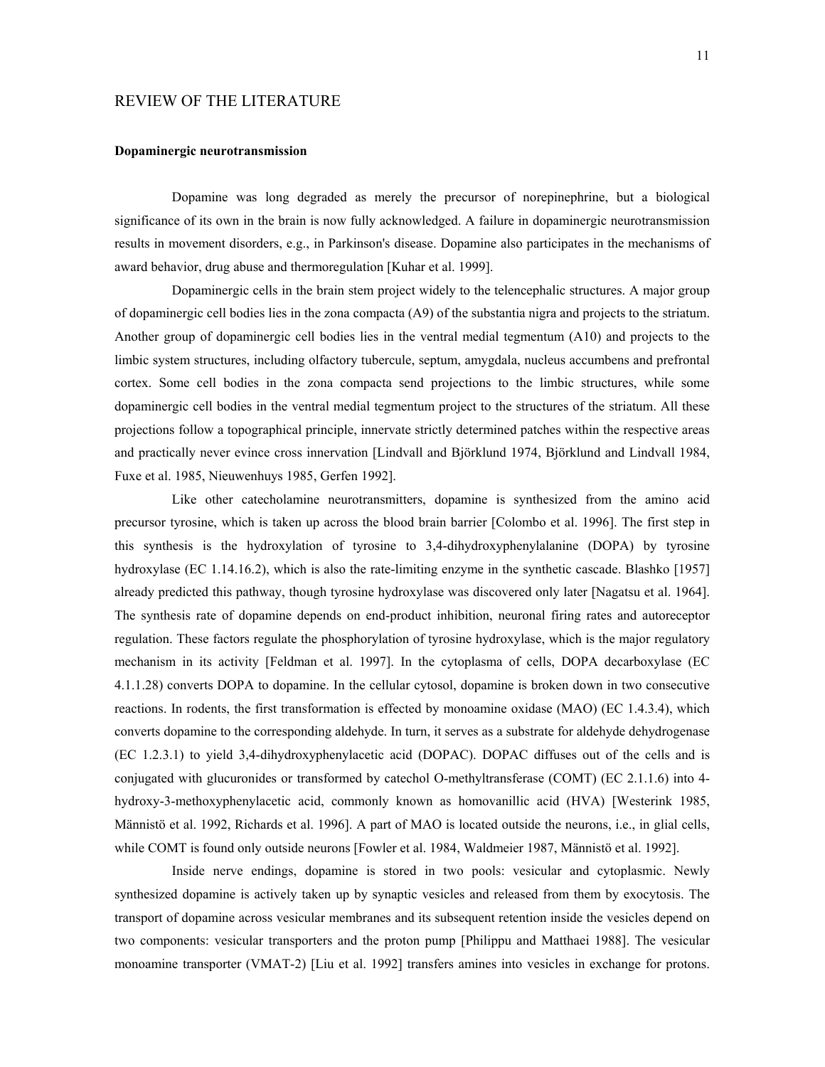# REVIEW OF THE LITERATURE

## Dopaminergic neurotransmission

Dopamine was long degraded as merely the precursor of norepinephrine, but a biological significance of its own in the brain is now fully acknowledged. A failure in dopaminergic neurotransmission results in movement disorders, e.g., in Parkinson's disease. Dopamine also participates in the mechanisms of award behavior, drug abuse and thermoregulation [Kuhar et al. 1999].

Dopaminergic cells in the brain stem project widely to the telencephalic structures. A major group of dopaminergic cell bodies lies in the zona compacta (A9) of the substantia nigra and projects to the striatum. Another group of dopaminergic cell bodies lies in the ventral medial tegmentum (A10) and projects to the limbic system structures, including olfactory tubercule, septum, amygdala, nucleus accumbens and prefrontal cortex. Some cell bodies in the zona compacta send projections to the limbic structures, while some dopaminergic cell bodies in the ventral medial tegmentum project to the structures of the striatum. All these projections follow a topographical principle, innervate strictly determined patches within the respective areas and practically never evince cross innervation [Lindvall and Björklund 1974, Björklund and Lindvall 1984, Fuxe et al. 1985, Nieuwenhuys 1985, Gerfen 1992].

Like other catecholamine neurotransmitters, dopamine is synthesized from the amino acid precursor tyrosine, which is taken up across the blood brain barrier [Colombo et al. 1996]. The first step in this synthesis is the hydroxylation of tyrosine to 3,4-dihydroxyphenylalanine (DOPA) by tyrosine hydroxylase (EC 1.14.16.2), which is also the rate-limiting enzyme in the synthetic cascade. Blashko [1957] already predicted this pathway, though tyrosine hydroxylase was discovered only later [Nagatsu et al. 1964]. The synthesis rate of dopamine depends on end-product inhibition, neuronal firing rates and autoreceptor regulation. These factors regulate the phosphorylation of tyrosine hydroxylase, which is the major regulatory mechanism in its activity [Feldman et al. 1997]. In the cytoplasma of cells, DOPA decarboxylase (EC 4.1.1.28) converts DOPA to dopamine. In the cellular cytosol, dopamine is broken down in two consecutive reactions. In rodents, the first transformation is effected by monoamine oxidase (MAO) (EC 1.4.3.4), which converts dopamine to the corresponding aldehyde. In turn, it serves as a substrate for aldehyde dehydrogenase (EC 1.2.3.1) to yield 3,4-dihydroxyphenylacetic acid (DOPAC). DOPAC diffuses out of the cells and is conjugated with glucuronides or transformed by catechol O-methyltransferase (COMT) (EC 2.1.1.6) into 4-hydroxy-3-methoxyphenylacetic acid, commonly known as homovanillic acid (HVA) [Westerink 1985, Männistö et al. 1992, Richards et al. 1996]. A part of MAO is located outside the neurons, i.e., in glial cells, while COMT is found only outside neurons [Fowler et al. 1984, Waldmeier 1987, Männistö et al. 1992].

Inside nerve endings, dopamine is stored in two pools: vesicular and cytoplasmic. Newly synthesized dopamine is actively taken up by synaptic vesicles and released from them by exocytosis. The transport of dopamine across vesicular membranes and its subsequent retention inside the vesicles depend on two components: vesicular transporters and the proton pump [Philippu and Matthaei 1988]. The vesicular monoamine transporter (VMAT-2) [Liu et al. 1992] transfers amines into vesicles in exchange for protons.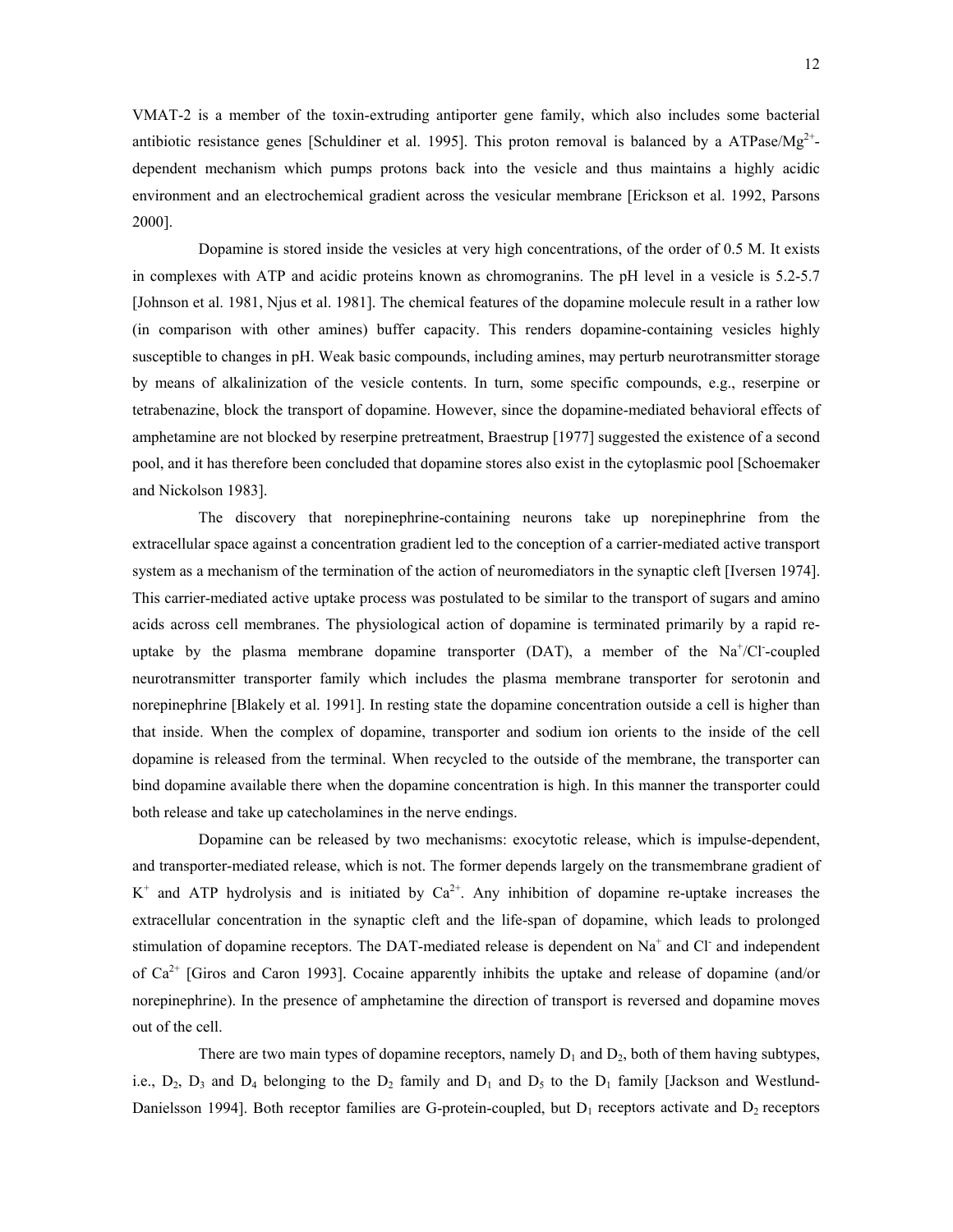VMAT-2 is a member of the toxin-extruding antiporter gene family, which also includes some bacterial antibiotic resistance genes [Schuldiner et al. 1995]. This proton removal is balanced by a ATPase/$Mg^{2+}$-dependent mechanism which pumps protons back into the vesicle and thus maintains a highly acidic environment and an electrochemical gradient across the vesicular membrane [Erickson et al. 1992, Parsons 2000].

Dopamine is stored inside the vesicles at very high concentrations, of the order of 0.5 M. It exists in complexes with ATP and acidic proteins known as chromogranins. The pH level in a vesicle is 5.2-5.7 [Johnson et al. 1981, Njus et al. 1981]. The chemical features of the dopamine molecule result in a rather low (in comparison with other amines) buffer capacity. This renders dopamine-containing vesicles highly susceptible to changes in pH. Weak basic compounds, including amines, may perturb neurotransmitter storage by means of alkalinization of the vesicle contents. In turn, some specific compounds, e.g., reserpine or tetrabenazine, block the transport of dopamine. However, since the dopamine-mediated behavioral effects of amphetamine are not blocked by reserpine pretreatment, Braestrup [1977] suggested the existence of a second pool, and it has therefore been concluded that dopamine stores also exist in the cytoplasmic pool [Schoemaker and Nickolson 1983].

The discovery that norepinephrine-containing neurons take up norepinephrine from the extracellular space against a concentration gradient led to the conception of a carrier-mediated active transport system as a mechanism of the termination of the action of neuromediators in the synaptic cleft [Iversen 1974]. This carrier-mediated active uptake process was postulated to be similar to the transport of sugars and amino acids across cell membranes. The physiological action of dopamine is terminated primarily by a rapid re-uptake by the plasma membrane dopamine transporter (DAT), a member of the $Na^+$/$Cl^-$-coupled neurotransmitter transporter family which includes the plasma membrane transporter for serotonin and norepinephrine [Blakely et al. 1991]. In resting state the dopamine concentration outside a cell is higher than that inside. When the complex of dopamine, transporter and sodium ion orients to the inside of the cell dopamine is released from the terminal. When recycled to the outside of the membrane, the transporter can bind dopamine available there when the dopamine concentration is high. In this manner the transporter could both release and take up catecholamines in the nerve endings.

Dopamine can be released by two mechanisms: exocytotic release, which is impulse-dependent, and transporter-mediated release, which is not. The former depends largely on the transmembrane gradient of $K^+$ and ATP hydrolysis and is initiated by $Ca^{2+}$. Any inhibition of dopamine re-uptake increases the extracellular concentration in the synaptic cleft and the life-span of dopamine, which leads to prolonged stimulation of dopamine receptors. The DAT-mediated release is dependent on $Na^+$ and $Cl^-$ and independent of $Ca^{2+}$ [Giros and Caron 1993]. Cocaine apparently inhibits the uptake and release of dopamine (and/or norepinephrine). In the presence of amphetamine the direction of transport is reversed and dopamine moves out of the cell.

There are two main types of dopamine receptors, namely $D_1$ and $D_2$, both of them having subtypes, i.e., $D_2$, $D_3$ and $D_4$ belonging to the $D_2$ family and $D_1$ and $D_5$ to the $D_1$ family [Jackson and Westlund-Danielsson 1994]. Both receptor families are G-protein-coupled, but $D_1$ receptors activate and $D_2$ receptors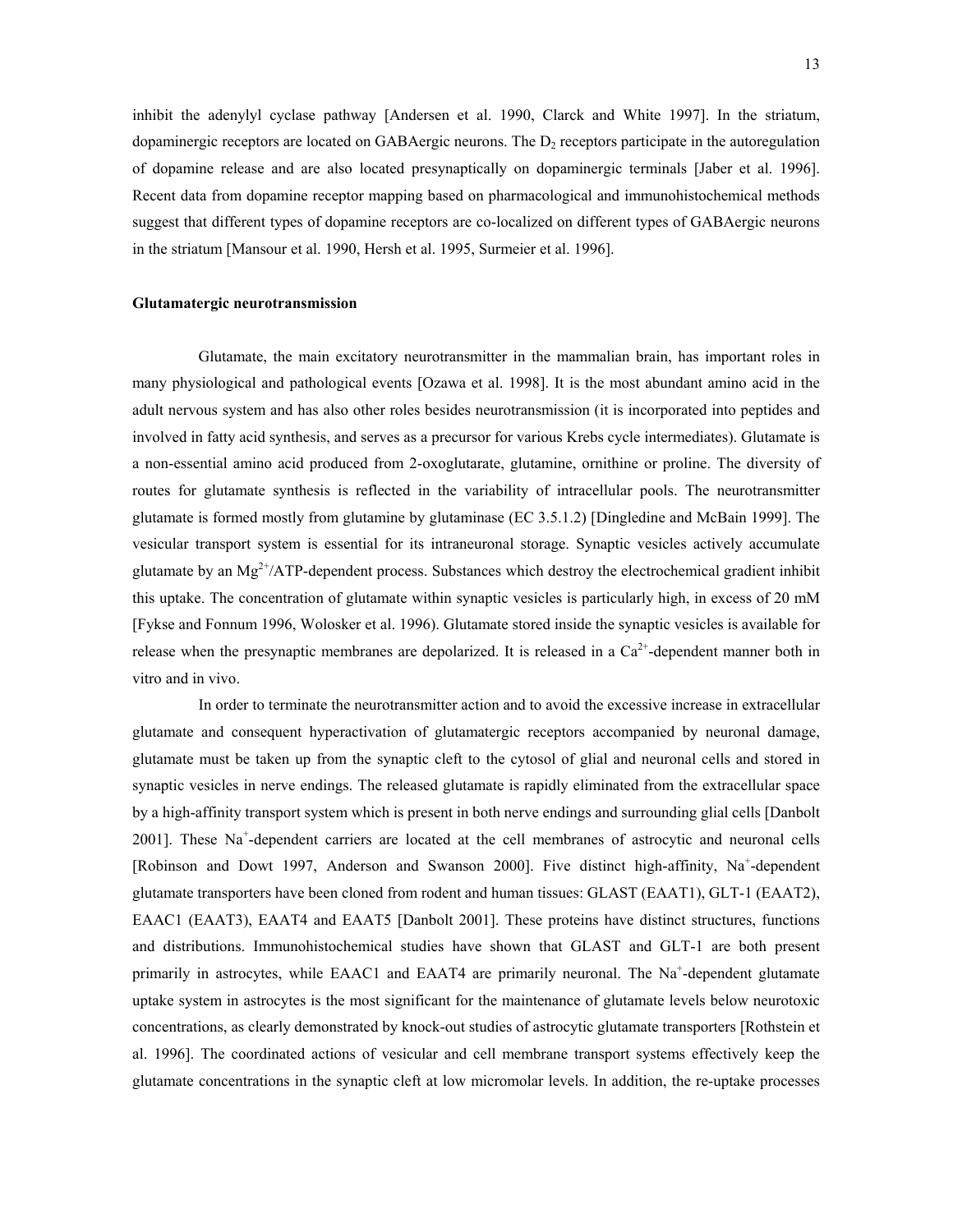inhibit the adenylyl cyclase pathway [Andersen et al. 1990, Clarck and White 1997]. In the striatum, dopaminergic receptors are located on GABAergic neurons. The $D_2$ receptors participate in the autoregulation of dopamine release and are also located presynaptically on dopaminergic terminals [Jaber et al. 1996]. Recent data from dopamine receptor mapping based on pharmacological and immunohistochemical methods suggest that different types of dopamine receptors are co-localized on different types of GABAergic neurons in the striatum [Mansour et al. 1990, Hersh et al. 1995, Surmeier et al. 1996].

**Glutamatergic neurotransmission**

Glutamate, the main excitatory neurotransmitter in the mammalian brain, has important roles in many physiological and pathological events [Ozawa et al. 1998]. It is the most abundant amino acid in the adult nervous system and has also other roles besides neurotransmission (it is incorporated into peptides and involved in fatty acid synthesis, and serves as a precursor for various Krebs cycle intermediates). Glutamate is a non-essential amino acid produced from 2-oxoglutarate, glutamine, ornithine or proline. The diversity of routes for glutamate synthesis is reflected in the variability of intracellular pools. The neurotransmitter glutamate is formed mostly from glutamine by glutaminase (EC 3.5.1.2) [Dingledine and McBain 1999]. The vesicular transport system is essential for its intraneuronal storage. Synaptic vesicles actively accumulate glutamate by an $Mg^{2+}$/ATP-dependent process. Substances which destroy the electrochemical gradient inhibit this uptake. The concentration of glutamate within synaptic vesicles is particularly high, in excess of 20 mM [Fykse and Fonnum 1996, Wolosker et al. 1996). Glutamate stored inside the synaptic vesicles is available for release when the presynaptic membranes are depolarized. It is released in a $Ca^{2+}$-dependent manner both in vitro and in vivo.

In order to terminate the neurotransmitter action and to avoid the excessive increase in extracellular glutamate and consequent hyperactivation of glutamatergic receptors accompanied by neuronal damage, glutamate must be taken up from the synaptic cleft to the cytosol of glial and neuronal cells and stored in synaptic vesicles in nerve endings. The released glutamate is rapidly eliminated from the extracellular space by a high-affinity transport system which is present in both nerve endings and surrounding glial cells [Danbolt 2001]. These $Na^+$-dependent carriers are located at the cell membranes of astrocytic and neuronal cells [Robinson and Dowt 1997, Anderson and Swanson 2000]. Five distinct high-affinity, $Na^+$-dependent glutamate transporters have been cloned from rodent and human tissues: GLAST (EAAT1), GLT-1 (EAAT2), EAAC1 (EAAT3), EAAT4 and EAAT5 [Danbolt 2001]. These proteins have distinct structures, functions and distributions. Immunohistochemical studies have shown that GLAST and GLT-1 are both present primarily in astrocytes, while EAAC1 and EAAT4 are primarily neuronal. The $Na^+$-dependent glutamate uptake system in astrocytes is the most significant for the maintenance of glutamate levels below neurotoxic concentrations, as clearly demonstrated by knock-out studies of astrocytic glutamate transporters [Rothstein et al. 1996]. The coordinated actions of vesicular and cell membrane transport systems effectively keep the glutamate concentrations in the synaptic cleft at low micromolar levels. In addition, the re-uptake processes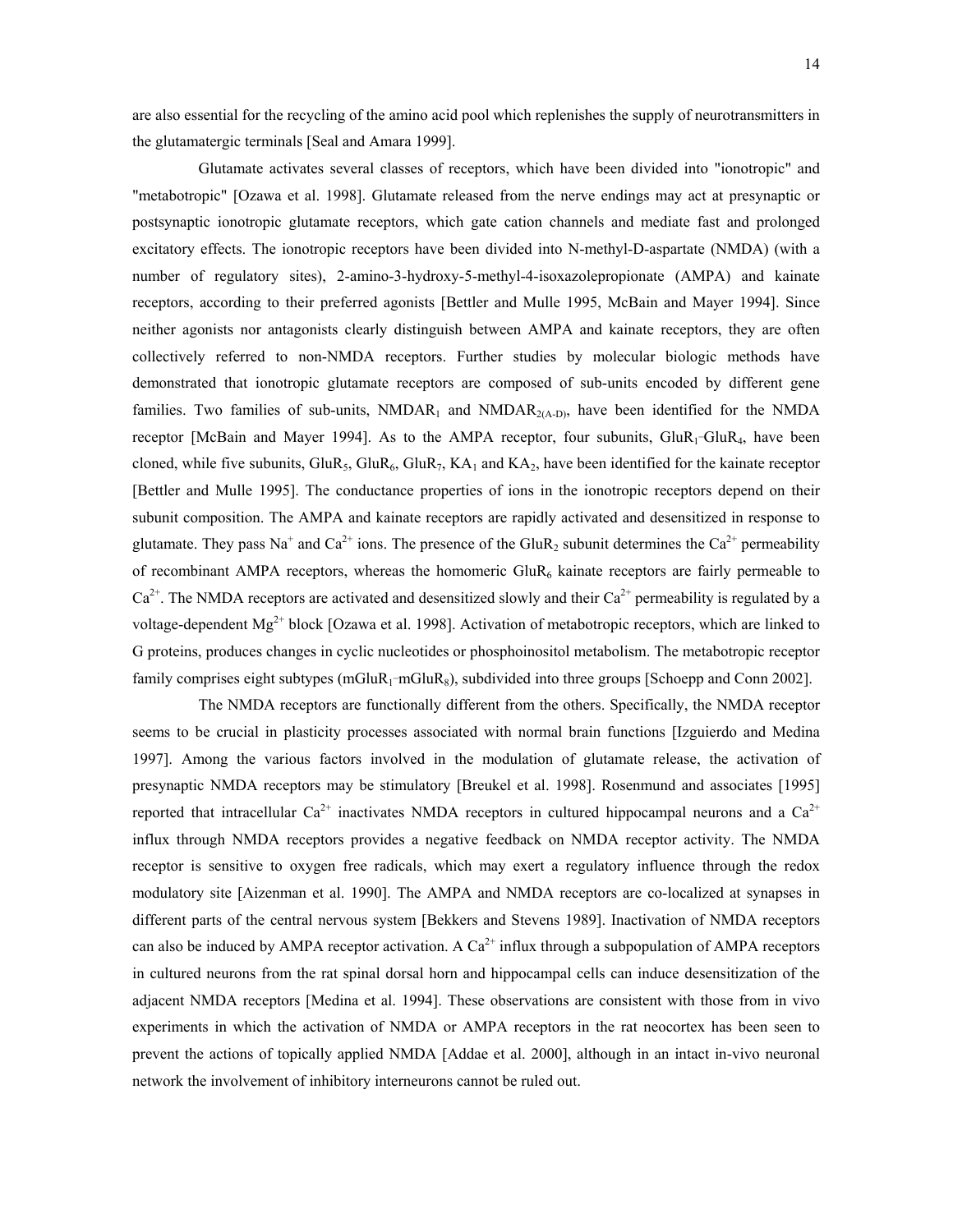are also essential for the recycling of the amino acid pool which replenishes the supply of neurotransmitters in the glutamatergic terminals [Seal and Amara 1999].

Glutamate activates several classes of receptors, which have been divided into "ionotropic" and "metabotropic" [Ozawa et al. 1998]. Glutamate released from the nerve endings may act at presynaptic or postsynaptic ionotropic glutamate receptors, which gate cation channels and mediate fast and prolonged excitatory effects. The ionotropic receptors have been divided into N-methyl-D-aspartate (NMDA) (with a number of regulatory sites), 2-amino-3-hydroxy-5-methyl-4-isoxazolepropionate (AMPA) and kainate receptors, according to their preferred agonists [Bettler and Mulle 1995, McBain and Mayer 1994]. Since neither agonists nor antagonists clearly distinguish between AMPA and kainate receptors, they are often collectively referred to non-NMDA receptors. Further studies by molecular biologic methods have demonstrated that ionotropic glutamate receptors are composed of sub-units encoded by different gene families. Two families of sub-units, $NMDAR_1$ and $NMDAR_{2(A-D)}$, have been identified for the NMDA receptor [McBain and Mayer 1994]. As to the AMPA receptor, four subunits, $GluR_1$–$GluR_4$, have been cloned, while five subunits, $GluR_5$, $GluR_6$, $GluR_7$, $KA_1$ and $KA_2$, have been identified for the kainate receptor [Bettler and Mulle 1995]. The conductance properties of ions in the ionotropic receptors depend on their subunit composition. The AMPA and kainate receptors are rapidly activated and desensitized in response to glutamate. They pass $Na^+$ and $Ca^{2+}$ ions. The presence of the $GluR_2$ subunit determines the $Ca^{2+}$ permeability of recombinant AMPA receptors, whereas the homomeric $GluR_6$ kainate receptors are fairly permeable to $Ca^{2+}$. The NMDA receptors are activated and desensitized slowly and their $Ca^{2+}$ permeability is regulated by a voltage-dependent $Mg^{2+}$ block [Ozawa et al. 1998]. Activation of metabotropic receptors, which are linked to G proteins, produces changes in cyclic nucleotides or phosphoinositol metabolism. The metabotropic receptor family comprises eight subtypes ($mGluR_1$–$mGluR_8$), subdivided into three groups [Schoepp and Conn 2002].

The NMDA receptors are functionally different from the others. Specifically, the NMDA receptor seems to be crucial in plasticity processes associated with normal brain functions [Izguierdo and Medina 1997]. Among the various factors involved in the modulation of glutamate release, the activation of presynaptic NMDA receptors may be stimulatory [Breukel et al. 1998]. Rosenmund and associates [1995] reported that intracellular $Ca^{2+}$ inactivates NMDA receptors in cultured hippocampal neurons and a $Ca^{2+}$ influx through NMDA receptors provides a negative feedback on NMDA receptor activity. The NMDA receptor is sensitive to oxygen free radicals, which may exert a regulatory influence through the redox modulatory site [Aizenman et al. 1990]. The AMPA and NMDA receptors are co-localized at synapses in different parts of the central nervous system [Bekkers and Stevens 1989]. Inactivation of NMDA receptors can also be induced by AMPA receptor activation. A $Ca^{2+}$ influx through a subpopulation of AMPA receptors in cultured neurons from the rat spinal dorsal horn and hippocampal cells can induce desensitization of the adjacent NMDA receptors [Medina et al. 1994]. These observations are consistent with those from in vivo experiments in which the activation of NMDA or AMPA receptors in the rat neocortex has been seen to prevent the actions of topically applied NMDA [Addae et al. 2000], although in an intact in-vivo neuronal network the involvement of inhibitory interneurons cannot be ruled out.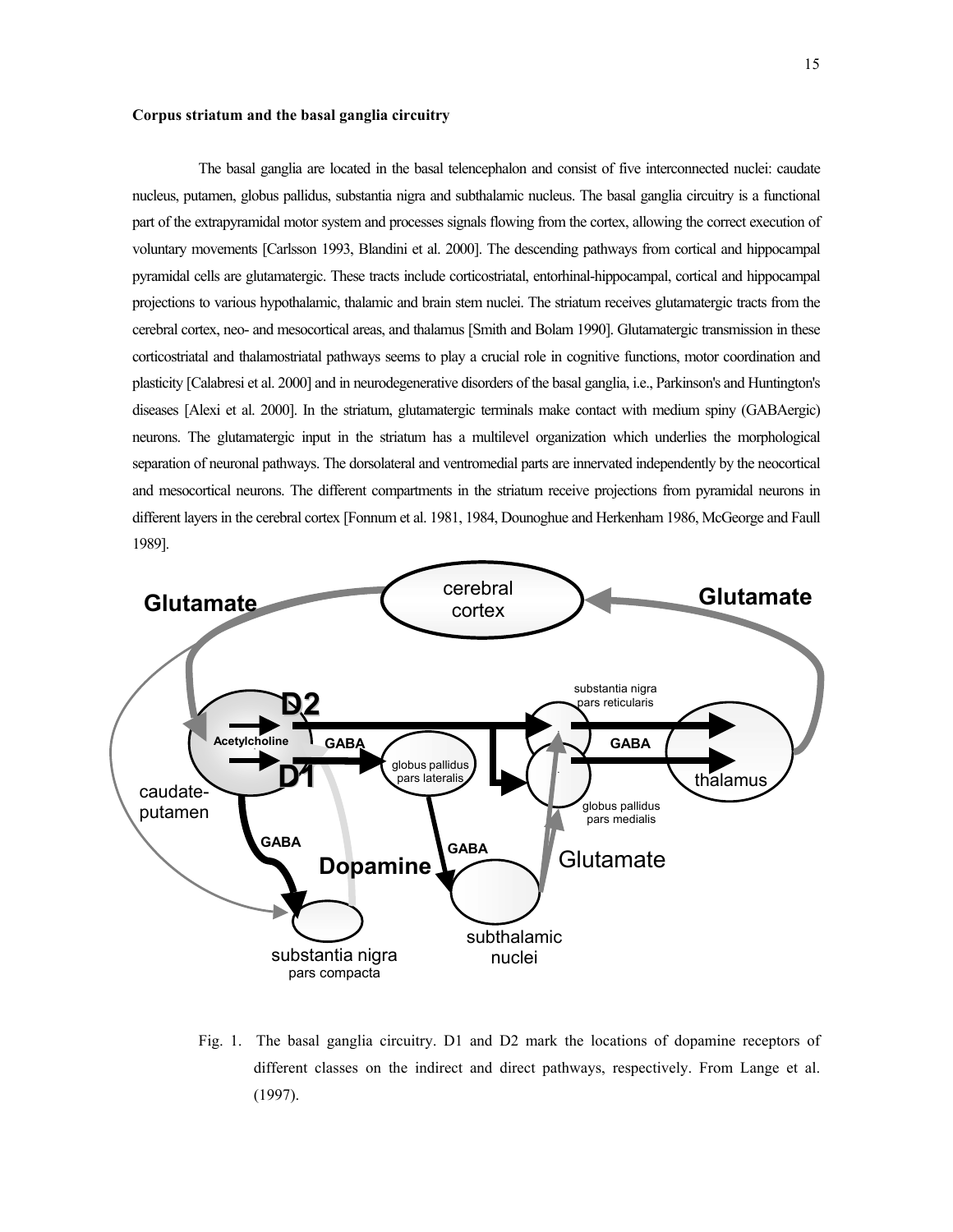**Corpus striatum and the basal ganglia circuitry**

The basal ganglia are located in the basal telencephalon and consist of five interconnected nuclei: caudate nucleus, putamen, globus pallidus, substantia nigra and subthalamic nucleus. The basal ganglia circuitry is a functional part of the extrapyramidal motor system and processes signals flowing from the cortex, allowing the correct execution of voluntary movements [Carlsson 1993, Blandini et al. 2000]. The descending pathways from cortical and hippocampal pyramidal cells are glutamatergic. These tracts include corticostriatal, entorhinal-hippocampal, cortical and hippocampal projections to various hypothalamic, thalamic and brain stem nuclei. The striatum receives glutamatergic tracts from the cerebral cortex, neo- and mesocortical areas, and thalamus [Smith and Bolam 1990]. Glutamatergic transmission in these corticostriatal and thalamostriatal pathways seems to play a crucial role in cognitive functions, motor coordination and plasticity [Calabresi et al. 2000] and in neurodegenerative disorders of the basal ganglia, i.e., Parkinson's and Huntington's diseases [Alexi et al. 2000]. In the striatum, glutamatergic terminals make contact with medium spiny (GABAergic) neurons. The glutamatergic input in the striatum has a multilevel organization which underlies the morphological separation of neuronal pathways. The dorsolateral and ventromedial parts are innervated independently by the neocortical and mesocortical neurons. The different compartments in the striatum receive projections from pyramidal neurons in different layers in the cerebral cortex [Fonnum et al. 1981, 1984, Dounoghue and Herkenham 1986, McGeorge and Faull 1989].

Fig. 1. The basal ganglia circuitry. D1 and D2 mark the locations of dopamine receptors of different classes on the indirect and direct pathways, respectively. From Lange et al. (1997).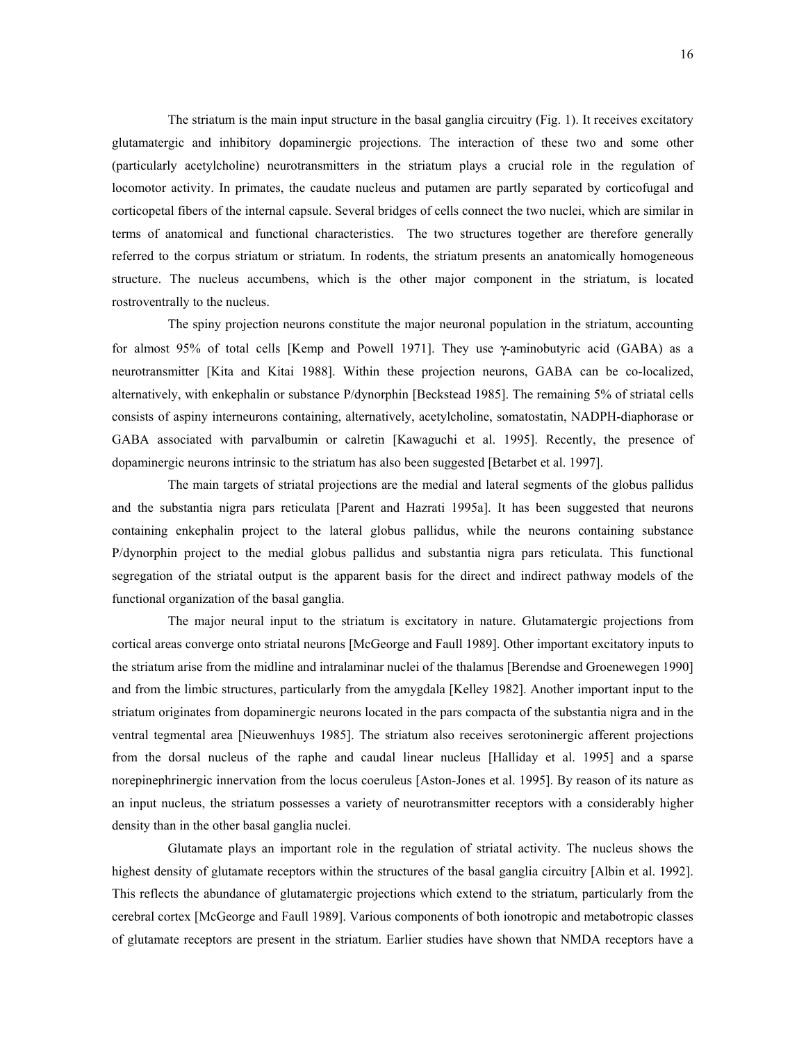The striatum is the main input structure in the basal ganglia circuitry (Fig. 1). It receives excitatory glutamatergic and inhibitory dopaminergic projections. The interaction of these two and some other (particularly acetylcholine) neurotransmitters in the striatum plays a crucial role in the regulation of locomotor activity. In primates, the caudate nucleus and putamen are partly separated by corticofugal and corticopetal fibers of the internal capsule. Several bridges of cells connect the two nuclei, which are similar in terms of anatomical and functional characteristics. The two structures together are therefore generally referred to the corpus striatum or striatum. In rodents, the striatum presents an anatomically homogeneous structure. The nucleus accumbens, which is the other major component in the striatum, is located rostroventrally to the nucleus.

The spiny projection neurons constitute the major neuronal population in the striatum, accounting for almost 95% of total cells [Kemp and Powell 1971]. They use γ-aminobutyric acid (GABA) as a neurotransmitter [Kita and Kitai 1988]. Within these projection neurons, GABA can be co-localized, alternatively, with enkephalin or substance P/dynorphin [Beckstead 1985]. The remaining 5% of striatal cells consists of aspiny interneurons containing, alternatively, acetylcholine, somatostatin, NADPH-diaphorase or GABA associated with parvalbumin or calretin [Kawaguchi et al. 1995]. Recently, the presence of dopaminergic neurons intrinsic to the striatum has also been suggested [Betarbet et al. 1997].

The main targets of striatal projections are the medial and lateral segments of the globus pallidus and the substantia nigra pars reticulata [Parent and Hazrati 1995a]. It has been suggested that neurons containing enkephalin project to the lateral globus pallidus, while the neurons containing substance P/dynorphin project to the medial globus pallidus and substantia nigra pars reticulata. This functional segregation of the striatal output is the apparent basis for the direct and indirect pathway models of the functional organization of the basal ganglia.

The major neural input to the striatum is excitatory in nature. Glutamatergic projections from cortical areas converge onto striatal neurons [McGeorge and Faull 1989]. Other important excitatory inputs to the striatum arise from the midline and intralaminar nuclei of the thalamus [Berendse and Groenewegen 1990] and from the limbic structures, particularly from the amygdala [Kelley 1982]. Another important input to the striatum originates from dopaminergic neurons located in the pars compacta of the substantia nigra and in the ventral tegmental area [Nieuwenhuys 1985]. The striatum also receives serotoninergic afferent projections from the dorsal nucleus of the raphe and caudal linear nucleus [Halliday et al. 1995] and a sparse norepinephrinergic innervation from the locus coeruleus [Aston-Jones et al. 1995]. By reason of its nature as an input nucleus, the striatum possesses a variety of neurotransmitter receptors with a considerably higher density than in the other basal ganglia nuclei.

Glutamate plays an important role in the regulation of striatal activity. The nucleus shows the highest density of glutamate receptors within the structures of the basal ganglia circuitry [Albin et al. 1992]. This reflects the abundance of glutamatergic projections which extend to the striatum, particularly from the cerebral cortex [McGeorge and Faull 1989]. Various components of both ionotropic and metabotropic classes of glutamate receptors are present in the striatum. Earlier studies have shown that NMDA receptors have a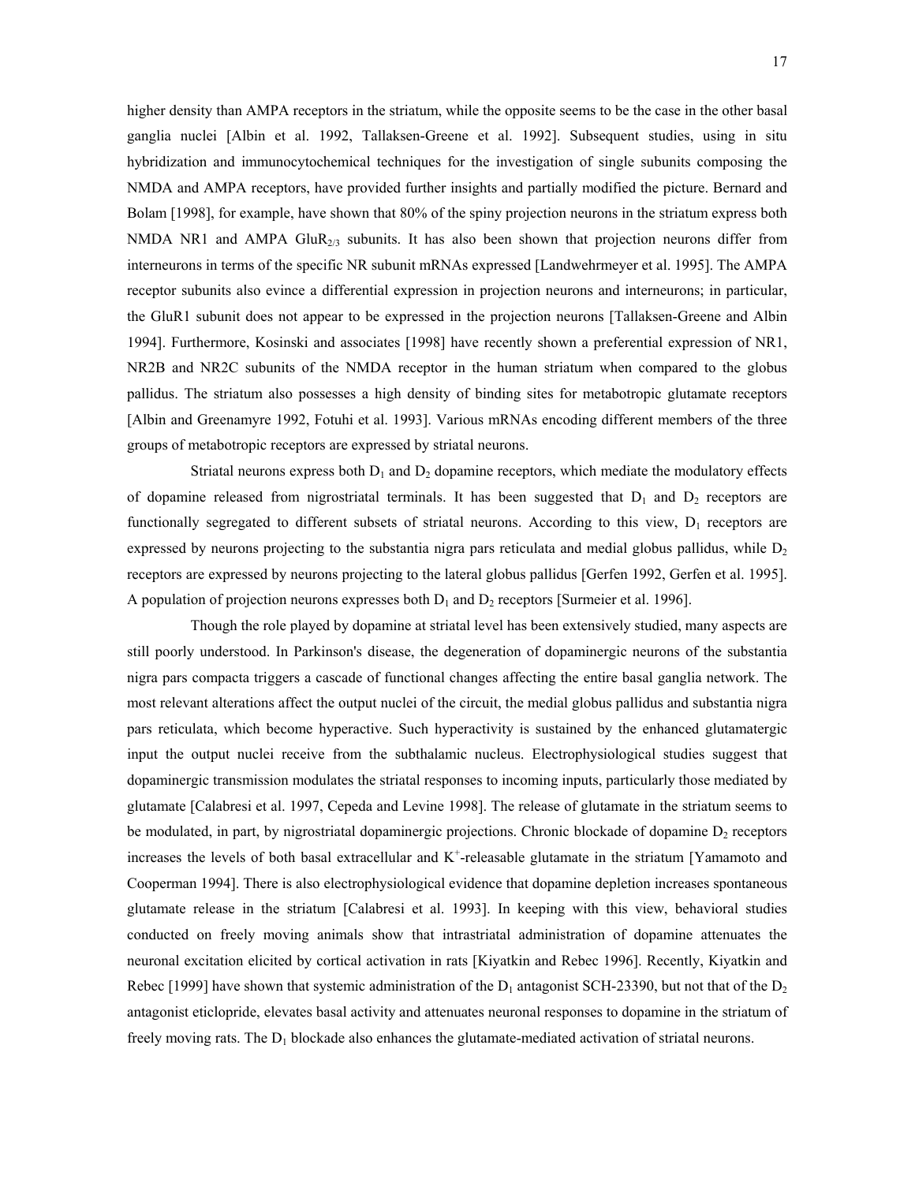higher density than AMPA receptors in the striatum, while the opposite seems to be the case in the other basal ganglia nuclei [Albin et al. 1992, Tallaksen-Greene et al. 1992]. Subsequent studies, using in situ hybridization and immunocytochemical techniques for the investigation of single subunits composing the NMDA and AMPA receptors, have provided further insights and partially modified the picture. Bernard and Bolam [1998], for example, have shown that 80% of the spiny projection neurons in the striatum express both NMDA NR1 and AMPA $GluR_{2/3}$ subunits. It has also been shown that projection neurons differ from interneurons in terms of the specific NR subunit mRNAs expressed [Landwehrmeyer et al. 1995]. The AMPA receptor subunits also evince a differential expression in projection neurons and interneurons; in particular, the GluR1 subunit does not appear to be expressed in the projection neurons [Tallaksen-Greene and Albin 1994]. Furthermore, Kosinski and associates [1998] have recently shown a preferential expression of NR1, NR2B and NR2C subunits of the NMDA receptor in the human striatum when compared to the globus pallidus. The striatum also possesses a high density of binding sites for metabotropic glutamate receptors [Albin and Greenamyre 1992, Fotuhi et al. 1993]. Various mRNAs encoding different members of the three groups of metabotropic receptors are expressed by striatal neurons.

Striatal neurons express both $D_1$ and $D_2$ dopamine receptors, which mediate the modulatory effects of dopamine released from nigrostriatal terminals. It has been suggested that $D_1$ and $D_2$ receptors are functionally segregated to different subsets of striatal neurons. According to this view, $D_1$ receptors are expressed by neurons projecting to the substantia nigra pars reticulata and medial globus pallidus, while $D_2$ receptors are expressed by neurons projecting to the lateral globus pallidus [Gerfen 1992, Gerfen et al. 1995]. A population of projection neurons expresses both $D_1$ and $D_2$ receptors [Surmeier et al. 1996].

Though the role played by dopamine at striatal level has been extensively studied, many aspects are still poorly understood. In Parkinson's disease, the degeneration of dopaminergic neurons of the substantia nigra pars compacta triggers a cascade of functional changes affecting the entire basal ganglia network. The most relevant alterations affect the output nuclei of the circuit, the medial globus pallidus and substantia nigra pars reticulata, which become hyperactive. Such hyperactivity is sustained by the enhanced glutamatergic input the output nuclei receive from the subthalamic nucleus. Electrophysiological studies suggest that dopaminergic transmission modulates the striatal responses to incoming inputs, particularly those mediated by glutamate [Calabresi et al. 1997, Cepeda and Levine 1998]. The release of glutamate in the striatum seems to be modulated, in part, by nigrostriatal dopaminergic projections. Chronic blockade of dopamine $D_2$ receptors increases the levels of both basal extracellular and $K^+$-releasable glutamate in the striatum [Yamamoto and Cooperman 1994]. There is also electrophysiological evidence that dopamine depletion increases spontaneous glutamate release in the striatum [Calabresi et al. 1993]. In keeping with this view, behavioral studies conducted on freely moving animals show that intrastriatal administration of dopamine attenuates the neuronal excitation elicited by cortical activation in rats [Kiyatkin and Rebec 1996]. Recently, Kiyatkin and Rebec [1999] have shown that systemic administration of the $D_1$ antagonist SCH-23390, but not that of the $D_2$ antagonist eticlopride, elevates basal activity and attenuates neuronal responses to dopamine in the striatum of freely moving rats. The $D_1$ blockade also enhances the glutamate-mediated activation of striatal neurons.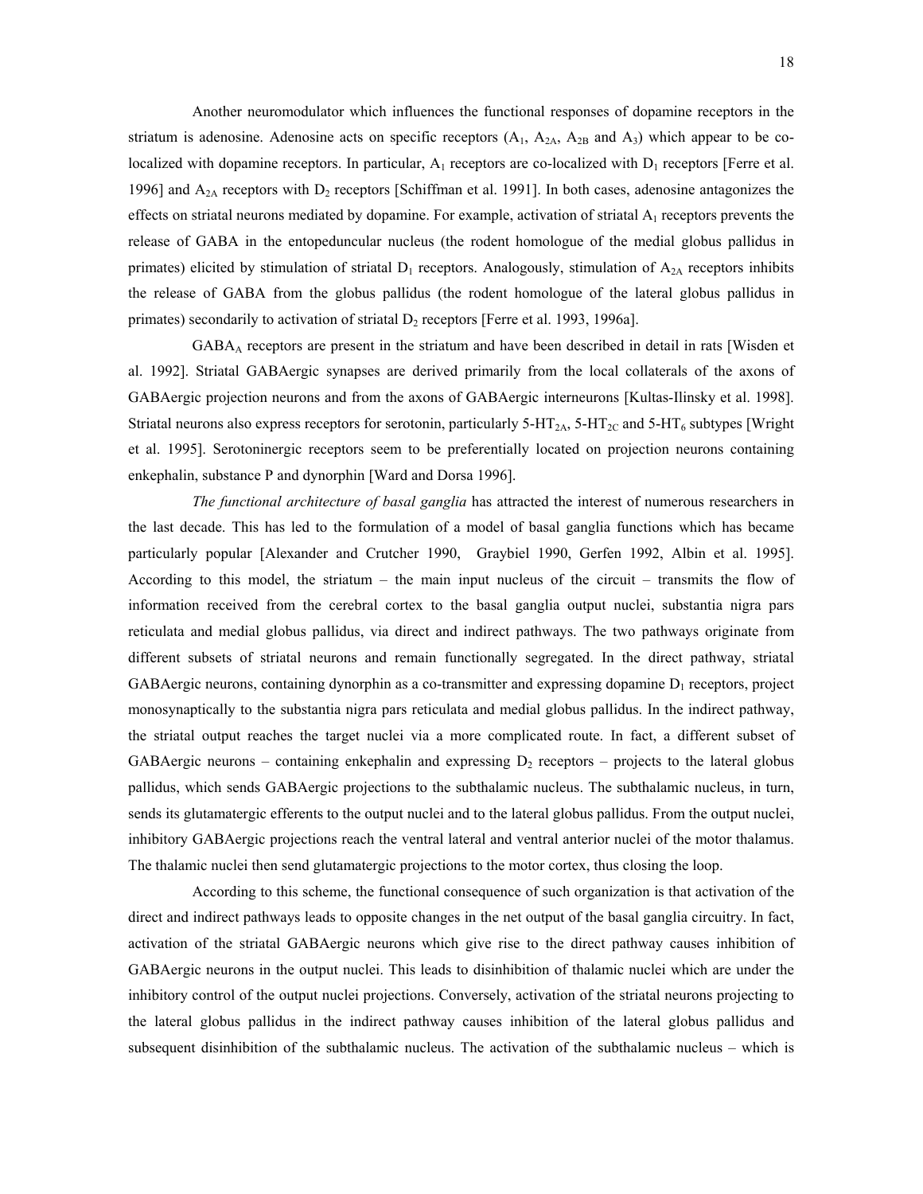Another neuromodulator which influences the functional responses of dopamine receptors in the striatum is adenosine. Adenosine acts on specific receptors ($A_1$, $A_{2A}$, $A_{2B}$ and $A_3$) which appear to be co-localized with dopamine receptors. In particular, $A_1$ receptors are co-localized with $D_1$ receptors [Ferre et al. 1996] and $A_{2A}$ receptors with $D_2$ receptors [Schiffman et al. 1991]. In both cases, adenosine antagonizes the effects on striatal neurons mediated by dopamine. For example, activation of striatal $A_1$ receptors prevents the release of GABA in the entopeduncular nucleus (the rodent homologue of the medial globus pallidus in primates) elicited by stimulation of striatal $D_1$ receptors. Analogously, stimulation of $A_{2A}$ receptors inhibits the release of GABA from the globus pallidus (the rodent homologue of the lateral globus pallidus in primates) secondarily to activation of striatal $D_2$ receptors [Ferre et al. 1993, 1996a].

$GABA_A$ receptors are present in the striatum and have been described in detail in rats [Wisden et al. 1992]. Striatal GABAergic synapses are derived primarily from the local collaterals of the axons of GABAergic projection neurons and from the axons of GABAergic interneurons [Kultas-Ilinsky et al. 1998]. Striatal neurons also express receptors for serotonin, particularly $5\text{-}HT_{2A}$, $5\text{-}HT_{2C}$ and $5\text{-}HT_6$ subtypes [Wright et al. 1995]. Serotoninergic receptors seem to be preferentially located on projection neurons containing enkephalin, substance P and dynorphin [Ward and Dorsa 1996].

*The functional architecture of basal ganglia* has attracted the interest of numerous researchers in the last decade. This has led to the formulation of a model of basal ganglia functions which has became particularly popular [Alexander and Crutcher 1990, Graybiel 1990, Gerfen 1992, Albin et al. 1995]. According to this model, the striatum – the main input nucleus of the circuit – transmits the flow of information received from the cerebral cortex to the basal ganglia output nuclei, substantia nigra pars reticulata and medial globus pallidus, via direct and indirect pathways. The two pathways originate from different subsets of striatal neurons and remain functionally segregated. In the direct pathway, striatal GABAergic neurons, containing dynorphin as a co-transmitter and expressing dopamine $D_1$ receptors, project monosynaptically to the substantia nigra pars reticulata and medial globus pallidus. In the indirect pathway, the striatal output reaches the target nuclei via a more complicated route. In fact, a different subset of GABAergic neurons – containing enkephalin and expressing $D_2$ receptors – projects to the lateral globus pallidus, which sends GABAergic projections to the subthalamic nucleus. The subthalamic nucleus, in turn, sends its glutamatergic efferents to the output nuclei and to the lateral globus pallidus. From the output nuclei, inhibitory GABAergic projections reach the ventral lateral and ventral anterior nuclei of the motor thalamus. The thalamic nuclei then send glutamatergic projections to the motor cortex, thus closing the loop.

According to this scheme, the functional consequence of such organization is that activation of the direct and indirect pathways leads to opposite changes in the net output of the basal ganglia circuitry. In fact, activation of the striatal GABAergic neurons which give rise to the direct pathway causes inhibition of GABAergic neurons in the output nuclei. This leads to disinhibition of thalamic nuclei which are under the inhibitory control of the output nuclei projections. Conversely, activation of the striatal neurons projecting to the lateral globus pallidus in the indirect pathway causes inhibition of the lateral globus pallidus and subsequent disinhibition of the subthalamic nucleus. The activation of the subthalamic nucleus – which is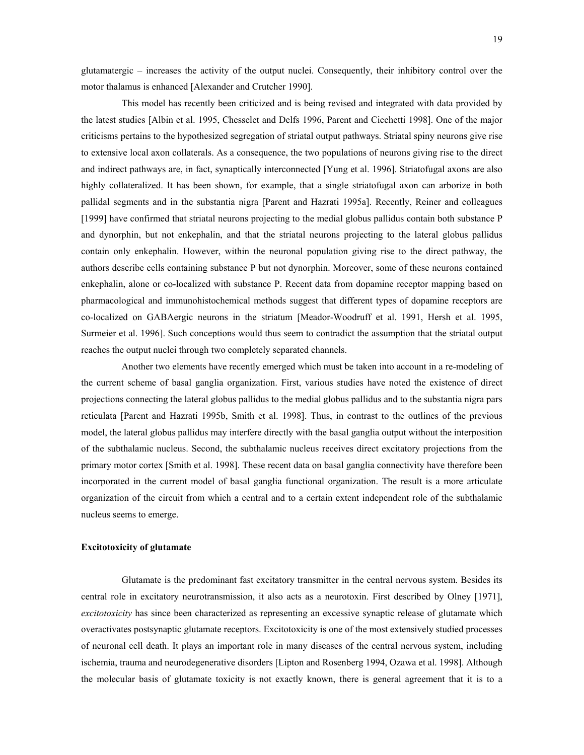glutamatergic – increases the activity of the output nuclei. Consequently, their inhibitory control over the motor thalamus is enhanced [Alexander and Crutcher 1990].

This model has recently been criticized and is being revised and integrated with data provided by the latest studies [Albin et al. 1995, Chesselet and Delfs 1996, Parent and Cicchetti 1998]. One of the major criticisms pertains to the hypothesized segregation of striatal output pathways. Striatal spiny neurons give rise to extensive local axon collaterals. As a consequence, the two populations of neurons giving rise to the direct and indirect pathways are, in fact, synaptically interconnected [Yung et al. 1996]. Striatofugal axons are also highly collateralized. It has been shown, for example, that a single striatofugal axon can arborize in both pallidal segments and in the substantia nigra [Parent and Hazrati 1995a]. Recently, Reiner and colleagues [1999] have confirmed that striatal neurons projecting to the medial globus pallidus contain both substance P and dynorphin, but not enkephalin, and that the striatal neurons projecting to the lateral globus pallidus contain only enkephalin. However, within the neuronal population giving rise to the direct pathway, the authors describe cells containing substance P but not dynorphin. Moreover, some of these neurons contained enkephalin, alone or co-localized with substance P. Recent data from dopamine receptor mapping based on pharmacological and immunohistochemical methods suggest that different types of dopamine receptors are co-localized on GABAergic neurons in the striatum [Meador-Woodruff et al. 1991, Hersh et al. 1995, Surmeier et al. 1996]. Such conceptions would thus seem to contradict the assumption that the striatal output reaches the output nuclei through two completely separated channels.

Another two elements have recently emerged which must be taken into account in a re-modeling of the current scheme of basal ganglia organization. First, various studies have noted the existence of direct projections connecting the lateral globus pallidus to the medial globus pallidus and to the substantia nigra pars reticulata [Parent and Hazrati 1995b, Smith et al. 1998]. Thus, in contrast to the outlines of the previous model, the lateral globus pallidus may interfere directly with the basal ganglia output without the interposition of the subthalamic nucleus. Second, the subthalamic nucleus receives direct excitatory projections from the primary motor cortex [Smith et al. 1998]. These recent data on basal ganglia connectivity have therefore been incorporated in the current model of basal ganglia functional organization. The result is a more articulate organization of the circuit from which a central and to a certain extent independent role of the subthalamic nucleus seems to emerge.

### Excitotoxicity of glutamate

Glutamate is the predominant fast excitatory transmitter in the central nervous system. Besides its central role in excitatory neurotransmission, it also acts as a neurotoxin. First described by Olney [1971], *excitotoxicity* has since been characterized as representing an excessive synaptic release of glutamate which overactivates postsynaptic glutamate receptors. Excitotoxicity is one of the most extensively studied processes of neuronal cell death. It plays an important role in many diseases of the central nervous system, including ischemia, trauma and neurodegenerative disorders [Lipton and Rosenberg 1994, Ozawa et al. 1998]. Although the molecular basis of glutamate toxicity is not exactly known, there is general agreement that it is to a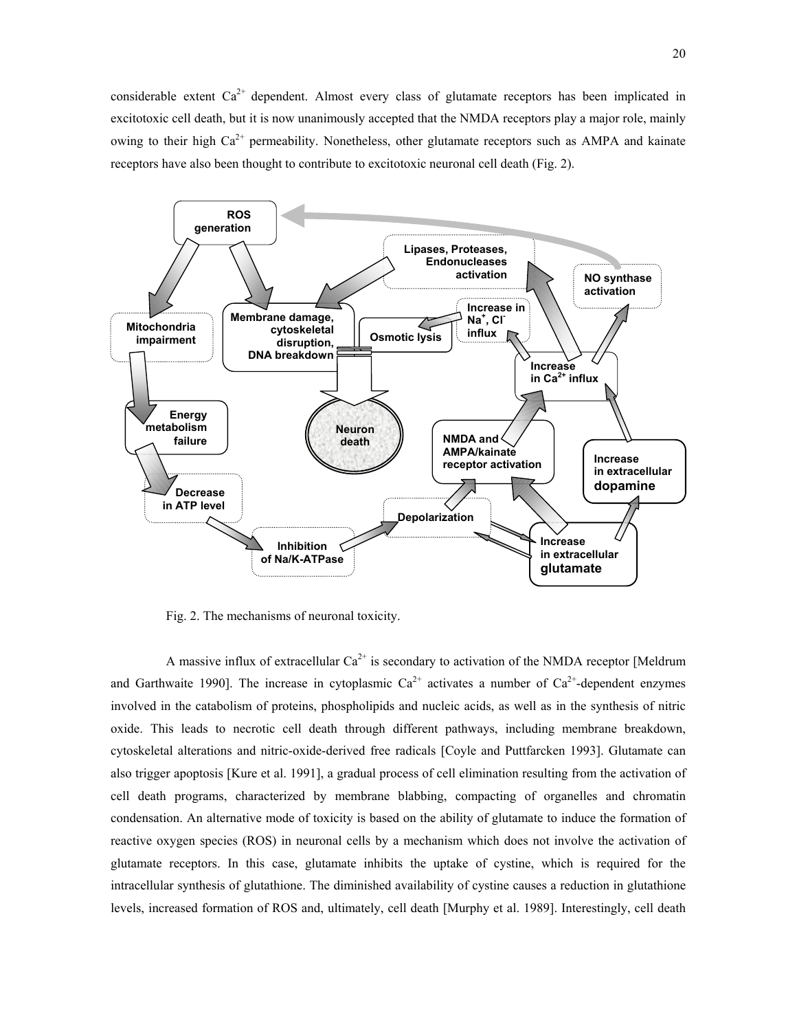considerable extent $Ca^{2+}$ dependent. Almost every class of glutamate receptors has been implicated in excitotoxic cell death, but it is now unanimously accepted that the NMDA receptors play a major role, mainly owing to their high $Ca^{2+}$ permeability. Nonetheless, other glutamate receptors such as AMPA and kainate receptors have also been thought to contribute to excitotoxic neuronal cell death (Fig. 2).

Fig. 2. The mechanisms of neuronal toxicity.

A massive influx of extracellular $Ca^{2+}$ is secondary to activation of the NMDA receptor [Meldrum and Garthwaite 1990]. The increase in cytoplasmic $Ca^{2+}$ activates a number of $Ca^{2+}$-dependent enzymes involved in the catabolism of proteins, phospholipids and nucleic acids, as well as in the synthesis of nitric oxide. This leads to necrotic cell death through different pathways, including membrane breakdown, cytoskeletal alterations and nitric-oxide-derived free radicals [Coyle and Puttfarcken 1993]. Glutamate can also trigger apoptosis [Kure et al. 1991], a gradual process of cell elimination resulting from the activation of cell death programs, characterized by membrane blabbing, compacting of organelles and chromatin condensation. An alternative mode of toxicity is based on the ability of glutamate to induce the formation of reactive oxygen species (ROS) in neuronal cells by a mechanism which does not involve the activation of glutamate receptors. In this case, glutamate inhibits the uptake of cystine, which is required for the intracellular synthesis of glutathione. The diminished availability of cystine causes a reduction in glutathione levels, increased formation of ROS and, ultimately, cell death [Murphy et al. 1989]. Interestingly, cell death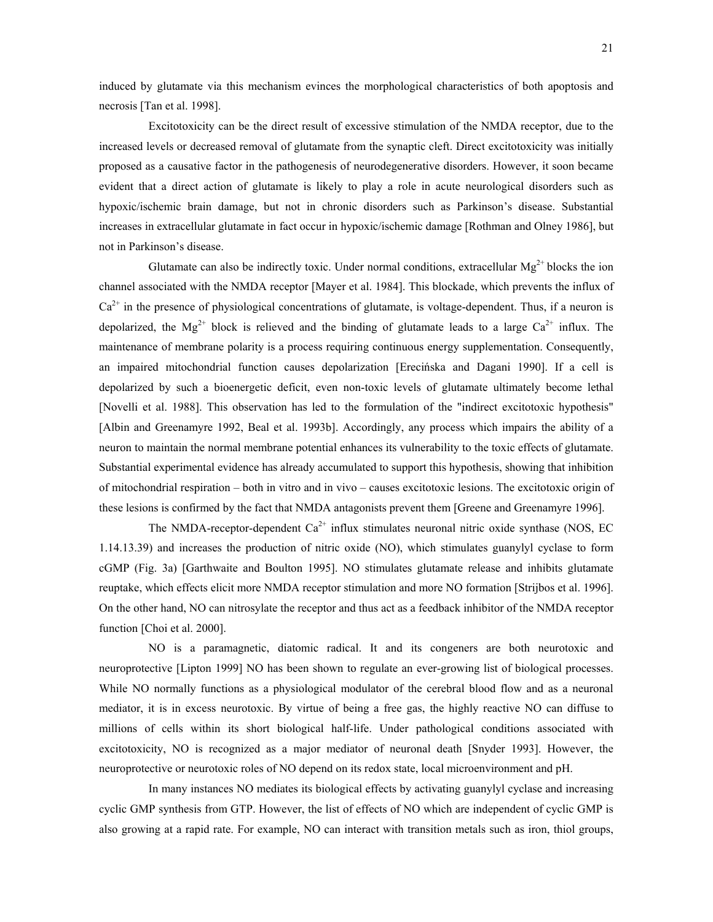induced by glutamate via this mechanism evinces the morphological characteristics of both apoptosis and necrosis [Tan et al. 1998].

Excitotoxicity can be the direct result of excessive stimulation of the NMDA receptor, due to the increased levels or decreased removal of glutamate from the synaptic cleft. Direct excitotoxicity was initially proposed as a causative factor in the pathogenesis of neurodegenerative disorders. However, it soon became evident that a direct action of glutamate is likely to play a role in acute neurological disorders such as hypoxic/ischemic brain damage, but not in chronic disorders such as Parkinson's disease. Substantial increases in extracellular glutamate in fact occur in hypoxic/ischemic damage [Rothman and Olney 1986], but not in Parkinson's disease.

Glutamate can also be indirectly toxic. Under normal conditions, extracellular $Mg^{2+}$ blocks the ion channel associated with the NMDA receptor [Mayer et al. 1984]. This blockade, which prevents the influx of $Ca^{2+}$ in the presence of physiological concentrations of glutamate, is voltage-dependent. Thus, if a neuron is depolarized, the $Mg^{2+}$ block is relieved and the binding of glutamate leads to a large $Ca^{2+}$ influx. The maintenance of membrane polarity is a process requiring continuous energy supplementation. Consequently, an impaired mitochondrial function causes depolarization [Erecińska and Dagani 1990]. If a cell is depolarized by such a bioenergetic deficit, even non-toxic levels of glutamate ultimately become lethal [Novelli et al. 1988]. This observation has led to the formulation of the "indirect excitotoxic hypothesis" [Albin and Greenamyre 1992, Beal et al. 1993b]. Accordingly, any process which impairs the ability of a neuron to maintain the normal membrane potential enhances its vulnerability to the toxic effects of glutamate. Substantial experimental evidence has already accumulated to support this hypothesis, showing that inhibition of mitochondrial respiration – both in vitro and in vivo – causes excitotoxic lesions. The excitotoxic origin of these lesions is confirmed by the fact that NMDA antagonists prevent them [Greene and Greenamyre 1996].

The NMDA-receptor-dependent $Ca^{2+}$ influx stimulates neuronal nitric oxide synthase (NOS, EC 1.14.13.39) and increases the production of nitric oxide (NO), which stimulates guanylyl cyclase to form cGMP (Fig. 3a) [Garthwaite and Boulton 1995]. NO stimulates glutamate release and inhibits glutamate reuptake, which effects elicit more NMDA receptor stimulation and more NO formation [Strijbos et al. 1996]. On the other hand, NO can nitrosylate the receptor and thus act as a feedback inhibitor of the NMDA receptor function [Choi et al. 2000].

NO is a paramagnetic, diatomic radical. It and its congeners are both neurotoxic and neuroprotective [Lipton 1999] NO has been shown to regulate an ever-growing list of biological processes. While NO normally functions as a physiological modulator of the cerebral blood flow and as a neuronal mediator, it is in excess neurotoxic. By virtue of being a free gas, the highly reactive NO can diffuse to millions of cells within its short biological half-life. Under pathological conditions associated with excitotoxicity, NO is recognized as a major mediator of neuronal death [Snyder 1993]. However, the neuroprotective or neurotoxic roles of NO depend on its redox state, local microenvironment and pH.

In many instances NO mediates its biological effects by activating guanylyl cyclase and increasing cyclic GMP synthesis from GTP. However, the list of effects of NO which are independent of cyclic GMP is also growing at a rapid rate. For example, NO can interact with transition metals such as iron, thiol groups,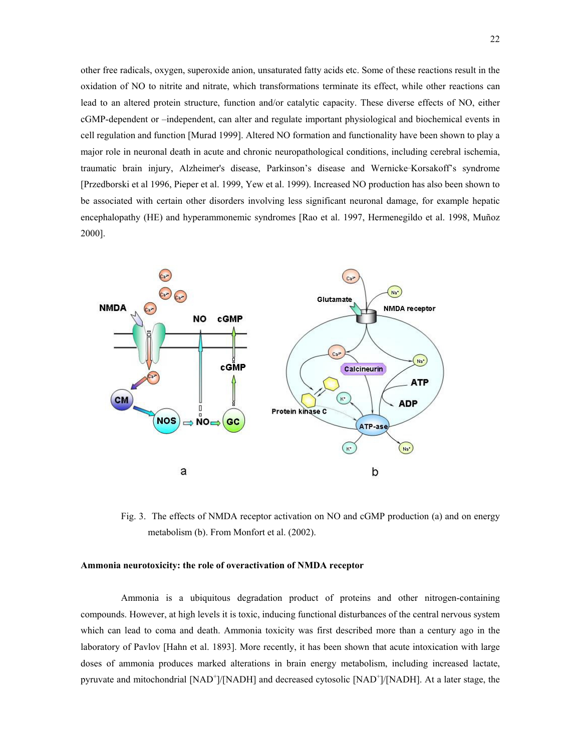other free radicals, oxygen, superoxide anion, unsaturated fatty acids etc. Some of these reactions result in the oxidation of NO to nitrite and nitrate, which transformations terminate its effect, while other reactions can lead to an altered protein structure, function and/or catalytic capacity. These diverse effects of NO, either cGMP-dependent or –independent, can alter and regulate important physiological and biochemical events in cell regulation and function [Murad 1999]. Altered NO formation and functionality have been shown to play a major role in neuronal death in acute and chronic neuropathological conditions, including cerebral ischemia, traumatic brain injury, Alzheimer's disease, Parkinson’s disease and Wernicke-Korsakoff’s syndrome [Przedborski et al 1996, Pieper et al. 1999, Yew et al. 1999). Increased NO production has also been shown to be associated with certain other disorders involving less significant neuronal damage, for example hepatic encephalopathy (HE) and hyperammonemic syndromes [Rao et al. 1997, Hermenegildo et al. 1998, Muñoz 2000].

Fig. 3. The effects of NMDA receptor activation on NO and cGMP production (a) and on energy metabolism (b). From Monfort et al. (2002).

**Ammonia neurotoxicity: the role of overactivation of NMDA receptor**

Ammonia is a ubiquitous degradation product of proteins and other nitrogen-containing compounds. However, at high levels it is toxic, inducing functional disturbances of the central nervous system which can lead to coma and death. Ammonia toxicity was first described more than a century ago in the laboratory of Pavlov [Hahn et al. 1893]. More recently, it has been shown that acute intoxication with large doses of ammonia produces marked alterations in brain energy metabolism, including increased lactate, pyruvate and mitochondrial $[NAD^+]/[NADH]$ and decreased cytosolic $[NAD^+]/[NADH]$. At a later stage, the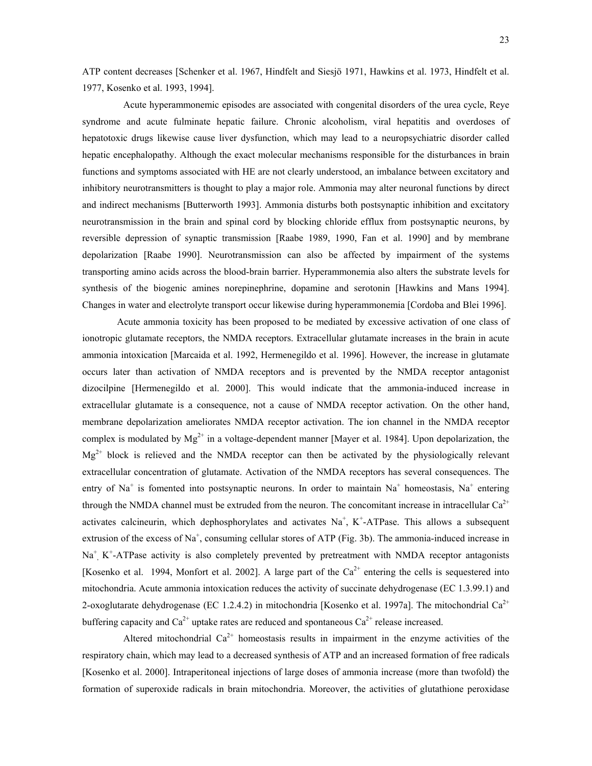ATP content decreases [Schenker et al. 1967, Hindfelt and Siesjö 1971, Hawkins et al. 1973, Hindfelt et al. 1977, Kosenko et al. 1993, 1994].

Acute hyperammonemic episodes are associated with congenital disorders of the urea cycle, Reye syndrome and acute fulminate hepatic failure. Chronic alcoholism, viral hepatitis and overdoses of hepatotoxic drugs likewise cause liver dysfunction, which may lead to a neuropsychiatric disorder called hepatic encephalopathy. Although the exact molecular mechanisms responsible for the disturbances in brain functions and symptoms associated with HE are not clearly understood, an imbalance between excitatory and inhibitory neurotransmitters is thought to play a major role. Ammonia may alter neuronal functions by direct and indirect mechanisms [Butterworth 1993]. Ammonia disturbs both postsynaptic inhibition and excitatory neurotransmission in the brain and spinal cord by blocking chloride efflux from postsynaptic neurons, by reversible depression of synaptic transmission [Raabe 1989, 1990, Fan et al. 1990] and by membrane depolarization [Raabe 1990]. Neurotransmission can also be affected by impairment of the systems transporting amino acids across the blood-brain barrier. Hyperammonemia also alters the substrate levels for synthesis of the biogenic amines norepinephrine, dopamine and serotonin [Hawkins and Mans 1994]. Changes in water and electrolyte transport occur likewise during hyperammonemia [Cordoba and Blei 1996].

Acute ammonia toxicity has been proposed to be mediated by excessive activation of one class of ionotropic glutamate receptors, the NMDA receptors. Extracellular glutamate increases in the brain in acute ammonia intoxication [Marcaida et al. 1992, Hermenegildo et al. 1996]. However, the increase in glutamate occurs later than activation of NMDA receptors and is prevented by the NMDA receptor antagonist dizocilpine [Hermenegildo et al. 2000]. This would indicate that the ammonia-induced increase in extracellular glutamate is a consequence, not a cause of NMDA receptor activation. On the other hand, membrane depolarization ameliorates NMDA receptor activation. The ion channel in the NMDA receptor complex is modulated by $Mg^{2+}$ in a voltage-dependent manner [Mayer et al. 1984]. Upon depolarization, the $Mg^{2+}$ block is relieved and the NMDA receptor can then be activated by the physiologically relevant extracellular concentration of glutamate. Activation of the NMDA receptors has several consequences. The entry of $Na^{+}$ is fomented into postsynaptic neurons. In order to maintain $Na^{+}$ homeostasis, $Na^{+}$ entering through the NMDA channel must be extruded from the neuron. The concomitant increase in intracellular $Ca^{2+}$ activates calcineurin, which dephosphorylates and activates $Na^{+}$, $K^{+}$-ATPase. This allows a subsequent extrusion of the excess of $Na^{+}$, consuming cellular stores of ATP (Fig. 3b). The ammonia-induced increase in $Na^{+}$, $K^{+}$-ATPase activity is also completely prevented by pretreatment with NMDA receptor antagonists [Kosenko et al. 1994, Monfort et al. 2002]. A large part of the $Ca^{2+}$ entering the cells is sequestered into mitochondria. Acute ammonia intoxication reduces the activity of succinate dehydrogenase (EC 1.3.99.1) and 2-oxoglutarate dehydrogenase (EC 1.2.4.2) in mitochondria [Kosenko et al. 1997a]. The mitochondrial $Ca^{2+}$ buffering capacity and $Ca^{2+}$ uptake rates are reduced and spontaneous $Ca^{2+}$ release increased.

Altered mitochondrial $Ca^{2+}$ homeostasis results in impairment in the enzyme activities of the respiratory chain, which may lead to a decreased synthesis of ATP and an increased formation of free radicals [Kosenko et al. 2000]. Intraperitoneal injections of large doses of ammonia increase (more than twofold) the formation of superoxide radicals in brain mitochondria. Moreover, the activities of glutathione peroxidase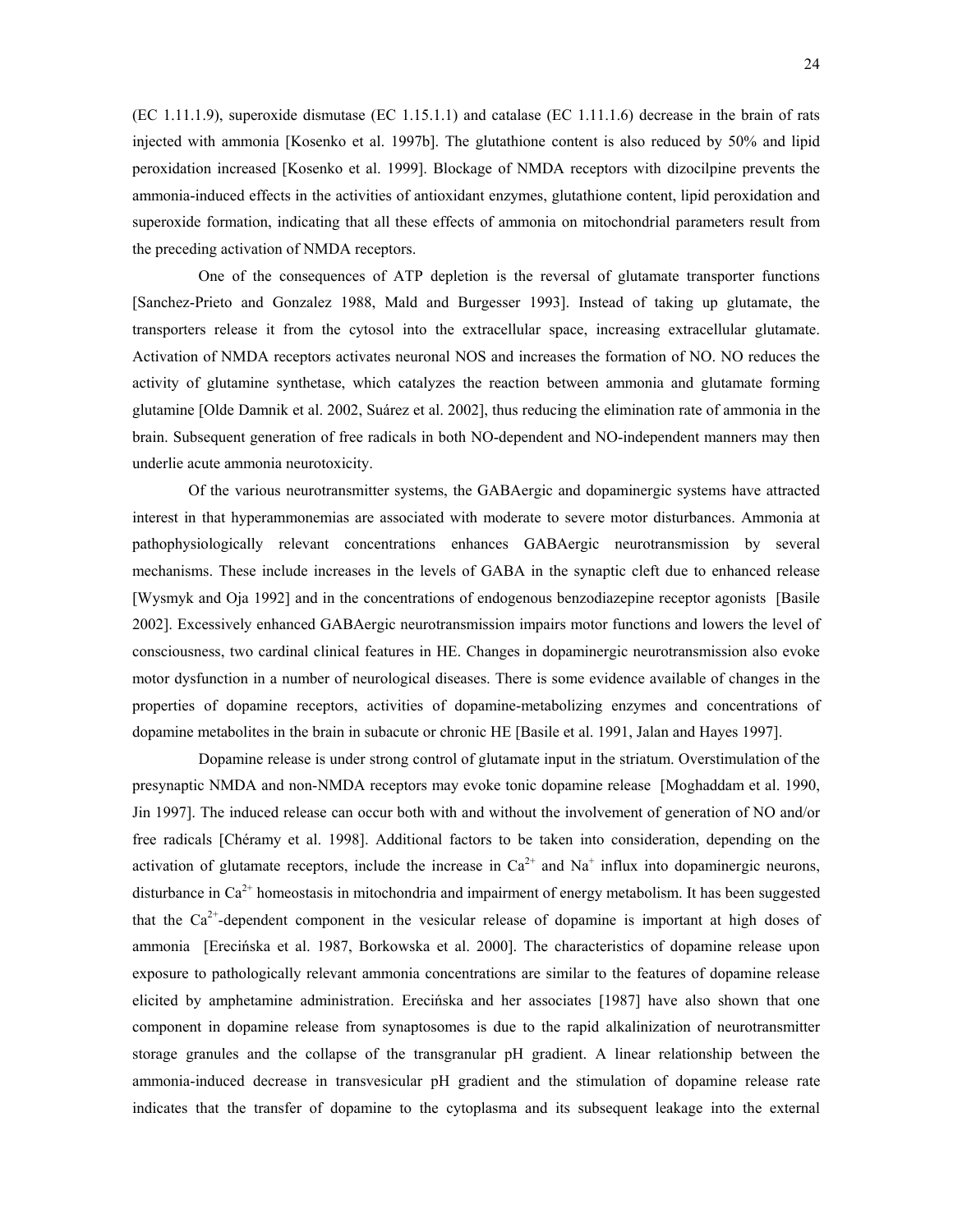(EC 1.11.1.9), superoxide dismutase (EC 1.15.1.1) and catalase (EC 1.11.1.6) decrease in the brain of rats injected with ammonia [Kosenko et al. 1997b]. The glutathione content is also reduced by 50% and lipid peroxidation increased [Kosenko et al. 1999]. Blockage of NMDA receptors with dizocilpine prevents the ammonia-induced effects in the activities of antioxidant enzymes, glutathione content, lipid peroxidation and superoxide formation, indicating that all these effects of ammonia on mitochondrial parameters result from the preceding activation of NMDA receptors.

One of the consequences of ATP depletion is the reversal of glutamate transporter functions [Sanchez-Prieto and Gonzalez 1988, Mald and Burgesser 1993]. Instead of taking up glutamate, the transporters release it from the cytosol into the extracellular space, increasing extracellular glutamate. Activation of NMDA receptors activates neuronal NOS and increases the formation of NO. NO reduces the activity of glutamine synthetase, which catalyzes the reaction between ammonia and glutamate forming glutamine [Olde Damnik et al. 2002, Suárez et al. 2002], thus reducing the elimination rate of ammonia in the brain. Subsequent generation of free radicals in both NO-dependent and NO-independent manners may then underlie acute ammonia neurotoxicity.

Of the various neurotransmitter systems, the GABAergic and dopaminergic systems have attracted interest in that hyperammonemias are associated with moderate to severe motor disturbances. Ammonia at pathophysiologically relevant concentrations enhances GABAergic neurotransmission by several mechanisms. These include increases in the levels of GABA in the synaptic cleft due to enhanced release [Wysmyk and Oja 1992] and in the concentrations of endogenous benzodiazepine receptor agonists [Basile 2002]. Excessively enhanced GABAergic neurotransmission impairs motor functions and lowers the level of consciousness, two cardinal clinical features in HE. Changes in dopaminergic neurotransmission also evoke motor dysfunction in a number of neurological diseases. There is some evidence available of changes in the properties of dopamine receptors, activities of dopamine-metabolizing enzymes and concentrations of dopamine metabolites in the brain in subacute or chronic HE [Basile et al. 1991, Jalan and Hayes 1997].

Dopamine release is under strong control of glutamate input in the striatum. Overstimulation of the presynaptic NMDA and non-NMDA receptors may evoke tonic dopamine release [Moghaddam et al. 1990, Jin 1997]. The induced release can occur both with and without the involvement of generation of NO and/or free radicals [Chéramy et al. 1998]. Additional factors to be taken into consideration, depending on the activation of glutamate receptors, include the increase in $Ca^{2+}$ and $Na^{+}$ influx into dopaminergic neurons, disturbance in $Ca^{2+}$ homeostasis in mitochondria and impairment of energy metabolism. It has been suggested that the $Ca^{2+}$-dependent component in the vesicular release of dopamine is important at high doses of ammonia [Erecińska et al. 1987, Borkowska et al. 2000]. The characteristics of dopamine release upon exposure to pathologically relevant ammonia concentrations are similar to the features of dopamine release elicited by amphetamine administration. Erecińska and her associates [1987] have also shown that one component in dopamine release from synaptosomes is due to the rapid alkalinization of neurotransmitter storage granules and the collapse of the transgranular pH gradient. A linear relationship between the ammonia-induced decrease in transvesicular pH gradient and the stimulation of dopamine release rate indicates that the transfer of dopamine to the cytoplasma and its subsequent leakage into the external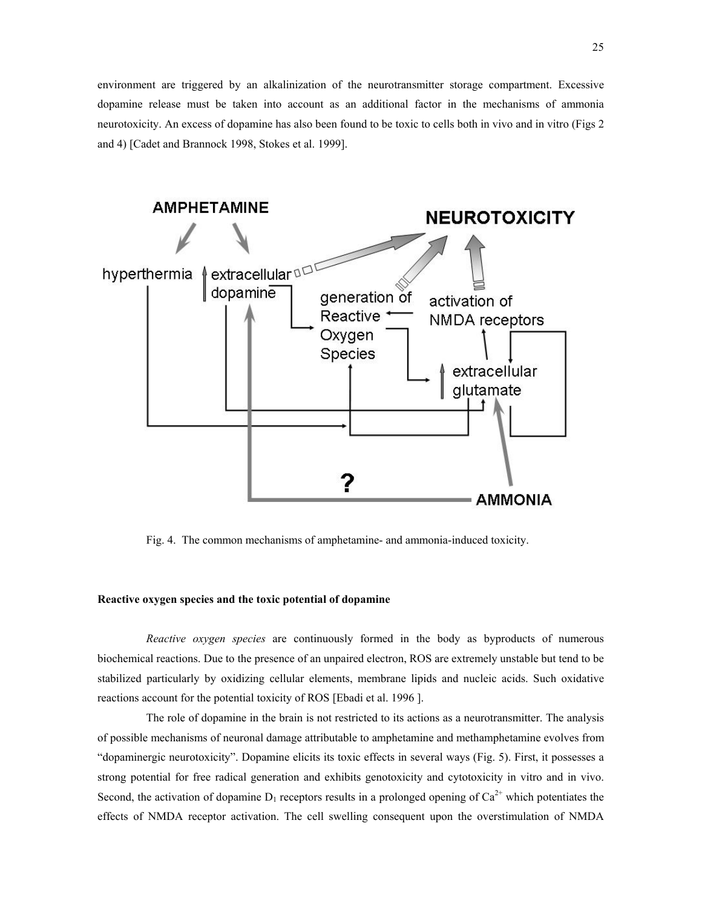environment are triggered by an alkalinization of the neurotransmitter storage compartment. Excessive dopamine release must be taken into account as an additional factor in the mechanisms of ammonia neurotoxicity. An excess of dopamine has also been found to be toxic to cells both in vivo and in vitro (Figs 2 and 4) [Cadet and Brannock 1998, Stokes et al. 1999].

Fig. 4. The common mechanisms of amphetamine- and ammonia-induced toxicity.

### Reactive oxygen species and the toxic potential of dopamine

*Reactive oxygen species* are continuously formed in the body as byproducts of numerous biochemical reactions. Due to the presence of an unpaired electron, ROS are extremely unstable but tend to be stabilized particularly by oxidizing cellular elements, membrane lipids and nucleic acids. Such oxidative reactions account for the potential toxicity of ROS [Ebadi et al. 1996 ].

The role of dopamine in the brain is not restricted to its actions as a neurotransmitter. The analysis of possible mechanisms of neuronal damage attributable to amphetamine and methamphetamine evolves from "dopaminergic neurotoxicity". Dopamine elicits its toxic effects in several ways (Fig. 5). First, it possesses a strong potential for free radical generation and exhibits genotoxicity and cytotoxicity in vitro and in vivo. Second, the activation of dopamine $D_1$ receptors results in a prolonged opening of $Ca^{2+}$ which potentiates the effects of NMDA receptor activation. The cell swelling consequent upon the overstimulation of NMDA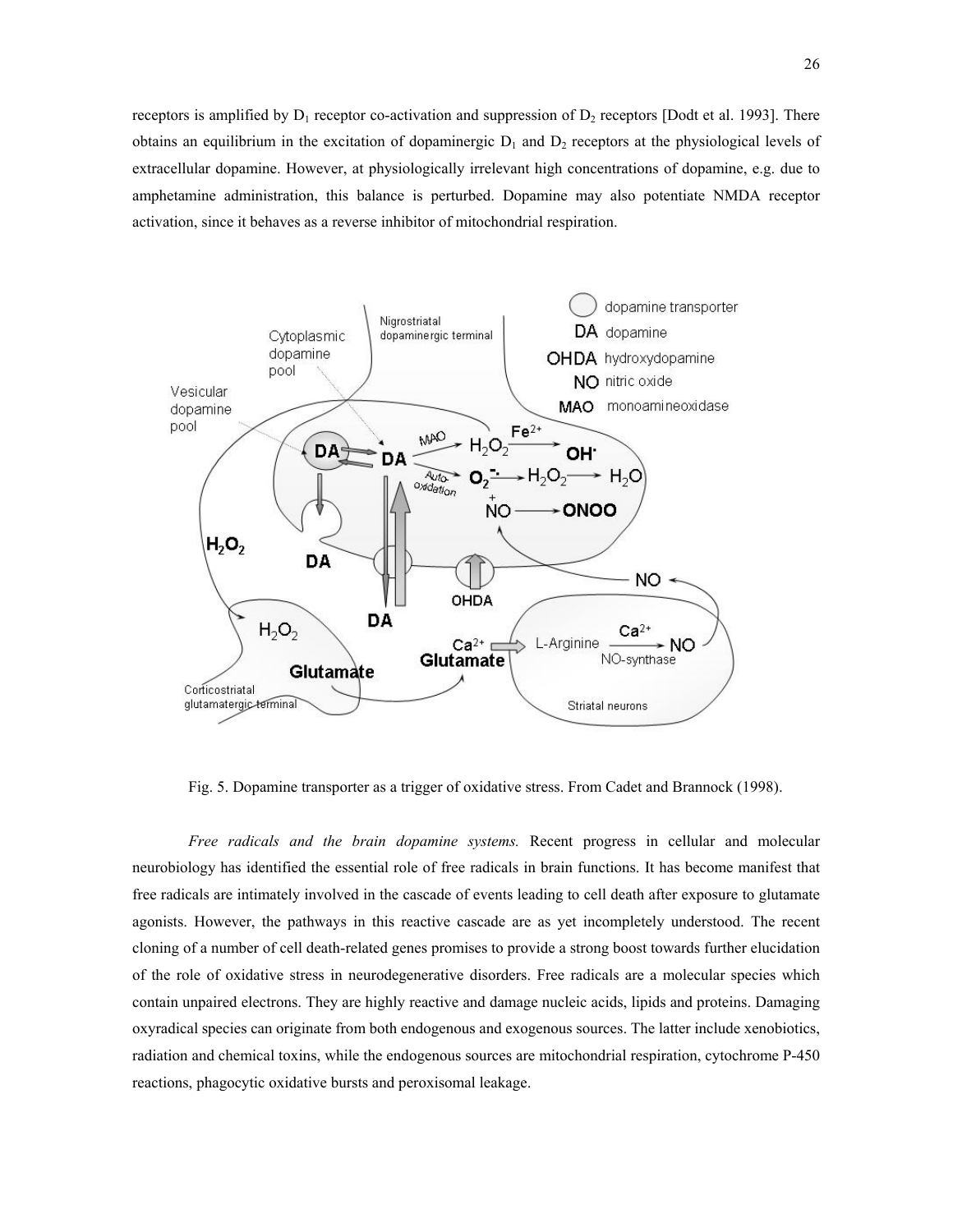receptors is amplified by $D_1$ receptor co-activation and suppression of $D_2$ receptors [Dodt et al. 1993]. There obtains an equilibrium in the excitation of dopaminergic $D_1$ and $D_2$ receptors at the physiological levels of extracellular dopamine. However, at physiologically irrelevant high concentrations of dopamine, e.g. due to amphetamine administration, this balance is perturbed. Dopamine may also potentiate NMDA receptor activation, since it behaves as a reverse inhibitor of mitochondrial respiration.

Fig. 5. Dopamine transporter as a trigger of oxidative stress. From Cadet and Brannock (1998).

*Free radicals and the brain dopamine systems.* Recent progress in cellular and molecular neurobiology has identified the essential role of free radicals in brain functions. It has become manifest that free radicals are intimately involved in the cascade of events leading to cell death after exposure to glutamate agonists. However, the pathways in this reactive cascade are as yet incompletely understood. The recent cloning of a number of cell death-related genes promises to provide a strong boost towards further elucidation of the role of oxidative stress in neurodegenerative disorders. Free radicals are a molecular species which contain unpaired electrons. They are highly reactive and damage nucleic acids, lipids and proteins. Damaging oxyradical species can originate from both endogenous and exogenous sources. The latter include xenobiotics, radiation and chemical toxins, while the endogenous sources are mitochondrial respiration, cytochrome P-450 reactions, phagocytic oxidative bursts and peroxisomal leakage.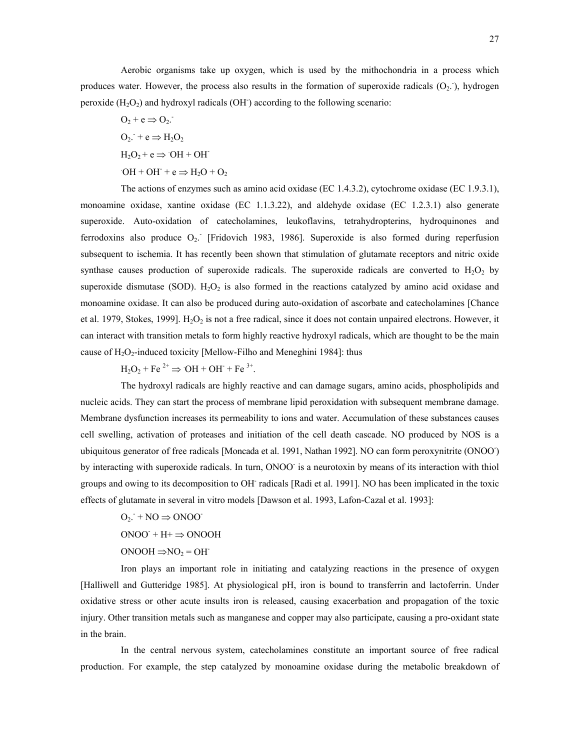Aerobic organisms take up oxygen, which is used by the mithochondria in a process which produces water. However, the process also results in the formation of superoxide radicals ($O_2.^-$), hydrogen peroxide ($H_2O_2$) and hydroxyl radicals ($OH^-$) according to the following scenario:

$$O_2 + e \Rightarrow O_2.^-$$

$$O_2.^- + e \Rightarrow H_2O_2$$

$$H_2O_2 + e \Rightarrow {}^{.}OH + OH^-$$

$${}^{.}OH + OH^- + e \Rightarrow H_2O + O_2$$

The actions of enzymes such as amino acid oxidase (EC 1.4.3.2), cytochrome oxidase (EC 1.9.3.1), monoamine oxidase, xantine oxidase (EC 1.1.3.22), and aldehyde oxidase (EC 1.2.3.1) also generate superoxide. Auto-oxidation of catecholamines, leukoflavins, tetrahydropterins, hydroquinones and ferrodoxins also produce $O_2.^-$ [Fridovich 1983, 1986]. Superoxide is also formed during reperfusion subsequent to ischemia. It has recently been shown that stimulation of glutamate receptors and nitric oxide synthase causes production of superoxide radicals. The superoxide radicals are converted to $H_2O_2$ by superoxide dismutase (SOD). $H_2O_2$ is also formed in the reactions catalyzed by amino acid oxidase and monoamine oxidase. It can also be produced during auto-oxidation of ascorbate and catecholamines [Chance et al. 1979, Stokes, 1999]. $H_2O_2$ is not a free radical, since it does not contain unpaired electrons. However, it can interact with transition metals to form highly reactive hydroxyl radicals, which are thought to be the main cause of $H_2O_2$-induced toxicity [Mellow-Filho and Meneghini 1984]: thus

$$H_2O_2 + Fe^{2+} \Rightarrow {}^{.}OH + OH^- + Fe^{3+}.$$

The hydroxyl radicals are highly reactive and can damage sugars, amino acids, phospholipids and nucleic acids. They can start the process of membrane lipid peroxidation with subsequent membrane damage. Membrane dysfunction increases its permeability to ions and water. Accumulation of these substances causes cell swelling, activation of proteases and initiation of the cell death cascade. NO produced by NOS is a ubiquitous generator of free radicals [Moncada et al. 1991, Nathan 1992]. NO can form peroxynitrite ($ONOO^-$) by interacting with superoxide radicals. In turn, $ONOO^-$ is a neurotoxin by means of its interaction with thiol groups and owing to its decomposition to $OH^-$ radicals [Radi et al. 1991]. NO has been implicated in the toxic effects of glutamate in several in vitro models [Dawson et al. 1993, Lafon-Cazal et al. 1993]:

$$O_2.^- + NO \Rightarrow ONOO^-$$

$$ONOO^- + H+ \Rightarrow ONOOH$$

$$ONOOH \Rightarrow NO_2 = OH^-$$

Iron plays an important role in initiating and catalyzing reactions in the presence of oxygen [Halliwell and Gutteridge 1985]. At physiological pH, iron is bound to transferrin and lactoferrin. Under oxidative stress or other acute insults iron is released, causing exacerbation and propagation of the toxic injury. Other transition metals such as manganese and copper may also participate, causing a pro-oxidant state in the brain.

In the central nervous system, catecholamines constitute an important source of free radical production. For example, the step catalyzed by monoamine oxidase during the metabolic breakdown of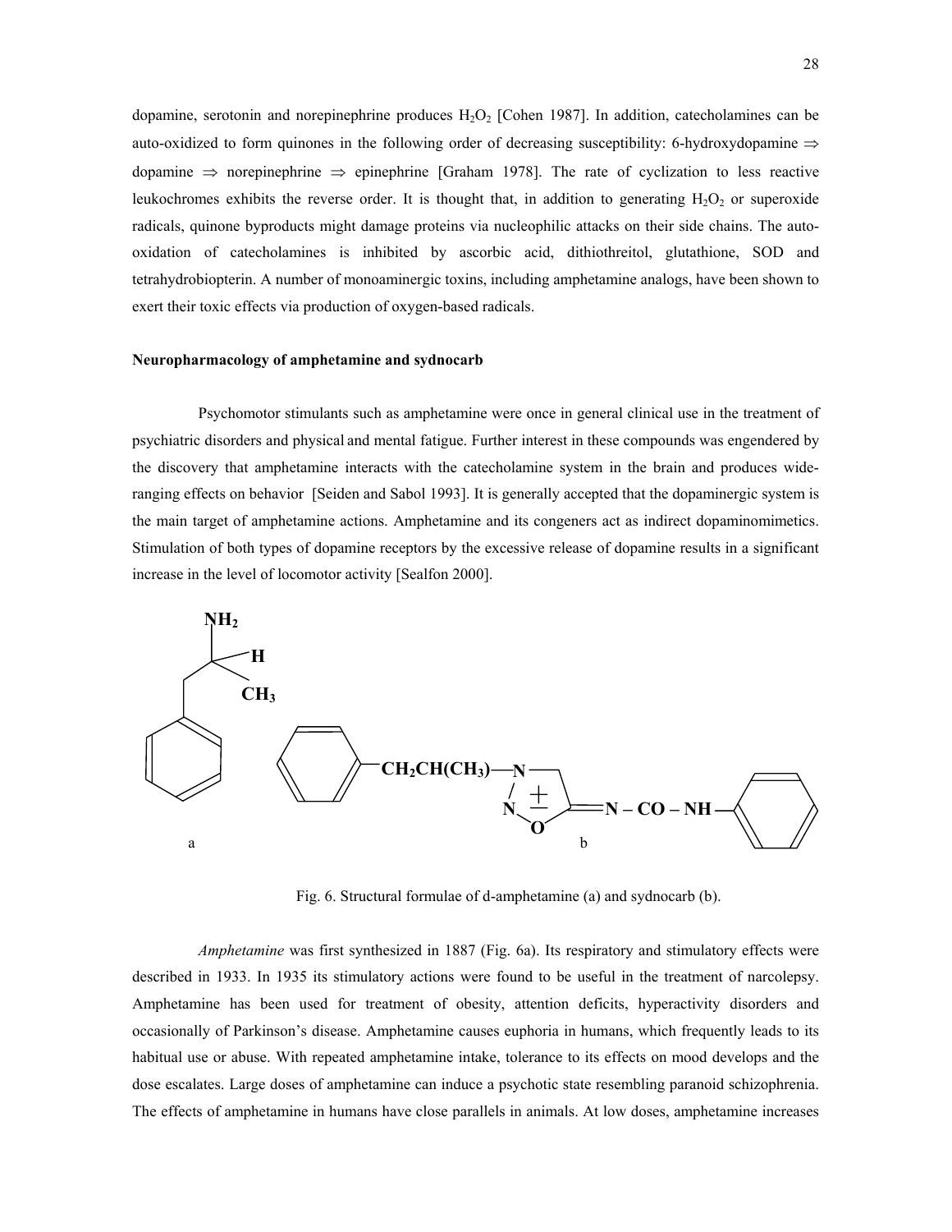dopamine, serotonin and norepinephrine produces $H_2O_2$ [Cohen 1987]. In addition, catecholamines can be auto-oxidized to form quinones in the following order of decreasing susceptibility: 6-hydroxydopamine $\Rightarrow$ dopamine $\Rightarrow$ norepinephrine $\Rightarrow$ epinephrine [Graham 1978]. The rate of cyclization to less reactive leukochromes exhibits the reverse order. It is thought that, in addition to generating $H_2O_2$ or superoxide radicals, quinone byproducts might damage proteins via nucleophilic attacks on their side chains. The auto-oxidation of catecholamines is inhibited by ascorbic acid, dithiothreitol, glutathione, SOD and tetrahydrobiopterin. A number of monoaminergic toxins, including amphetamine analogs, have been shown to exert their toxic effects via production of oxygen-based radicals.

**Neuropharmacology of amphetamine and sydnocarb**

Psychomotor stimulants such as amphetamine were once in general clinical use in the treatment of psychiatric disorders and physical and mental fatigue. Further interest in these compounds was engendered by the discovery that amphetamine interacts with the catecholamine system in the brain and produces wide-ranging effects on behavior [Seiden and Sabol 1993]. It is generally accepted that the dopaminergic system is the main target of amphetamine actions. Amphetamine and its congeners act as indirect dopaminomimetics. Stimulation of both types of dopamine receptors by the excessive release of dopamine results in a significant increase in the level of locomotor activity [Sealfon 2000].

Fig. 6. Structural formulae of d-amphetamine (a) and sydnocarb (b).

*Amphetamine* was first synthesized in 1887 (Fig. 6a). Its respiratory and stimulatory effects were described in 1933. In 1935 its stimulatory actions were found to be useful in the treatment of narcolepsy. Amphetamine has been used for treatment of obesity, attention deficits, hyperactivity disorders and occasionally of Parkinson's disease. Amphetamine causes euphoria in humans, which frequently leads to its habitual use or abuse. With repeated amphetamine intake, tolerance to its effects on mood develops and the dose escalates. Large doses of amphetamine can induce a psychotic state resembling paranoid schizophrenia. The effects of amphetamine in humans have close parallels in animals. At low doses, amphetamine increases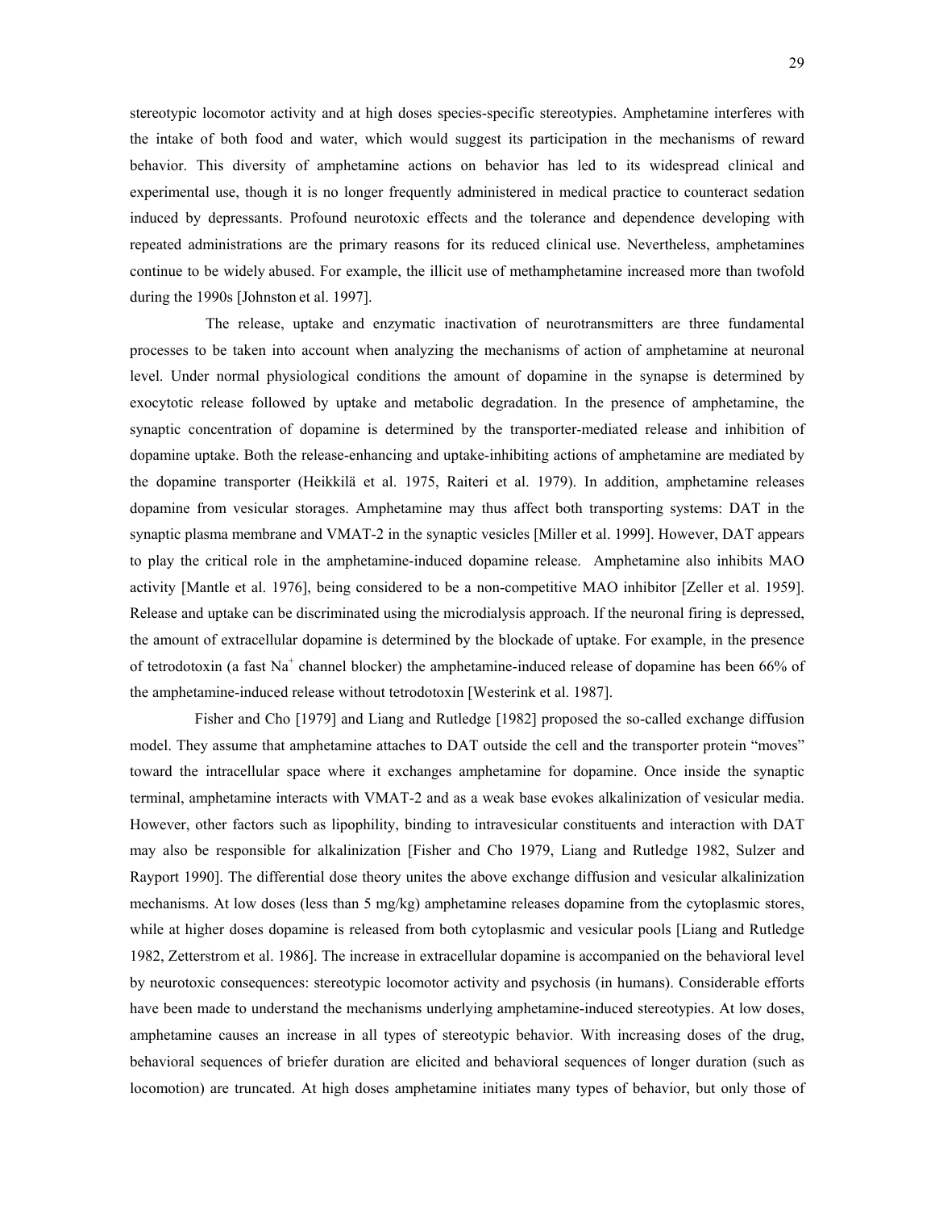stereotypic locomotor activity and at high doses species-specific stereotypies. Amphetamine interferes with the intake of both food and water, which would suggest its participation in the mechanisms of reward behavior. This diversity of amphetamine actions on behavior has led to its widespread clinical and experimental use, though it is no longer frequently administered in medical practice to counteract sedation induced by depressants. Profound neurotoxic effects and the tolerance and dependence developing with repeated administrations are the primary reasons for its reduced clinical use. Nevertheless, amphetamines continue to be widely abused. For example, the illicit use of methamphetamine increased more than twofold during the 1990s [Johnston et al. 1997].

The release, uptake and enzymatic inactivation of neurotransmitters are three fundamental processes to be taken into account when analyzing the mechanisms of action of amphetamine at neuronal level. Under normal physiological conditions the amount of dopamine in the synapse is determined by exocytotic release followed by uptake and metabolic degradation. In the presence of amphetamine, the synaptic concentration of dopamine is determined by the transporter-mediated release and inhibition of dopamine uptake. Both the release-enhancing and uptake-inhibiting actions of amphetamine are mediated by the dopamine transporter (Heikkilä et al. 1975, Raiteri et al. 1979). In addition, amphetamine releases dopamine from vesicular storages. Amphetamine may thus affect both transporting systems: DAT in the synaptic plasma membrane and VMAT-2 in the synaptic vesicles [Miller et al. 1999]. However, DAT appears to play the critical role in the amphetamine-induced dopamine release. Amphetamine also inhibits MAO activity [Mantle et al. 1976], being considered to be a non-competitive MAO inhibitor [Zeller et al. 1959]. Release and uptake can be discriminated using the microdialysis approach. If the neuronal firing is depressed, the amount of extracellular dopamine is determined by the blockade of uptake. For example, in the presence of tetrodotoxin (a fast $Na^+$ channel blocker) the amphetamine-induced release of dopamine has been 66% of the amphetamine-induced release without tetrodotoxin [Westerink et al. 1987].

Fisher and Cho [1979] and Liang and Rutledge [1982] proposed the so-called exchange diffusion model. They assume that amphetamine attaches to DAT outside the cell and the transporter protein "moves" toward the intracellular space where it exchanges amphetamine for dopamine. Once inside the synaptic terminal, amphetamine interacts with VMAT-2 and as a weak base evokes alkalinization of vesicular media. However, other factors such as lipophility, binding to intravesicular constituents and interaction with DAT may also be responsible for alkalinization [Fisher and Cho 1979, Liang and Rutledge 1982, Sulzer and Rayport 1990]. The differential dose theory unites the above exchange diffusion and vesicular alkalinization mechanisms. At low doses (less than 5 mg/kg) amphetamine releases dopamine from the cytoplasmic stores, while at higher doses dopamine is released from both cytoplasmic and vesicular pools [Liang and Rutledge 1982, Zetterstrom et al. 1986]. The increase in extracellular dopamine is accompanied on the behavioral level by neurotoxic consequences: stereotypic locomotor activity and psychosis (in humans). Considerable efforts have been made to understand the mechanisms underlying amphetamine-induced stereotypies. At low doses, amphetamine causes an increase in all types of stereotypic behavior. With increasing doses of the drug, behavioral sequences of briefer duration are elicited and behavioral sequences of longer duration (such as locomotion) are truncated. At high doses amphetamine initiates many types of behavior, but only those of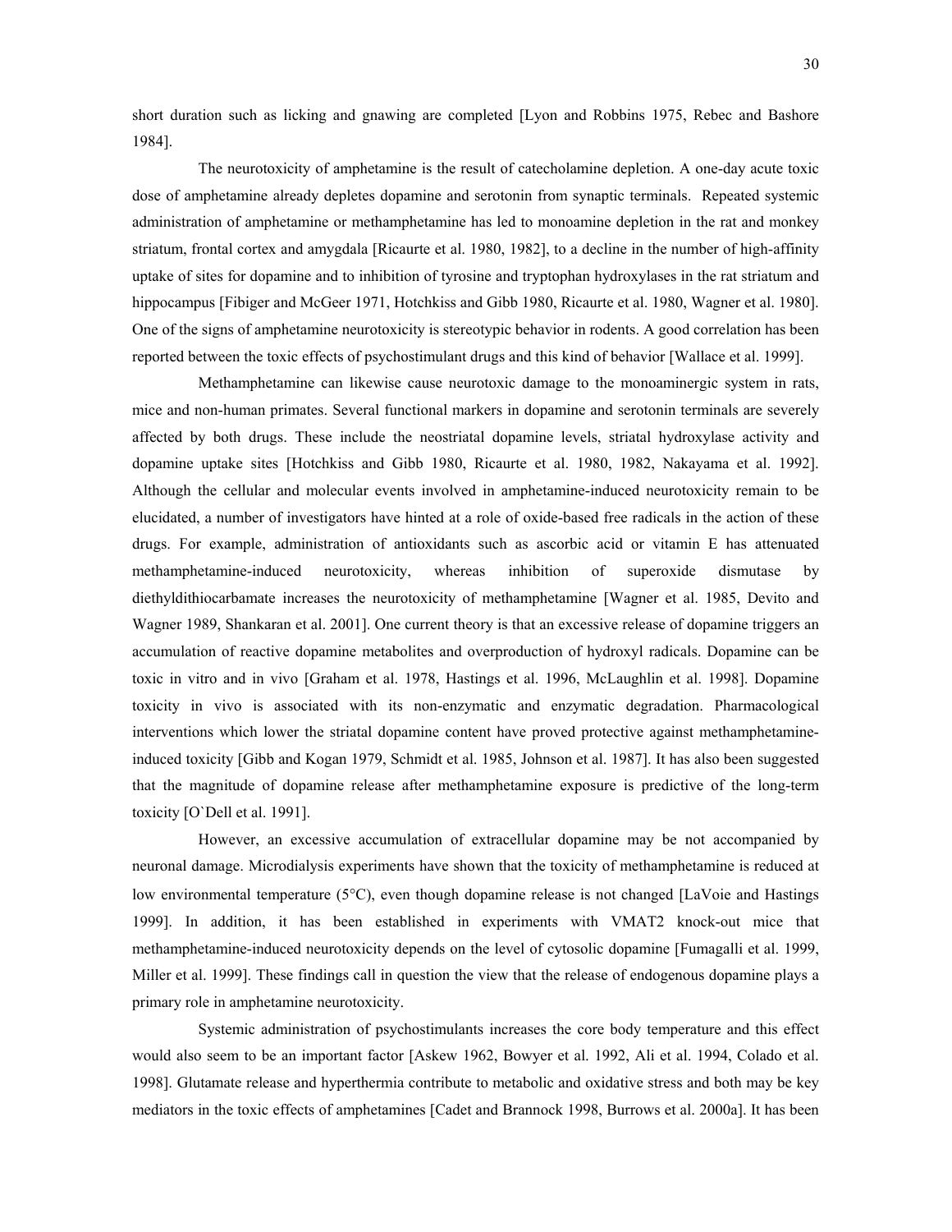short duration such as licking and gnawing are completed [Lyon and Robbins 1975, Rebec and Bashore 1984].

The neurotoxicity of amphetamine is the result of catecholamine depletion. A one-day acute toxic dose of amphetamine already depletes dopamine and serotonin from synaptic terminals. Repeated systemic administration of amphetamine or methamphetamine has led to monoamine depletion in the rat and monkey striatum, frontal cortex and amygdala [Ricaurte et al. 1980, 1982], to a decline in the number of high-affinity uptake of sites for dopamine and to inhibition of tyrosine and tryptophan hydroxylases in the rat striatum and hippocampus [Fibiger and McGeer 1971, Hotchkiss and Gibb 1980, Ricaurte et al. 1980, Wagner et al. 1980]. One of the signs of amphetamine neurotoxicity is stereotypic behavior in rodents. A good correlation has been reported between the toxic effects of psychostimulant drugs and this kind of behavior [Wallace et al. 1999].

Methamphetamine can likewise cause neurotoxic damage to the monoaminergic system in rats, mice and non-human primates. Several functional markers in dopamine and serotonin terminals are severely affected by both drugs. These include the neostriatal dopamine levels, striatal hydroxylase activity and dopamine uptake sites [Hotchkiss and Gibb 1980, Ricaurte et al. 1980, 1982, Nakayama et al. 1992]. Although the cellular and molecular events involved in amphetamine-induced neurotoxicity remain to be elucidated, a number of investigators have hinted at a role of oxide-based free radicals in the action of these drugs. For example, administration of antioxidants such as ascorbic acid or vitamin E has attenuated methamphetamine-induced neurotoxicity, whereas inhibition of superoxide dismutase by diethyldithiocarbamate increases the neurotoxicity of methamphetamine [Wagner et al. 1985, Devito and Wagner 1989, Shankaran et al. 2001]. One current theory is that an excessive release of dopamine triggers an accumulation of reactive dopamine metabolites and overproduction of hydroxyl radicals. Dopamine can be toxic in vitro and in vivo [Graham et al. 1978, Hastings et al. 1996, McLaughlin et al. 1998]. Dopamine toxicity in vivo is associated with its non-enzymatic and enzymatic degradation. Pharmacological interventions which lower the striatal dopamine content have proved protective against methamphetamine-induced toxicity [Gibb and Kogan 1979, Schmidt et al. 1985, Johnson et al. 1987]. It has also been suggested that the magnitude of dopamine release after methamphetamine exposure is predictive of the long-term toxicity [O`Dell et al. 1991].

However, an excessive accumulation of extracellular dopamine may be not accompanied by neuronal damage. Microdialysis experiments have shown that the toxicity of methamphetamine is reduced at low environmental temperature (5°C), even though dopamine release is not changed [LaVoie and Hastings 1999]. In addition, it has been established in experiments with VMAT2 knock-out mice that methamphetamine-induced neurotoxicity depends on the level of cytosolic dopamine [Fumagalli et al. 1999, Miller et al. 1999]. These findings call in question the view that the release of endogenous dopamine plays a primary role in amphetamine neurotoxicity.

Systemic administration of psychostimulants increases the core body temperature and this effect would also seem to be an important factor [Askew 1962, Bowyer et al. 1992, Ali et al. 1994, Colado et al. 1998]. Glutamate release and hyperthermia contribute to metabolic and oxidative stress and both may be key mediators in the toxic effects of amphetamines [Cadet and Brannock 1998, Burrows et al. 2000a]. It has been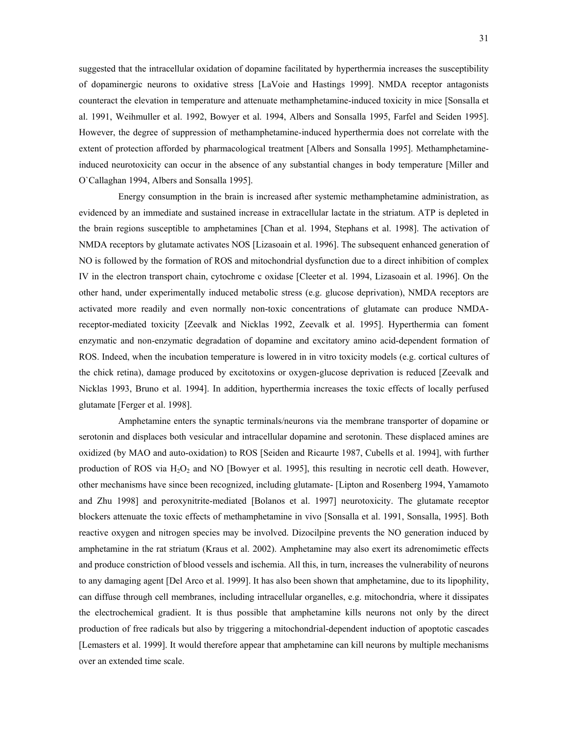suggested that the intracellular oxidation of dopamine facilitated by hyperthermia increases the susceptibility of dopaminergic neurons to oxidative stress [LaVoie and Hastings 1999]. NMDA receptor antagonists counteract the elevation in temperature and attenuate methamphetamine-induced toxicity in mice [Sonsalla et al. 1991, Weihmuller et al. 1992, Bowyer et al. 1994, Albers and Sonsalla 1995, Farfel and Seiden 1995]. However, the degree of suppression of methamphetamine-induced hyperthermia does not correlate with the extent of protection afforded by pharmacological treatment [Albers and Sonsalla 1995]. Methamphetamine-induced neurotoxicity can occur in the absence of any substantial changes in body temperature [Miller and O`Callaghan 1994, Albers and Sonsalla 1995].

Energy consumption in the brain is increased after systemic methamphetamine administration, as evidenced by an immediate and sustained increase in extracellular lactate in the striatum. ATP is depleted in the brain regions susceptible to amphetamines [Chan et al. 1994, Stephans et al. 1998]. The activation of NMDA receptors by glutamate activates NOS [Lizasoain et al. 1996]. The subsequent enhanced generation of NO is followed by the formation of ROS and mitochondrial dysfunction due to a direct inhibition of complex IV in the electron transport chain, cytochrome c oxidase [Cleeter et al. 1994, Lizasoain et al. 1996]. On the other hand, under experimentally induced metabolic stress (e.g. glucose deprivation), NMDA receptors are activated more readily and even normally non-toxic concentrations of glutamate can produce NMDA-receptor-mediated toxicity [Zeevalk and Nicklas 1992, Zeevalk et al. 1995]. Hyperthermia can foment enzymatic and non-enzymatic degradation of dopamine and excitatory amino acid-dependent formation of ROS. Indeed, when the incubation temperature is lowered in in vitro toxicity models (e.g. cortical cultures of the chick retina), damage produced by excitotoxins or oxygen-glucose deprivation is reduced [Zeevalk and Nicklas 1993, Bruno et al. 1994]. In addition, hyperthermia increases the toxic effects of locally perfused glutamate [Ferger et al. 1998].

Amphetamine enters the synaptic terminals/neurons via the membrane transporter of dopamine or serotonin and displaces both vesicular and intracellular dopamine and serotonin. These displaced amines are oxidized (by MAO and auto-oxidation) to ROS [Seiden and Ricaurte 1987, Cubells et al. 1994], with further production of ROS via $H_2O_2$ and NO [Bowyer et al. 1995], this resulting in necrotic cell death. However, other mechanisms have since been recognized, including glutamate- [Lipton and Rosenberg 1994, Yamamoto and Zhu 1998] and peroxynitrite-mediated [Bolanos et al. 1997] neurotoxicity. The glutamate receptor blockers attenuate the toxic effects of methamphetamine in vivo [Sonsalla et al. 1991, Sonsalla, 1995]. Both reactive oxygen and nitrogen species may be involved. Dizocilpine prevents the NO generation induced by amphetamine in the rat striatum (Kraus et al. 2002). Amphetamine may also exert its adrenomimetic effects and produce constriction of blood vessels and ischemia. All this, in turn, increases the vulnerability of neurons to any damaging agent [Del Arco et al. 1999]. It has also been shown that amphetamine, due to its lipophility, can diffuse through cell membranes, including intracellular organelles, e.g. mitochondria, where it dissipates the electrochemical gradient. It is thus possible that amphetamine kills neurons not only by the direct production of free radicals but also by triggering a mitochondrial-dependent induction of apoptotic cascades [Lemasters et al. 1999]. It would therefore appear that amphetamine can kill neurons by multiple mechanisms over an extended time scale.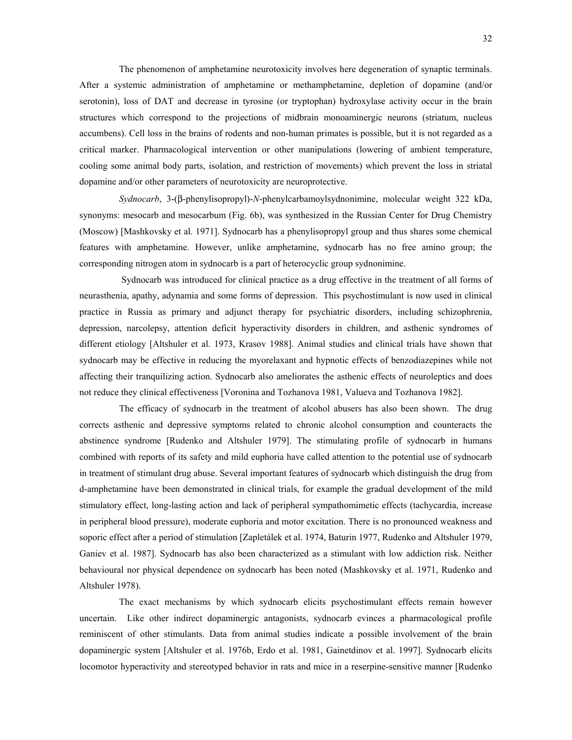The phenomenon of amphetamine neurotoxicity involves here degeneration of synaptic terminals. After a systemic administration of amphetamine or methamphetamine, depletion of dopamine (and/or serotonin), loss of DAT and decrease in tyrosine (or tryptophan) hydroxylase activity occur in the brain structures which correspond to the projections of midbrain monoaminergic neurons (striatum, nucleus accumbens). Cell loss in the brains of rodents and non-human primates is possible, but it is not regarded as a critical marker. Pharmacological intervention or other manipulations (lowering of ambient temperature, cooling some animal body parts, isolation, and restriction of movements) which prevent the loss in striatal dopamine and/or other parameters of neurotoxicity are neuroprotective.

*Sydnocarb*, 3-(β-phenylisopropyl)-*N*-phenylcarbamoylsydnonimine, molecular weight 322 kDa, synonyms: mesocarb and mesocarbum (Fig. 6b), was synthesized in the Russian Center for Drug Chemistry (Moscow) [Mashkovsky et al. 1971]. Sydnocarb has a phenylisopropyl group and thus shares some chemical features with amphetamine. However, unlike amphetamine, sydnocarb has no free amino group; the corresponding nitrogen atom in sydnocarb is a part of heterocyclic group sydnonimine.

Sydnocarb was introduced for clinical practice as a drug effective in the treatment of all forms of neurasthenia, apathy, adynamia and some forms of depression. This psychostimulant is now used in clinical practice in Russia as primary and adjunct therapy for psychiatric disorders, including schizophrenia, depression, narcolepsy, attention deficit hyperactivity disorders in children, and asthenic syndromes of different etiology [Altshuler et al. 1973, Krasov 1988]. Animal studies and clinical trials have shown that sydnocarb may be effective in reducing the myorelaxant and hypnotic effects of benzodiazepines while not affecting their tranquilizing action. Sydnocarb also ameliorates the asthenic effects of neuroleptics and does not reduce they clinical effectiveness [Voronina and Tozhanova 1981, Valueva and Tozhanova 1982].

The efficacy of sydnocarb in the treatment of alcohol abusers has also been shown. The drug corrects asthenic and depressive symptoms related to chronic alcohol consumption and counteracts the abstinence syndrome [Rudenko and Altshuler 1979]. The stimulating profile of sydnocarb in humans combined with reports of its safety and mild euphoria have called attention to the potential use of sydnocarb in treatment of stimulant drug abuse. Several important features of sydnocarb which distinguish the drug from d-amphetamine have been demonstrated in clinical trials, for example the gradual development of the mild stimulatory effect, long-lasting action and lack of peripheral sympathomimetic effects (tachycardia, increase in peripheral blood pressure), moderate euphoria and motor excitation. There is no pronounced weakness and soporic effect after a period of stimulation [Zapletálek et al. 1974, Baturin 1977, Rudenko and Altshuler 1979, Ganiev et al. 1987]. Sydnocarb has also been characterized as a stimulant with low addiction risk. Neither behavioural nor physical dependence on sydnocarb has been noted (Mashkovsky et al. 1971, Rudenko and Altshuler 1978).

The exact mechanisms by which sydnocarb elicits psychostimulant effects remain however uncertain. Like other indirect dopaminergic antagonists, sydnocarb evinces a pharmacological profile reminiscent of other stimulants. Data from animal studies indicate a possible involvement of the brain dopaminergic system [Altshuler et al. 1976b, Erdo et al. 1981, Gainetdinov et al. 1997]. Sydnocarb elicits locomotor hyperactivity and stereotyped behavior in rats and mice in a reserpine-sensitive manner [Rudenko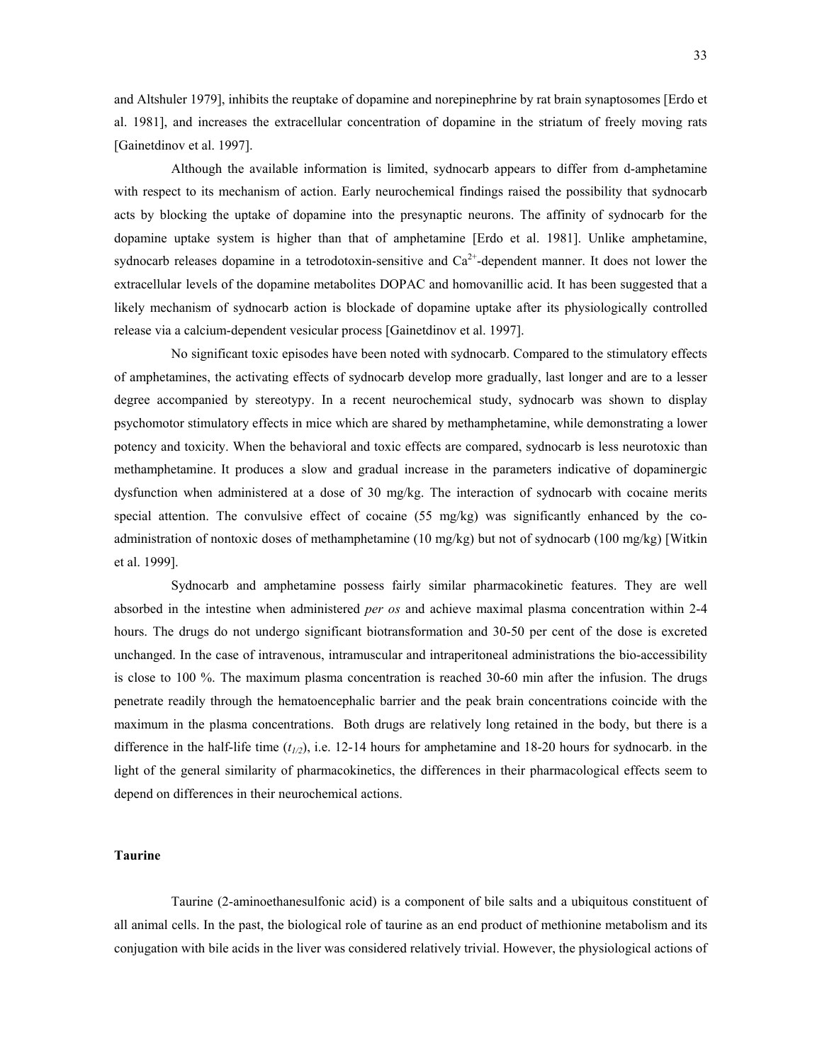and Altshuler 1979], inhibits the reuptake of dopamine and norepinephrine by rat brain synaptosomes [Erdo et al. 1981], and increases the extracellular concentration of dopamine in the striatum of freely moving rats [Gainetdinov et al. 1997].

Although the available information is limited, sydnocarb appears to differ from d-amphetamine with respect to its mechanism of action. Early neurochemical findings raised the possibility that sydnocarb acts by blocking the uptake of dopamine into the presynaptic neurons. The affinity of sydnocarb for the dopamine uptake system is higher than that of amphetamine [Erdo et al. 1981]. Unlike amphetamine, sydnocarb releases dopamine in a tetrodotoxin-sensitive and $Ca^{2+}$-dependent manner. It does not lower the extracellular levels of the dopamine metabolites DOPAC and homovanillic acid. It has been suggested that a likely mechanism of sydnocarb action is blockade of dopamine uptake after its physiologically controlled release via a calcium-dependent vesicular process [Gainetdinov et al. 1997].

No significant toxic episodes have been noted with sydnocarb. Compared to the stimulatory effects of amphetamines, the activating effects of sydnocarb develop more gradually, last longer and are to a lesser degree accompanied by stereotypy. In a recent neurochemical study, sydnocarb was shown to display psychomotor stimulatory effects in mice which are shared by methamphetamine, while demonstrating a lower potency and toxicity. When the behavioral and toxic effects are compared, sydnocarb is less neurotoxic than methamphetamine. It produces a slow and gradual increase in the parameters indicative of dopaminergic dysfunction when administered at a dose of 30 mg/kg. The interaction of sydnocarb with cocaine merits special attention. The convulsive effect of cocaine (55 mg/kg) was significantly enhanced by the co-administration of nontoxic doses of methamphetamine (10 mg/kg) but not of sydnocarb (100 mg/kg) [Witkin et al. 1999].

Sydnocarb and amphetamine possess fairly similar pharmacokinetic features. They are well absorbed in the intestine when administered *per os* and achieve maximal plasma concentration within 2-4 hours. The drugs do not undergo significant biotransformation and 30-50 per cent of the dose is excreted unchanged. In the case of intravenous, intramuscular and intraperitoneal administrations the bio-accessibility is close to 100 %. The maximum plasma concentration is reached 30-60 min after the infusion. The drugs penetrate readily through the hematoencephalic barrier and the peak brain concentrations coincide with the maximum in the plasma concentrations. Both drugs are relatively long retained in the body, but there is a difference in the half-life time ($t_{1/2}$), i.e. 12-14 hours for amphetamine and 18-20 hours for sydnocarb. in the light of the general similarity of pharmacokinetics, the differences in their pharmacological effects seem to depend on differences in their neurochemical actions.

### Taurine

Taurine (2-aminoethanesulfonic acid) is a component of bile salts and a ubiquitous constituent of all animal cells. In the past, the biological role of taurine as an end product of methionine metabolism and its conjugation with bile acids in the liver was considered relatively trivial. However, the physiological actions of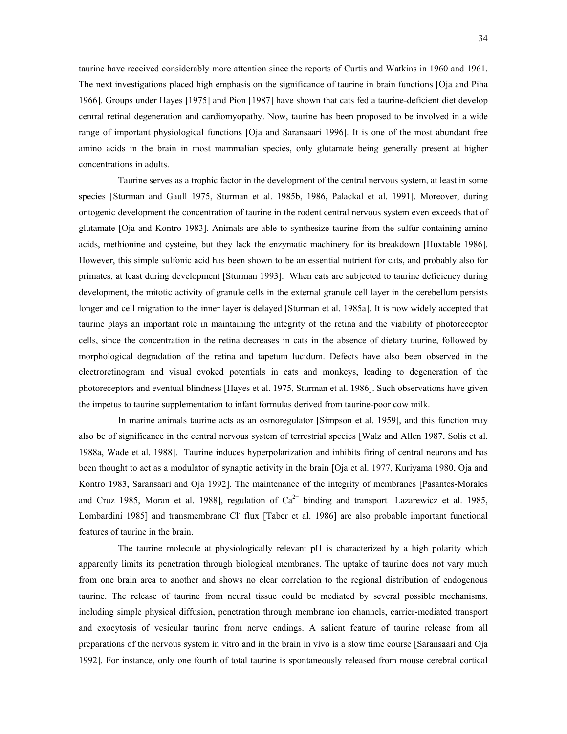taurine have received considerably more attention since the reports of Curtis and Watkins in 1960 and 1961. The next investigations placed high emphasis on the significance of taurine in brain functions [Oja and Piha 1966]. Groups under Hayes [1975] and Pion [1987] have shown that cats fed a taurine-deficient diet develop central retinal degeneration and cardiomyopathy. Now, taurine has been proposed to be involved in a wide range of important physiological functions [Oja and Saransaari 1996]. It is one of the most abundant free amino acids in the brain in most mammalian species, only glutamate being generally present at higher concentrations in adults.

Taurine serves as a trophic factor in the development of the central nervous system, at least in some species [Sturman and Gaull 1975, Sturman et al. 1985b, 1986, Palackal et al. 1991]. Moreover, during ontogenic development the concentration of taurine in the rodent central nervous system even exceeds that of glutamate [Oja and Kontro 1983]. Animals are able to synthesize taurine from the sulfur-containing amino acids, methionine and cysteine, but they lack the enzymatic machinery for its breakdown [Huxtable 1986]. However, this simple sulfonic acid has been shown to be an essential nutrient for cats, and probably also for primates, at least during development [Sturman 1993]. When cats are subjected to taurine deficiency during development, the mitotic activity of granule cells in the external granule cell layer in the cerebellum persists longer and cell migration to the inner layer is delayed [Sturman et al. 1985a]. It is now widely accepted that taurine plays an important role in maintaining the integrity of the retina and the viability of photoreceptor cells, since the concentration in the retina decreases in cats in the absence of dietary taurine, followed by morphological degradation of the retina and tapetum lucidum. Defects have also been observed in the electroretinogram and visual evoked potentials in cats and monkeys, leading to degeneration of the photoreceptors and eventual blindness [Hayes et al. 1975, Sturman et al. 1986]. Such observations have given the impetus to taurine supplementation to infant formulas derived from taurine-poor cow milk.

In marine animals taurine acts as an osmoregulator [Simpson et al. 1959], and this function may also be of significance in the central nervous system of terrestrial species [Walz and Allen 1987, Solis et al. 1988a, Wade et al. 1988]. Taurine induces hyperpolarization and inhibits firing of central neurons and has been thought to act as a modulator of synaptic activity in the brain [Oja et al. 1977, Kuriyama 1980, Oja and Kontro 1983, Saransaari and Oja 1992]. The maintenance of the integrity of membranes [Pasantes-Morales and Cruz 1985, Moran et al. 1988], regulation of $Ca^{2+}$ binding and transport [Lazarewicz et al. 1985, Lombardini 1985] and transmembrane $Cl^-$ flux [Taber et al. 1986] are also probable important functional features of taurine in the brain.

The taurine molecule at physiologically relevant pH is characterized by a high polarity which apparently limits its penetration through biological membranes. The uptake of taurine does not vary much from one brain area to another and shows no clear correlation to the regional distribution of endogenous taurine. The release of taurine from neural tissue could be mediated by several possible mechanisms, including simple physical diffusion, penetration through membrane ion channels, carrier-mediated transport and exocytosis of vesicular taurine from nerve endings. A salient feature of taurine release from all preparations of the nervous system in vitro and in the brain in vivo is a slow time course [Saransaari and Oja 1992]. For instance, only one fourth of total taurine is spontaneously released from mouse cerebral cortical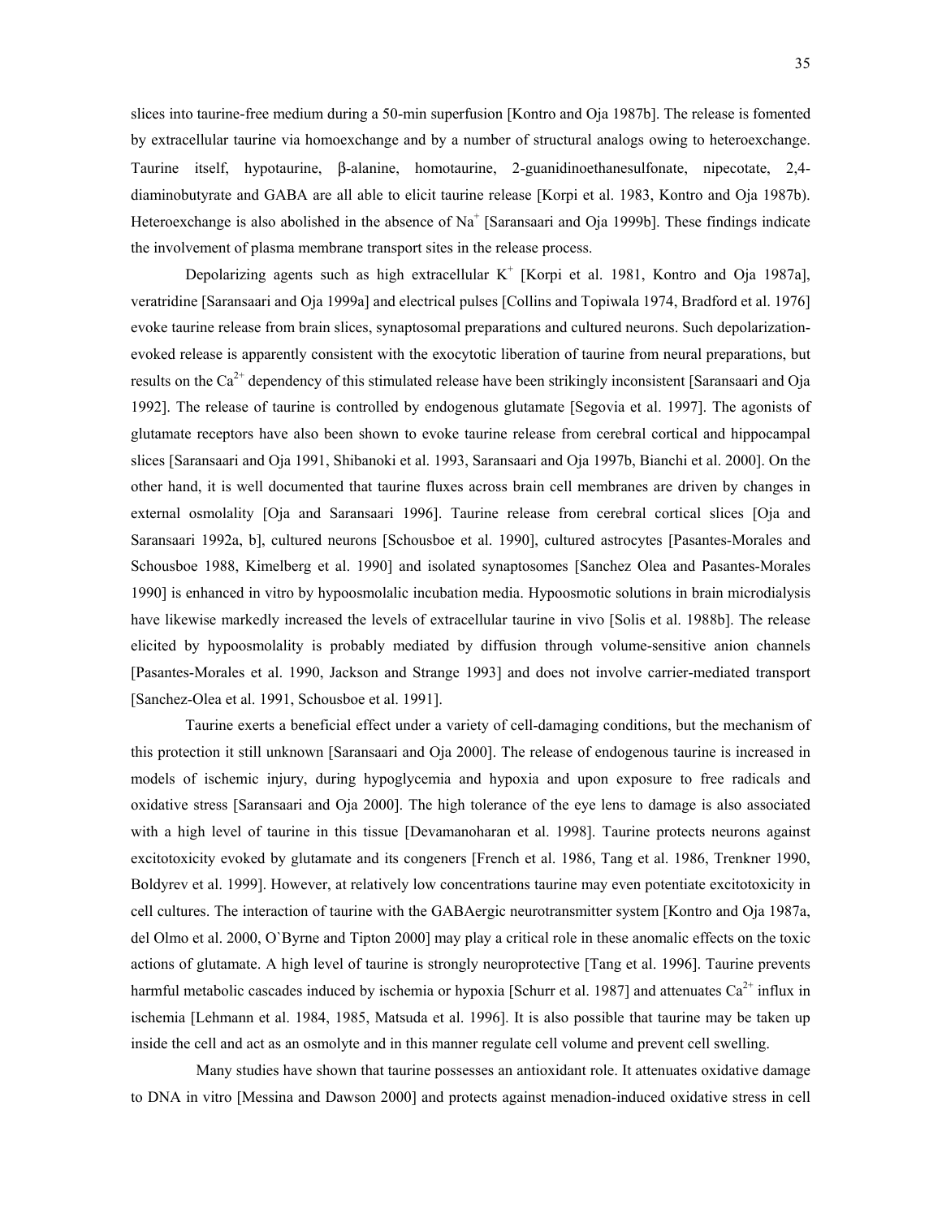slices into taurine-free medium during a 50-min superfusion [Kontro and Oja 1987b]. The release is fomented by extracellular taurine via homoexchange and by a number of structural analogs owing to heteroexchange. Taurine itself, hypotaurine, β-alanine, homotaurine, 2-guanidinoethanesulfonate, nipecotate, 2,4-diaminobutyrate and GABA are all able to elicit taurine release [Korpi et al. 1983, Kontro and Oja 1987b). Heteroexchange is also abolished in the absence of $Na^+$ [Saransaari and Oja 1999b]. These findings indicate the involvement of plasma membrane transport sites in the release process.

Depolarizing agents such as high extracellular $K^+$ [Korpi et al. 1981, Kontro and Oja 1987a], veratridine [Saransaari and Oja 1999a] and electrical pulses [Collins and Topiwala 1974, Bradford et al. 1976] evoke taurine release from brain slices, synaptosomal preparations and cultured neurons. Such depolarization-evoked release is apparently consistent with the exocytotic liberation of taurine from neural preparations, but results on the $Ca^{2+}$ dependency of this stimulated release have been strikingly inconsistent [Saransaari and Oja 1992]. The release of taurine is controlled by endogenous glutamate [Segovia et al. 1997]. The agonists of glutamate receptors have also been shown to evoke taurine release from cerebral cortical and hippocampal slices [Saransaari and Oja 1991, Shibanoki et al. 1993, Saransaari and Oja 1997b, Bianchi et al. 2000]. On the other hand, it is well documented that taurine fluxes across brain cell membranes are driven by changes in external osmolality [Oja and Saransaari 1996]. Taurine release from cerebral cortical slices [Oja and Saransaari 1992a, b], cultured neurons [Schousboe et al. 1990], cultured astrocytes [Pasantes-Morales and Schousboe 1988, Kimelberg et al. 1990] and isolated synaptosomes [Sanchez Olea and Pasantes-Morales 1990] is enhanced in vitro by hypoosmolalic incubation media. Hypoosmotic solutions in brain microdialysis have likewise markedly increased the levels of extracellular taurine in vivo [Solis et al. 1988b]. The release elicited by hypoosmolality is probably mediated by diffusion through volume-sensitive anion channels [Pasantes-Morales et al. 1990, Jackson and Strange 1993] and does not involve carrier-mediated transport [Sanchez-Olea et al. 1991, Schousboe et al. 1991].

Taurine exerts a beneficial effect under a variety of cell-damaging conditions, but the mechanism of this protection it still unknown [Saransaari and Oja 2000]. The release of endogenous taurine is increased in models of ischemic injury, during hypoglycemia and hypoxia and upon exposure to free radicals and oxidative stress [Saransaari and Oja 2000]. The high tolerance of the eye lens to damage is also associated with a high level of taurine in this tissue [Devamanoharan et al. 1998]. Taurine protects neurons against excitotoxicity evoked by glutamate and its congeners [French et al. 1986, Tang et al. 1986, Trenkner 1990, Boldyrev et al. 1999]. However, at relatively low concentrations taurine may even potentiate excitotoxicity in cell cultures. The interaction of taurine with the GABAergic neurotransmitter system [Kontro and Oja 1987a, del Olmo et al. 2000, O`Byrne and Tipton 2000] may play a critical role in these anomalic effects on the toxic actions of glutamate. A high level of taurine is strongly neuroprotective [Tang et al. 1996]. Taurine prevents harmful metabolic cascades induced by ischemia or hypoxia [Schurr et al. 1987] and attenuates $Ca^{2+}$ influx in ischemia [Lehmann et al. 1984, 1985, Matsuda et al. 1996]. It is also possible that taurine may be taken up inside the cell and act as an osmolyte and in this manner regulate cell volume and prevent cell swelling.

Many studies have shown that taurine possesses an antioxidant role. It attenuates oxidative damage to DNA in vitro [Messina and Dawson 2000] and protects against menadion-induced oxidative stress in cell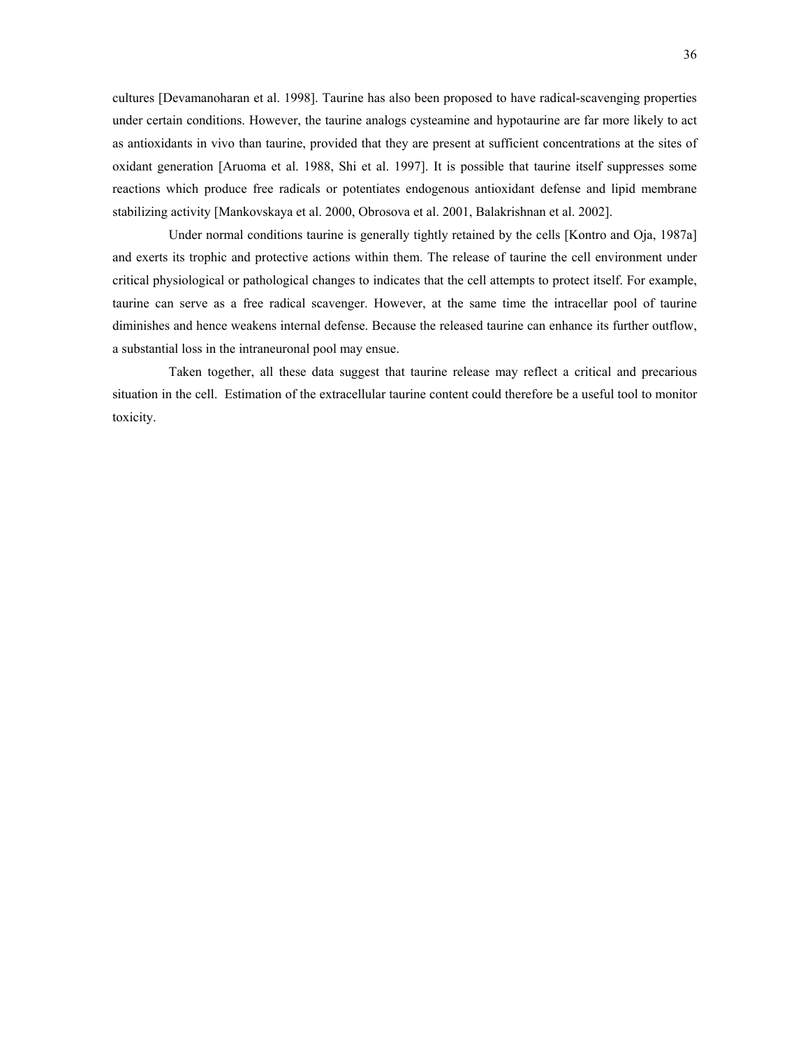cultures [Devamanoharan et al. 1998]. Taurine has also been proposed to have radical-scavenging properties under certain conditions. However, the taurine analogs cysteamine and hypotaurine are far more likely to act as antioxidants in vivo than taurine, provided that they are present at sufficient concentrations at the sites of oxidant generation [Aruoma et al. 1988, Shi et al. 1997]. It is possible that taurine itself suppresses some reactions which produce free radicals or potentiates endogenous antioxidant defense and lipid membrane stabilizing activity [Mankovskaya et al. 2000, Obrosova et al. 2001, Balakrishnan et al. 2002].

Under normal conditions taurine is generally tightly retained by the cells [Kontro and Oja, 1987a] and exerts its trophic and protective actions within them. The release of taurine the cell environment under critical physiological or pathological changes to indicates that the cell attempts to protect itself. For example, taurine can serve as a free radical scavenger. However, at the same time the intracellar pool of taurine diminishes and hence weakens internal defense. Because the released taurine can enhance its further outflow, a substantial loss in the intraneuronal pool may ensue.

Taken together, all these data suggest that taurine release may reflect a critical and precarious situation in the cell. Estimation of the extracellular taurine content could therefore be a useful tool to monitor toxicity.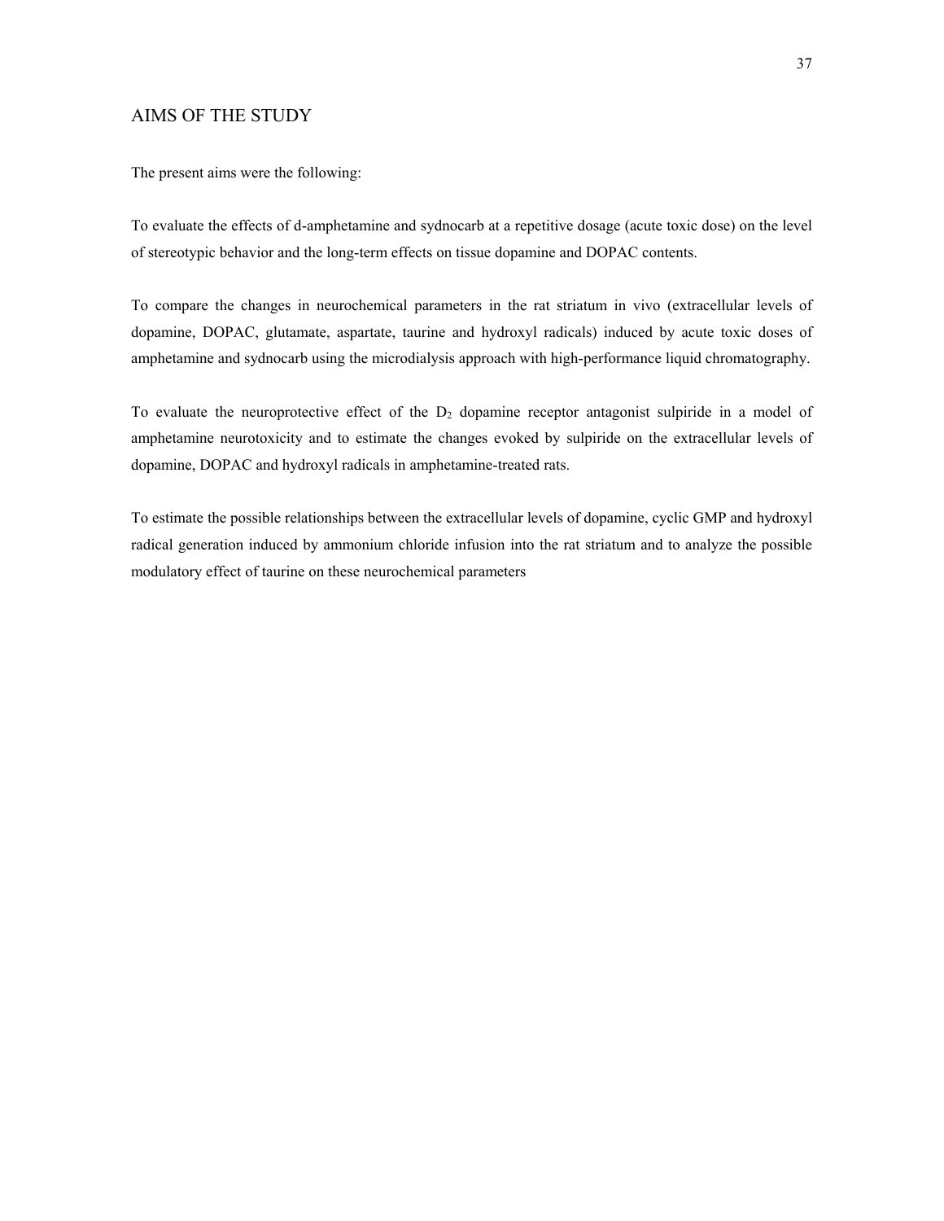# AIMS OF THE STUDY

The present aims were the following:

To evaluate the effects of d-amphetamine and sydnocarb at a repetitive dosage (acute toxic dose) on the level of stereotypic behavior and the long-term effects on tissue dopamine and DOPAC contents.

To compare the changes in neurochemical parameters in the rat striatum in vivo (extracellular levels of dopamine, DOPAC, glutamate, aspartate, taurine and hydroxyl radicals) induced by acute toxic doses of amphetamine and sydnocarb using the microdialysis approach with high-performance liquid chromatography.

To evaluate the neuroprotective effect of the $D_2$ dopamine receptor antagonist sulpiride in a model of amphetamine neurotoxicity and to estimate the changes evoked by sulpiride on the extracellular levels of dopamine, DOPAC and hydroxyl radicals in amphetamine-treated rats.

To estimate the possible relationships between the extracellular levels of dopamine, cyclic GMP and hydroxyl radical generation induced by ammonium chloride infusion into the rat striatum and to analyze the possible modulatory effect of taurine on these neurochemical parameters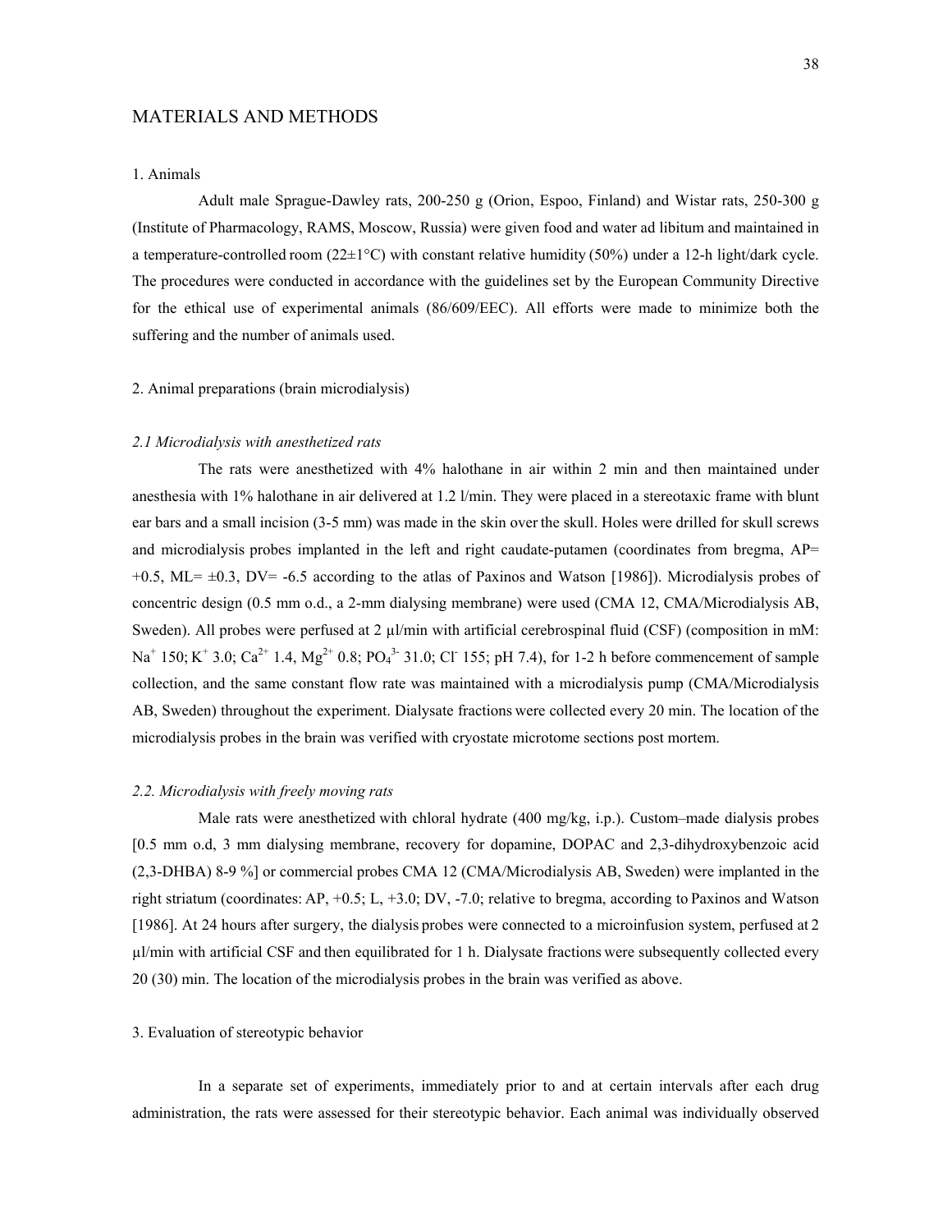# MATERIALS AND METHODS

## 1. Animals

Adult male Sprague-Dawley rats, 200-250 g (Orion, Espoo, Finland) and Wistar rats, 250-300 g (Institute of Pharmacology, RAMS, Moscow, Russia) were given food and water ad libitum and maintained in a temperature-controlled room (22±1°C) with constant relative humidity (50%) under a 12-h light/dark cycle. The procedures were conducted in accordance with the guidelines set by the European Community Directive for the ethical use of experimental animals (86/609/EEC). All efforts were made to minimize both the suffering and the number of animals used.

## 2. Animal preparations (brain microdialysis)

### *2.1 Microdialysis with anesthetized rats*

The rats were anesthetized with 4% halothane in air within 2 min and then maintained under anesthesia with 1% halothane in air delivered at 1.2 l/min. They were placed in a stereotaxic frame with blunt ear bars and a small incision (3-5 mm) was made in the skin over the skull. Holes were drilled for skull screws and microdialysis probes implanted in the left and right caudate-putamen (coordinates from bregma, AP= +0.5, ML= ±0.3, DV= -6.5 according to the atlas of Paxinos and Watson [1986]). Microdialysis probes of concentric design (0.5 mm o.d., a 2-mm dialysing membrane) were used (CMA 12, CMA/Microdialysis AB, Sweden). All probes were perfused at 2 µl/min with artificial cerebrospinal fluid (CSF) (composition in mM: $Na^{+}$ 150; $K^{+}$ 3.0; $Ca^{2+}$ 1.4, $Mg^{2+}$ 0.8; $PO_4^{3-}$ 31.0; $Cl^{-}$ 155; pH 7.4), for 1-2 h before commencement of sample collection, and the same constant flow rate was maintained with a microdialysis pump (CMA/Microdialysis AB, Sweden) throughout the experiment. Dialysate fractions were collected every 20 min. The location of the microdialysis probes in the brain was verified with cryostate microtome sections post mortem.

### *2.2. Microdialysis with freely moving rats*

Male rats were anesthetized with chloral hydrate (400 mg/kg, i.p.). Custom–made dialysis probes [0.5 mm o.d, 3 mm dialysing membrane, recovery for dopamine, DOPAC and 2,3-dihydroxybenzoic acid (2,3-DHBA) 8-9 %] or commercial probes CMA 12 (CMA/Microdialysis AB, Sweden) were implanted in the right striatum (coordinates: AP, +0.5; L, +3.0; DV, -7.0; relative to bregma, according to Paxinos and Watson [1986]. At 24 hours after surgery, the dialysis probes were connected to a microinfusion system, perfused at 2 µl/min with artificial CSF and then equilibrated for 1 h. Dialysate fractions were subsequently collected every 20 (30) min. The location of the microdialysis probes in the brain was verified as above.

## 3. Evaluation of stereotypic behavior

In a separate set of experiments, immediately prior to and at certain intervals after each drug administration, the rats were assessed for their stereotypic behavior. Each animal was individually observed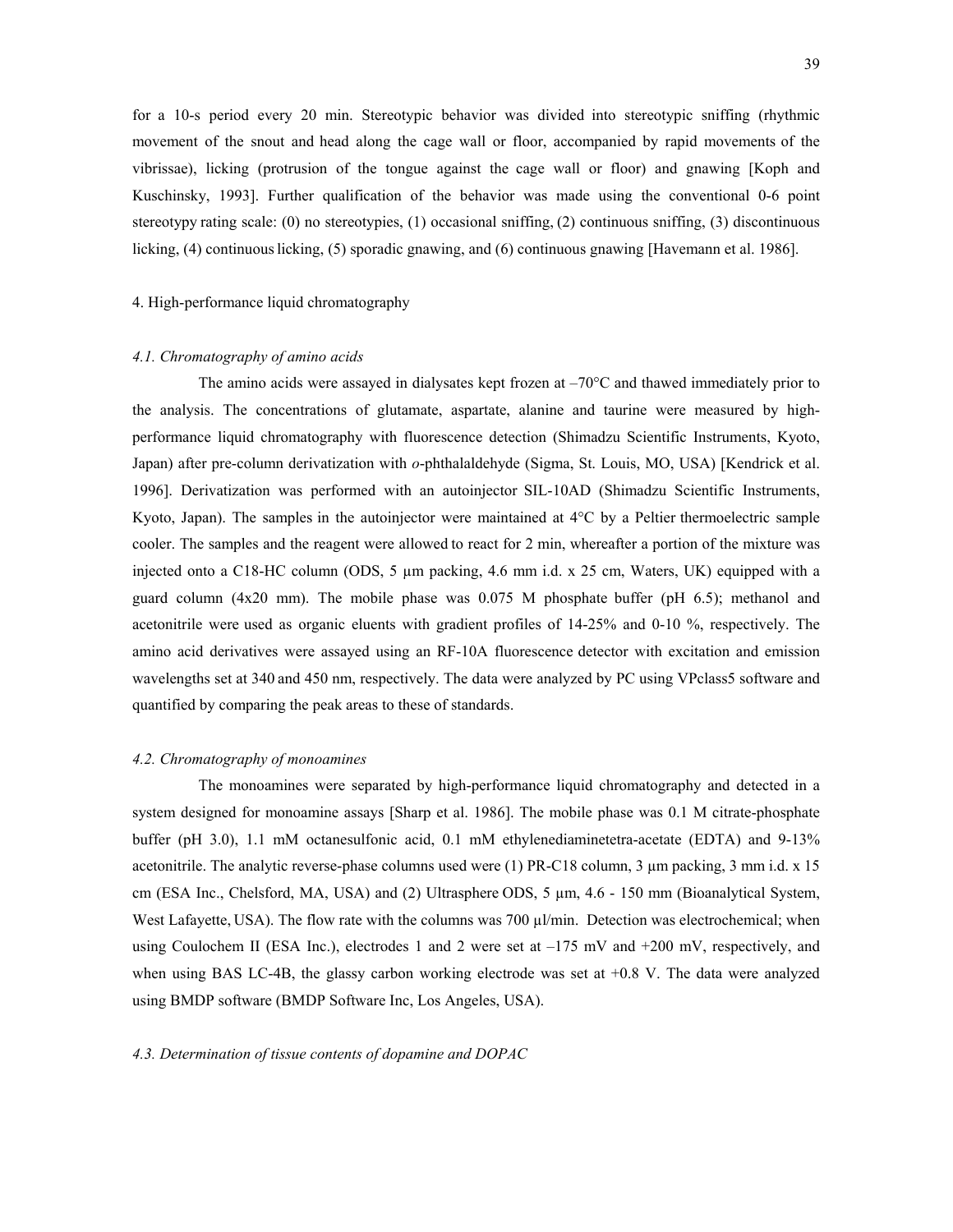for a 10-s period every 20 min. Stereotypic behavior was divided into stereotypic sniffing (rhythmic movement of the snout and head along the cage wall or floor, accompanied by rapid movements of the vibrissae), licking (protrusion of the tongue against the cage wall or floor) and gnawing [Koph and Kuschinsky, 1993]. Further qualification of the behavior was made using the conventional 0-6 point stereotypy rating scale: (0) no stereotypies, (1) occasional sniffing, (2) continuous sniffing, (3) discontinuous licking, (4) continuous licking, (5) sporadic gnawing, and (6) continuous gnawing [Havemann et al. 1986].

## 4. High-performance liquid chromatography

### *4.1. Chromatography of amino acids*

The amino acids were assayed in dialysates kept frozen at –70°C and thawed immediately prior to the analysis. The concentrations of glutamate, aspartate, alanine and taurine were measured by high-performance liquid chromatography with fluorescence detection (Shimadzu Scientific Instruments, Kyoto, Japan) after pre-column derivatization with *o*-phthalaldehyde (Sigma, St. Louis, MO, USA) [Kendrick et al. 1996]. Derivatization was performed with an autoinjector SIL-10AD (Shimadzu Scientific Instruments, Kyoto, Japan). The samples in the autoinjector were maintained at 4°C by a Peltier thermoelectric sample cooler. The samples and the reagent were allowed to react for 2 min, whereafter a portion of the mixture was injected onto a C18-HC column (ODS, 5 µm packing, 4.6 mm i.d. x 25 cm, Waters, UK) equipped with a guard column (4x20 mm). The mobile phase was 0.075 M phosphate buffer (pH 6.5); methanol and acetonitrile were used as organic eluents with gradient profiles of 14-25% and 0-10 %, respectively. The amino acid derivatives were assayed using an RF-10A fluorescence detector with excitation and emission wavelengths set at 340 and 450 nm, respectively. The data were analyzed by PC using VPclass5 software and quantified by comparing the peak areas to these of standards.

### *4.2. Chromatography of monoamines*

The monoamines were separated by high-performance liquid chromatography and detected in a system designed for monoamine assays [Sharp et al. 1986]. The mobile phase was 0.1 M citrate-phosphate buffer (pH 3.0), 1.1 mM octanesulfonic acid, 0.1 mM ethylenediaminetetra-acetate (EDTA) and 9-13% acetonitrile. The analytic reverse-phase columns used were (1) PR-C18 column, 3 µm packing, 3 mm i.d. x 15 cm (ESA Inc., Chelsford, MA, USA) and (2) Ultrasphere ODS, 5 µm, 4.6 - 150 mm (Bioanalytical System, West Lafayette, USA). The flow rate with the columns was 700 µl/min. Detection was electrochemical; when using Coulochem II (ESA Inc.), electrodes 1 and 2 were set at –175 mV and +200 mV, respectively, and when using BAS LC-4B, the glassy carbon working electrode was set at +0.8 V. The data were analyzed using BMDP software (BMDP Software Inc, Los Angeles, USA).

### *4.3. Determination of tissue contents of dopamine and DOPAC*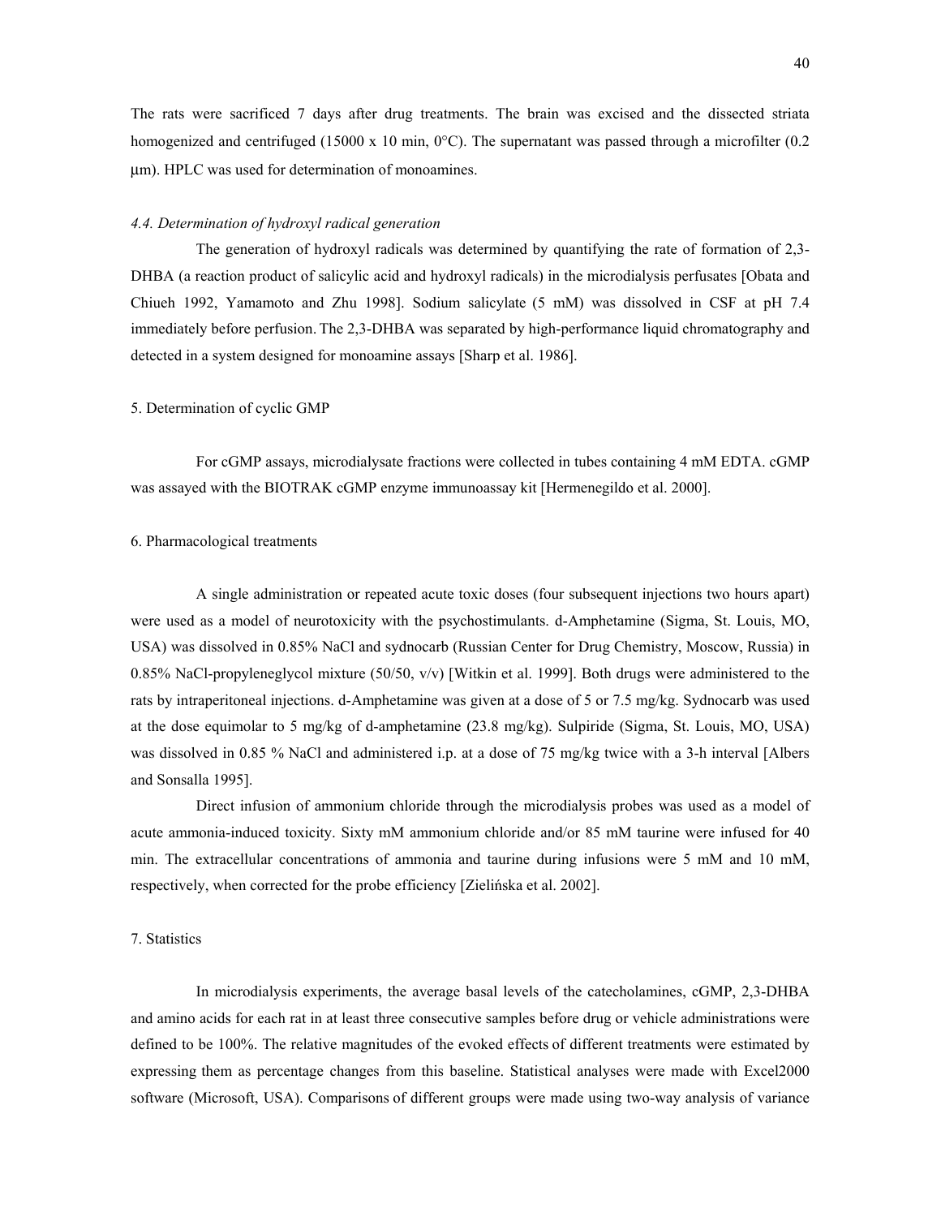The rats were sacrificed 7 days after drug treatments. The brain was excised and the dissected striata homogenized and centrifuged (15000 x 10 min, 0°C). The supernatant was passed through a microfilter (0.2 μm). HPLC was used for determination of monoamines.

#### *4.4. Determination of hydroxyl radical generation*

The generation of hydroxyl radicals was determined by quantifying the rate of formation of 2,3-DHBA (a reaction product of salicylic acid and hydroxyl radicals) in the microdialysis perfusates [Obata and Chiueh 1992, Yamamoto and Zhu 1998]. Sodium salicylate (5 mM) was dissolved in CSF at pH 7.4 immediately before perfusion. The 2,3-DHBA was separated by high-performance liquid chromatography and detected in a system designed for monoamine assays [Sharp et al. 1986].

### 5. Determination of cyclic GMP

For cGMP assays, microdialysate fractions were collected in tubes containing 4 mM EDTA. cGMP was assayed with the BIOTRAK cGMP enzyme immunoassay kit [Hermenegildo et al. 2000].

### 6. Pharmacological treatments

A single administration or repeated acute toxic doses (four subsequent injections two hours apart) were used as a model of neurotoxicity with the psychostimulants. d-Amphetamine (Sigma, St. Louis, MO, USA) was dissolved in 0.85% NaCl and sydnocarb (Russian Center for Drug Chemistry, Moscow, Russia) in 0.85% NaCl-propyleneglycol mixture (50/50, v/v) [Witkin et al. 1999]. Both drugs were administered to the rats by intraperitoneal injections. d-Amphetamine was given at a dose of 5 or 7.5 mg/kg. Sydnocarb was used at the dose equimolar to 5 mg/kg of d-amphetamine (23.8 mg/kg). Sulpiride (Sigma, St. Louis, MO, USA) was dissolved in 0.85 % NaCl and administered i.p. at a dose of 75 mg/kg twice with a 3-h interval [Albers and Sonsalla 1995].

Direct infusion of ammonium chloride through the microdialysis probes was used as a model of acute ammonia-induced toxicity. Sixty mM ammonium chloride and/or 85 mM taurine were infused for 40 min. The extracellular concentrations of ammonia and taurine during infusions were 5 mM and 10 mM, respectively, when corrected for the probe efficiency [Zielińska et al. 2002].

### 7. Statistics

In microdialysis experiments, the average basal levels of the catecholamines, cGMP, 2,3-DHBA and amino acids for each rat in at least three consecutive samples before drug or vehicle administrations were defined to be 100%. The relative magnitudes of the evoked effects of different treatments were estimated by expressing them as percentage changes from this baseline. Statistical analyses were made with Excel2000 software (Microsoft, USA). Comparisons of different groups were made using two-way analysis of variance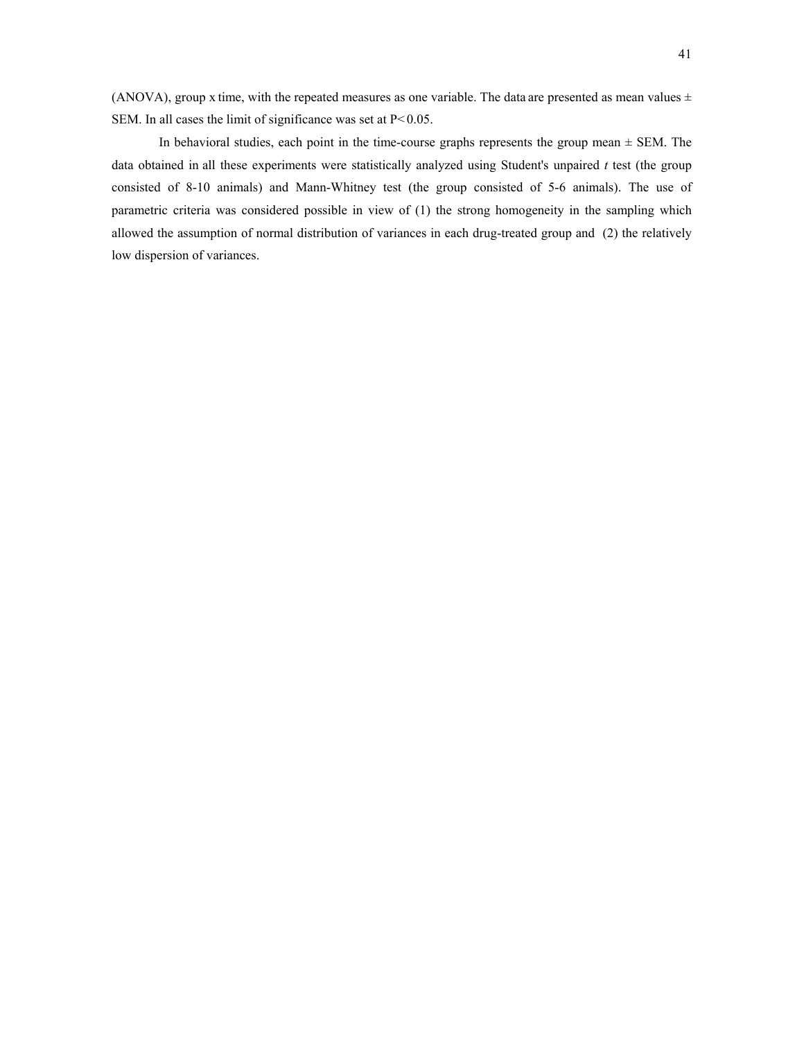(ANOVA), group x time, with the repeated measures as one variable. The data are presented as mean values ± SEM. In all cases the limit of significance was set at $P < 0.05$.

In behavioral studies, each point in the time-course graphs represents the group mean ± SEM. The data obtained in all these experiments were statistically analyzed using Student's unpaired *t* test (the group consisted of 8-10 animals) and Mann-Whitney test (the group consisted of 5-6 animals). The use of parametric criteria was considered possible in view of (1) the strong homogeneity in the sampling which allowed the assumption of normal distribution of variances in each drug-treated group and (2) the relatively low dispersion of variances.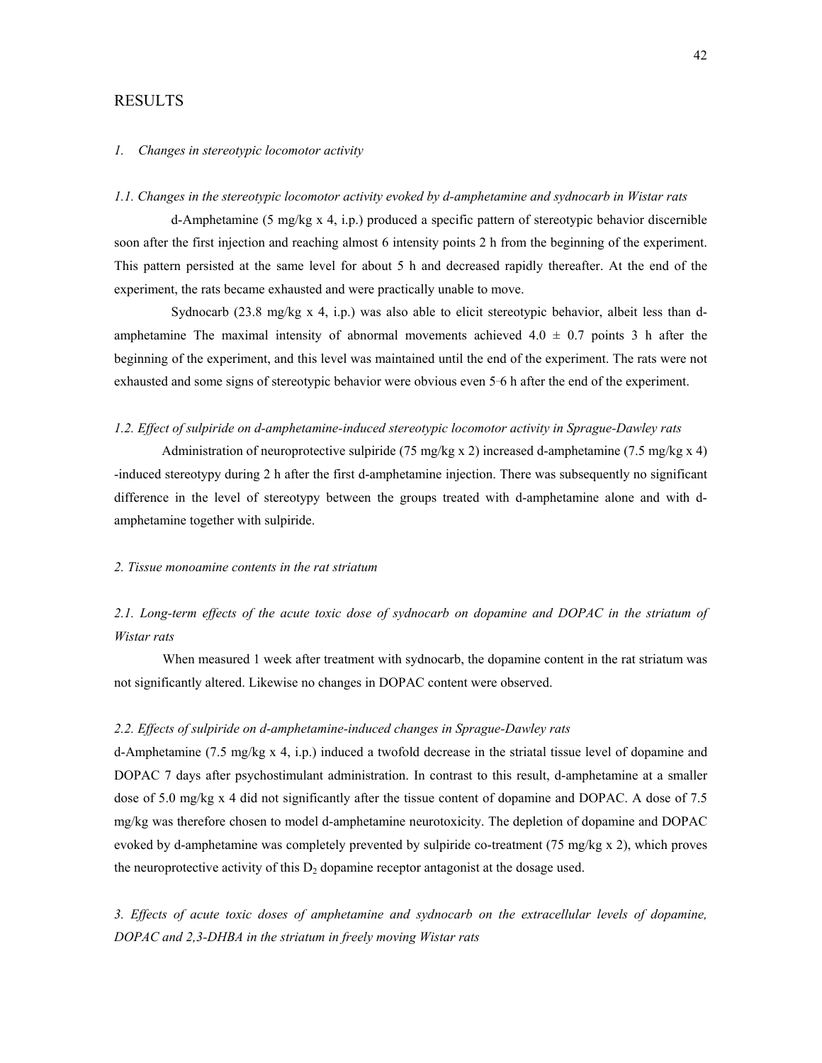# RESULTS

*1. Changes in stereotypic locomotor activity*

*1.1. Changes in the stereotypic locomotor activity evoked by d-amphetamine and sydnocarb in Wistar rats*

d-Amphetamine (5 mg/kg x 4, i.p.) produced a specific pattern of stereotypic behavior discernible soon after the first injection and reaching almost 6 intensity points 2 h from the beginning of the experiment. This pattern persisted at the same level for about 5 h and decreased rapidly thereafter. At the end of the experiment, the rats became exhausted and were practically unable to move.

Sydnocarb (23.8 mg/kg x 4, i.p.) was also able to elicit stereotypic behavior, albeit less than d-amphetamine The maximal intensity of abnormal movements achieved $4.0 \pm 0.7$ points 3 h after the beginning of the experiment, and this level was maintained until the end of the experiment. The rats were not exhausted and some signs of stereotypic behavior were obvious even 5–6 h after the end of the experiment.

*1.2. Effect of sulpiride on d-amphetamine-induced stereotypic locomotor activity in Sprague-Dawley rats*

Administration of neuroprotective sulpiride (75 mg/kg x 2) increased d-amphetamine (7.5 mg/kg x 4) -induced stereotypy during 2 h after the first d-amphetamine injection. There was subsequently no significant difference in the level of stereotypy between the groups treated with d-amphetamine alone and with d-amphetamine together with sulpiride.

*2. Tissue monoamine contents in the rat striatum*

*2.1. Long-term effects of the acute toxic dose of sydnocarb on dopamine and DOPAC in the striatum of Wistar rats*

When measured 1 week after treatment with sydnocarb, the dopamine content in the rat striatum was not significantly altered. Likewise no changes in DOPAC content were observed.

*2.2. Effects of sulpiride on d-amphetamine-induced changes in Sprague-Dawley rats*

d-Amphetamine (7.5 mg/kg x 4, i.p.) induced a twofold decrease in the striatal tissue level of dopamine and DOPAC 7 days after psychostimulant administration. In contrast to this result, d-amphetamine at a smaller dose of 5.0 mg/kg x 4 did not significantly after the tissue content of dopamine and DOPAC. A dose of 7.5 mg/kg was therefore chosen to model d-amphetamine neurotoxicity. The depletion of dopamine and DOPAC evoked by d-amphetamine was completely prevented by sulpiride co-treatment (75 mg/kg x 2), which proves the neuroprotective activity of this $D_2$ dopamine receptor antagonist at the dosage used.

*3. Effects of acute toxic doses of amphetamine and sydnocarb on the extracellular levels of dopamine, DOPAC and 2,3-DHBA in the striatum in freely moving Wistar rats*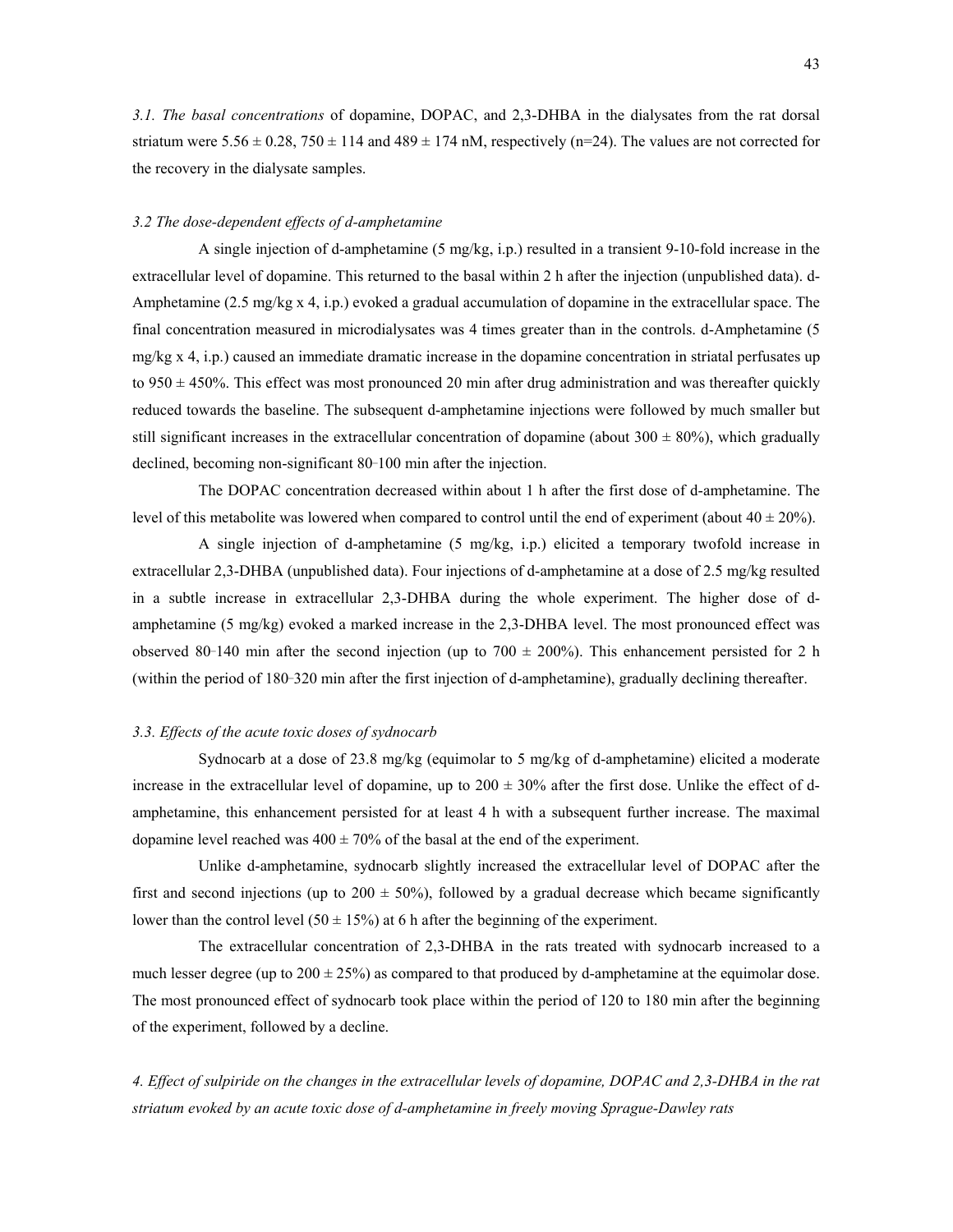*3.1. The basal concentrations* of dopamine, DOPAC, and 2,3-DHBA in the dialysates from the rat dorsal striatum were 5.56 ± 0.28, 750 ± 114 and 489 ± 174 nM, respectively (n=24). The values are not corrected for the recovery in the dialysate samples.

*3.2 The dose-dependent effects of d-amphetamine*

A single injection of d-amphetamine (5 mg/kg, i.p.) resulted in a transient 9-10-fold increase in the extracellular level of dopamine. This returned to the basal within 2 h after the injection (unpublished data). d-Amphetamine (2.5 mg/kg x 4, i.p.) evoked a gradual accumulation of dopamine in the extracellular space. The final concentration measured in microdialysates was 4 times greater than in the controls. d-Amphetamine (5 mg/kg x 4, i.p.) caused an immediate dramatic increase in the dopamine concentration in striatal perfusates up to 950 ± 450%. This effect was most pronounced 20 min after drug administration and was thereafter quickly reduced towards the baseline. The subsequent d-amphetamine injections were followed by much smaller but still significant increases in the extracellular concentration of dopamine (about 300 ± 80%), which gradually declined, becoming non-significant 80–100 min after the injection.

The DOPAC concentration decreased within about 1 h after the first dose of d-amphetamine. The level of this metabolite was lowered when compared to control until the end of experiment (about 40 ± 20%).

A single injection of d-amphetamine (5 mg/kg, i.p.) elicited a temporary twofold increase in extracellular 2,3-DHBA (unpublished data). Four injections of d-amphetamine at a dose of 2.5 mg/kg resulted in a subtle increase in extracellular 2,3-DHBA during the whole experiment. The higher dose of d-amphetamine (5 mg/kg) evoked a marked increase in the 2,3-DHBA level. The most pronounced effect was observed 80–140 min after the second injection (up to 700 ± 200%). This enhancement persisted for 2 h (within the period of 180–320 min after the first injection of d-amphetamine), gradually declining thereafter.

*3.3. Effects of the acute toxic doses of sydnocarb*

Sydnocarb at a dose of 23.8 mg/kg (equimolar to 5 mg/kg of d-amphetamine) elicited a moderate increase in the extracellular level of dopamine, up to 200 ± 30% after the first dose. Unlike the effect of d-amphetamine, this enhancement persisted for at least 4 h with a subsequent further increase. The maximal dopamine level reached was 400 ± 70% of the basal at the end of the experiment.

Unlike d-amphetamine, sydnocarb slightly increased the extracellular level of DOPAC after the first and second injections (up to 200 ± 50%), followed by a gradual decrease which became significantly lower than the control level (50 ± 15%) at 6 h after the beginning of the experiment.

The extracellular concentration of 2,3-DHBA in the rats treated with sydnocarb increased to a much lesser degree (up to 200 ± 25%) as compared to that produced by d-amphetamine at the equimolar dose. The most pronounced effect of sydnocarb took place within the period of 120 to 180 min after the beginning of the experiment, followed by a decline.

*4. Effect of sulpiride on the changes in the extracellular levels of dopamine, DOPAC and 2,3-DHBA in the rat striatum evoked by an acute toxic dose of d-amphetamine in freely moving Sprague-Dawley rats*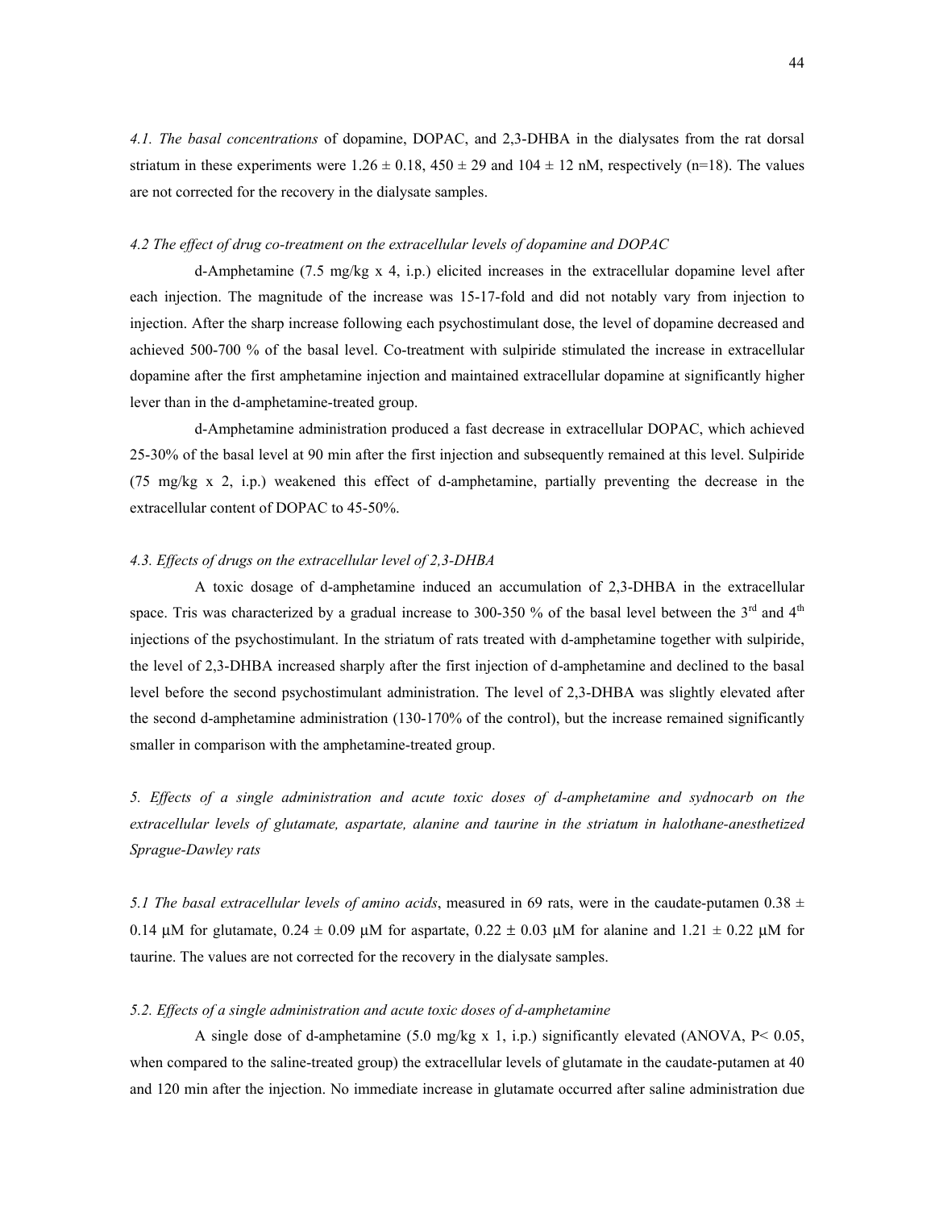*4.1. The basal concentrations* of dopamine, DOPAC, and 2,3-DHBA in the dialysates from the rat dorsal striatum in these experiments were 1.26 ± 0.18, 450 ± 29 and 104 ± 12 nM, respectively (n=18). The values are not corrected for the recovery in the dialysate samples.

*4.2 The effect of drug co-treatment on the extracellular levels of dopamine and DOPAC*

d-Amphetamine (7.5 mg/kg x 4, i.p.) elicited increases in the extracellular dopamine level after each injection. The magnitude of the increase was 15-17-fold and did not notably vary from injection to injection. After the sharp increase following each psychostimulant dose, the level of dopamine decreased and achieved 500-700 % of the basal level. Co-treatment with sulpiride stimulated the increase in extracellular dopamine after the first amphetamine injection and maintained extracellular dopamine at significantly higher lever than in the d-amphetamine-treated group.

d-Amphetamine administration produced a fast decrease in extracellular DOPAC, which achieved 25-30% of the basal level at 90 min after the first injection and subsequently remained at this level. Sulpiride (75 mg/kg x 2, i.p.) weakened this effect of d-amphetamine, partially preventing the decrease in the extracellular content of DOPAC to 45-50%.

*4.3. Effects of drugs on the extracellular level of 2,3-DHBA*

A toxic dosage of d-amphetamine induced an accumulation of 2,3-DHBA in the extracellular space. Tris was characterized by a gradual increase to 300-350 % of the basal level between the 3rd and 4th injections of the psychostimulant. In the striatum of rats treated with d-amphetamine together with sulpiride, the level of 2,3-DHBA increased sharply after the first injection of d-amphetamine and declined to the basal level before the second psychostimulant administration. The level of 2,3-DHBA was slightly elevated after the second d-amphetamine administration (130-170% of the control), but the increase remained significantly smaller in comparison with the amphetamine-treated group.

*5. Effects of a single administration and acute toxic doses of d-amphetamine and sydnocarb on the extracellular levels of glutamate, aspartate, alanine and taurine in the striatum in halothane-anesthetized Sprague-Dawley rats*

*5.1 The basal extracellular levels of amino acids*, measured in 69 rats, were in the caudate-putamen 0.38 ± 0.14 μM for glutamate, 0.24 ± 0.09 μM for aspartate, 0.22 ± 0.03 μM for alanine and 1.21 ± 0.22 μM for taurine. The values are not corrected for the recovery in the dialysate samples.

*5.2. Effects of a single administration and acute toxic doses of d-amphetamine*

A single dose of d-amphetamine (5.0 mg/kg x 1, i.p.) significantly elevated (ANOVA, $P < 0.05$, when compared to the saline-treated group) the extracellular levels of glutamate in the caudate-putamen at 40 and 120 min after the injection. No immediate increase in glutamate occurred after saline administration due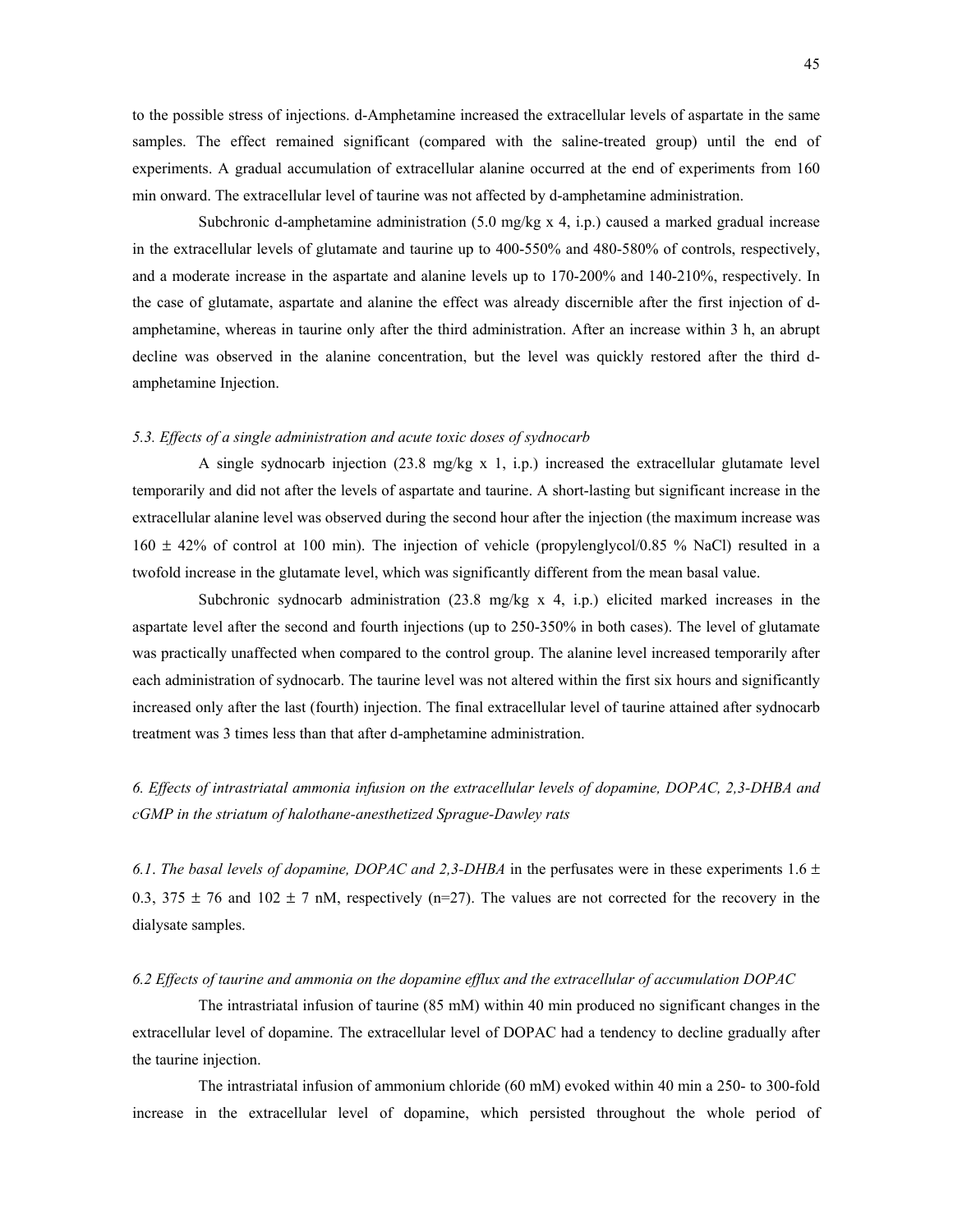to the possible stress of injections. d-Amphetamine increased the extracellular levels of aspartate in the same samples. The effect remained significant (compared with the saline-treated group) until the end of experiments. A gradual accumulation of extracellular alanine occurred at the end of experiments from 160 min onward. The extracellular level of taurine was not affected by d-amphetamine administration.

Subchronic d-amphetamine administration (5.0 mg/kg x 4, i.p.) caused a marked gradual increase in the extracellular levels of glutamate and taurine up to 400-550% and 480-580% of controls, respectively, and a moderate increase in the aspartate and alanine levels up to 170-200% and 140-210%, respectively. In the case of glutamate, aspartate and alanine the effect was already discernible after the first injection of d-amphetamine, whereas in taurine only after the third administration. After an increase within 3 h, an abrupt decline was observed in the alanine concentration, but the level was quickly restored after the third d-amphetamine Injection.

### *5.3. Effects of a single administration and acute toxic doses of sydnocarb*

A single sydnocarb injection (23.8 mg/kg x 1, i.p.) increased the extracellular glutamate level temporarily and did not after the levels of aspartate and taurine. A short-lasting but significant increase in the extracellular alanine level was observed during the second hour after the injection (the maximum increase was 160 ± 42% of control at 100 min). The injection of vehicle (propylenglycol/0.85 % NaCl) resulted in a twofold increase in the glutamate level, which was significantly different from the mean basal value.

Subchronic sydnocarb administration (23.8 mg/kg x 4, i.p.) elicited marked increases in the aspartate level after the second and fourth injections (up to 250-350% in both cases). The level of glutamate was practically unaffected when compared to the control group. The alanine level increased temporarily after each administration of sydnocarb. The taurine level was not altered within the first six hours and significantly increased only after the last (fourth) injection. The final extracellular level of taurine attained after sydnocarb treatment was 3 times less than that after d-amphetamine administration.

## *6. Effects of intrastriatal ammonia infusion on the extracellular levels of dopamine, DOPAC, 2,3-DHBA and cGMP in the striatum of halothane-anesthetized Sprague-Dawley rats*

*6.1. The basal levels of dopamine, DOPAC and 2,3-DHBA* in the perfusates were in these experiments 1.6 ± 0.3, 375 ± 76 and 102 ± 7 nM, respectively (n=27). The values are not corrected for the recovery in the dialysate samples.

### *6.2 Effects of taurine and ammonia on the dopamine efflux and the extracellular of accumulation DOPAC*

The intrastriatal infusion of taurine (85 mM) within 40 min produced no significant changes in the extracellular level of dopamine. The extracellular level of DOPAC had a tendency to decline gradually after the taurine injection.

The intrastriatal infusion of ammonium chloride (60 mM) evoked within 40 min a 250- to 300-fold increase in the extracellular level of dopamine, which persisted throughout the whole period of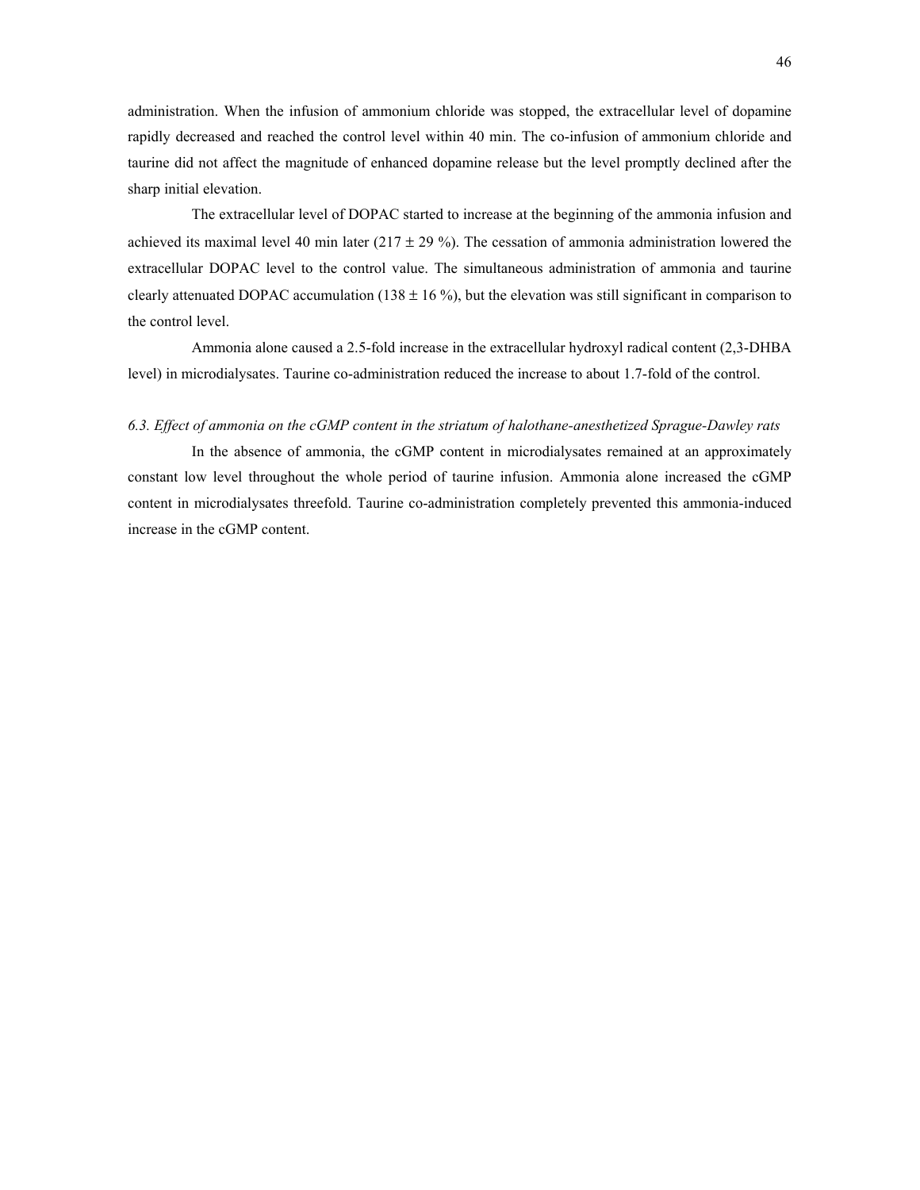administration. When the infusion of ammonium chloride was stopped, the extracellular level of dopamine rapidly decreased and reached the control level within 40 min. The co-infusion of ammonium chloride and taurine did not affect the magnitude of enhanced dopamine release but the level promptly declined after the sharp initial elevation.

The extracellular level of DOPAC started to increase at the beginning of the ammonia infusion and achieved its maximal level 40 min later (217 ± 29 %). The cessation of ammonia administration lowered the extracellular DOPAC level to the control value. The simultaneous administration of ammonia and taurine clearly attenuated DOPAC accumulation (138 ± 16 %), but the elevation was still significant in comparison to the control level.

Ammonia alone caused a 2.5-fold increase in the extracellular hydroxyl radical content (2,3-DHBA level) in microdialysates. Taurine co-administration reduced the increase to about 1.7-fold of the control.

### *6.3. Effect of ammonia on the cGMP content in the striatum of halothane-anesthetized Sprague-Dawley rats*

In the absence of ammonia, the cGMP content in microdialysates remained at an approximately constant low level throughout the whole period of taurine infusion. Ammonia alone increased the cGMP content in microdialysates threefold. Taurine co-administration completely prevented this ammonia-induced increase in the cGMP content.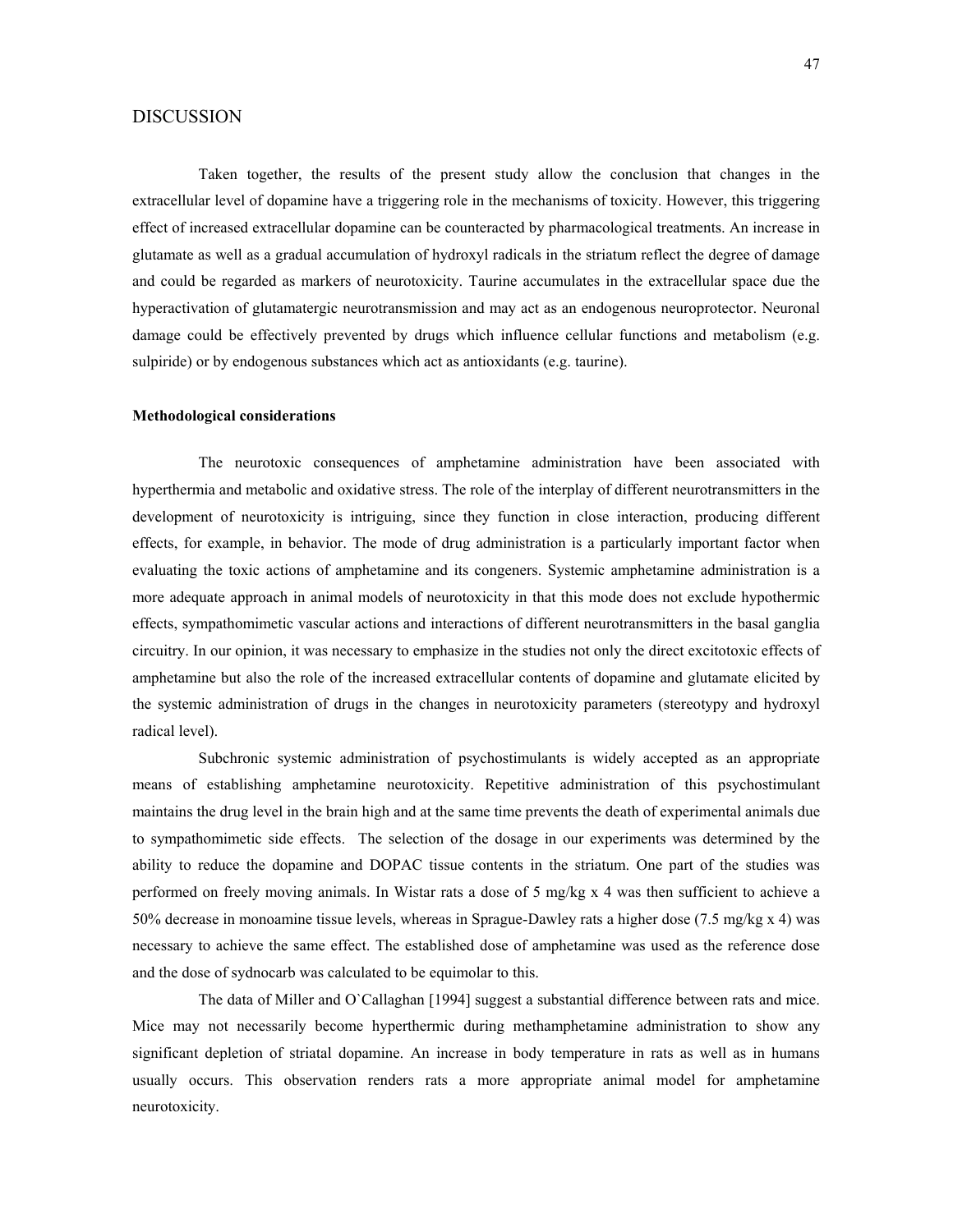# DISCUSSION

Taken together, the results of the present study allow the conclusion that changes in the extracellular level of dopamine have a triggering role in the mechanisms of toxicity. However, this triggering effect of increased extracellular dopamine can be counteracted by pharmacological treatments. An increase in glutamate as well as a gradual accumulation of hydroxyl radicals in the striatum reflect the degree of damage and could be regarded as markers of neurotoxicity. Taurine accumulates in the extracellular space due the hyperactivation of glutamatergic neurotransmission and may act as an endogenous neuroprotector. Neuronal damage could be effectively prevented by drugs which influence cellular functions and metabolism (e.g. sulpiride) or by endogenous substances which act as antioxidants (e.g. taurine).

**Methodological considerations**

The neurotoxic consequences of amphetamine administration have been associated with hyperthermia and metabolic and oxidative stress. The role of the interplay of different neurotransmitters in the development of neurotoxicity is intriguing, since they function in close interaction, producing different effects, for example, in behavior. The mode of drug administration is a particularly important factor when evaluating the toxic actions of amphetamine and its congeners. Systemic amphetamine administration is a more adequate approach in animal models of neurotoxicity in that this mode does not exclude hypothermic effects, sympathomimetic vascular actions and interactions of different neurotransmitters in the basal ganglia circuitry. In our opinion, it was necessary to emphasize in the studies not only the direct excitotoxic effects of amphetamine but also the role of the increased extracellular contents of dopamine and glutamate elicited by the systemic administration of drugs in the changes in neurotoxicity parameters (stereotypy and hydroxyl radical level).

Subchronic systemic administration of psychostimulants is widely accepted as an appropriate means of establishing amphetamine neurotoxicity. Repetitive administration of this psychostimulant maintains the drug level in the brain high and at the same time prevents the death of experimental animals due to sympathomimetic side effects. The selection of the dosage in our experiments was determined by the ability to reduce the dopamine and DOPAC tissue contents in the striatum. One part of the studies was performed on freely moving animals. In Wistar rats a dose of 5 mg/kg x 4 was then sufficient to achieve a 50% decrease in monoamine tissue levels, whereas in Sprague-Dawley rats a higher dose (7.5 mg/kg x 4) was necessary to achieve the same effect. The established dose of amphetamine was used as the reference dose and the dose of sydnocarb was calculated to be equimolar to this.

The data of Miller and O`Callaghan [1994] suggest a substantial difference between rats and mice. Mice may not necessarily become hyperthermic during methamphetamine administration to show any significant depletion of striatal dopamine. An increase in body temperature in rats as well as in humans usually occurs. This observation renders rats a more appropriate animal model for amphetamine neurotoxicity.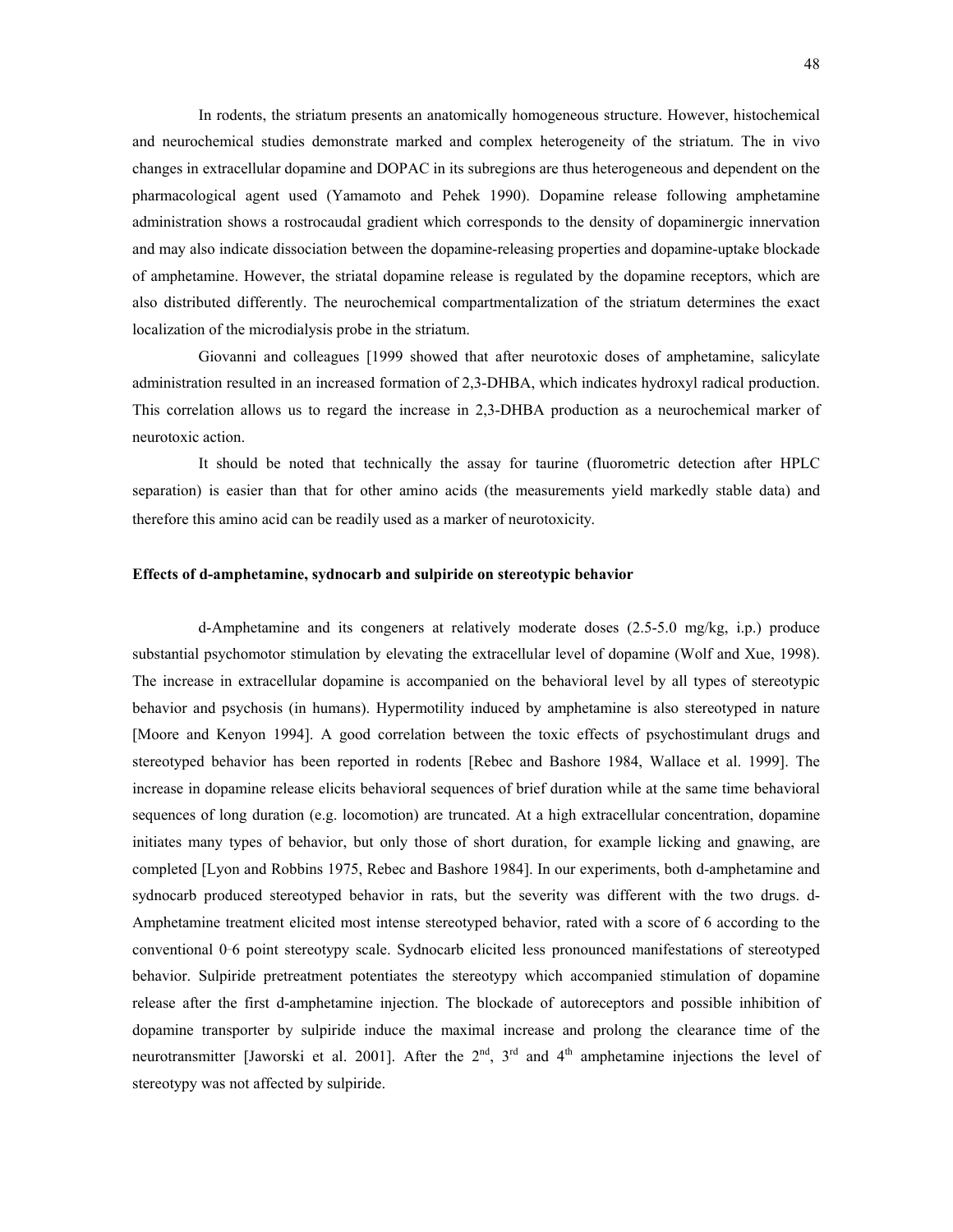In rodents, the striatum presents an anatomically homogeneous structure. However, histochemical and neurochemical studies demonstrate marked and complex heterogeneity of the striatum. The in vivo changes in extracellular dopamine and DOPAC in its subregions are thus heterogeneous and dependent on the pharmacological agent used (Yamamoto and Pehek 1990). Dopamine release following amphetamine administration shows a rostrocaudal gradient which corresponds to the density of dopaminergic innervation and may also indicate dissociation between the dopamine-releasing properties and dopamine-uptake blockade of amphetamine. However, the striatal dopamine release is regulated by the dopamine receptors, which are also distributed differently. The neurochemical compartmentalization of the striatum determines the exact localization of the microdialysis probe in the striatum.

Giovanni and colleagues [1999 showed that after neurotoxic doses of amphetamine, salicylate administration resulted in an increased formation of 2,3-DHBA, which indicates hydroxyl radical production. This correlation allows us to regard the increase in 2,3-DHBA production as a neurochemical marker of neurotoxic action.

It should be noted that technically the assay for taurine (fluorometric detection after HPLC separation) is easier than that for other amino acids (the measurements yield markedly stable data) and therefore this amino acid can be readily used as a marker of neurotoxicity.

**Effects of d-amphetamine, sydnocarb and sulpiride on stereotypic behavior**

d-Amphetamine and its congeners at relatively moderate doses (2.5-5.0 mg/kg, i.p.) produce substantial psychomotor stimulation by elevating the extracellular level of dopamine (Wolf and Xue, 1998). The increase in extracellular dopamine is accompanied on the behavioral level by all types of stereotypic behavior and psychosis (in humans). Hypermotility induced by amphetamine is also stereotyped in nature [Moore and Kenyon 1994]. A good correlation between the toxic effects of psychostimulant drugs and stereotyped behavior has been reported in rodents [Rebec and Bashore 1984, Wallace et al. 1999]. The increase in dopamine release elicits behavioral sequences of brief duration while at the same time behavioral sequences of long duration (e.g. locomotion) are truncated. At a high extracellular concentration, dopamine initiates many types of behavior, but only those of short duration, for example licking and gnawing, are completed [Lyon and Robbins 1975, Rebec and Bashore 1984]. In our experiments, both d-amphetamine and sydnocarb produced stereotyped behavior in rats, but the severity was different with the two drugs. d-Amphetamine treatment elicited most intense stereotyped behavior, rated with a score of 6 according to the conventional 0–6 point stereotypy scale. Sydnocarb elicited less pronounced manifestations of stereotyped behavior. Sulpiride pretreatment potentiates the stereotypy which accompanied stimulation of dopamine release after the first d-amphetamine injection. The blockade of autoreceptors and possible inhibition of dopamine transporter by sulpiride induce the maximal increase and prolong the clearance time of the neurotransmitter [Jaworski et al. 2001]. After the 2nd, 3rd and 4th amphetamine injections the level of stereotypy was not affected by sulpiride.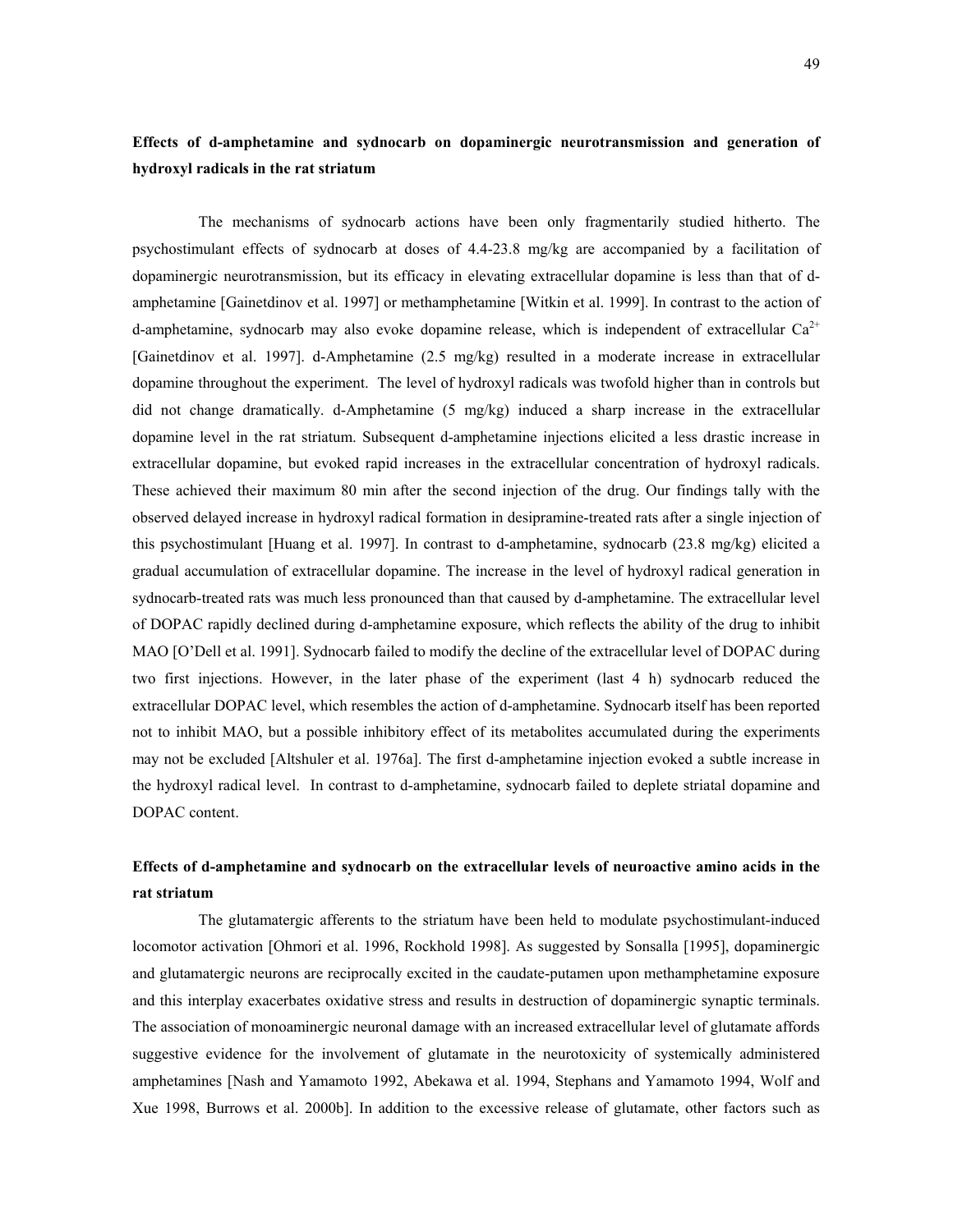**Effects of d-amphetamine and sydnocarb on dopaminergic neurotransmission and generation of hydroxyl radicals in the rat striatum**

The mechanisms of sydnocarb actions have been only fragmentarily studied hitherto. The psychostimulant effects of sydnocarb at doses of 4.4-23.8 mg/kg are accompanied by a facilitation of dopaminergic neurotransmission, but its efficacy in elevating extracellular dopamine is less than that of d-amphetamine [Gainetdinov et al. 1997] or methamphetamine [Witkin et al. 1999]. In contrast to the action of d-amphetamine, sydnocarb may also evoke dopamine release, which is independent of extracellular $Ca^{2+}$ [Gainetdinov et al. 1997]. d-Amphetamine (2.5 mg/kg) resulted in a moderate increase in extracellular dopamine throughout the experiment. The level of hydroxyl radicals was twofold higher than in controls but did not change dramatically. d-Amphetamine (5 mg/kg) induced a sharp increase in the extracellular dopamine level in the rat striatum. Subsequent d-amphetamine injections elicited a less drastic increase in extracellular dopamine, but evoked rapid increases in the extracellular concentration of hydroxyl radicals. These achieved their maximum 80 min after the second injection of the drug. Our findings tally with the observed delayed increase in hydroxyl radical formation in desipramine-treated rats after a single injection of this psychostimulant [Huang et al. 1997]. In contrast to d-amphetamine, sydnocarb (23.8 mg/kg) elicited a gradual accumulation of extracellular dopamine. The increase in the level of hydroxyl radical generation in sydnocarb-treated rats was much less pronounced than that caused by d-amphetamine. The extracellular level of DOPAC rapidly declined during d-amphetamine exposure, which reflects the ability of the drug to inhibit MAO [O'Dell et al. 1991]. Sydnocarb failed to modify the decline of the extracellular level of DOPAC during two first injections. However, in the later phase of the experiment (last 4 h) sydnocarb reduced the extracellular DOPAC level, which resembles the action of d-amphetamine. Sydnocarb itself has been reported not to inhibit MAO, but a possible inhibitory effect of its metabolites accumulated during the experiments may not be excluded [Altshuler et al. 1976a]. The first d-amphetamine injection evoked a subtle increase in the hydroxyl radical level. In contrast to d-amphetamine, sydnocarb failed to deplete striatal dopamine and DOPAC content.

**Effects of d-amphetamine and sydnocarb on the extracellular levels of neuroactive amino acids in the rat striatum**

The glutamatergic afferents to the striatum have been held to modulate psychostimulant-induced locomotor activation [Ohmori et al. 1996, Rockhold 1998]. As suggested by Sonsalla [1995], dopaminergic and glutamatergic neurons are reciprocally excited in the caudate-putamen upon methamphetamine exposure and this interplay exacerbates oxidative stress and results in destruction of dopaminergic synaptic terminals. The association of monoaminergic neuronal damage with an increased extracellular level of glutamate affords suggestive evidence for the involvement of glutamate in the neurotoxicity of systemically administered amphetamines [Nash and Yamamoto 1992, Abekawa et al. 1994, Stephans and Yamamoto 1994, Wolf and Xue 1998, Burrows et al. 2000b]. In addition to the excessive release of glutamate, other factors such as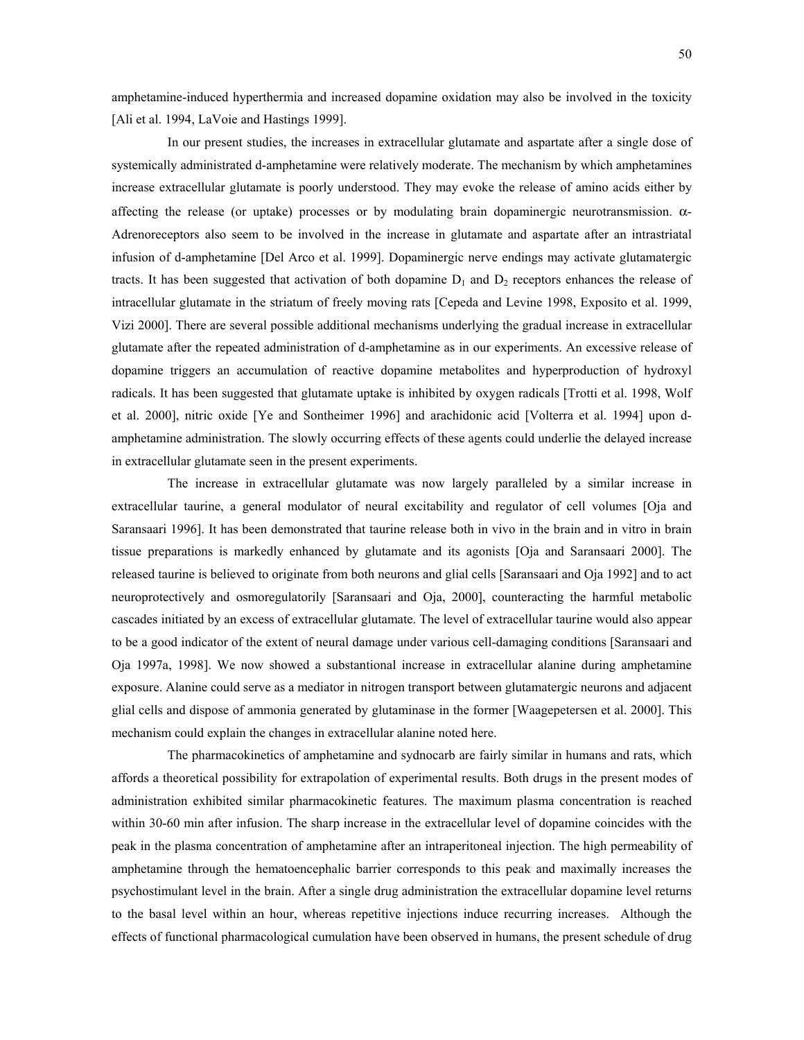amphetamine-induced hyperthermia and increased dopamine oxidation may also be involved in the toxicity [Ali et al. 1994, LaVoie and Hastings 1999].

In our present studies, the increases in extracellular glutamate and aspartate after a single dose of systemically administrated d-amphetamine were relatively moderate. The mechanism by which amphetamines increase extracellular glutamate is poorly understood. They may evoke the release of amino acids either by affecting the release (or uptake) processes or by modulating brain dopaminergic neurotransmission. $\alpha$-Adrenoreceptors also seem to be involved in the increase in glutamate and aspartate after an intrastriatal infusion of d-amphetamine [Del Arco et al. 1999]. Dopaminergic nerve endings may activate glutamatergic tracts. It has been suggested that activation of both dopamine $D_1$ and $D_2$ receptors enhances the release of intracellular glutamate in the striatum of freely moving rats [Cepeda and Levine 1998, Exposito et al. 1999, Vizi 2000]. There are several possible additional mechanisms underlying the gradual increase in extracellular glutamate after the repeated administration of d-amphetamine as in our experiments. An excessive release of dopamine triggers an accumulation of reactive dopamine metabolites and hyperproduction of hydroxyl radicals. It has been suggested that glutamate uptake is inhibited by oxygen radicals [Trotti et al. 1998, Wolf et al. 2000], nitric oxide [Ye and Sontheimer 1996] and arachidonic acid [Volterra et al. 1994] upon d-amphetamine administration. The slowly occurring effects of these agents could underlie the delayed increase in extracellular glutamate seen in the present experiments.

The increase in extracellular glutamate was now largely paralleled by a similar increase in extracellular taurine, a general modulator of neural excitability and regulator of cell volumes [Oja and Saransaari 1996]. It has been demonstrated that taurine release both in vivo in the brain and in vitro in brain tissue preparations is markedly enhanced by glutamate and its agonists [Oja and Saransaari 2000]. The released taurine is believed to originate from both neurons and glial cells [Saransaari and Oja 1992] and to act neuroprotectively and osmoregulatorily [Saransaari and Oja, 2000], counteracting the harmful metabolic cascades initiated by an excess of extracellular glutamate. The level of extracellular taurine would also appear to be a good indicator of the extent of neural damage under various cell-damaging conditions [Saransaari and Oja 1997a, 1998]. We now showed a substantional increase in extracellular alanine during amphetamine exposure. Alanine could serve as a mediator in nitrogen transport between glutamatergic neurons and adjacent glial cells and dispose of ammonia generated by glutaminase in the former [Waagepetersen et al. 2000]. This mechanism could explain the changes in extracellular alanine noted here.

The pharmacokinetics of amphetamine and sydnocarb are fairly similar in humans and rats, which affords a theoretical possibility for extrapolation of experimental results. Both drugs in the present modes of administration exhibited similar pharmacokinetic features. The maximum plasma concentration is reached within 30-60 min after infusion. The sharp increase in the extracellular level of dopamine coincides with the peak in the plasma concentration of amphetamine after an intraperitoneal injection. The high permeability of amphetamine through the hematoencephalic barrier corresponds to this peak and maximally increases the psychostimulant level in the brain. After a single drug administration the extracellular dopamine level returns to the basal level within an hour, whereas repetitive injections induce recurring increases. Although the effects of functional pharmacological cumulation have been observed in humans, the present schedule of drug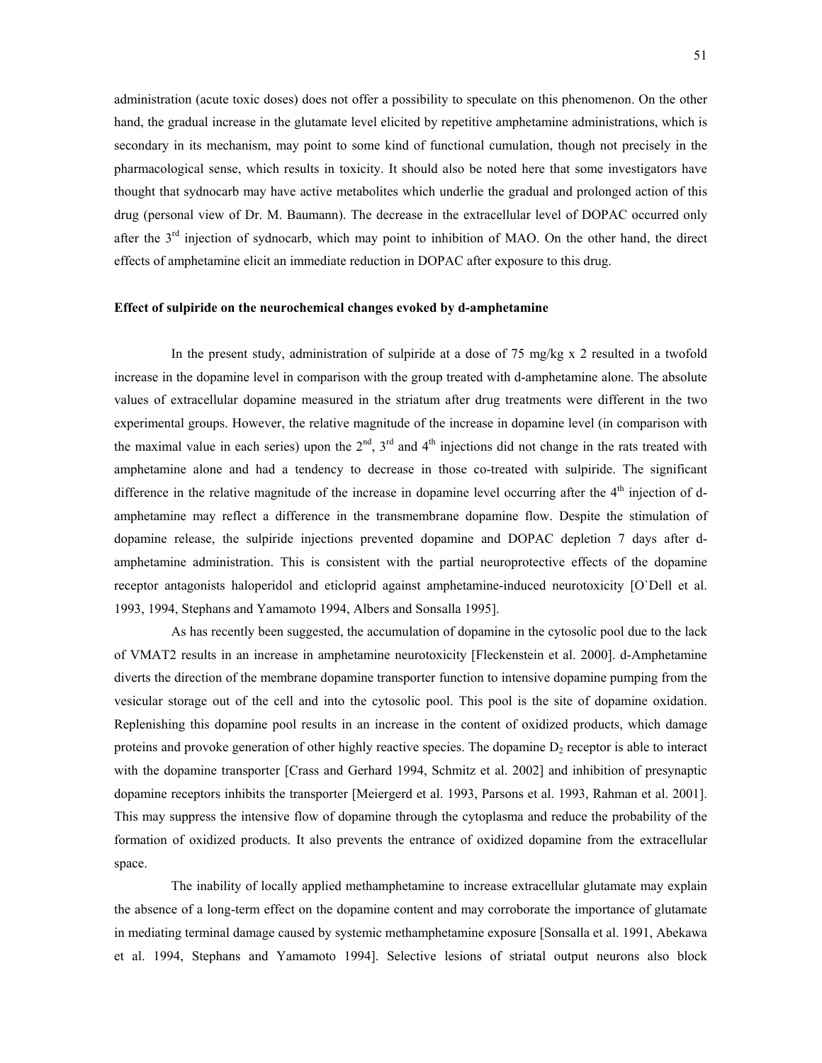administration (acute toxic doses) does not offer a possibility to speculate on this phenomenon. On the other hand, the gradual increase in the glutamate level elicited by repetitive amphetamine administrations, which is secondary in its mechanism, may point to some kind of functional cumulation, though not precisely in the pharmacological sense, which results in toxicity. It should also be noted here that some investigators have thought that sydnocarb may have active metabolites which underlie the gradual and prolonged action of this drug (personal view of Dr. M. Baumann). The decrease in the extracellular level of DOPAC occurred only after the 3rd injection of sydnocarb, which may point to inhibition of MAO. On the other hand, the direct effects of amphetamine elicit an immediate reduction in DOPAC after exposure to this drug.

**Effect of sulpiride on the neurochemical changes evoked by d-amphetamine**

In the present study, administration of sulpiride at a dose of 75 mg/kg x 2 resulted in a twofold increase in the dopamine level in comparison with the group treated with d-amphetamine alone. The absolute values of extracellular dopamine measured in the striatum after drug treatments were different in the two experimental groups. However, the relative magnitude of the increase in dopamine level (in comparison with the maximal value in each series) upon the 2nd, 3rd and 4th injections did not change in the rats treated with amphetamine alone and had a tendency to decrease in those co-treated with sulpiride. The significant difference in the relative magnitude of the increase in dopamine level occurring after the 4th injection of d-amphetamine may reflect a difference in the transmembrane dopamine flow. Despite the stimulation of dopamine release, the sulpiride injections prevented dopamine and DOPAC depletion 7 days after d-amphetamine administration. This is consistent with the partial neuroprotective effects of the dopamine receptor antagonists haloperidol and eticloprid against amphetamine-induced neurotoxicity [O`Dell et al. 1993, 1994, Stephans and Yamamoto 1994, Albers and Sonsalla 1995].

As has recently been suggested, the accumulation of dopamine in the cytosolic pool due to the lack of VMAT2 results in an increase in amphetamine neurotoxicity [Fleckenstein et al. 2000]. d-Amphetamine diverts the direction of the membrane dopamine transporter function to intensive dopamine pumping from the vesicular storage out of the cell and into the cytosolic pool. This pool is the site of dopamine oxidation. Replenishing this dopamine pool results in an increase in the content of oxidized products, which damage proteins and provoke generation of other highly reactive species. The dopamine $D_2$ receptor is able to interact with the dopamine transporter [Crass and Gerhard 1994, Schmitz et al. 2002] and inhibition of presynaptic dopamine receptors inhibits the transporter [Meiergerd et al. 1993, Parsons et al. 1993, Rahman et al. 2001]. This may suppress the intensive flow of dopamine through the cytoplasma and reduce the probability of the formation of oxidized products. It also prevents the entrance of oxidized dopamine from the extracellular space.

The inability of locally applied methamphetamine to increase extracellular glutamate may explain the absence of a long-term effect on the dopamine content and may corroborate the importance of glutamate in mediating terminal damage caused by systemic methamphetamine exposure [Sonsalla et al. 1991, Abekawa et al. 1994, Stephans and Yamamoto 1994]. Selective lesions of striatal output neurons also block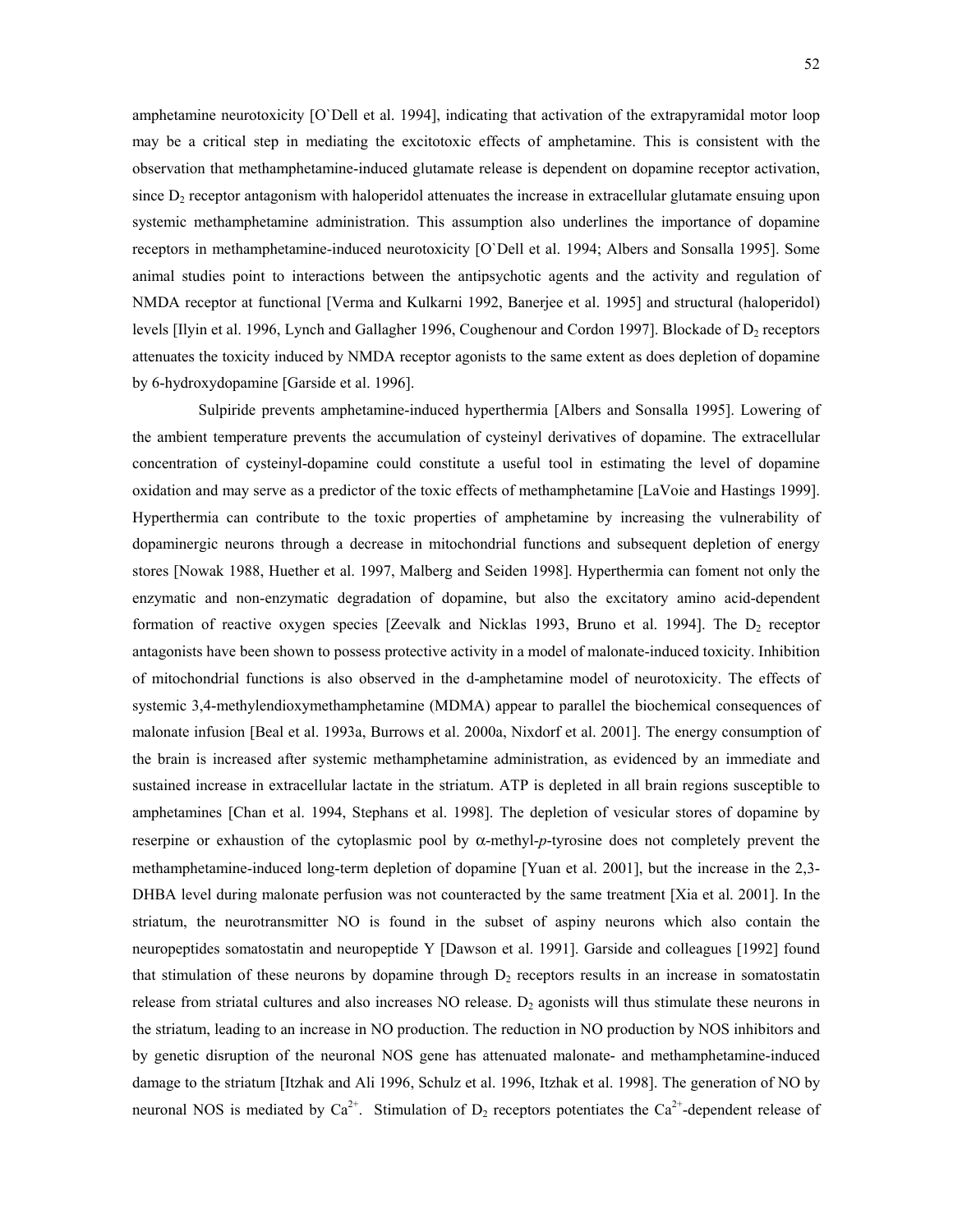amphetamine neurotoxicity [O`Dell et al. 1994], indicating that activation of the extrapyramidal motor loop may be a critical step in mediating the excitotoxic effects of amphetamine. This is consistent with the observation that methamphetamine-induced glutamate release is dependent on dopamine receptor activation, since $D_2$ receptor antagonism with haloperidol attenuates the increase in extracellular glutamate ensuing upon systemic methamphetamine administration. This assumption also underlines the importance of dopamine receptors in methamphetamine-induced neurotoxicity [O`Dell et al. 1994; Albers and Sonsalla 1995]. Some animal studies point to interactions between the antipsychotic agents and the activity and regulation of NMDA receptor at functional [Verma and Kulkarni 1992, Banerjee et al. 1995] and structural (haloperidol) levels [Ilyin et al. 1996, Lynch and Gallagher 1996, Coughenour and Cordon 1997]. Blockade of $D_2$ receptors attenuates the toxicity induced by NMDA receptor agonists to the same extent as does depletion of dopamine by 6-hydroxydopamine [Garside et al. 1996].

Sulpiride prevents amphetamine-induced hyperthermia [Albers and Sonsalla 1995]. Lowering of the ambient temperature prevents the accumulation of cysteinyl derivatives of dopamine. The extracellular concentration of cysteinyl-dopamine could constitute a useful tool in estimating the level of dopamine oxidation and may serve as a predictor of the toxic effects of methamphetamine [LaVoie and Hastings 1999]. Hyperthermia can contribute to the toxic properties of amphetamine by increasing the vulnerability of dopaminergic neurons through a decrease in mitochondrial functions and subsequent depletion of energy stores [Nowak 1988, Huether et al. 1997, Malberg and Seiden 1998]. Hyperthermia can foment not only the enzymatic and non-enzymatic degradation of dopamine, but also the excitatory amino acid-dependent formation of reactive oxygen species [Zeevalk and Nicklas 1993, Bruno et al. 1994]. The $D_2$ receptor antagonists have been shown to possess protective activity in a model of malonate-induced toxicity. Inhibition of mitochondrial functions is also observed in the d-amphetamine model of neurotoxicity. The effects of systemic 3,4-methylendioxymethamphetamine (MDMA) appear to parallel the biochemical consequences of malonate infusion [Beal et al. 1993a, Burrows et al. 2000a, Nixdorf et al. 2001]. The energy consumption of the brain is increased after systemic methamphetamine administration, as evidenced by an immediate and sustained increase in extracellular lactate in the striatum. ATP is depleted in all brain regions susceptible to amphetamines [Chan et al. 1994, Stephans et al. 1998]. The depletion of vesicular stores of dopamine by reserpine or exhaustion of the cytoplasmic pool by α-methyl-*p*-tyrosine does not completely prevent the methamphetamine-induced long-term depletion of dopamine [Yuan et al. 2001], but the increase in the 2,3-DHBA level during malonate perfusion was not counteracted by the same treatment [Xia et al. 2001]. In the striatum, the neurotransmitter NO is found in the subset of aspiny neurons which also contain the neuropeptides somatostatin and neuropeptide Y [Dawson et al. 1991]. Garside and colleagues [1992] found that stimulation of these neurons by dopamine through $D_2$ receptors results in an increase in somatostatin release from striatal cultures and also increases NO release. $D_2$ agonists will thus stimulate these neurons in the striatum, leading to an increase in NO production. The reduction in NO production by NOS inhibitors and by genetic disruption of the neuronal NOS gene has attenuated malonate- and methamphetamine-induced damage to the striatum [Itzhak and Ali 1996, Schulz et al. 1996, Itzhak et al. 1998]. The generation of NO by neuronal NOS is mediated by $Ca^{2+}$. Stimulation of $D_2$ receptors potentiates the $Ca^{2+}$-dependent release of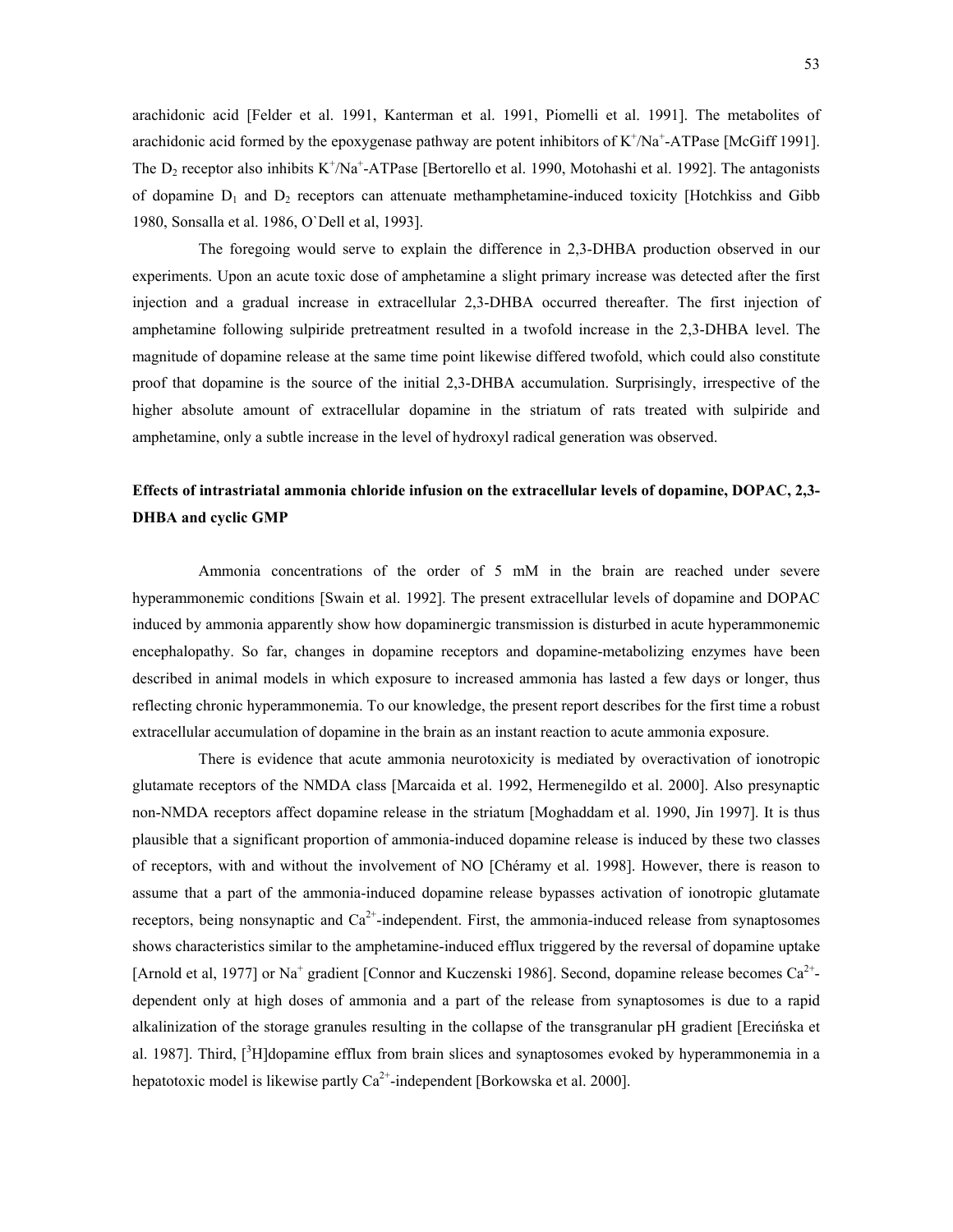arachidonic acid [Felder et al. 1991, Kanterman et al. 1991, Piomelli et al. 1991]. The metabolites of arachidonic acid formed by the epoxygenase pathway are potent inhibitors of $K^+/Na^+$-ATPase [McGiff 1991]. The $D_2$ receptor also inhibits $K^+/Na^+$-ATPase [Bertorello et al. 1990, Motohashi et al. 1992]. The antagonists of dopamine $D_1$ and $D_2$ receptors can attenuate methamphetamine-induced toxicity [Hotchkiss and Gibb 1980, Sonsalla et al. 1986, O`Dell et al, 1993].

The foregoing would serve to explain the difference in 2,3-DHBA production observed in our experiments. Upon an acute toxic dose of amphetamine a slight primary increase was detected after the first injection and a gradual increase in extracellular 2,3-DHBA occurred thereafter. The first injection of amphetamine following sulpiride pretreatment resulted in a twofold increase in the 2,3-DHBA level. The magnitude of dopamine release at the same time point likewise differed twofold, which could also constitute proof that dopamine is the source of the initial 2,3-DHBA accumulation. Surprisingly, irrespective of the higher absolute amount of extracellular dopamine in the striatum of rats treated with sulpiride and amphetamine, only a subtle increase in the level of hydroxyl radical generation was observed.

**Effects of intrastriatal ammonia chloride infusion on the extracellular levels of dopamine, DOPAC, 2,3-DHBA and cyclic GMP**

Ammonia concentrations of the order of 5 mM in the brain are reached under severe hyperammonemic conditions [Swain et al. 1992]. The present extracellular levels of dopamine and DOPAC induced by ammonia apparently show how dopaminergic transmission is disturbed in acute hyperammonemic encephalopathy. So far, changes in dopamine receptors and dopamine-metabolizing enzymes have been described in animal models in which exposure to increased ammonia has lasted a few days or longer, thus reflecting chronic hyperammonemia. To our knowledge, the present report describes for the first time a robust extracellular accumulation of dopamine in the brain as an instant reaction to acute ammonia exposure.

There is evidence that acute ammonia neurotoxicity is mediated by overactivation of ionotropic glutamate receptors of the NMDA class [Marcaida et al. 1992, Hermenegildo et al. 2000]. Also presynaptic non-NMDA receptors affect dopamine release in the striatum [Moghaddam et al. 1990, Jin 1997]. It is thus plausible that a significant proportion of ammonia-induced dopamine release is induced by these two classes of receptors, with and without the involvement of NO [Chéramy et al. 1998]. However, there is reason to assume that a part of the ammonia-induced dopamine release bypasses activation of ionotropic glutamate receptors, being nonsynaptic and $Ca^{2+}$-independent. First, the ammonia-induced release from synaptosomes shows characteristics similar to the amphetamine-induced efflux triggered by the reversal of dopamine uptake [Arnold et al, 1977] or $Na^+$ gradient [Connor and Kuczenski 1986]. Second, dopamine release becomes $Ca^{2+}$-dependent only at high doses of ammonia and a part of the release from synaptosomes is due to a rapid alkalinization of the storage granules resulting in the collapse of the transgranular pH gradient [Erecińska et al. 1987]. Third, [$^3$H]dopamine efflux from brain slices and synaptosomes evoked by hyperammonemia in a hepatotoxic model is likewise partly $Ca^{2+}$-independent [Borkowska et al. 2000].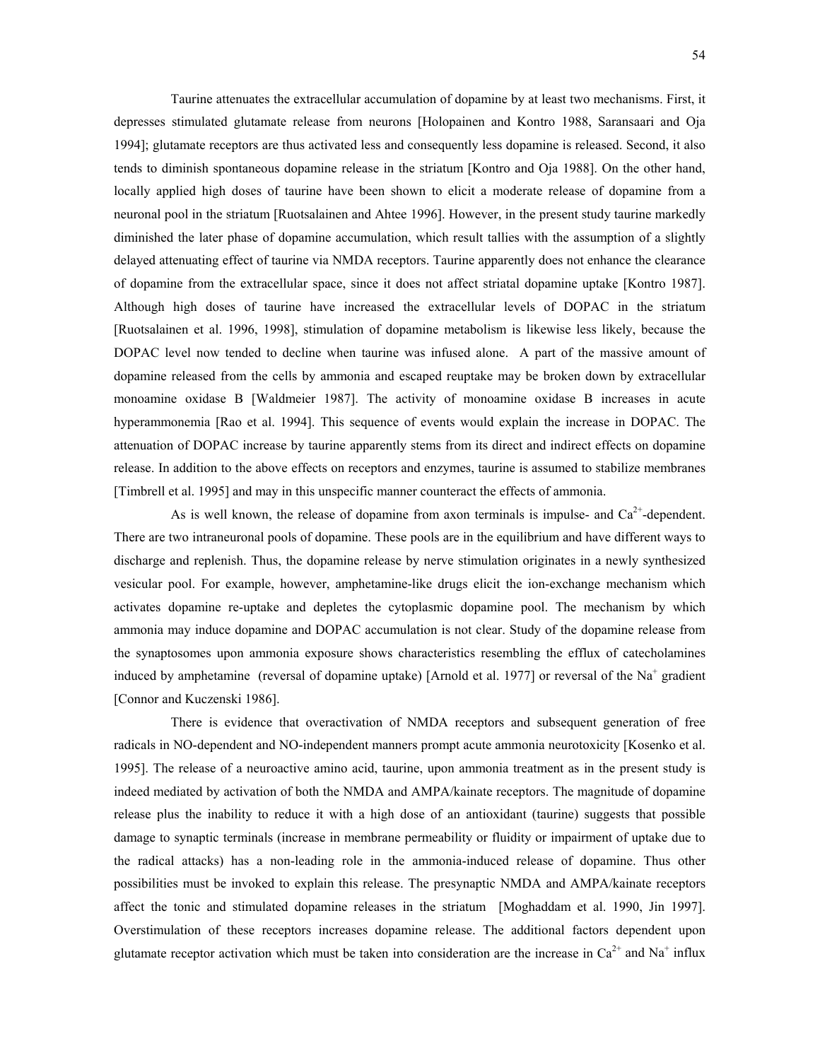Taurine attenuates the extracellular accumulation of dopamine by at least two mechanisms. First, it depresses stimulated glutamate release from neurons [Holopainen and Kontro 1988, Saransaari and Oja 1994]; glutamate receptors are thus activated less and consequently less dopamine is released. Second, it also tends to diminish spontaneous dopamine release in the striatum [Kontro and Oja 1988]. On the other hand, locally applied high doses of taurine have been shown to elicit a moderate release of dopamine from a neuronal pool in the striatum [Ruotsalainen and Ahtee 1996]. However, in the present study taurine markedly diminished the later phase of dopamine accumulation, which result tallies with the assumption of a slightly delayed attenuating effect of taurine via NMDA receptors. Taurine apparently does not enhance the clearance of dopamine from the extracellular space, since it does not affect striatal dopamine uptake [Kontro 1987]. Although high doses of taurine have increased the extracellular levels of DOPAC in the striatum [Ruotsalainen et al. 1996, 1998], stimulation of dopamine metabolism is likewise less likely, because the DOPAC level now tended to decline when taurine was infused alone. A part of the massive amount of dopamine released from the cells by ammonia and escaped reuptake may be broken down by extracellular monoamine oxidase B [Waldmeier 1987]. The activity of monoamine oxidase B increases in acute hyperammonemia [Rao et al. 1994]. This sequence of events would explain the increase in DOPAC. The attenuation of DOPAC increase by taurine apparently stems from its direct and indirect effects on dopamine release. In addition to the above effects on receptors and enzymes, taurine is assumed to stabilize membranes [Timbrell et al. 1995] and may in this unspecific manner counteract the effects of ammonia.

As is well known, the release of dopamine from axon terminals is impulse- and $Ca^{2+}$-dependent. There are two intraneuronal pools of dopamine. These pools are in the equilibrium and have different ways to discharge and replenish. Thus, the dopamine release by nerve stimulation originates in a newly synthesized vesicular pool. For example, however, amphetamine-like drugs elicit the ion-exchange mechanism which activates dopamine re-uptake and depletes the cytoplasmic dopamine pool. The mechanism by which ammonia may induce dopamine and DOPAC accumulation is not clear. Study of the dopamine release from the synaptosomes upon ammonia exposure shows characteristics resembling the efflux of catecholamines induced by amphetamine (reversal of dopamine uptake) [Arnold et al. 1977] or reversal of the $Na^{+}$ gradient [Connor and Kuczenski 1986].

There is evidence that overactivation of NMDA receptors and subsequent generation of free radicals in NO-dependent and NO-independent manners prompt acute ammonia neurotoxicity [Kosenko et al. 1995]. The release of a neuroactive amino acid, taurine, upon ammonia treatment as in the present study is indeed mediated by activation of both the NMDA and AMPA/kainate receptors. The magnitude of dopamine release plus the inability to reduce it with a high dose of an antioxidant (taurine) suggests that possible damage to synaptic terminals (increase in membrane permeability or fluidity or impairment of uptake due to the radical attacks) has a non-leading role in the ammonia-induced release of dopamine. Thus other possibilities must be invoked to explain this release. The presynaptic NMDA and AMPA/kainate receptors affect the tonic and stimulated dopamine releases in the striatum [Moghaddam et al. 1990, Jin 1997]. Overstimulation of these receptors increases dopamine release. The additional factors dependent upon glutamate receptor activation which must be taken into consideration are the increase in $Ca^{2+}$ and $Na^{+}$ influx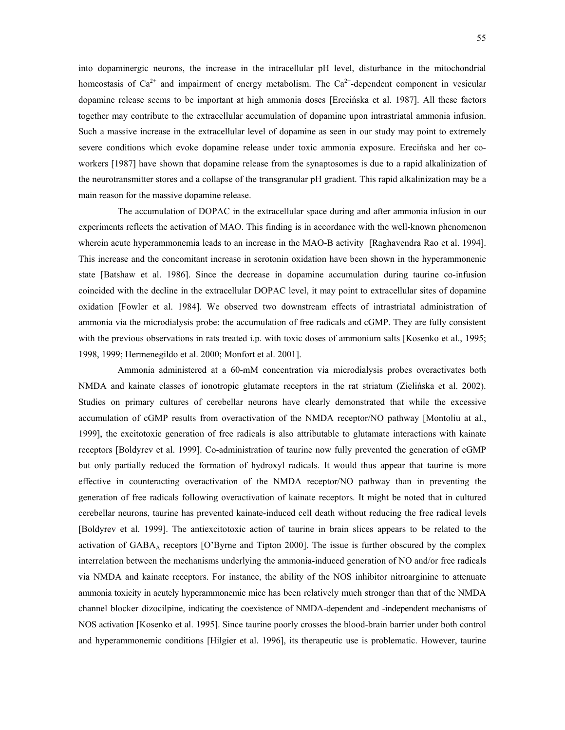into dopaminergic neurons, the increase in the intracellular pH level, disturbance in the mitochondrial homeostasis of $Ca^{2+}$ and impairment of energy metabolism. The $Ca^{2+}$-dependent component in vesicular dopamine release seems to be important at high ammonia doses [Erecińska et al. 1987]. All these factors together may contribute to the extracellular accumulation of dopamine upon intrastriatal ammonia infusion. Such a massive increase in the extracellular level of dopamine as seen in our study may point to extremely severe conditions which evoke dopamine release under toxic ammonia exposure. Erecińska and her co-workers [1987] have shown that dopamine release from the synaptosomes is due to a rapid alkalinization of the neurotransmitter stores and a collapse of the transgranular pH gradient. This rapid alkalinization may be a main reason for the massive dopamine release.

The accumulation of DOPAC in the extracellular space during and after ammonia infusion in our experiments reflects the activation of MAO. This finding is in accordance with the well-known phenomenon wherein acute hyperammonemia leads to an increase in the MAO-B activity [Raghavendra Rao et al. 1994]. This increase and the concomitant increase in serotonin oxidation have been shown in the hyperammonenic state [Batshaw et al. 1986]. Since the decrease in dopamine accumulation during taurine co-infusion coincided with the decline in the extracellular DOPAC level, it may point to extracellular sites of dopamine oxidation [Fowler et al. 1984]. We observed two downstream effects of intrastriatal administration of ammonia via the microdialysis probe: the accumulation of free radicals and cGMP. They are fully consistent with the previous observations in rats treated i.p. with toxic doses of ammonium salts [Kosenko et al., 1995; 1998, 1999; Hermenegildo et al. 2000; Monfort et al. 2001].

Ammonia administered at a 60-mM concentration via microdialysis probes overactivates both NMDA and kainate classes of ionotropic glutamate receptors in the rat striatum (Zielińska et al. 2002). Studies on primary cultures of cerebellar neurons have clearly demonstrated that while the excessive accumulation of cGMP results from overactivation of the NMDA receptor/NO pathway [Montoliu at al., 1999], the excitotoxic generation of free radicals is also attributable to glutamate interactions with kainate receptors [Boldyrev et al. 1999]. Co-administration of taurine now fully prevented the generation of cGMP but only partially reduced the formation of hydroxyl radicals. It would thus appear that taurine is more effective in counteracting overactivation of the NMDA receptor/NO pathway than in preventing the generation of free radicals following overactivation of kainate receptors. It might be noted that in cultured cerebellar neurons, taurine has prevented kainate-induced cell death without reducing the free radical levels [Boldyrev et al. 1999]. The antiexcitotoxic action of taurine in brain slices appears to be related to the activation of $GABA_A$ receptors [O'Byrne and Tipton 2000]. The issue is further obscured by the complex interrelation between the mechanisms underlying the ammonia-induced generation of NO and/or free radicals via NMDA and kainate receptors. For instance, the ability of the NOS inhibitor nitroarginine to attenuate ammonia toxicity in acutely hyperammonemic mice has been relatively much stronger than that of the NMDA channel blocker dizocilpine, indicating the coexistence of NMDA-dependent and -independent mechanisms of NOS activation [Kosenko et al. 1995]. Since taurine poorly crosses the blood-brain barrier under both control and hyperammonemic conditions [Hilgier et al. 1996], its therapeutic use is problematic. However, taurine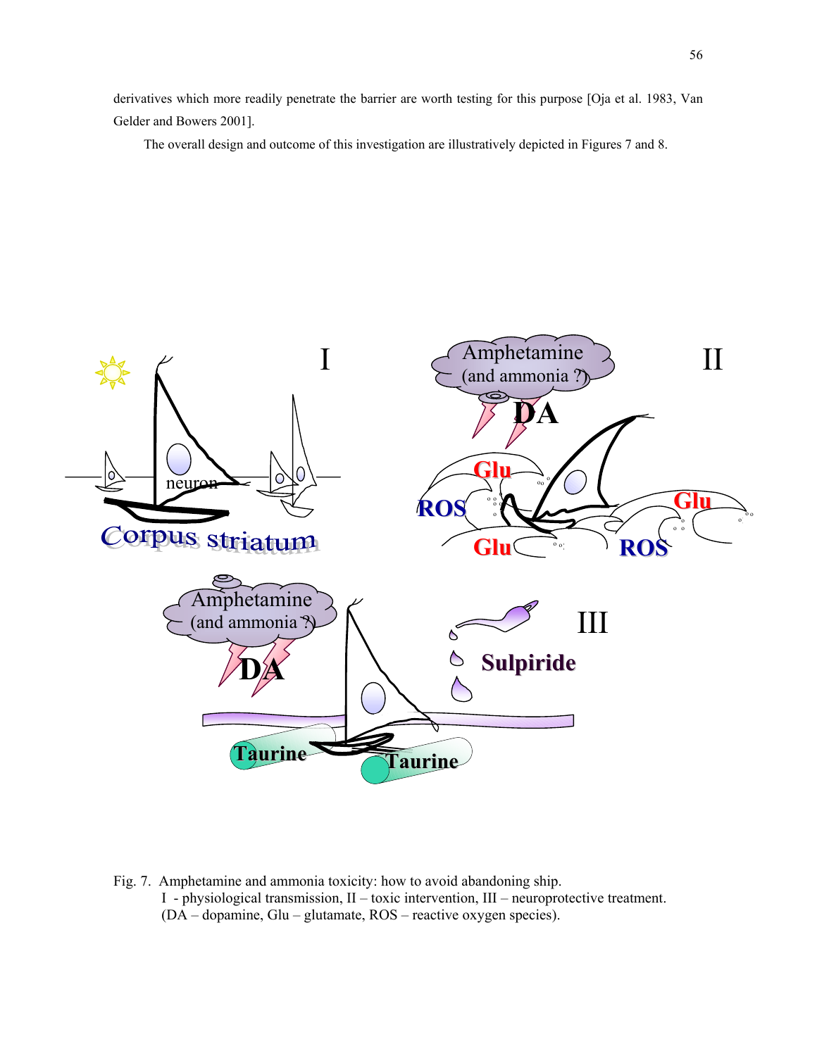derivatives which more readily penetrate the barrier are worth testing for this purpose [Oja et al. 1983, Van Gelder and Bowers 2001].

The overall design and outcome of this investigation are illustratively depicted in Figures 7 and 8.

Fig. 7. Amphetamine and ammonia toxicity: how to avoid abandoning ship.
I - physiological transmission, II – toxic intervention, III – neuroprotective treatment.
(DA – dopamine, Glu – glutamate, ROS – reactive oxygen species).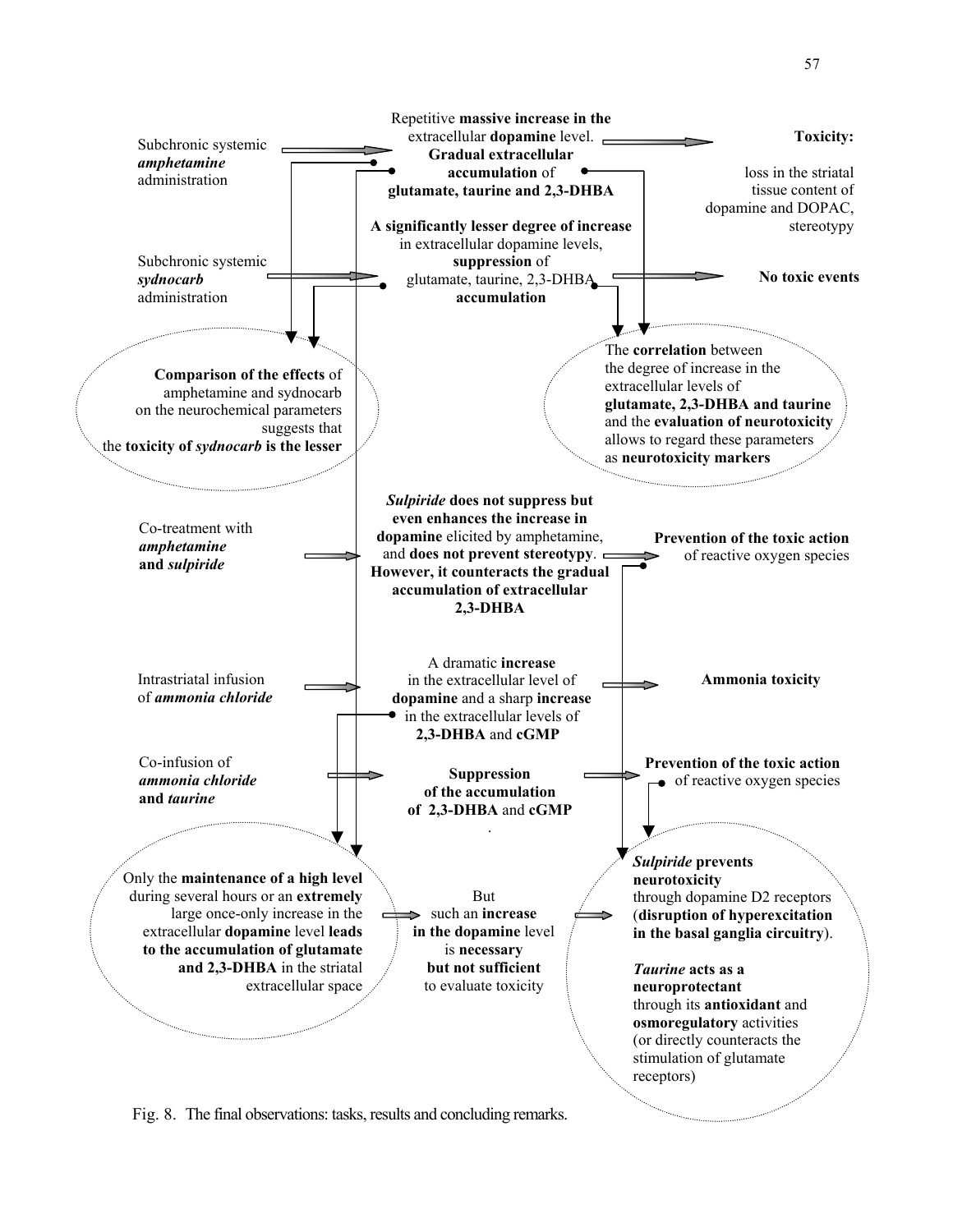Subchronic systemic ***amphetamine*** administration → Repetitive **massive increase in the** extracellular **dopamine** level. **Gradual extracellular accumulation** of **glutamate, taurine and 2,3-DHBA** → **Toxicity:** loss in the striatal tissue content of dopamine and DOPAC, stereotypy

Subchronic systemic ***sydnocarb*** administration → **A significantly lesser degree of increase** in extracellular dopamine levels, **suppression** of glutamate, taurine, 2,3-DHBA **accumulation** → **No toxic events**

**Comparison of the effects** of amphetamine and sydnocarb on the neurochemical parameters suggests that the **toxicity of *sydnocarb* is the lesser**

The **correlation** between the degree of increase in the extracellular levels of **glutamate, 2,3-DHBA and taurine** and the **evaluation of neurotoxicity** allows to regard these parameters as **neurotoxicity markers**

Co-treatment with ***amphetamine* and *sulpiride*** → ***Sulpiride* does not suppress but even enhances the increase in dopamine** elicited by amphetamine, and **does not prevent stereotypy**. **However, it counteracts the gradual accumulation of extracellular 2,3-DHBA** → **Prevention of the toxic action** of reactive oxygen species

Intrastriatal infusion of ***ammonia chloride*** → A dramatic **increase** in the extracellular level of **dopamine** and a sharp **increase** in the extracellular levels of **2,3-DHBA** and **cGMP** → **Ammonia toxicity**

Co-infusion of ***ammonia chloride* and *taurine*** → **Suppression of the accumulation of 2,3-DHBA** and **cGMP** → **Prevention of the toxic action** of reactive oxygen species

Only the **maintenance of a high level** during several hours or an **extremely** large once-only increase in the extracellular **dopamine** level **leads to the accumulation of glutamate and 2,3-DHBA** in the striatal extracellular space → But such an **increase in the dopamine** level is **necessary but not sufficient** to evaluate toxicity → ***Sulpiride* prevents neurotoxicity** through dopamine D2 receptors (**disruption of hyperexcitation in the basal ganglia circuitry**). ***Taurine* acts as a neuroprotectant** through its **antioxidant** and **osmoregulatory** activities (or directly counteracts the stimulation of glutamate receptors)

Fig. 8. The final observations: tasks, results and concluding remarks.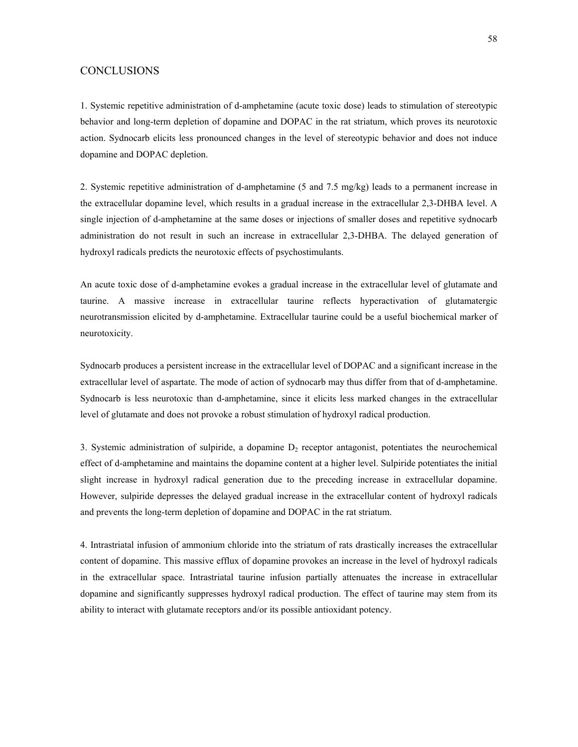# CONCLUSIONS

1. Systemic repetitive administration of d-amphetamine (acute toxic dose) leads to stimulation of stereotypic behavior and long-term depletion of dopamine and DOPAC in the rat striatum, which proves its neurotoxic action. Sydnocarb elicits less pronounced changes in the level of stereotypic behavior and does not induce dopamine and DOPAC depletion.

2. Systemic repetitive administration of d-amphetamine (5 and 7.5 mg/kg) leads to a permanent increase in the extracellular dopamine level, which results in a gradual increase in the extracellular 2,3-DHBA level. A single injection of d-amphetamine at the same doses or injections of smaller doses and repetitive sydnocarb administration do not result in such an increase in extracellular 2,3-DHBA. The delayed generation of hydroxyl radicals predicts the neurotoxic effects of psychostimulants.

An acute toxic dose of d-amphetamine evokes a gradual increase in the extracellular level of glutamate and taurine. A massive increase in extracellular taurine reflects hyperactivation of glutamatergic neurotransmission elicited by d-amphetamine. Extracellular taurine could be a useful biochemical marker of neurotoxicity.

Sydnocarb produces a persistent increase in the extracellular level of DOPAC and a significant increase in the extracellular level of aspartate. The mode of action of sydnocarb may thus differ from that of d-amphetamine. Sydnocarb is less neurotoxic than d-amphetamine, since it elicits less marked changes in the extracellular level of glutamate and does not provoke a robust stimulation of hydroxyl radical production.

3. Systemic administration of sulpiride, a dopamine $D_2$ receptor antagonist, potentiates the neurochemical effect of d-amphetamine and maintains the dopamine content at a higher level. Sulpiride potentiates the initial slight increase in hydroxyl radical generation due to the preceding increase in extracellular dopamine. However, sulpiride depresses the delayed gradual increase in the extracellular content of hydroxyl radicals and prevents the long-term depletion of dopamine and DOPAC in the rat striatum.

4. Intrastriatal infusion of ammonium chloride into the striatum of rats drastically increases the extracellular content of dopamine. This massive efflux of dopamine provokes an increase in the level of hydroxyl radicals in the extracellular space. Intrastriatal taurine infusion partially attenuates the increase in extracellular dopamine and significantly suppresses hydroxyl radical production. The effect of taurine may stem from its ability to interact with glutamate receptors and/or its possible antioxidant potency.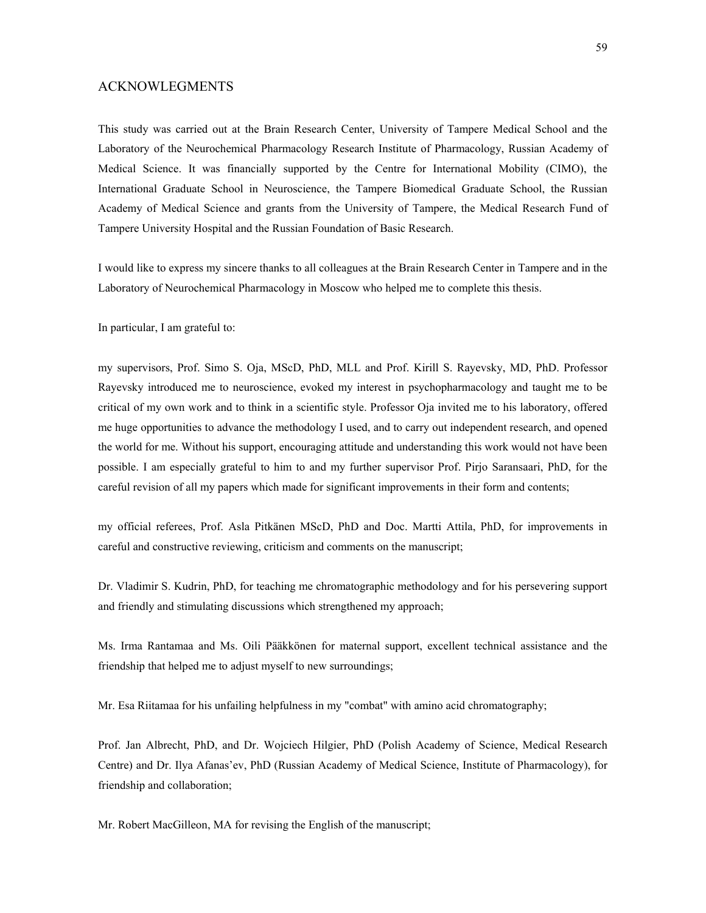## ACKNOWLEGMENTS

This study was carried out at the Brain Research Center, University of Tampere Medical School and the Laboratory of the Neurochemical Pharmacology Research Institute of Pharmacology, Russian Academy of Medical Science. It was financially supported by the Centre for International Mobility (CIMO), the International Graduate School in Neuroscience, the Tampere Biomedical Graduate School, the Russian Academy of Medical Science and grants from the University of Tampere, the Medical Research Fund of Tampere University Hospital and the Russian Foundation of Basic Research.

I would like to express my sincere thanks to all colleagues at the Brain Research Center in Tampere and in the Laboratory of Neurochemical Pharmacology in Moscow who helped me to complete this thesis.

In particular, I am grateful to:

my supervisors, Prof. Simo S. Oja, MScD, PhD, MLL and Prof. Kirill S. Rayevsky, MD, PhD. Professor Rayevsky introduced me to neuroscience, evoked my interest in psychopharmacology and taught me to be critical of my own work and to think in a scientific style. Professor Oja invited me to his laboratory, offered me huge opportunities to advance the methodology I used, and to carry out independent research, and opened the world for me. Without his support, encouraging attitude and understanding this work would not have been possible. I am especially grateful to him to and my further supervisor Prof. Pirjo Saransaari, PhD, for the careful revision of all my papers which made for significant improvements in their form and contents;

my official referees, Prof. Asla Pitkänen MScD, PhD and Doc. Martti Attila, PhD, for improvements in careful and constructive reviewing, criticism and comments on the manuscript;

Dr. Vladimir S. Kudrin, PhD, for teaching me chromatographic methodology and for his persevering support and friendly and stimulating discussions which strengthened my approach;

Ms. Irma Rantamaa and Ms. Oili Pääkkönen for maternal support, excellent technical assistance and the friendship that helped me to adjust myself to new surroundings;

Mr. Esa Riitamaa for his unfailing helpfulness in my "combat" with amino acid chromatography;

Prof. Jan Albrecht, PhD, and Dr. Wojciech Hilgier, PhD (Polish Academy of Science, Medical Research Centre) and Dr. Ilya Afanas'ev, PhD (Russian Academy of Medical Science, Institute of Pharmacology), for friendship and collaboration;

Mr. Robert MacGilleon, MA for revising the English of the manuscript;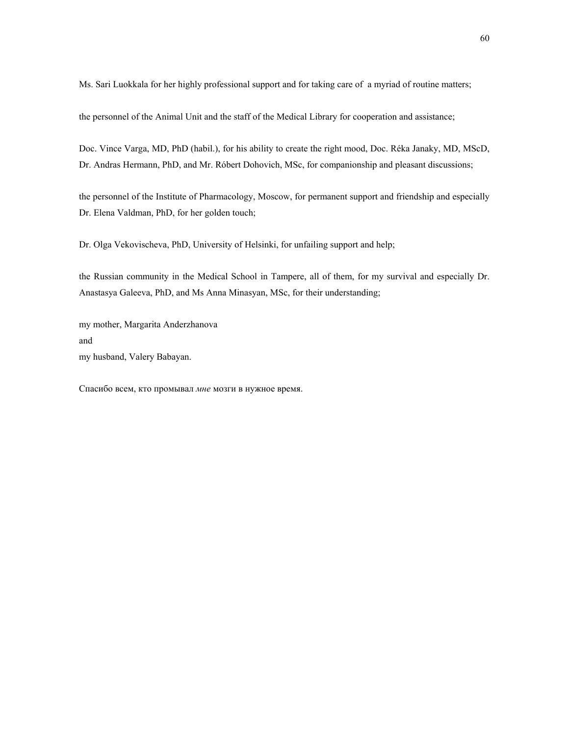Ms. Sari Luokkala for her highly professional support and for taking care of a myriad of routine matters;

the personnel of the Animal Unit and the staff of the Medical Library for cooperation and assistance;

Doc. Vince Varga, MD, PhD (habil.), for his ability to create the right mood, Doc. Réka Janaky, MD, MScD, Dr. Andras Hermann, PhD, and Mr. Róbert Dohovich, MSc, for companionship and pleasant discussions;

the personnel of the Institute of Pharmacology, Moscow, for permanent support and friendship and especially Dr. Elena Valdman, PhD, for her golden touch;

Dr. Olga Vekovischeva, PhD, University of Helsinki, for unfailing support and help;

the Russian community in the Medical School in Tampere, all of them, for my survival and especially Dr. Anastasya Galeeva, PhD, and Ms Anna Minasyan, MSc, for their understanding;

my mother, Margarita Anderzhanova  
and  
my husband, Valery Babayan.

Спасибо всем, кто промывал *мне* мозги в нужное время.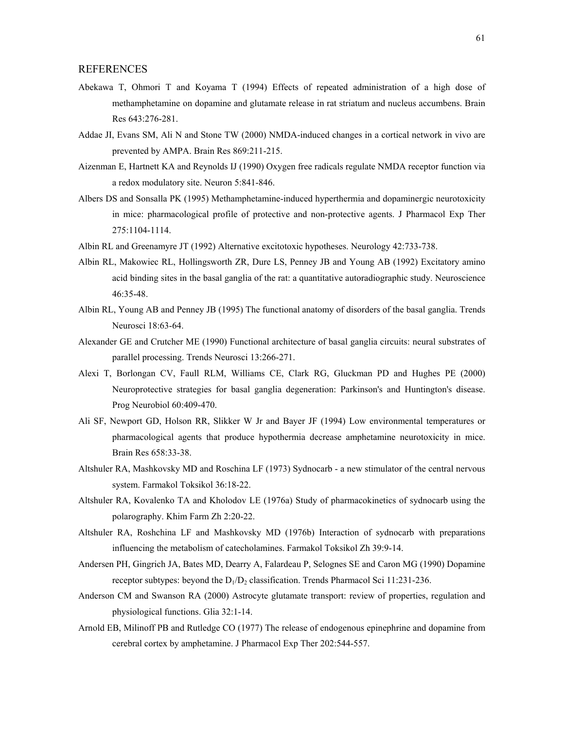# REFERENCES

Abekawa T, Ohmori T and Koyama T (1994) Effects of repeated administration of a high dose of methamphetamine on dopamine and glutamate release in rat striatum and nucleus accumbens. Brain Res 643:276-281.

Addae JI, Evans SM, Ali N and Stone TW (2000) NMDA-induced changes in a cortical network in vivo are prevented by AMPA. Brain Res 869:211-215.

Aizenman E, Hartnett KA and Reynolds IJ (1990) Oxygen free radicals regulate NMDA receptor function via a redox modulatory site. Neuron 5:841-846.

Albers DS and Sonsalla PK (1995) Methamphetamine-induced hyperthermia and dopaminergic neurotoxicity in mice: pharmacological profile of protective and non-protective agents. J Pharmacol Exp Ther 275:1104-1114.

Albin RL and Greenamyre JT (1992) Alternative excitotoxic hypotheses. Neurology 42:733-738.

Albin RL, Makowiec RL, Hollingsworth ZR, Dure LS, Penney JB and Young AB (1992) Excitatory amino acid binding sites in the basal ganglia of the rat: a quantitative autoradiographic study. Neuroscience 46:35-48.

Albin RL, Young AB and Penney JB (1995) The functional anatomy of disorders of the basal ganglia. Trends Neurosci 18:63-64.

Alexander GE and Crutcher ME (1990) Functional architecture of basal ganglia circuits: neural substrates of parallel processing. Trends Neurosci 13:266-271.

Alexi T, Borlongan CV, Faull RLM, Williams CE, Clark RG, Gluckman PD and Hughes PE (2000) Neuroprotective strategies for basal ganglia degeneration: Parkinson's and Huntington's disease. Prog Neurobiol 60:409-470.

Ali SF, Newport GD, Holson RR, Slikker W Jr and Bayer JF (1994) Low environmental temperatures or pharmacological agents that produce hypothermia decrease amphetamine neurotoxicity in mice. Brain Res 658:33-38.

Altshuler RA, Mashkovsky MD and Roschina LF (1973) Sydnocarb - a new stimulator of the central nervous system. Farmakol Toksikol 36:18-22.

Altshuler RA, Kovalenko TA and Kholodov LE (1976a) Study of pharmacokinetics of sydnocarb using the polarography. Khim Farm Zh 2:20-22.

Altshuler RA, Roshchina LF and Mashkovsky MD (1976b) Interaction of sydnocarb with preparations influencing the metabolism of catecholamines. Farmakol Toksikol Zh 39:9-14.

Andersen PH, Gingrich JA, Bates MD, Dearry A, Falardeau P, Selognes SE and Caron MG (1990) Dopamine receptor subtypes: beyond the $D_1/D_2$ classification. Trends Pharmacol Sci 11:231-236.

Anderson CM and Swanson RA (2000) Astrocyte glutamate transport: review of properties, regulation and physiological functions. Glia 32:1-14.

Arnold EB, Milinoff PB and Rutledge CO (1977) The release of endogenous epinephrine and dopamine from cerebral cortex by amphetamine. J Pharmacol Exp Ther 202:544-557.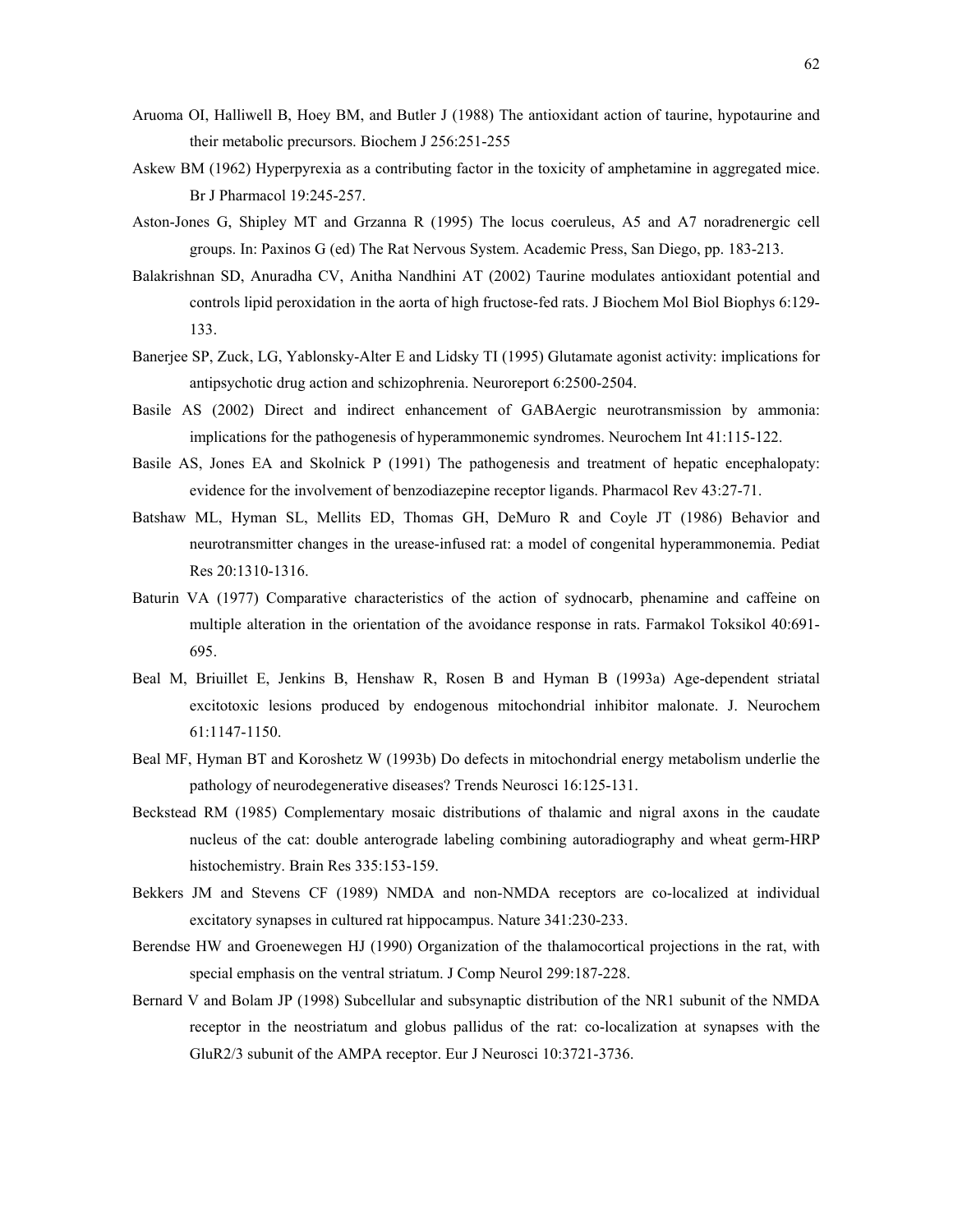Aruoma OI, Halliwell B, Hoey BM, and Butler J (1988) The antioxidant action of taurine, hypotaurine and their metabolic precursors. Biochem J 256:251-255

Askew BM (1962) Hyperpyrexia as a contributing factor in the toxicity of amphetamine in aggregated mice. Br J Pharmacol 19:245-257.

Aston-Jones G, Shipley MT and Grzanna R (1995) The locus coeruleus, A5 and A7 noradrenergic cell groups. In: Paxinos G (ed) The Rat Nervous System. Academic Press, San Diego, pp. 183-213.

Balakrishnan SD, Anuradha CV, Anitha Nandhini AT (2002) Taurine modulates antioxidant potential and controls lipid peroxidation in the aorta of high fructose-fed rats. J Biochem Mol Biol Biophys 6:129-133.

Banerjee SP, Zuck, LG, Yablonsky-Alter E and Lidsky TI (1995) Glutamate agonist activity: implications for antipsychotic drug action and schizophrenia. Neuroreport 6:2500-2504.

Basile AS (2002) Direct and indirect enhancement of GABAergic neurotransmission by ammonia: implications for the pathogenesis of hyperammonemic syndromes. Neurochem Int 41:115-122.

Basile AS, Jones EA and Skolnick P (1991) The pathogenesis and treatment of hepatic encephalopaty: evidence for the involvement of benzodiazepine receptor ligands. Pharmacol Rev 43:27-71.

Batshaw ML, Hyman SL, Mellits ED, Thomas GH, DeMuro R and Coyle JT (1986) Behavior and neurotransmitter changes in the urease-infused rat: a model of congenital hyperammonemia. Pediat Res 20:1310-1316.

Baturin VA (1977) Comparative characteristics of the action of sydnocarb, phenamine and caffeine on multiple alteration in the orientation of the avoidance response in rats. Farmakol Toksikol 40:691-695.

Beal M, Briuillet E, Jenkins B, Henshaw R, Rosen B and Hyman B (1993a) Age-dependent striatal excitotoxic lesions produced by endogenous mitochondrial inhibitor malonate. J. Neurochem 61:1147-1150.

Beal MF, Hyman BT and Koroshetz W (1993b) Do defects in mitochondrial energy metabolism underlie the pathology of neurodegenerative diseases? Trends Neurosci 16:125-131.

Beckstead RM (1985) Complementary mosaic distributions of thalamic and nigral axons in the caudate nucleus of the cat: double anterograde labeling combining autoradiography and wheat germ-HRP histochemistry. Brain Res 335:153-159.

Bekkers JM and Stevens CF (1989) NMDA and non-NMDA receptors are co-localized at individual excitatory synapses in cultured rat hippocampus. Nature 341:230-233.

Berendse HW and Groenewegen HJ (1990) Organization of the thalamocortical projections in the rat, with special emphasis on the ventral striatum. J Comp Neurol 299:187-228.

Bernard V and Bolam JP (1998) Subcellular and subsynaptic distribution of the NR1 subunit of the NMDA receptor in the neostriatum and globus pallidus of the rat: co-localization at synapses with the GluR2/3 subunit of the AMPA receptor. Eur J Neurosci 10:3721-3736.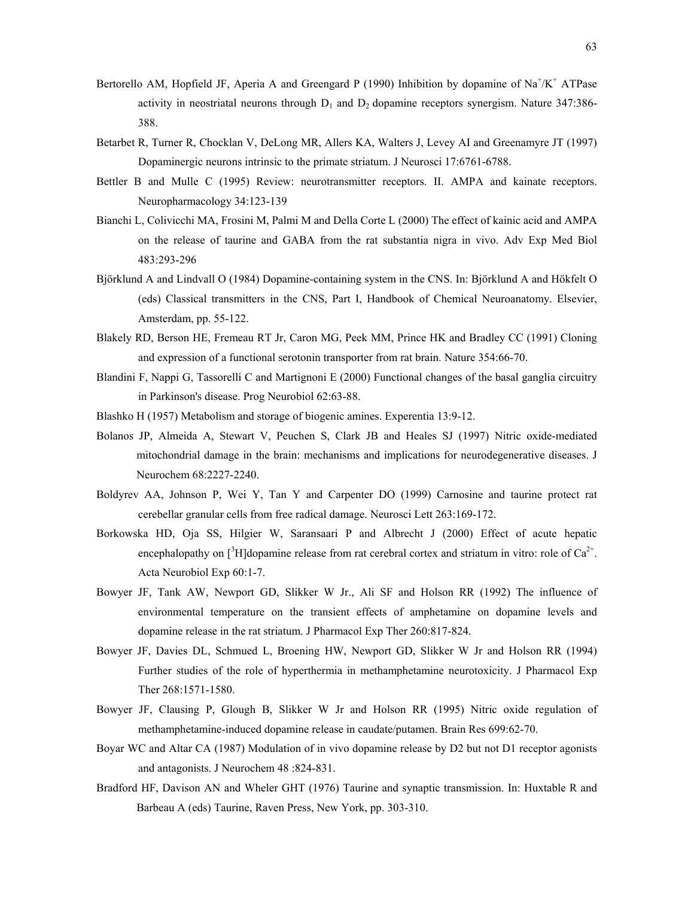Bertorello AM, Hopfield JF, Aperia A and Greengard P (1990) Inhibition by dopamine of $Na^+/K^+$ ATPase activity in neostriatal neurons through $D_1$ and $D_2$ dopamine receptors synergism. Nature 347:386-388.

Betarbet R, Turner R, Chocklan V, DeLong MR, Allers KA, Walters J, Levey AI and Greenamyre JT (1997) Dopaminergic neurons intrinsic to the primate striatum. J Neurosci 17:6761-6788.

Bettler B and Mulle C (1995) Review: neurotransmitter receptors. II. AMPA and kainate receptors. Neuropharmacology 34:123-139

Bianchi L, Colivicchi MA, Frosini M, Palmi M and Della Corte L (2000) The effect of kainic acid and AMPA on the release of taurine and GABA from the rat substantia nigra in vivo. Adv Exp Med Biol 483:293-296

Björklund A and Lindvall O (1984) Dopamine-containing system in the CNS. In: Björklund A and Hökfelt O (eds) Classical transmitters in the CNS, Part I, Handbook of Chemical Neuroanatomy. Elsevier, Amsterdam, pp. 55-122.

Blakely RD, Berson HE, Fremeau RT Jr, Caron MG, Peek MM, Prince HK and Bradley CC (1991) Cloning and expression of a functional serotonin transporter from rat brain. Nature 354:66-70.

Blandini F, Nappi G, Tassorelli C and Martignoni E (2000) Functional changes of the basal ganglia circuitry in Parkinson's disease. Prog Neurobiol 62:63-88.

Blashko H (1957) Metabolism and storage of biogenic amines. Experentia 13:9-12.

Bolanos JP, Almeida A, Stewart V, Peuchen S, Clark JB and Heales SJ (1997) Nitric oxide-mediated mitochondrial damage in the brain: mechanisms and implications for neurodegenerative diseases. J Neurochem 68:2227-2240.

Boldyrev AA, Johnson P, Wei Y, Tan Y and Carpenter DO (1999) Carnosine and taurine protect rat cerebellar granular cells from free radical damage. Neurosci Lett 263:169-172.

Borkowska HD, Oja SS, Hilgier W, Saransaari P and Albrecht J (2000) Effect of acute hepatic encephalopathy on [$^3$H]dopamine release from rat cerebral cortex and striatum in vitro: role of $Ca^{2+}$. Acta Neurobiol Exp 60:1-7.

Bowyer JF, Tank AW, Newport GD, Slikker W Jr., Ali SF and Holson RR (1992) The influence of environmental temperature on the transient effects of amphetamine on dopamine levels and dopamine release in the rat striatum. J Pharmacol Exp Ther 260:817-824.

Bowyer JF, Davies DL, Schmued L, Broening HW, Newport GD, Slikker W Jr and Holson RR (1994) Further studies of the role of hyperthermia in methamphetamine neurotoxicity. J Pharmacol Exp Ther 268:1571-1580.

Bowyer JF, Clausing P, Glough B, Slikker W Jr and Holson RR (1995) Nitric oxide regulation of methamphetamine-induced dopamine release in caudate/putamen. Brain Res 699:62-70.

Boyar WC and Altar CA (1987) Modulation of in vivo dopamine release by D2 but not D1 receptor agonists and antagonists. J Neurochem 48 :824-831.

Bradford HF, Davison AN and Wheler GHT (1976) Taurine and synaptic transmission. In: Huxtable R and Barbeau A (eds) Taurine, Raven Press, New York, pp. 303-310.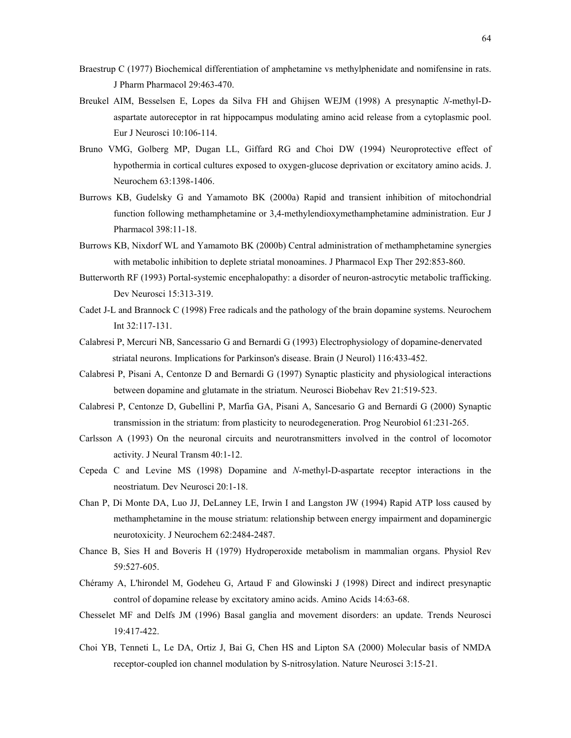Braestrup C (1977) Biochemical differentiation of amphetamine vs methylphenidate and nomifensine in rats. J Pharm Pharmacol 29:463-470.

Breukel AIM, Besselsen E, Lopes da Silva FH and Ghijsen WEJM (1998) A presynaptic *N*-methyl-D-aspartate autoreceptor in rat hippocampus modulating amino acid release from a cytoplasmic pool. Eur J Neurosci 10:106-114.

Bruno VMG, Golberg MP, Dugan LL, Giffard RG and Choi DW (1994) Neuroprotective effect of hypothermia in cortical cultures exposed to oxygen-glucose deprivation or excitatory amino acids. J. Neurochem 63:1398-1406.

Burrows KB, Gudelsky G and Yamamoto BK (2000a) Rapid and transient inhibition of mitochondrial function following methamphetamine or 3,4-methylendioxymethamphetamine administration. Eur J Pharmacol 398:11-18.

Burrows KB, Nixdorf WL and Yamamoto BK (2000b) Central administration of methamphetamine synergies with metabolic inhibition to deplete striatal monoamines. J Pharmacol Exp Ther 292:853-860.

Butterworth RF (1993) Portal-systemic encephalopathy: a disorder of neuron-astrocytic metabolic trafficking. Dev Neurosci 15:313-319.

Cadet J-L and Brannock C (1998) Free radicals and the pathology of the brain dopamine systems. Neurochem Int 32:117-131.

Calabresi P, Mercuri NB, Sancessario G and Bernardi G (1993) Electrophysiology of dopamine-denervated striatal neurons. Implications for Parkinson's disease. Brain (J Neurol) 116:433-452.

Calabresi P, Pisani A, Centonze D and Bernardi G (1997) Synaptic plasticity and physiological interactions between dopamine and glutamate in the striatum. Neurosci Biobehav Rev 21:519-523.

Calabresi P, Centonze D, Gubellini P, Marfia GA, Pisani A, Sancesario G and Bernardi G (2000) Synaptic transmission in the striatum: from plasticity to neurodegeneration. Prog Neurobiol 61:231-265.

Carlsson A (1993) On the neuronal circuits and neurotransmitters involved in the control of locomotor activity. J Neural Transm 40:1-12.

Cepeda C and Levine MS (1998) Dopamine and *N*-methyl-D-aspartate receptor interactions in the neostriatum. Dev Neurosci 20:1-18.

Chan P, Di Monte DA, Luo JJ, DeLanney LE, Irwin I and Langston JW (1994) Rapid ATP loss caused by methamphetamine in the mouse striatum: relationship between energy impairment and dopaminergic neurotoxicity. J Neurochem 62:2484-2487.

Chance B, Sies H and Boveris H (1979) Hydroperoxide metabolism in mammalian organs. Physiol Rev 59:527-605.

Chéramy A, L'hirondel M, Godeheu G, Artaud F and Glowinski J (1998) Direct and indirect presynaptic control of dopamine release by excitatory amino acids. Amino Acids 14:63-68.

Chesselet MF and Delfs JM (1996) Basal ganglia and movement disorders: an update. Trends Neurosci 19:417-422.

Choi YB, Tenneti L, Le DA, Ortiz J, Bai G, Chen HS and Lipton SA (2000) Molecular basis of NMDA receptor-coupled ion channel modulation by S-nitrosylation. Nature Neurosci 3:15-21.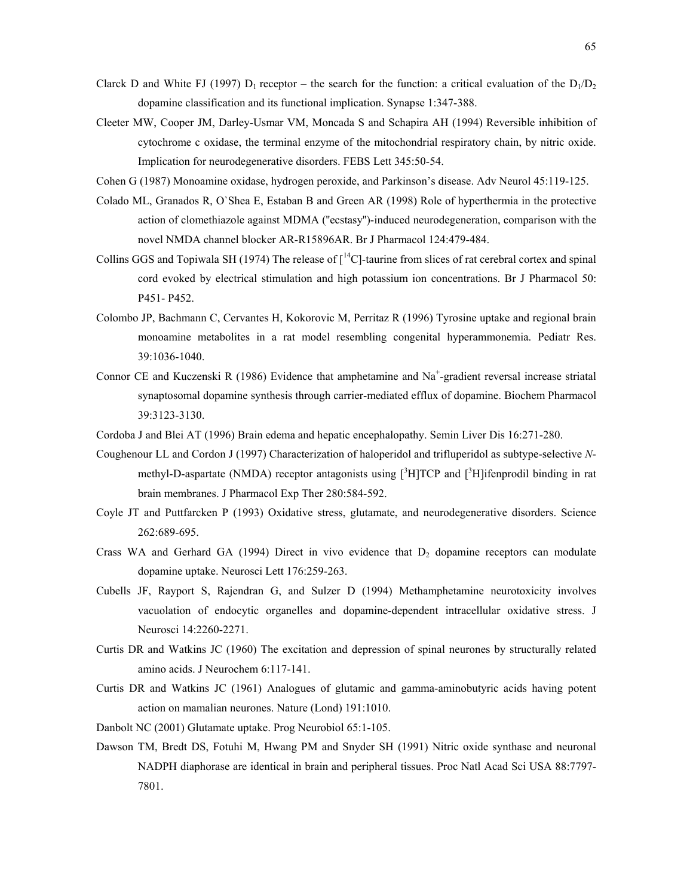Clarck D and White FJ (1997) $D_1$ receptor – the search for the function: a critical evaluation of the $D_1$/$D_2$ dopamine classification and its functional implication. Synapse 1:347-388.

Cleeter MW, Cooper JM, Darley-Usmar VM, Moncada S and Schapira AH (1994) Reversible inhibition of cytochrome c oxidase, the terminal enzyme of the mitochondrial respiratory chain, by nitric oxide. Implication for neurodegenerative disorders. FEBS Lett 345:50-54.

Cohen G (1987) Monoamine oxidase, hydrogen peroxide, and Parkinson's disease. Adv Neurol 45:119-125.

Colado ML, Granados R, O`Shea E, Estaban B and Green AR (1998) Role of hyperthermia in the protective action of clomethiazole against MDMA ("ecstasy")-induced neurodegeneration, comparison with the novel NMDA channel blocker AR-R15896AR. Br J Pharmacol 124:479-484.

Collins GGS and Topiwala SH (1974) The release of [$^{14}$C]-taurine from slices of rat cerebral cortex and spinal cord evoked by electrical stimulation and high potassium ion concentrations. Br J Pharmacol 50: P451- P452.

Colombo JP, Bachmann C, Cervantes H, Kokorovic M, Perritaz R (1996) Tyrosine uptake and regional brain monoamine metabolites in a rat model resembling congenital hyperammonemia. Pediatr Res. 39:1036-1040.

Connor CE and Kuczenski R (1986) Evidence that amphetamine and $Na^+$-gradient reversal increase striatal synaptosomal dopamine synthesis through carrier-mediated efflux of dopamine. Biochem Pharmacol 39:3123-3130.

Cordoba J and Blei AT (1996) Brain edema and hepatic encephalopathy. Semin Liver Dis 16:271-280.

Coughenour LL and Cordon J (1997) Characterization of haloperidol and trifluperidol as subtype-selective *N*-methyl-D-aspartate (NMDA) receptor antagonists using [$^3$H]TCP and [$^3$H]ifenprodil binding in rat brain membranes. J Pharmacol Exp Ther 280:584-592.

Coyle JT and Puttfarcken P (1993) Oxidative stress, glutamate, and neurodegenerative disorders. Science 262:689-695.

Crass WA and Gerhard GA (1994) Direct in vivo evidence that $D_2$ dopamine receptors can modulate dopamine uptake. Neurosci Lett 176:259-263.

Cubells JF, Rayport S, Rajendran G, and Sulzer D (1994) Methamphetamine neurotoxicity involves vacuolation of endocytic organelles and dopamine-dependent intracellular oxidative stress. J Neurosci 14:2260-2271.

Curtis DR and Watkins JC (1960) The excitation and depression of spinal neurones by structurally related amino acids. J Neurochem 6:117-141.

Curtis DR and Watkins JC (1961) Analogues of glutamic and gamma-aminobutyric acids having potent action on mamalian neurones. Nature (Lond) 191:1010.

Danbolt NC (2001) Glutamate uptake. Prog Neurobiol 65:1-105.

Dawson TM, Bredt DS, Fotuhi M, Hwang PM and Snyder SH (1991) Nitric oxide synthase and neuronal NADPH diaphorase are identical in brain and peripheral tissues. Proc Natl Acad Sci USA 88:7797-7801.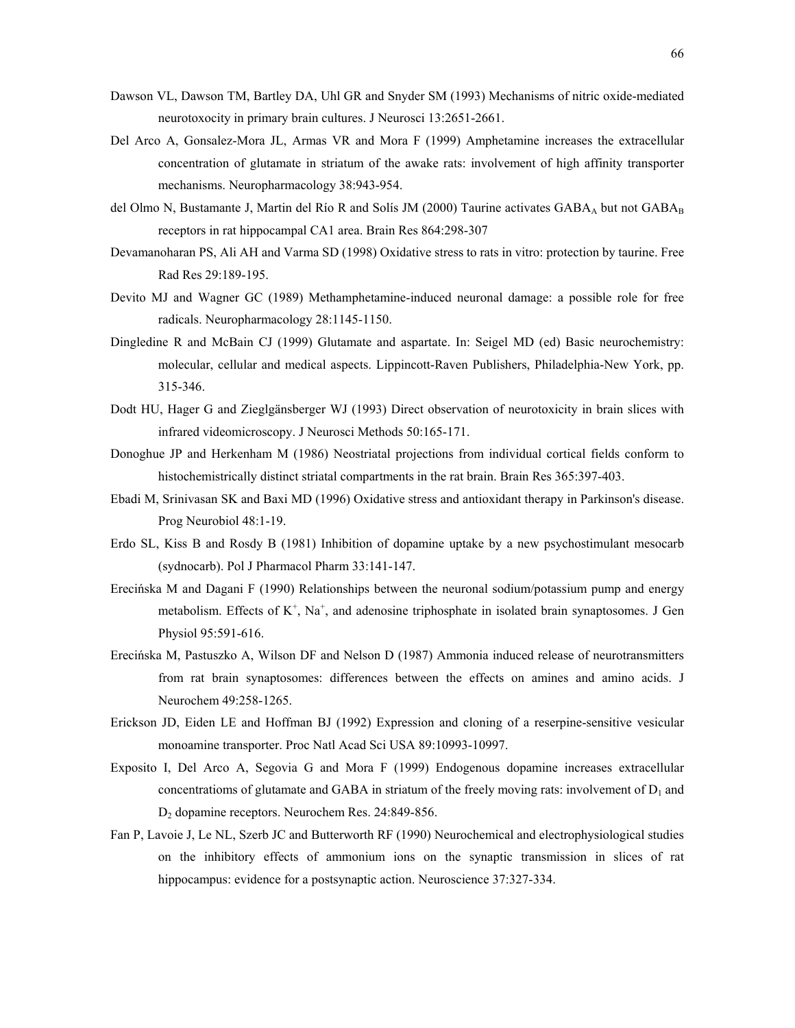Dawson VL, Dawson TM, Bartley DA, Uhl GR and Snyder SM (1993) Mechanisms of nitric oxide-mediated neurotoxocity in primary brain cultures. J Neurosci 13:2651-2661.

Del Arco A, Gonsalez-Mora JL, Armas VR and Mora F (1999) Amphetamine increases the extracellular concentration of glutamate in striatum of the awake rats: involvement of high affinity transporter mechanisms. Neuropharmacology 38:943-954.

del Olmo N, Bustamante J, Martin del Río R and Solís JM (2000) Taurine activates $GABA_A$ but not $GABA_B$ receptors in rat hippocampal CA1 area. Brain Res 864:298-307

Devamanoharan PS, Ali AH and Varma SD (1998) Oxidative stress to rats in vitro: protection by taurine. Free Rad Res 29:189-195.

Devito MJ and Wagner GC (1989) Methamphetamine-induced neuronal damage: a possible role for free radicals. Neuropharmacology 28:1145-1150.

Dingledine R and McBain CJ (1999) Glutamate and aspartate. In: Seigel MD (ed) Basic neurochemistry: molecular, cellular and medical aspects. Lippincott-Raven Publishers, Philadelphia-New York, pp. 315-346.

Dodt HU, Hager G and Zieglgänsberger WJ (1993) Direct observation of neurotoxicity in brain slices with infrared videomicroscopy. J Neurosci Methods 50:165-171.

Donoghue JP and Herkenham M (1986) Neostriatal projections from individual cortical fields conform to histochemistrically distinct striatal compartments in the rat brain. Brain Res 365:397-403.

Ebadi M, Srinivasan SK and Baxi MD (1996) Oxidative stress and antioxidant therapy in Parkinson's disease. Prog Neurobiol 48:1-19.

Erdo SL, Kiss B and Rosdy B (1981) Inhibition of dopamine uptake by a new psychostimulant mesocarb (sydnocarb). Pol J Pharmacol Pharm 33:141-147.

Erecińska M and Dagani F (1990) Relationships between the neuronal sodium/potassium pump and energy metabolism. Effects of $K^+$, $Na^+$, and adenosine triphosphate in isolated brain synaptosomes. J Gen Physiol 95:591-616.

Erecińska M, Pastuszko A, Wilson DF and Nelson D (1987) Ammonia induced release of neurotransmitters from rat brain synaptosomes: differences between the effects on amines and amino acids. J Neurochem 49:258-1265.

Erickson JD, Eiden LE and Hoffman BJ (1992) Expression and cloning of a reserpine-sensitive vesicular monoamine transporter. Proc Natl Acad Sci USA 89:10993-10997.

Exposito I, Del Arco A, Segovia G and Mora F (1999) Endogenous dopamine increases extracellular concentratioms of glutamate and GABA in striatum of the freely moving rats: involvement of $D_1$ and $D_2$ dopamine receptors. Neurochem Res. 24:849-856.

Fan P, Lavoie J, Le NL, Szerb JC and Butterworth RF (1990) Neurochemical and electrophysiological studies on the inhibitory effects of ammonium ions on the synaptic transmission in slices of rat hippocampus: evidence for a postsynaptic action. Neuroscience 37:327-334.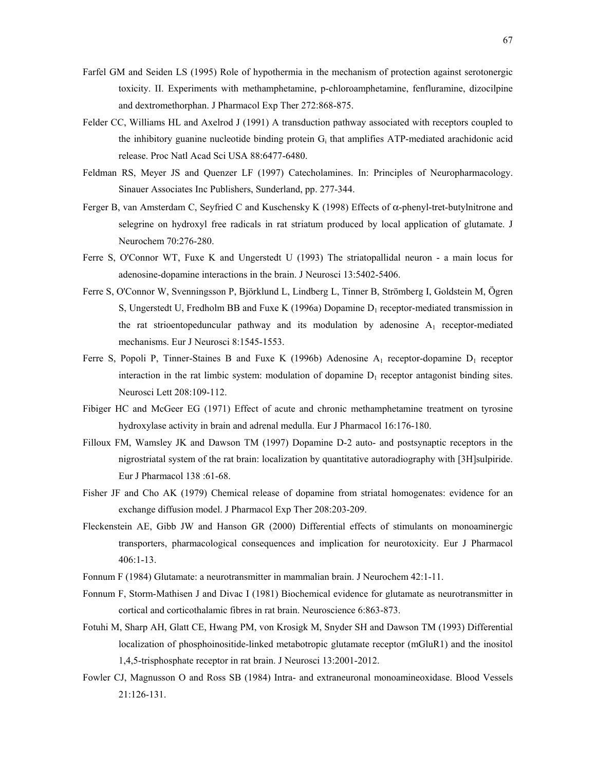Farfel GM and Seiden LS (1995) Role of hypothermia in the mechanism of protection against serotonergic toxicity. II. Experiments with methamphetamine, p-chloroamphetamine, fenfluramine, dizocilpine and dextromethorphan. J Pharmacol Exp Ther 272:868-875.

Felder CC, Williams HL and Axelrod J (1991) A transduction pathway associated with receptors coupled to the inhibitory guanine nucleotide binding protein $G_i$ that amplifies ATP-mediated arachidonic acid release. Proc Natl Acad Sci USA 88:6477-6480.

Feldman RS, Meyer JS and Quenzer LF (1997) Catecholamines. In: Principles of Neuropharmacology. Sinauer Associates Inc Publishers, Sunderland, pp. 277-344.

Ferger B, van Amsterdam C, Seyfried C and Kuschensky K (1998) Effects of α-phenyl-tret-butylnitrone and selegrine on hydroxyl free radicals in rat striatum produced by local application of glutamate. J Neurochem 70:276-280.

Ferre S, O'Connor WT, Fuxe K and Ungerstedt U (1993) The striatopallidal neuron - a main locus for adenosine-dopamine interactions in the brain. J Neurosci 13:5402-5406.

Ferre S, O'Connor W, Svenningsson P, Björklund L, Lindberg L, Tinner B, Strömberg I, Goldstein M, Ögren S, Ungerstedt U, Fredholm BB and Fuxe K (1996a) Dopamine $D_1$ receptor-mediated transmission in the rat strioentopeduncular pathway and its modulation by adenosine $A_1$ receptor-mediated mechanisms. Eur J Neurosci 8:1545-1553.

Ferre S, Popoli P, Tinner-Staines B and Fuxe K (1996b) Adenosine $A_1$ receptor-dopamine $D_1$ receptor interaction in the rat limbic system: modulation of dopamine $D_1$ receptor antagonist binding sites. Neurosci Lett 208:109-112.

Fibiger HC and McGeer EG (1971) Effect of acute and chronic methamphetamine treatment on tyrosine hydroxylase activity in brain and adrenal medulla. Eur J Pharmacol 16:176-180.

Filloux FM, Wamsley JK and Dawson TM (1997) Dopamine D-2 auto- and postsynaptic receptors in the nigrostriatal system of the rat brain: localization by quantitative autoradiography with [3H]sulpiride. Eur J Pharmacol 138 :61-68.

Fisher JF and Cho AK (1979) Chemical release of dopamine from striatal homogenates: evidence for an exchange diffusion model. J Pharmacol Exp Ther 208:203-209.

Fleckenstein AE, Gibb JW and Hanson GR (2000) Differential effects of stimulants on monoaminergic transporters, pharmacological consequences and implication for neurotoxicity. Eur J Pharmacol 406:1-13.

Fonnum F (1984) Glutamate: a neurotransmitter in mammalian brain. J Neurochem 42:1-11.

Fonnum F, Storm-Mathisen J and Divac I (1981) Biochemical evidence for glutamate as neurotransmitter in cortical and corticothalamic fibres in rat brain. Neuroscience 6:863-873.

Fotuhi M, Sharp AH, Glatt CE, Hwang PM, von Krosigk M, Snyder SH and Dawson TM (1993) Differential localization of phosphoinositide-linked metabotropic glutamate receptor (mGluR1) and the inositol 1,4,5-trisphosphate receptor in rat brain. J Neurosci 13:2001-2012.

Fowler CJ, Magnusson O and Ross SB (1984) Intra- and extraneuronal monoamineoxidase. Blood Vessels 21:126-131.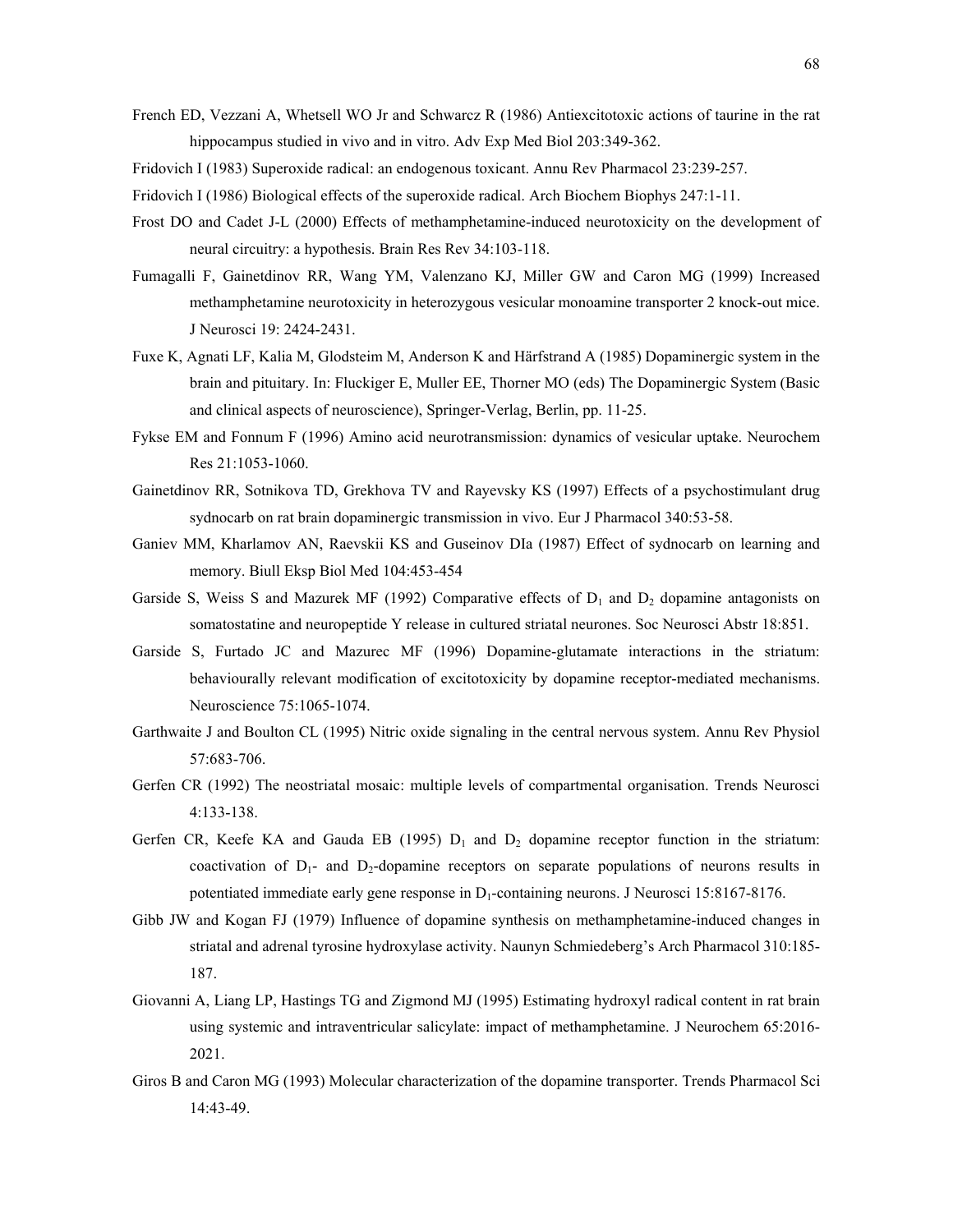French ED, Vezzani A, Whetsell WO Jr and Schwarcz R (1986) Antiexcitotoxic actions of taurine in the rat hippocampus studied in vivo and in vitro. Adv Exp Med Biol 203:349-362.

Fridovich I (1983) Superoxide radical: an endogenous toxicant. Annu Rev Pharmacol 23:239-257.

Fridovich I (1986) Biological effects of the superoxide radical. Arch Biochem Biophys 247:1-11.

Frost DO and Cadet J-L (2000) Effects of methamphetamine-induced neurotoxicity on the development of neural circuitry: a hypothesis. Brain Res Rev 34:103-118.

Fumagalli F, Gainetdinov RR, Wang YM, Valenzano KJ, Miller GW and Caron MG (1999) Increased methamphetamine neurotoxicity in heterozygous vesicular monoamine transporter 2 knock-out mice. J Neurosci 19: 2424-2431.

Fuxe K, Agnati LF, Kalia M, Glodsteim M, Anderson K and Härfstrand A (1985) Dopaminergic system in the brain and pituitary. In: Fluckiger E, Muller EE, Thorner MO (eds) The Dopaminergic System (Basic and clinical aspects of neuroscience), Springer-Verlag, Berlin, pp. 11-25.

Fykse EM and Fonnum F (1996) Amino acid neurotransmission: dynamics of vesicular uptake. Neurochem Res 21:1053-1060.

Gainetdinov RR, Sotnikova TD, Grekhova TV and Rayevsky KS (1997) Effects of a psychostimulant drug sydnocarb on rat brain dopaminergic transmission in vivo. Eur J Pharmacol 340:53-58.

Ganiev MM, Kharlamov AN, Raevskii KS and Guseinov DIa (1987) Effect of sydnocarb on learning and memory. Biull Eksp Biol Med 104:453-454

Garside S, Weiss S and Mazurek MF (1992) Comparative effects of $D_1$ and $D_2$ dopamine antagonists on somatostatine and neuropeptide Y release in cultured striatal neurones. Soc Neurosci Abstr 18:851.

Garside S, Furtado JC and Mazurec MF (1996) Dopamine-glutamate interactions in the striatum: behaviourally relevant modification of excitotoxicity by dopamine receptor-mediated mechanisms. Neuroscience 75:1065-1074.

Garthwaite J and Boulton CL (1995) Nitric oxide signaling in the central nervous system. Annu Rev Physiol 57:683-706.

Gerfen CR (1992) The neostriatal mosaic: multiple levels of compartmental organisation. Trends Neurosci 4:133-138.

Gerfen CR, Keefe KA and Gauda EB (1995) $D_1$ and $D_2$ dopamine receptor function in the striatum: coactivation of $D_1$- and $D_2$-dopamine receptors on separate populations of neurons results in potentiated immediate early gene response in $D_1$-containing neurons. J Neurosci 15:8167-8176.

Gibb JW and Kogan FJ (1979) Influence of dopamine synthesis on methamphetamine-induced changes in striatal and adrenal tyrosine hydroxylase activity. Naunyn Schmiedeberg's Arch Pharmacol 310:185-187.

Giovanni A, Liang LP, Hastings TG and Zigmond MJ (1995) Estimating hydroxyl radical content in rat brain using systemic and intraventricular salicylate: impact of methamphetamine. J Neurochem 65:2016-2021.

Giros B and Caron MG (1993) Molecular characterization of the dopamine transporter. Trends Pharmacol Sci 14:43-49.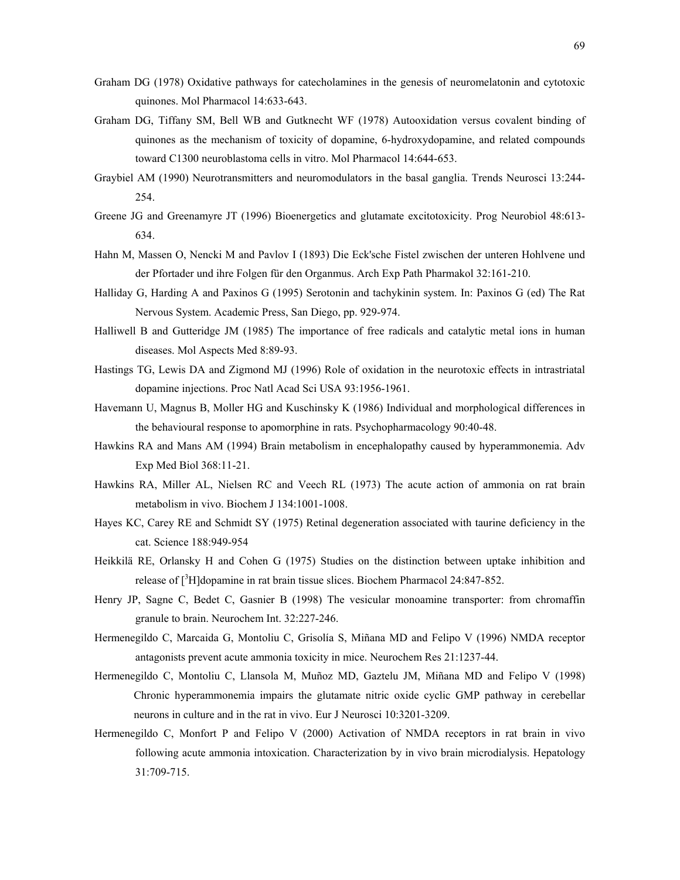Graham DG (1978) Oxidative pathways for catecholamines in the genesis of neuromelatonin and cytotoxic quinones. Mol Pharmacol 14:633-643.

Graham DG, Tiffany SM, Bell WB and Gutknecht WF (1978) Autooxidation versus covalent binding of quinones as the mechanism of toxicity of dopamine, 6-hydroxydopamine, and related compounds toward C1300 neuroblastoma cells in vitro. Mol Pharmacol 14:644-653.

Graybiel AM (1990) Neurotransmitters and neuromodulators in the basal ganglia. Trends Neurosci 13:244-254.

Greene JG and Greenamyre JT (1996) Bioenergetics and glutamate excitotoxicity. Prog Neurobiol 48:613-634.

Hahn M, Massen O, Nencki M and Pavlov I (1893) Die Eck'sche Fistel zwischen der unteren Hohlvene und der Pfortader und ihre Folgen für den Organmus. Arch Exp Path Pharmakol 32:161-210.

Halliday G, Harding A and Paxinos G (1995) Serotonin and tachykinin system. In: Paxinos G (ed) The Rat Nervous System. Academic Press, San Diego, pp. 929-974.

Halliwell B and Gutteridge JM (1985) The importance of free radicals and catalytic metal ions in human diseases. Mol Aspects Med 8:89-93.

Hastings TG, Lewis DA and Zigmond MJ (1996) Role of oxidation in the neurotoxic effects in intrastriatal dopamine injections. Proc Natl Acad Sci USA 93:1956-1961.

Havemann U, Magnus B, Moller HG and Kuschinsky K (1986) Individual and morphological differences in the behavioural response to apomorphine in rats. Psychopharmacology 90:40-48.

Hawkins RA and Mans AM (1994) Brain metabolism in encephalopathy caused by hyperammonemia. Adv Exp Med Biol 368:11-21.

Hawkins RA, Miller AL, Nielsen RC and Veech RL (1973) The acute action of ammonia on rat brain metabolism in vivo. Biochem J 134:1001-1008.

Hayes KC, Carey RE and Schmidt SY (1975) Retinal degeneration associated with taurine deficiency in the cat. Science 188:949-954

Heikkilä RE, Orlansky H and Cohen G (1975) Studies on the distinction between uptake inhibition and release of [$^{3}$H]dopamine in rat brain tissue slices. Biochem Pharmacol 24:847-852.

Henry JP, Sagne C, Bedet C, Gasnier B (1998) The vesicular monoamine transporter: from chromaffin granule to brain. Neurochem Int. 32:227-246.

Hermenegildo C, Marcaida G, Montoliu C, Grisolía S, Miñana MD and Felipo V (1996) NMDA receptor antagonists prevent acute ammonia toxicity in mice. Neurochem Res 21:1237-44.

Hermenegildo C, Montoliu C, Llansola M, Muñoz MD, Gaztelu JM, Miñana MD and Felipo V (1998) Chronic hyperammonemia impairs the glutamate nitric oxide cyclic GMP pathway in cerebellar neurons in culture and in the rat in vivo. Eur J Neurosci 10:3201-3209.

Hermenegildo C, Monfort P and Felipo V (2000) Activation of NMDA receptors in rat brain in vivo following acute ammonia intoxication. Characterization by in vivo brain microdialysis. Hepatology 31:709-715.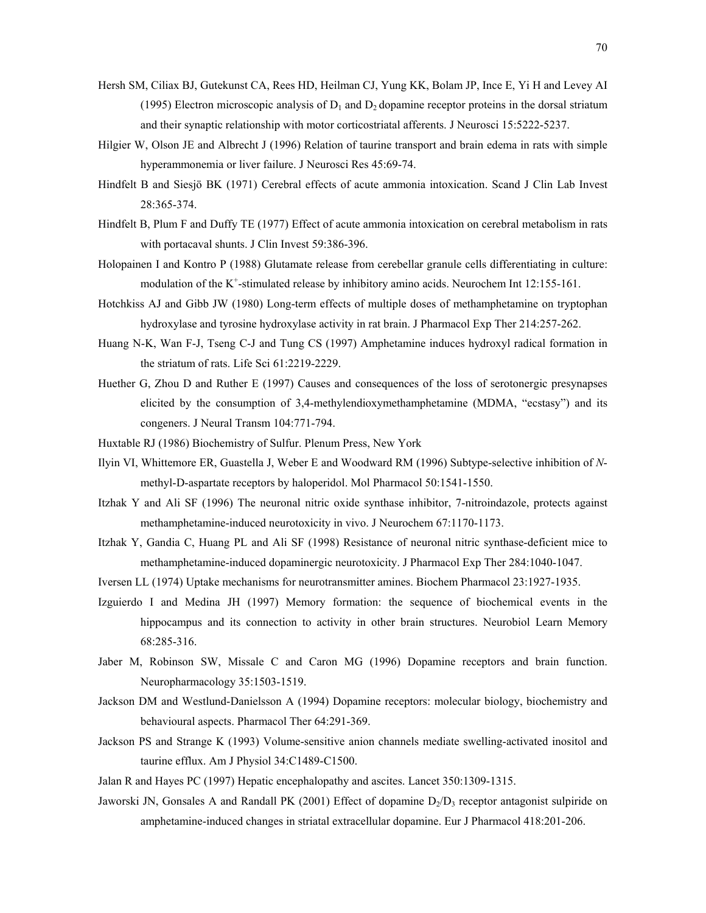Hersh SM, Ciliax BJ, Gutekunst CA, Rees HD, Heilman CJ, Yung KK, Bolam JP, Ince E, Yi H and Levey AI (1995) Electron microscopic analysis of $D_1$ and $D_2$ dopamine receptor proteins in the dorsal striatum and their synaptic relationship with motor corticostriatal afferents. J Neurosci 15:5222-5237.

Hilgier W, Olson JE and Albrecht J (1996) Relation of taurine transport and brain edema in rats with simple hyperammonemia or liver failure. J Neurosci Res 45:69-74.

Hindfelt B and Siesjö BK (1971) Cerebral effects of acute ammonia intoxication. Scand J Clin Lab Invest 28:365-374.

Hindfelt B, Plum F and Duffy TE (1977) Effect of acute ammonia intoxication on cerebral metabolism in rats with portacaval shunts. J Clin Invest 59:386-396.

Holopainen I and Kontro P (1988) Glutamate release from cerebellar granule cells differentiating in culture: modulation of the $K^+$-stimulated release by inhibitory amino acids. Neurochem Int 12:155-161.

Hotchkiss AJ and Gibb JW (1980) Long-term effects of multiple doses of methamphetamine on tryptophan hydroxylase and tyrosine hydroxylase activity in rat brain. J Pharmacol Exp Ther 214:257-262.

Huang N-K, Wan F-J, Tseng C-J and Tung CS (1997) Amphetamine induces hydroxyl radical formation in the striatum of rats. Life Sci 61:2219-2229.

Huether G, Zhou D and Ruther E (1997) Causes and consequences of the loss of serotonergic presynapses elicited by the consumption of 3,4-methylendioxymethamphetamine (MDMA, "ecstasy") and its congeners. J Neural Transm 104:771-794.

Huxtable RJ (1986) Biochemistry of Sulfur. Plenum Press, New York

Ilyin VI, Whittemore ER, Guastella J, Weber E and Woodward RM (1996) Subtype-selective inhibition of *N*-methyl-D-aspartate receptors by haloperidol. Mol Pharmacol 50:1541-1550.

Itzhak Y and Ali SF (1996) The neuronal nitric oxide synthase inhibitor, 7-nitroindazole, protects against methamphetamine-induced neurotoxicity in vivo. J Neurochem 67:1170-1173.

Itzhak Y, Gandia C, Huang PL and Ali SF (1998) Resistance of neuronal nitric synthase-deficient mice to methamphetamine-induced dopaminergic neurotoxicity. J Pharmacol Exp Ther 284:1040-1047.

Iversen LL (1974) Uptake mechanisms for neurotransmitter amines. Biochem Pharmacol 23:1927-1935.

Izguierdo I and Medina JH (1997) Memory formation: the sequence of biochemical events in the hippocampus and its connection to activity in other brain structures. Neurobiol Learn Memory 68:285-316.

Jaber M, Robinson SW, Missale C and Caron MG (1996) Dopamine receptors and brain function. Neuropharmacology 35:1503-1519.

Jackson DM and Westlund-Danielsson A (1994) Dopamine receptors: molecular biology, biochemistry and behavioural aspects. Pharmacol Ther 64:291-369.

Jackson PS and Strange K (1993) Volume-sensitive anion channels mediate swelling-activated inositol and taurine efflux. Am J Physiol 34:C1489-C1500.

Jalan R and Hayes PC (1997) Hepatic encephalopathy and ascites. Lancet 350:1309-1315.

Jaworski JN, Gonsales A and Randall PK (2001) Effect of dopamine $D_2$/$D_3$ receptor antagonist sulpiride on amphetamine-induced changes in striatal extracellular dopamine. Eur J Pharmacol 418:201-206.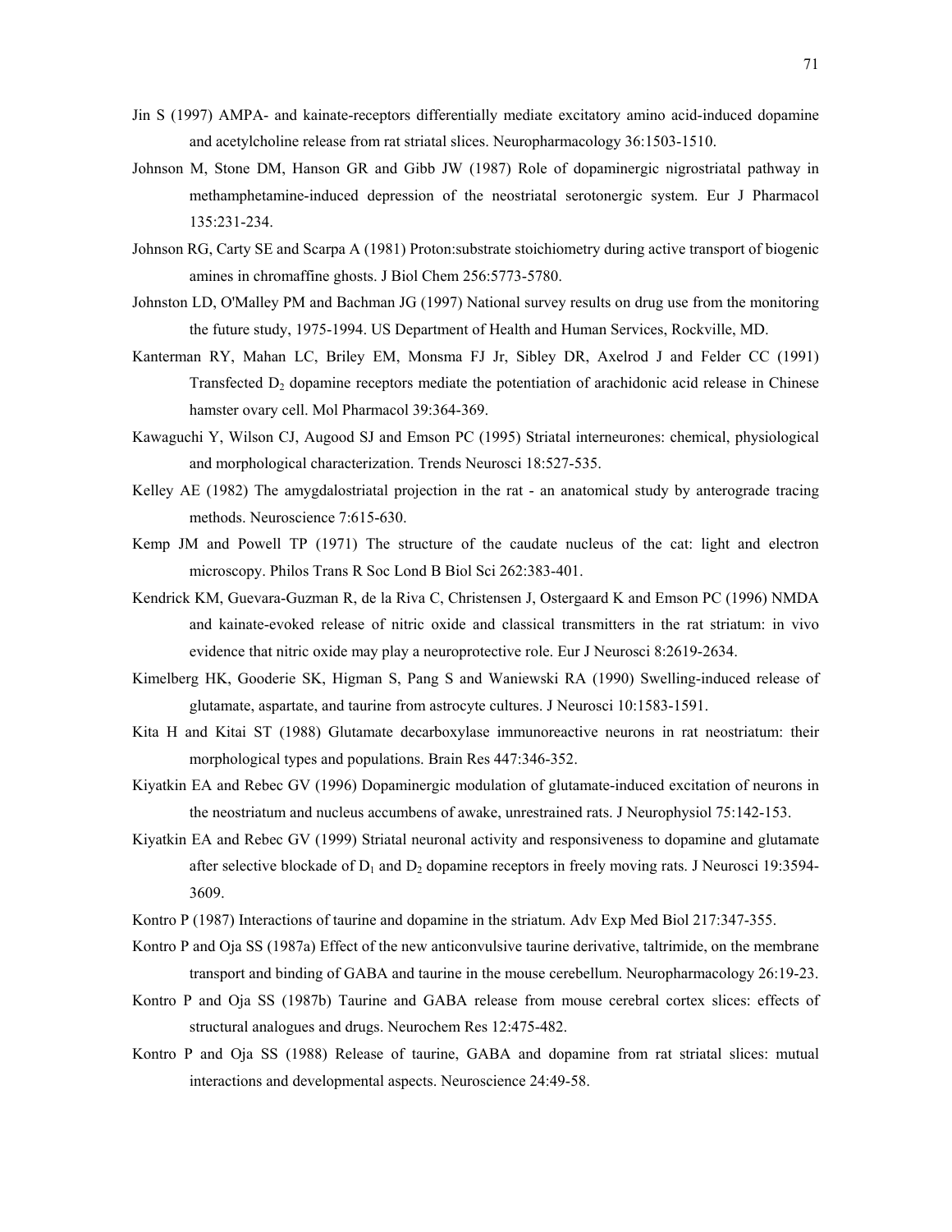Jin S (1997) AMPA- and kainate-receptors differentially mediate excitatory amino acid-induced dopamine and acetylcholine release from rat striatal slices. Neuropharmacology 36:1503-1510.

Johnson M, Stone DM, Hanson GR and Gibb JW (1987) Role of dopaminergic nigrostriatal pathway in methamphetamine-induced depression of the neostriatal serotonergic system. Eur J Pharmacol 135:231-234.

Johnson RG, Carty SE and Scarpa A (1981) Proton:substrate stoichiometry during active transport of biogenic amines in chromaffine ghosts. J Biol Chem 256:5773-5780.

Johnston LD, O'Malley PM and Bachman JG (1997) National survey results on drug use from the monitoring the future study, 1975-1994. US Department of Health and Human Services, Rockville, MD.

Kanterman RY, Mahan LC, Briley EM, Monsma FJ Jr, Sibley DR, Axelrod J and Felder CC (1991) Transfected $D_2$ dopamine receptors mediate the potentiation of arachidonic acid release in Chinese hamster ovary cell. Mol Pharmacol 39:364-369.

Kawaguchi Y, Wilson CJ, Augood SJ and Emson PC (1995) Striatal interneurones: chemical, physiological and morphological characterization. Trends Neurosci 18:527-535.

Kelley AE (1982) The amygdalostriatal projection in the rat - an anatomical study by anterograde tracing methods. Neuroscience 7:615-630.

Kemp JM and Powell TP (1971) The structure of the caudate nucleus of the cat: light and electron microscopy. Philos Trans R Soc Lond B Biol Sci 262:383-401.

Kendrick KM, Guevara-Guzman R, de la Riva C, Christensen J, Ostergaard K and Emson PC (1996) NMDA and kainate-evoked release of nitric oxide and classical transmitters in the rat striatum: in vivo evidence that nitric oxide may play a neuroprotective role. Eur J Neurosci 8:2619-2634.

Kimelberg HK, Gooderie SK, Higman S, Pang S and Waniewski RA (1990) Swelling-induced release of glutamate, aspartate, and taurine from astrocyte cultures. J Neurosci 10:1583-1591.

Kita H and Kitai ST (1988) Glutamate decarboxylase immunoreactive neurons in rat neostriatum: their morphological types and populations. Brain Res 447:346-352.

Kiyatkin EA and Rebec GV (1996) Dopaminergic modulation of glutamate-induced excitation of neurons in the neostriatum and nucleus accumbens of awake, unrestrained rats. J Neurophysiol 75:142-153.

Kiyatkin EA and Rebec GV (1999) Striatal neuronal activity and responsiveness to dopamine and glutamate after selective blockade of $D_1$ and $D_2$ dopamine receptors in freely moving rats. J Neurosci 19:3594-3609.

Kontro P (1987) Interactions of taurine and dopamine in the striatum. Adv Exp Med Biol 217:347-355.

Kontro P and Oja SS (1987a) Effect of the new anticonvulsive taurine derivative, taltrimide, on the membrane transport and binding of GABA and taurine in the mouse cerebellum. Neuropharmacology 26:19-23.

Kontro P and Oja SS (1987b) Taurine and GABA release from mouse cerebral cortex slices: effects of structural analogues and drugs. Neurochem Res 12:475-482.

Kontro P and Oja SS (1988) Release of taurine, GABA and dopamine from rat striatal slices: mutual interactions and developmental aspects. Neuroscience 24:49-58.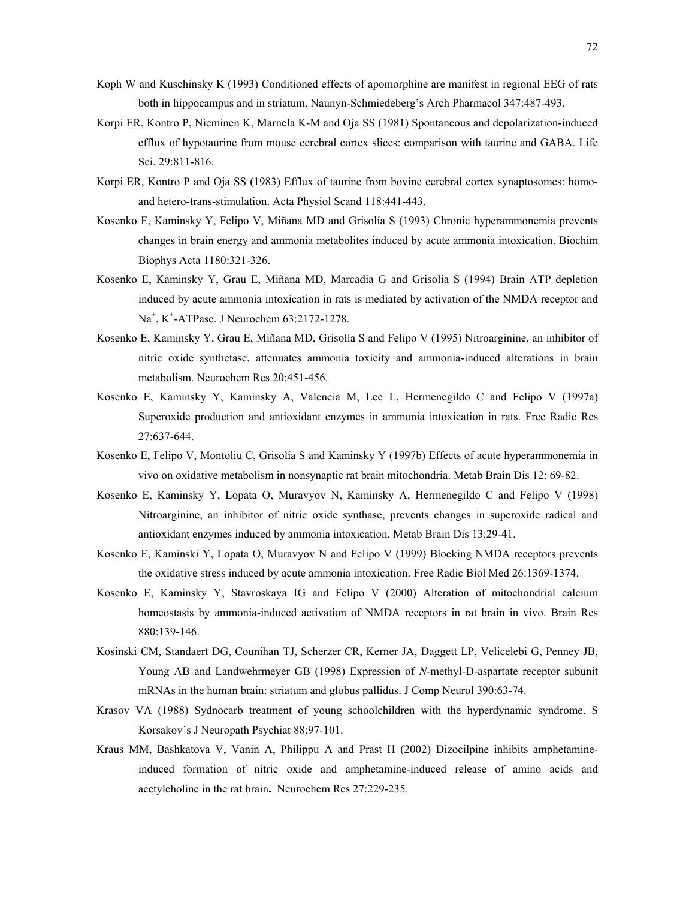Koph W and Kuschinsky K (1993) Conditioned effects of apomorphine are manifest in regional EEG of rats both in hippocampus and in striatum. Naunyn-Schmiedeberg's Arch Pharmacol 347:487-493.

Korpi ER, Kontro P, Nieminen K, Marnela K-M and Oja SS (1981) Spontaneous and depolarization-induced efflux of hypotaurine from mouse cerebral cortex slices: comparison with taurine and GABA. Life Sci. 29:811-816.

Korpi ER, Kontro P and Oja SS (1983) Efflux of taurine from bovine cerebral cortex synaptosomes: homo- and hetero-trans-stimulation. Acta Physiol Scand 118:441-443.

Kosenko E, Kaminsky Y, Felipo V, Miñana MD and Grisolía S (1993) Chronic hyperammonemia prevents changes in brain energy and ammonia metabolites induced by acute ammonia intoxication. Biochim Biophys Acta 1180:321-326.

Kosenko E, Kaminsky Y, Grau E, Miñana MD, Marcadia G and Grisolía S (1994) Brain ATP depletion induced by acute ammonia intoxication in rats is mediated by activation of the NMDA receptor and $Na^+$, $K^+$-ATPase. J Neurochem 63:2172-1278.

Kosenko E, Kaminsky Y, Grau E, Miñana MD, Grisolía S and Felipo V (1995) Nitroarginine, an inhibitor of nitric oxide synthetase, attenuates ammonia toxicity and ammonia-induced alterations in brain metabolism. Neurochem Res 20:451-456.

Kosenko E, Kaminsky Y, Kaminsky A, Valencia M, Lee L, Hermenegildo C and Felipo V (1997a) Superoxide production and antioxidant enzymes in ammonia intoxication in rats. Free Radic Res 27:637-644.

Kosenko E, Felipo V, Montoliu C, Grisolía S and Kaminsky Y (1997b) Effects of acute hyperammonemia in vivo on oxidative metabolism in nonsynaptic rat brain mitochondria. Metab Brain Dis 12: 69-82.

Kosenko E, Kaminsky Y, Lopata O, Muravyov N, Kaminsky A, Hermenegildo C and Felipo V (1998) Nitroarginine, an inhibitor of nitric oxide synthase, prevents changes in superoxide radical and antioxidant enzymes induced by ammonia intoxication. Metab Brain Dis 13:29-41.

Kosenko E, Kaminski Y, Lopata O, Muravyov N and Felipo V (1999) Blocking NMDA receptors prevents the oxidative stress induced by acute ammonia intoxication. Free Radic Biol Med 26:1369-1374.

Kosenko E, Kaminsky Y, Stavroskaya IG and Felipo V (2000) Alteration of mitochondrial calcium homeostasis by ammonia-induced activation of NMDA receptors in rat brain in vivo. Brain Res 880:139-146.

Kosinski CM, Standaert DG, Counihan TJ, Scherzer CR, Kerner JA, Daggett LP, Velicelebi G, Penney JB, Young AB and Landwehrmeyer GB (1998) Expression of *N*-methyl-D-aspartate receptor subunit mRNAs in the human brain: striatum and globus pallidus. J Comp Neurol 390:63-74.

Krasov VA (1988) Sydnocarb treatment of young schoolchildren with the hyperdynamic syndrome. S Korsakov`s J Neuropath Psychiat 88:97-101.

Kraus MM, Bashkatova V, Vanin A, Philippu A and Prast H (2002) Dizocilpine inhibits amphetamine-induced formation of nitric oxide and amphetamine-induced release of amino acids and acetylcholine in the rat brain**.** Neurochem Res 27:229-235.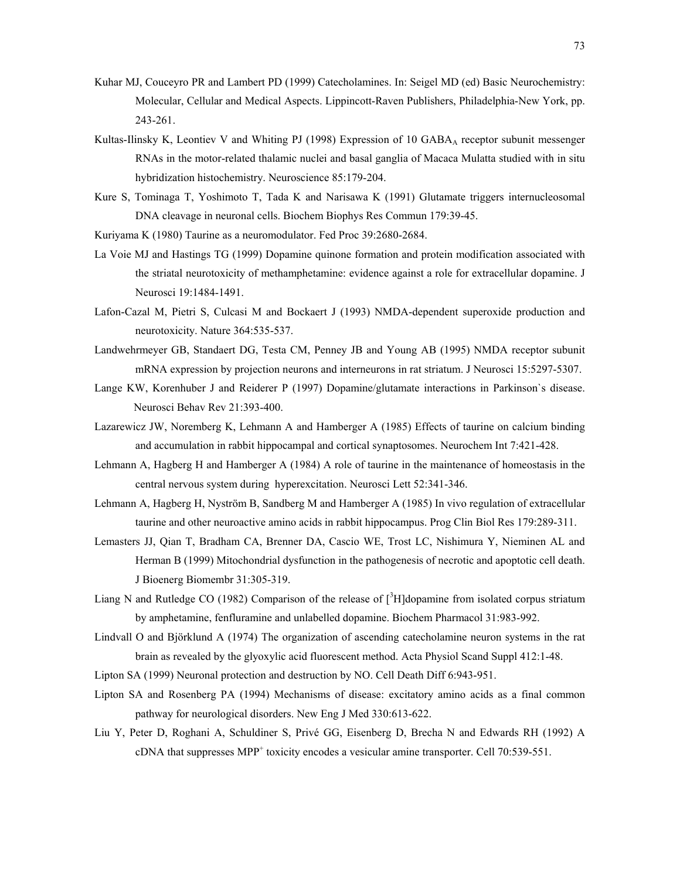Kuhar MJ, Couceyro PR and Lambert PD (1999) Catecholamines. In: Seigel MD (ed) Basic Neurochemistry: Molecular, Cellular and Medical Aspects. Lippincott-Raven Publishers, Philadelphia-New York, pp. 243-261.

Kultas-Ilinsky K, Leontiev V and Whiting PJ (1998) Expression of 10 $GABA_A$ receptor subunit messenger RNAs in the motor-related thalamic nuclei and basal ganglia of Macaca Mulatta studied with in situ hybridization histochemistry. Neuroscience 85:179-204.

Kure S, Tominaga T, Yoshimoto T, Tada K and Narisawa K (1991) Glutamate triggers internucleosomal DNA cleavage in neuronal cells. Biochem Biophys Res Commun 179:39-45.

Kuriyama K (1980) Taurine as a neuromodulator. Fed Proc 39:2680-2684.

La Voie MJ and Hastings TG (1999) Dopamine quinone formation and protein modification associated with the striatal neurotoxicity of methamphetamine: evidence against a role for extracellular dopamine. J Neurosci 19:1484-1491.

Lafon-Cazal M, Pietri S, Culcasi M and Bockaert J (1993) NMDA-dependent superoxide production and neurotoxicity. Nature 364:535-537.

Landwehrmeyer GB, Standaert DG, Testa CM, Penney JB and Young AB (1995) NMDA receptor subunit mRNA expression by projection neurons and interneurons in rat striatum. J Neurosci 15:5297-5307.

Lange KW, Korenhuber J and Reiderer P (1997) Dopamine/glutamate interactions in Parkinson`s disease. Neurosci Behav Rev 21:393-400.

Lazarewicz JW, Noremberg K, Lehmann A and Hamberger A (1985) Effects of taurine on calcium binding and accumulation in rabbit hippocampal and cortical synaptosomes. Neurochem Int 7:421-428.

Lehmann A, Hagberg H and Hamberger A (1984) A role of taurine in the maintenance of homeostasis in the central nervous system during hyperexcitation. Neurosci Lett 52:341-346.

Lehmann A, Hagberg H, Nyström B, Sandberg M and Hamberger A (1985) In vivo regulation of extracellular taurine and other neuroactive amino acids in rabbit hippocampus. Prog Clin Biol Res 179:289-311.

Lemasters JJ, Qian T, Bradham CA, Brenner DA, Cascio WE, Trost LC, Nishimura Y, Nieminen AL and Herman B (1999) Mitochondrial dysfunction in the pathogenesis of necrotic and apoptotic cell death. J Bioenerg Biomembr 31:305-319.

Liang N and Rutledge CO (1982) Comparison of the release of [$^3$H]dopamine from isolated corpus striatum by amphetamine, fenfluramine and unlabelled dopamine. Biochem Pharmacol 31:983-992.

Lindvall O and Björklund A (1974) The organization of ascending catecholamine neuron systems in the rat brain as revealed by the glyoxylic acid fluorescent method. Acta Physiol Scand Suppl 412:1-48.

Lipton SA (1999) Neuronal protection and destruction by NO. Cell Death Diff 6:943-951.

Lipton SA and Rosenberg PA (1994) Mechanisms of disease: excitatory amino acids as a final common pathway for neurological disorders. New Eng J Med 330:613-622.

Liu Y, Peter D, Roghani A, Schuldiner S, Privé GG, Eisenberg D, Brecha N and Edwards RH (1992) A cDNA that suppresses $MPP^+$ toxicity encodes a vesicular amine transporter. Cell 70:539-551.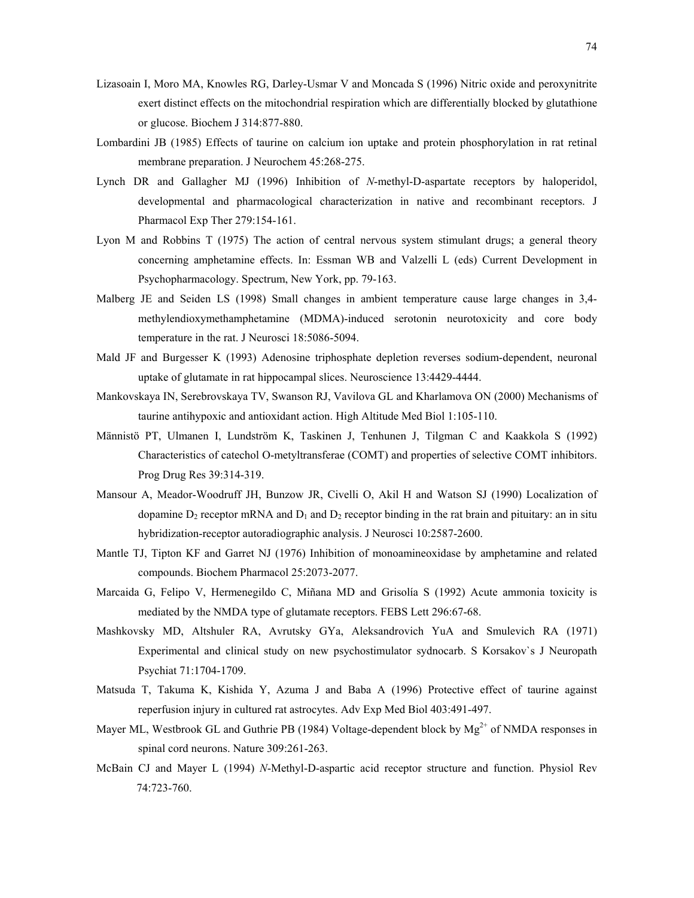Lizasoain I, Moro MA, Knowles RG, Darley-Usmar V and Moncada S (1996) Nitric oxide and peroxynitrite exert distinct effects on the mitochondrial respiration which are differentially blocked by glutathione or glucose. Biochem J 314:877-880.

Lombardini JB (1985) Effects of taurine on calcium ion uptake and protein phosphorylation in rat retinal membrane preparation. J Neurochem 45:268-275.

Lynch DR and Gallagher MJ (1996) Inhibition of *N*-methyl-D-aspartate receptors by haloperidol, developmental and pharmacological characterization in native and recombinant receptors. J Pharmacol Exp Ther 279:154-161.

Lyon M and Robbins T (1975) The action of central nervous system stimulant drugs; a general theory concerning amphetamine effects. In: Essman WB and Valzelli L (eds) Current Development in Psychopharmacology. Spectrum, New York, pp. 79-163.

Malberg JE and Seiden LS (1998) Small changes in ambient temperature cause large changes in 3,4-methylendioxymethamphetamine (MDMA)-induced serotonin neurotoxicity and core body temperature in the rat. J Neurosci 18:5086-5094.

Mald JF and Burgesser K (1993) Adenosine triphosphate depletion reverses sodium-dependent, neuronal uptake of glutamate in rat hippocampal slices. Neuroscience 13:4429-4444.

Mankovskaya IN, Serebrovskaya TV, Swanson RJ, Vavilova GL and Kharlamova ON (2000) Mechanisms of taurine antihypoxic and antioxidant action. High Altitude Med Biol 1:105-110.

Männistö PT, Ulmanen I, Lundström K, Taskinen J, Tenhunen J, Tilgman C and Kaakkola S (1992) Characteristics of catechol O-metyltransferae (COMT) and properties of selective COMT inhibitors. Prog Drug Res 39:314-319.

Mansour A, Meador-Woodruff JH, Bunzow JR, Civelli O, Akil H and Watson SJ (1990) Localization of dopamine $D_2$ receptor mRNA and $D_1$ and $D_2$ receptor binding in the rat brain and pituitary: an in situ hybridization-receptor autoradiographic analysis. J Neurosci 10:2587-2600.

Mantle TJ, Tipton KF and Garret NJ (1976) Inhibition of monoamineoxidase by amphetamine and related compounds. Biochem Pharmacol 25:2073-2077.

Marcaida G, Felipo V, Hermenegildo C, Miñana MD and Grisolía S (1992) Acute ammonia toxicity is mediated by the NMDA type of glutamate receptors. FEBS Lett 296:67-68.

Mashkovsky MD, Altshuler RA, Avrutsky GYa, Aleksandrovich YuA and Smulevich RA (1971) Experimental and clinical study on new psychostimulator sydnocarb. S Korsakov`s J Neuropath Psychiat 71:1704-1709.

Matsuda T, Takuma K, Kishida Y, Azuma J and Baba A (1996) Protective effect of taurine against reperfusion injury in cultured rat astrocytes. Adv Exp Med Biol 403:491-497.

Mayer ML, Westbrook GL and Guthrie PB (1984) Voltage-dependent block by $Mg^{2+}$ of NMDA responses in spinal cord neurons. Nature 309:261-263.

McBain CJ and Mayer L (1994) *N*-Methyl-D-aspartic acid receptor structure and function. Physiol Rev 74:723-760.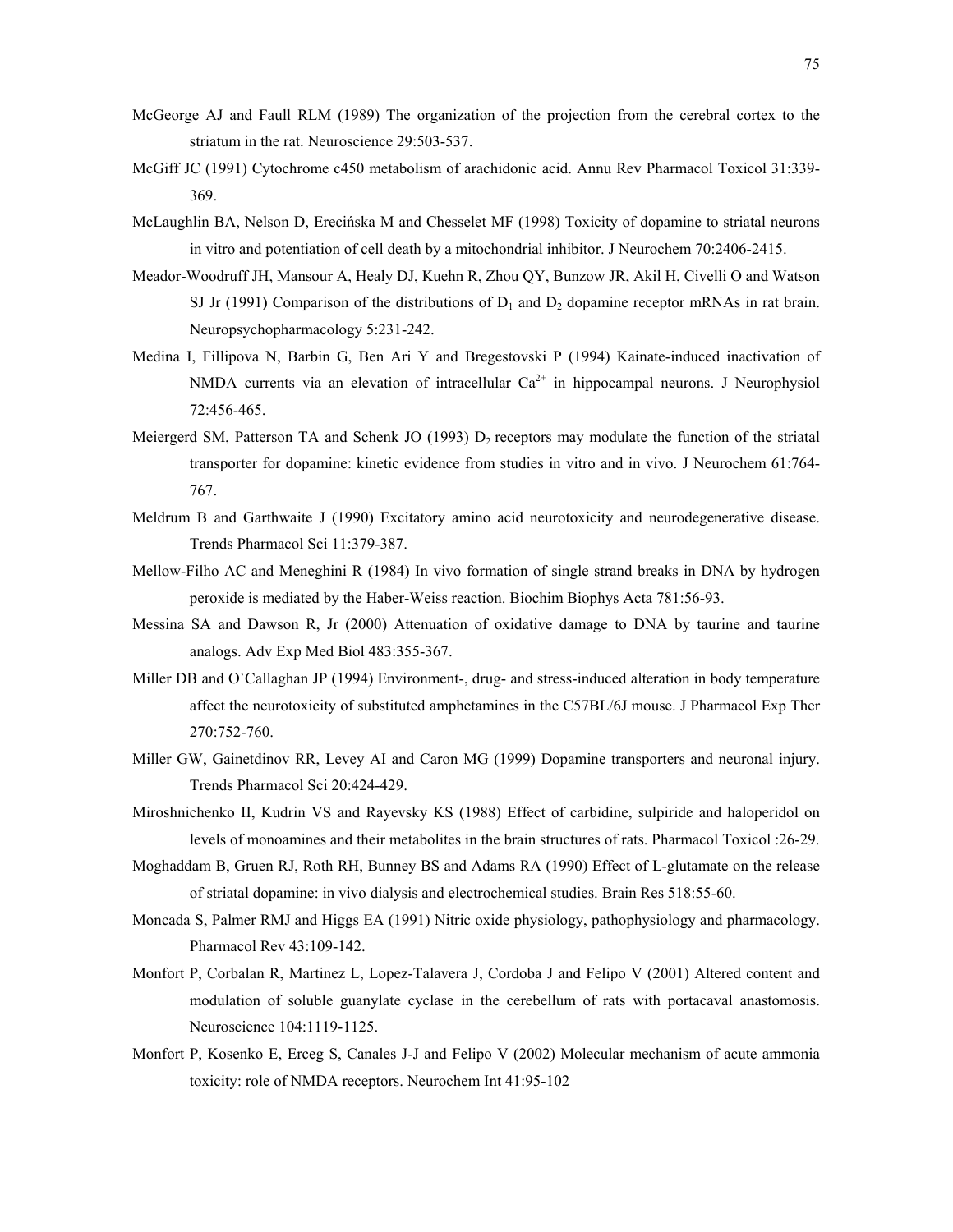McGeorge AJ and Faull RLM (1989) The organization of the projection from the cerebral cortex to the striatum in the rat. Neuroscience 29:503-537.

McGiff JC (1991) Cytochrome c450 metabolism of arachidonic acid. Annu Rev Pharmacol Toxicol 31:339-369.

McLaughlin BA, Nelson D, Erecińska M and Chesselet MF (1998) Toxicity of dopamine to striatal neurons in vitro and potentiation of cell death by a mitochondrial inhibitor. J Neurochem 70:2406-2415.

Meador-Woodruff JH, Mansour A, Healy DJ, Kuehn R, Zhou QY, Bunzow JR, Akil H, Civelli O and Watson SJ Jr (1991**)** Comparison of the distributions of $D_1$ and $D_2$ dopamine receptor mRNAs in rat brain. Neuropsychopharmacology 5:231-242.

Medina I, Fillipova N, Barbin G, Ben Ari Y and Bregestovski P (1994) Kainate-induced inactivation of NMDA currents via an elevation of intracellular $Ca^{2+}$ in hippocampal neurons. J Neurophysiol 72:456-465.

Meiergerd SM, Patterson TA and Schenk JO (1993) $D_2$ receptors may modulate the function of the striatal transporter for dopamine: kinetic evidence from studies in vitro and in vivo. J Neurochem 61:764-767.

Meldrum B and Garthwaite J (1990) Excitatory amino acid neurotoxicity and neurodegenerative disease. Trends Pharmacol Sci 11:379-387.

Mellow-Filho AC and Meneghini R (1984) In vivo formation of single strand breaks in DNA by hydrogen peroxide is mediated by the Haber-Weiss reaction. Biochim Biophys Acta 781:56-93.

Messina SA and Dawson R, Jr (2000) Attenuation of oxidative damage to DNA by taurine and taurine analogs. Adv Exp Med Biol 483:355-367.

Miller DB and O`Callaghan JP (1994) Environment-, drug- and stress-induced alteration in body temperature affect the neurotoxicity of substituted amphetamines in the C57BL/6J mouse. J Pharmacol Exp Ther 270:752-760.

Miller GW, Gainetdinov RR, Levey AI and Caron MG (1999) Dopamine transporters and neuronal injury. Trends Pharmacol Sci 20:424-429.

Miroshnichenko II, Kudrin VS and Rayevsky KS (1988) Effect of carbidine, sulpiride and haloperidol on levels of monoamines and their metabolites in the brain structures of rats. Pharmacol Toxicol :26-29.

Moghaddam B, Gruen RJ, Roth RH, Bunney BS and Adams RA (1990) Effect of L-glutamate on the release of striatal dopamine: in vivo dialysis and electrochemical studies. Brain Res 518:55-60.

Moncada S, Palmer RMJ and Higgs EA (1991) Nitric oxide physiology, pathophysiology and pharmacology. Pharmacol Rev 43:109-142.

Monfort P, Corbalan R, Martinez L, Lopez-Talavera J, Cordoba J and Felipo V (2001) Altered content and modulation of soluble guanylate cyclase in the cerebellum of rats with portacaval anastomosis. Neuroscience 104:1119-1125.

Monfort P, Kosenko E, Erceg S, Canales J-J and Felipo V (2002) Molecular mechanism of acute ammonia toxicity: role of NMDA receptors. Neurochem Int 41:95-102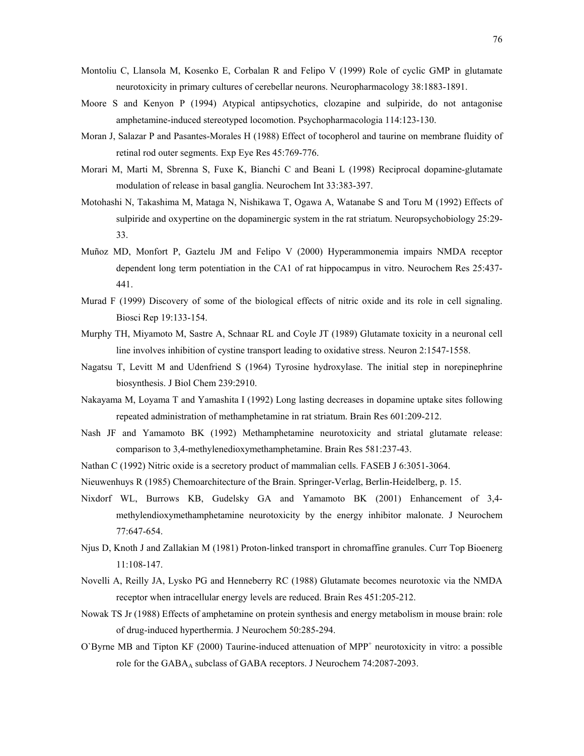Montoliu C, Llansola M, Kosenko E, Corbalan R and Felipo V (1999) Role of cyclic GMP in glutamate neurotoxicity in primary cultures of cerebellar neurons. Neuropharmacology 38:1883-1891.

Moore S and Kenyon P (1994) Atypical antipsychotics, clozapine and sulpiride, do not antagonise amphetamine-induced stereotyped locomotion. Psychopharmacologia 114:123-130.

Moran J, Salazar P and Pasantes-Morales H (1988) Effect of tocopherol and taurine on membrane fluidity of retinal rod outer segments. Exp Eye Res 45:769-776.

Morari M, Marti M, Sbrenna S, Fuxe K, Bianchi C and Beani L (1998) Reciprocal dopamine-glutamate modulation of release in basal ganglia. Neurochem Int 33:383-397.

Motohashi N, Takashima M, Mataga N, Nishikawa T, Ogawa A, Watanabe S and Toru M (1992) Effects of sulpiride and oxypertine on the dopaminergic system in the rat striatum. Neuropsychobiology 25:29-33.

Muñoz MD, Monfort P, Gaztelu JM and Felipo V (2000) Hyperammonemia impairs NMDA receptor dependent long term potentiation in the CA1 of rat hippocampus in vitro. Neurochem Res 25:437-441.

Murad F (1999) Discovery of some of the biological effects of nitric oxide and its role in cell signaling. Biosci Rep 19:133-154.

Murphy TH, Miyamoto M, Sastre A, Schnaar RL and Coyle JT (1989) Glutamate toxicity in a neuronal cell line involves inhibition of cystine transport leading to oxidative stress. Neuron 2:1547-1558.

Nagatsu T, Levitt M and Udenfriend S (1964) Tyrosine hydroxylase. The initial step in norepinephrine biosynthesis. J Biol Chem 239:2910.

Nakayama M, Loyama T and Yamashita I (1992) Long lasting decreases in dopamine uptake sites following repeated administration of methamphetamine in rat striatum. Brain Res 601:209-212.

Nash JF and Yamamoto BK (1992) Methamphetamine neurotoxicity and striatal glutamate release: comparison to 3,4-methylenedioxymethamphetamine. Brain Res 581:237-43.

Nathan C (1992) Nitric oxide is a secretory product of mammalian cells. FASEB J 6:3051-3064.

Nieuwenhuys R (1985) Chemoarchitecture of the Brain. Springer-Verlag, Berlin-Heidelberg, p. 15.

Nixdorf WL, Burrows KB, Gudelsky GA and Yamamoto BK (2001) Enhancement of 3,4-methylendioxymethamphetamine neurotoxicity by the energy inhibitor malonate. J Neurochem 77:647-654.

Njus D, Knoth J and Zallakian M (1981) Proton-linked transport in chromaffine granules. Curr Top Bioenerg 11:108-147.

Novelli A, Reilly JA, Lysko PG and Henneberry RC (1988) Glutamate becomes neurotoxic via the NMDA receptor when intracellular energy levels are reduced. Brain Res 451:205-212.

Nowak TS Jr (1988) Effects of amphetamine on protein synthesis and energy metabolism in mouse brain: role of drug-induced hyperthermia. J Neurochem 50:285-294.

O`Byrne MB and Tipton KF (2000) Taurine-induced attenuation of $MPP^+$ neurotoxicity in vitro: a possible role for the $GABA_A$ subclass of GABA receptors. J Neurochem 74:2087-2093.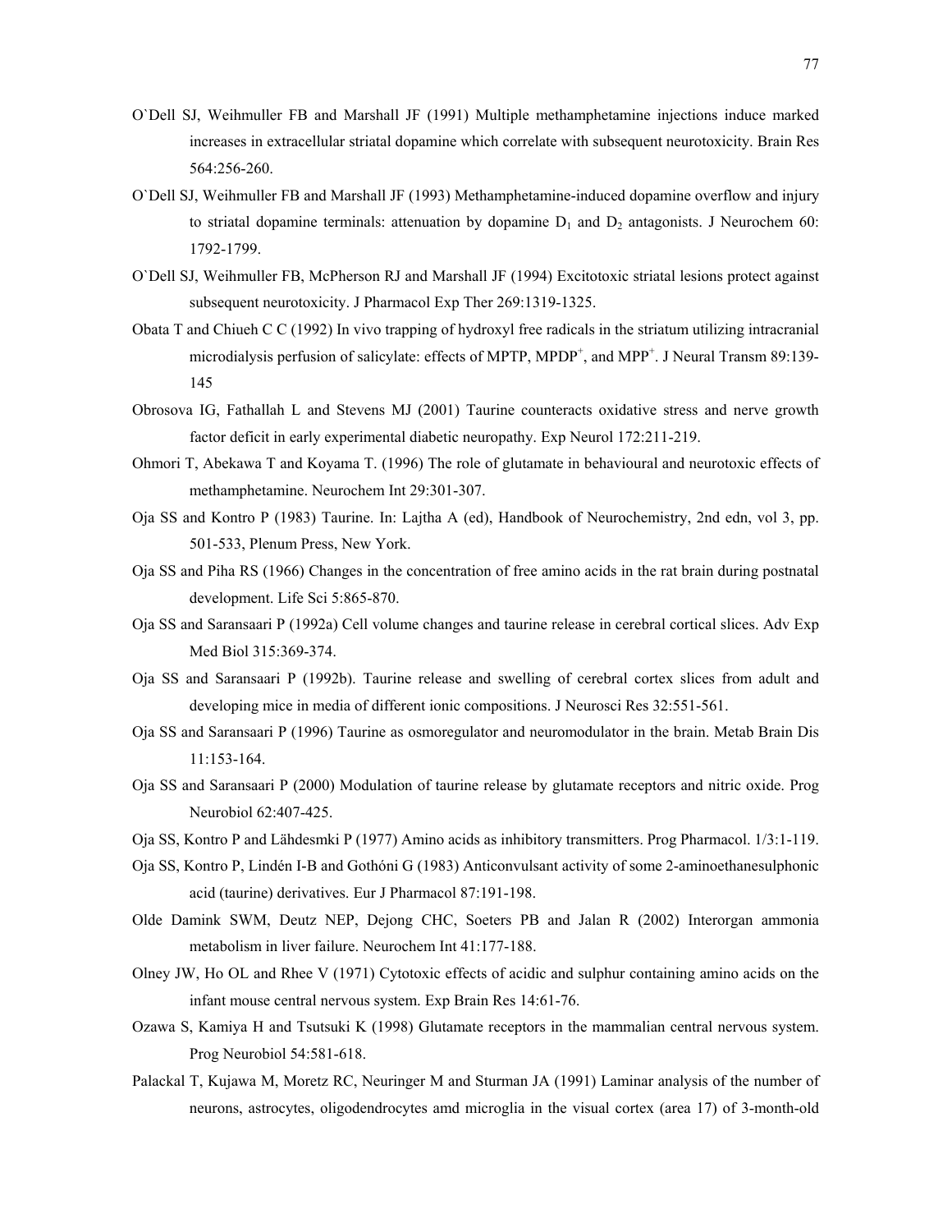O`Dell SJ, Weihmuller FB and Marshall JF (1991) Multiple methamphetamine injections induce marked increases in extracellular striatal dopamine which correlate with subsequent neurotoxicity. Brain Res 564:256-260.

O`Dell SJ, Weihmuller FB and Marshall JF (1993) Methamphetamine-induced dopamine overflow and injury to striatal dopamine terminals: attenuation by dopamine $D_1$ and $D_2$ antagonists. J Neurochem 60: 1792-1799.

O`Dell SJ, Weihmuller FB, McPherson RJ and Marshall JF (1994) Excitotoxic striatal lesions protect against subsequent neurotoxicity. J Pharmacol Exp Ther 269:1319-1325.

Obata T and Chiueh C C (1992) In vivo trapping of hydroxyl free radicals in the striatum utilizing intracranial microdialysis perfusion of salicylate: effects of MPTP, $MPDP^+$, and $MPP^+$. J Neural Transm 89:139-145

Obrosova IG, Fathallah L and Stevens MJ (2001) Taurine counteracts oxidative stress and nerve growth factor deficit in early experimental diabetic neuropathy. Exp Neurol 172:211-219.

Ohmori T, Abekawa T and Koyama T. (1996) The role of glutamate in behavioural and neurotoxic effects of methamphetamine. Neurochem Int 29:301-307.

Oja SS and Kontro P (1983) Taurine. In: Lajtha A (ed), Handbook of Neurochemistry, 2nd edn, vol 3, pp. 501-533, Plenum Press, New York.

Oja SS and Piha RS (1966) Changes in the concentration of free amino acids in the rat brain during postnatal development. Life Sci 5:865-870.

Oja SS and Saransaari P (1992a) Cell volume changes and taurine release in cerebral cortical slices. Adv Exp Med Biol 315:369-374.

Oja SS and Saransaari P (1992b). Taurine release and swelling of cerebral cortex slices from adult and developing mice in media of different ionic compositions. J Neurosci Res 32:551-561.

Oja SS and Saransaari P (1996) Taurine as osmoregulator and neuromodulator in the brain. Metab Brain Dis 11:153-164.

Oja SS and Saransaari P (2000) Modulation of taurine release by glutamate receptors and nitric oxide. Prog Neurobiol 62:407-425.

Oja SS, Kontro P and Lähdesmki P (1977) Amino acids as inhibitory transmitters. Prog Pharmacol. 1/3:1-119.

Oja SS, Kontro P, Lindén I-B and Gothóni G (1983) Anticonvulsant activity of some 2-aminoethanesulphonic acid (taurine) derivatives. Eur J Pharmacol 87:191-198.

Olde Damink SWM, Deutz NEP, Dejong CHC, Soeters PB and Jalan R (2002) Interorgan ammonia metabolism in liver failure. Neurochem Int 41:177-188.

Olney JW, Ho OL and Rhee V (1971) Cytotoxic effects of acidic and sulphur containing amino acids on the infant mouse central nervous system. Exp Brain Res 14:61-76.

Ozawa S, Kamiya H and Tsutsuki K (1998) Glutamate receptors in the mammalian central nervous system. Prog Neurobiol 54:581-618.

Palackal T, Kujawa M, Moretz RC, Neuringer M and Sturman JA (1991) Laminar analysis of the number of neurons, astrocytes, oligodendrocytes amd microglia in the visual cortex (area 17) of 3-month-old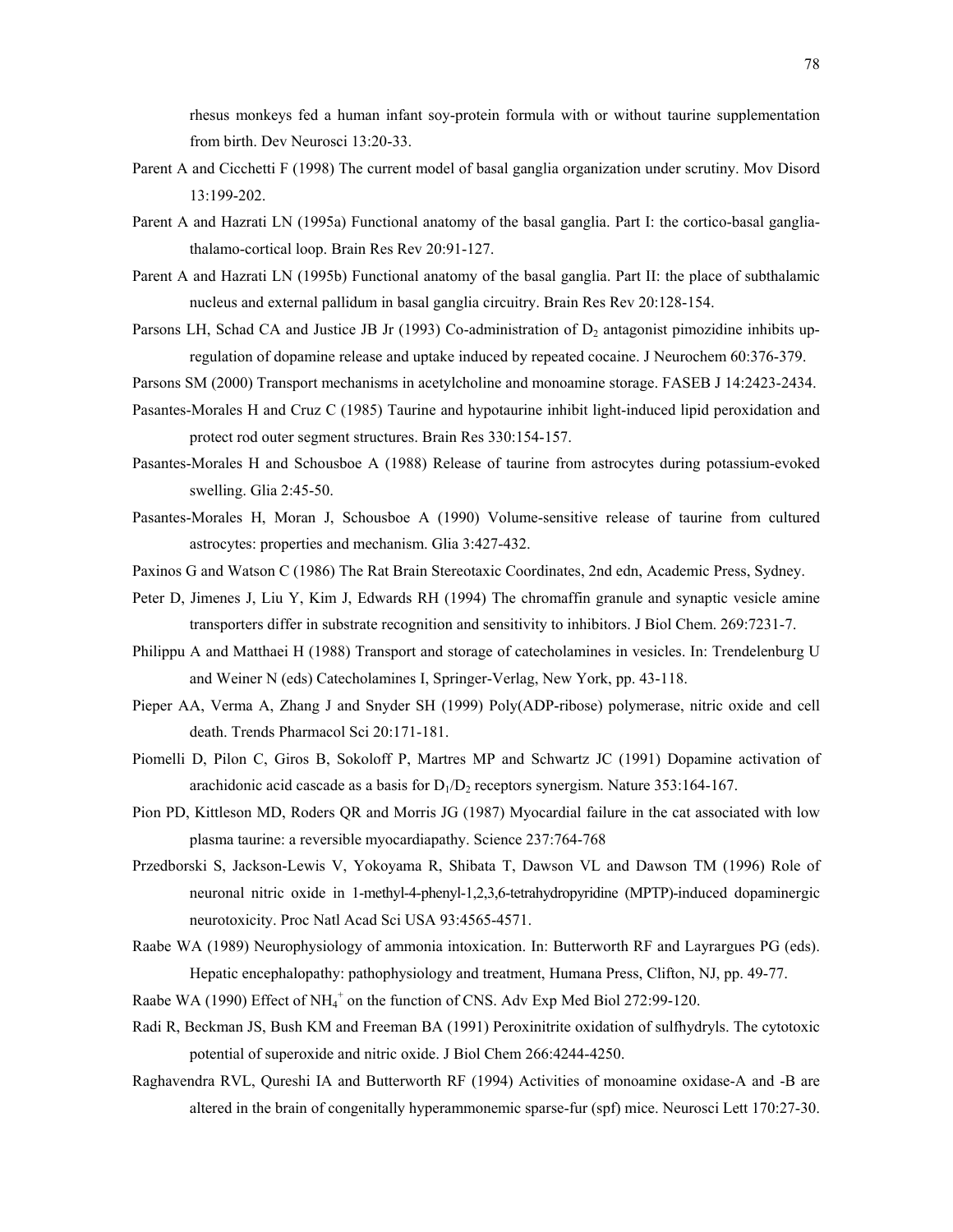rhesus monkeys fed a human infant soy-protein formula with or without taurine supplementation from birth. Dev Neurosci 13:20-33.

Parent A and Cicchetti F (1998) The current model of basal ganglia organization under scrutiny. Mov Disord 13:199-202.

Parent A and Hazrati LN (1995a) Functional anatomy of the basal ganglia. Part I: the cortico-basal ganglia-thalamo-cortical loop. Brain Res Rev 20:91-127.

Parent A and Hazrati LN (1995b) Functional anatomy of the basal ganglia. Part II: the place of subthalamic nucleus and external pallidum in basal ganglia circuitry. Brain Res Rev 20:128-154.

Parsons LH, Schad CA and Justice JB Jr (1993) Co-administration of $D_2$ antagonist pimozidine inhibits up-regulation of dopamine release and uptake induced by repeated cocaine. J Neurochem 60:376-379.

Parsons SM (2000) Transport mechanisms in acetylcholine and monoamine storage. FASEB J 14:2423-2434.

Pasantes-Morales H and Cruz C (1985) Taurine and hypotaurine inhibit light-induced lipid peroxidation and protect rod outer segment structures. Brain Res 330:154-157.

Pasantes-Morales H and Schousboe A (1988) Release of taurine from astrocytes during potassium-evoked swelling. Glia 2:45-50.

Pasantes-Morales H, Moran J, Schousboe A (1990) Volume-sensitive release of taurine from cultured astrocytes: properties and mechanism. Glia 3:427-432.

Paxinos G and Watson C (1986) The Rat Brain Stereotaxic Coordinates, 2nd edn, Academic Press, Sydney.

Peter D, Jimenes J, Liu Y, Kim J, Edwards RH (1994) The chromaffin granule and synaptic vesicle amine transporters differ in substrate recognition and sensitivity to inhibitors. J Biol Chem. 269:7231-7.

Philippu A and Matthaei H (1988) Transport and storage of catecholamines in vesicles. In: Trendelenburg U and Weiner N (eds) Catecholamines I, Springer-Verlag, New York, pp. 43-118.

Pieper AA, Verma A, Zhang J and Snyder SH (1999) Poly(ADP-ribose) polymerase, nitric oxide and cell death. Trends Pharmacol Sci 20:171-181.

Piomelli D, Pilon C, Giros B, Sokoloff P, Martres MP and Schwartz JC (1991) Dopamine activation of arachidonic acid cascade as a basis for $D_1/D_2$ receptors synergism. Nature 353:164-167.

Pion PD, Kittleson MD, Roders QR and Morris JG (1987) Myocardial failure in the cat associated with low plasma taurine: a reversible myocardiapathy. Science 237:764-768

Przedborski S, Jackson-Lewis V, Yokoyama R, Shibata T, Dawson VL and Dawson TM (1996) Role of neuronal nitric oxide in 1-methyl-4-phenyl-1,2,3,6-tetrahydropyridine (MPTP)-induced dopaminergic neurotoxicity. Proc Natl Acad Sci USA 93:4565-4571.

Raabe WA (1989) Neurophysiology of ammonia intoxication. In: Butterworth RF and Layrargues PG (eds). Hepatic encephalopathy: pathophysiology and treatment, Humana Press, Clifton, NJ, pp. 49-77.

Raabe WA (1990) Effect of $NH_4^+$ on the function of CNS. Adv Exp Med Biol 272:99-120.

Radi R, Beckman JS, Bush KM and Freeman BA (1991) Peroxinitrite oxidation of sulfhydryls. The cytotoxic potential of superoxide and nitric oxide. J Biol Chem 266:4244-4250.

Raghavendra RVL, Qureshi IA and Butterworth RF (1994) Activities of monoamine oxidase-A and -B are altered in the brain of congenitally hyperammonemic sparse-fur (spf) mice. Neurosci Lett 170:27-30.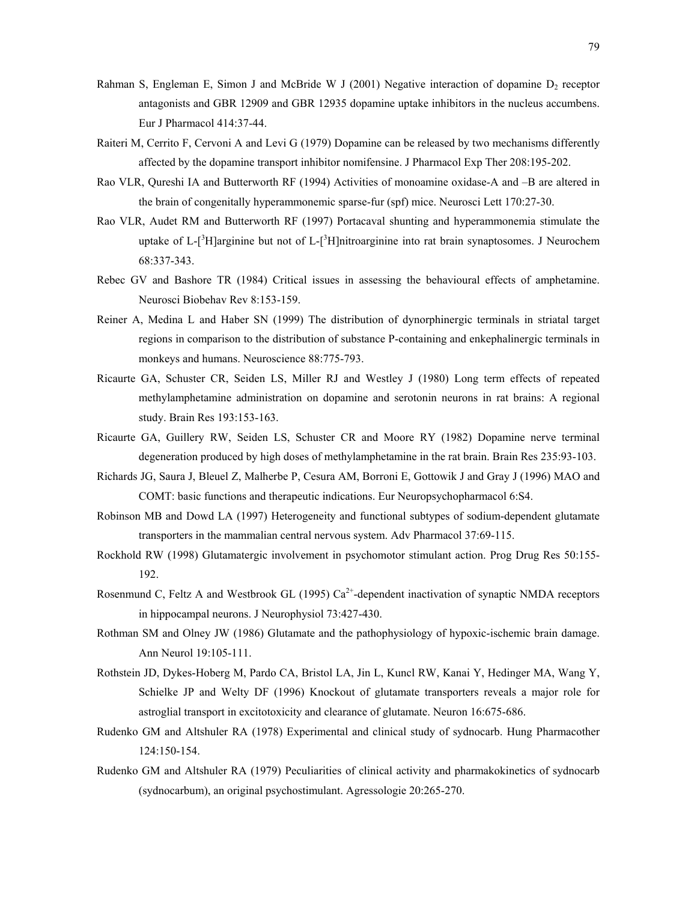Rahman S, Engleman E, Simon J and McBride W J (2001) Negative interaction of dopamine $D_2$ receptor antagonists and GBR 12909 and GBR 12935 dopamine uptake inhibitors in the nucleus accumbens. Eur J Pharmacol 414:37-44.

Raiteri M, Cerrito F, Cervoni A and Levi G (1979) Dopamine can be released by two mechanisms differently affected by the dopamine transport inhibitor nomifensine. J Pharmacol Exp Ther 208:195-202.

Rao VLR, Qureshi IA and Butterworth RF (1994) Activities of monoamine oxidase-A and –B are altered in the brain of congenitally hyperammonemic sparse-fur (spf) mice. Neurosci Lett 170:27-30.

Rao VLR, Audet RM and Butterworth RF (1997) Portacaval shunting and hyperammonemia stimulate the uptake of L-[$^3$H]arginine but not of L-[$^3$H]nitroarginine into rat brain synaptosomes. J Neurochem 68:337-343.

Rebec GV and Bashore TR (1984) Critical issues in assessing the behavioural effects of amphetamine. Neurosci Biobehav Rev 8:153-159.

Reiner A, Medina L and Haber SN (1999) The distribution of dynorphinergic terminals in striatal target regions in comparison to the distribution of substance P-containing and enkephalinergic terminals in monkeys and humans. Neuroscience 88:775-793.

Ricaurte GA, Schuster CR, Seiden LS, Miller RJ and Westley J (1980) Long term effects of repeated methylamphetamine administration on dopamine and serotonin neurons in rat brains: A regional study. Brain Res 193:153-163.

Ricaurte GA, Guillery RW, Seiden LS, Schuster CR and Moore RY (1982) Dopamine nerve terminal degeneration produced by high doses of methylamphetamine in the rat brain. Brain Res 235:93-103.

Richards JG, Saura J, Bleuel Z, Malherbe P, Cesura AM, Borroni E, Gottowik J and Gray J (1996) MAO and COMT: basic functions and therapeutic indications. Eur Neuropsychopharmacol 6:S4.

Robinson MB and Dowd LA (1997) Heterogeneity and functional subtypes of sodium-dependent glutamate transporters in the mammalian central nervous system. Adv Pharmacol 37:69-115.

Rockhold RW (1998) Glutamatergic involvement in psychomotor stimulant action. Prog Drug Res 50:155-192.

Rosenmund C, Feltz A and Westbrook GL (1995) $Ca^{2+}$-dependent inactivation of synaptic NMDA receptors in hippocampal neurons. J Neurophysiol 73:427-430.

Rothman SM and Olney JW (1986) Glutamate and the pathophysiology of hypoxic-ischemic brain damage. Ann Neurol 19:105-111.

Rothstein JD, Dykes-Hoberg M, Pardo CA, Bristol LA, Jin L, Kuncl RW, Kanai Y, Hedinger MA, Wang Y, Schielke JP and Welty DF (1996) Knockout of glutamate transporters reveals a major role for astroglial transport in excitotoxicity and clearance of glutamate. Neuron 16:675-686.

Rudenko GM and Altshuler RA (1978) Experimental and clinical study of sydnocarb. Hung Pharmacother 124:150-154.

Rudenko GM and Altshuler RA (1979) Peculiarities of clinical activity and pharmakokinetics of sydnocarb (sydnocarbum), an original psychostimulant. Agressologie 20:265-270.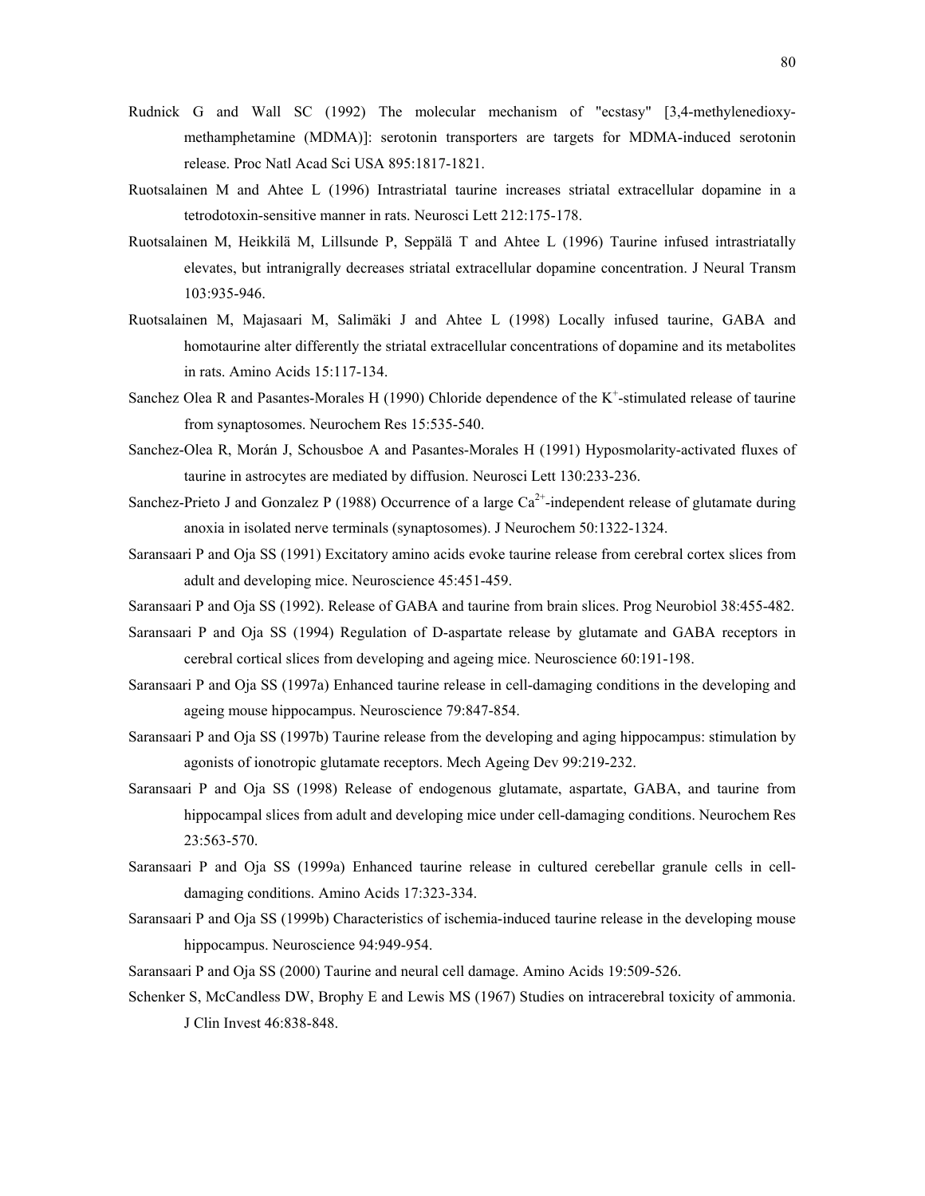Rudnick G and Wall SC (1992) The molecular mechanism of "ecstasy" [3,4-methylenedioxy-methamphetamine (MDMA)]: serotonin transporters are targets for MDMA-induced serotonin release. Proc Natl Acad Sci USA 895:1817-1821.

Ruotsalainen M and Ahtee L (1996) Intrastriatal taurine increases striatal extracellular dopamine in a tetrodotoxin-sensitive manner in rats. Neurosci Lett 212:175-178.

Ruotsalainen M, Heikkilä M, Lillsunde P, Seppälä T and Ahtee L (1996) Taurine infused intrastriatally elevates, but intranigrally decreases striatal extracellular dopamine concentration. J Neural Transm 103:935-946.

Ruotsalainen M, Majasaari M, Salimäki J and Ahtee L (1998) Locally infused taurine, GABA and homotaurine alter differently the striatal extracellular concentrations of dopamine and its metabolites in rats. Amino Acids 15:117-134.

Sanchez Olea R and Pasantes-Morales H (1990) Chloride dependence of the $K^+$-stimulated release of taurine from synaptosomes. Neurochem Res 15:535-540.

Sanchez-Olea R, Morán J, Schousboe A and Pasantes-Morales H (1991) Hyposmolarity-activated fluxes of taurine in astrocytes are mediated by diffusion. Neurosci Lett 130:233-236.

Sanchez-Prieto J and Gonzalez P (1988) Occurrence of a large $Ca^{2+}$-independent release of glutamate during anoxia in isolated nerve terminals (synaptosomes). J Neurochem 50:1322-1324.

Saransaari P and Oja SS (1991) Excitatory amino acids evoke taurine release from cerebral cortex slices from adult and developing mice. Neuroscience 45:451-459.

Saransaari P and Oja SS (1992). Release of GABA and taurine from brain slices. Prog Neurobiol 38:455-482.

Saransaari P and Oja SS (1994) Regulation of D-aspartate release by glutamate and GABA receptors in cerebral cortical slices from developing and ageing mice. Neuroscience 60:191-198.

Saransaari P and Oja SS (1997a) Enhanced taurine release in cell-damaging conditions in the developing and ageing mouse hippocampus. Neuroscience 79:847-854.

Saransaari P and Oja SS (1997b) Taurine release from the developing and aging hippocampus: stimulation by agonists of ionotropic glutamate receptors. Mech Ageing Dev 99:219-232.

Saransaari P and Oja SS (1998) Release of endogenous glutamate, aspartate, GABA, and taurine from hippocampal slices from adult and developing mice under cell-damaging conditions. Neurochem Res 23:563-570.

Saransaari P and Oja SS (1999a) Enhanced taurine release in cultured cerebellar granule cells in cell-damaging conditions. Amino Acids 17:323-334.

Saransaari P and Oja SS (1999b) Characteristics of ischemia-induced taurine release in the developing mouse hippocampus. Neuroscience 94:949-954.

Saransaari P and Oja SS (2000) Taurine and neural cell damage. Amino Acids 19:509-526.

Schenker S, McCandless DW, Brophy E and Lewis MS (1967) Studies on intracerebral toxicity of ammonia. J Clin Invest 46:838-848.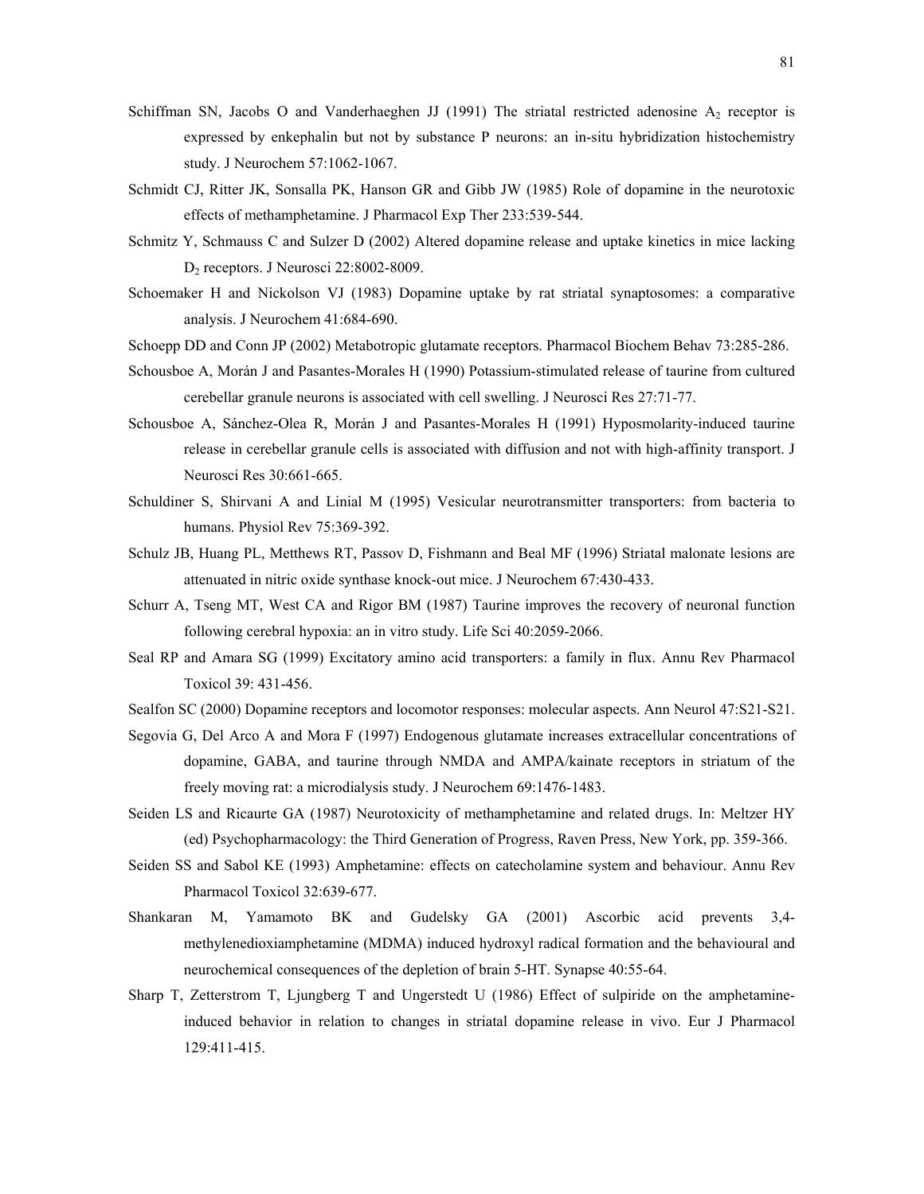Schiffman SN, Jacobs O and Vanderhaeghen JJ (1991) The striatal restricted adenosine $A_2$ receptor is expressed by enkephalin but not by substance P neurons: an in-situ hybridization histochemistry study. J Neurochem 57:1062-1067.

Schmidt CJ, Ritter JK, Sonsalla PK, Hanson GR and Gibb JW (1985) Role of dopamine in the neurotoxic effects of methamphetamine. J Pharmacol Exp Ther 233:539-544.

Schmitz Y, Schmauss C and Sulzer D (2002) Altered dopamine release and uptake kinetics in mice lacking $D_2$ receptors. J Neurosci 22:8002-8009.

Schoemaker H and Nickolson VJ (1983) Dopamine uptake by rat striatal synaptosomes: a comparative analysis. J Neurochem 41:684-690.

Schoepp DD and Conn JP (2002) Metabotropic glutamate receptors. Pharmacol Biochem Behav 73:285-286.

Schousboe A, Morán J and Pasantes-Morales H (1990) Potassium-stimulated release of taurine from cultured cerebellar granule neurons is associated with cell swelling. J Neurosci Res 27:71-77.

Schousboe A, Sánchez-Olea R, Morán J and Pasantes-Morales H (1991) Hyposmolarity-induced taurine release in cerebellar granule cells is associated with diffusion and not with high-affinity transport. J Neurosci Res 30:661-665.

Schuldiner S, Shirvani A and Linial M (1995) Vesicular neurotransmitter transporters: from bacteria to humans. Physiol Rev 75:369-392.

Schulz JB, Huang PL, Metthews RT, Passov D, Fishmann and Beal MF (1996) Striatal malonate lesions are attenuated in nitric oxide synthase knock-out mice. J Neurochem 67:430-433.

Schurr A, Tseng MT, West CA and Rigor BM (1987) Taurine improves the recovery of neuronal function following cerebral hypoxia: an in vitro study. Life Sci 40:2059-2066.

Seal RP and Amara SG (1999) Excitatory amino acid transporters: a family in flux. Annu Rev Pharmacol Toxicol 39: 431-456.

Sealfon SC (2000) Dopamine receptors and locomotor responses: molecular aspects. Ann Neurol 47:S21-S21.

Segovia G, Del Arco A and Mora F (1997) Endogenous glutamate increases extracellular concentrations of dopamine, GABA, and taurine through NMDA and AMPA/kainate receptors in striatum of the freely moving rat: a microdialysis study. J Neurochem 69:1476-1483.

Seiden LS and Ricaurte GA (1987) Neurotoxicity of methamphetamine and related drugs. In: Meltzer HY (ed) Psychopharmacology: the Third Generation of Progress, Raven Press, New York, pp. 359-366.

Seiden SS and Sabol KE (1993) Amphetamine: effects on catecholamine system and behaviour. Annu Rev Pharmacol Toxicol 32:639-677.

Shankaran M, Yamamoto BK and Gudelsky GA (2001) Ascorbic acid prevents 3,4-methylenedioxiamphetamine (MDMA) induced hydroxyl radical formation and the behavioural and neurochemical consequences of the depletion of brain 5-HT. Synapse 40:55-64.

Sharp T, Zetterstrom T, Ljungberg T and Ungerstedt U (1986) Effect of sulpiride on the amphetamine-induced behavior in relation to changes in striatal dopamine release in vivo. Eur J Pharmacol 129:411-415.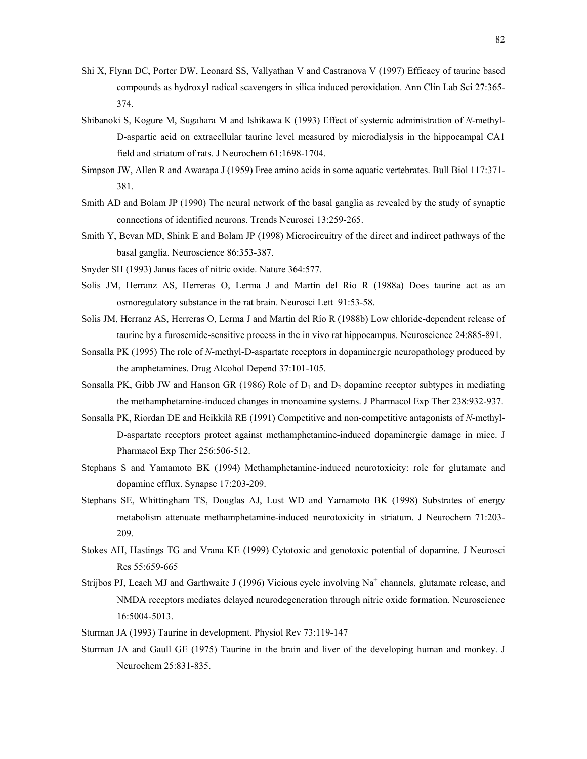Shi X, Flynn DC, Porter DW, Leonard SS, Vallyathan V and Castranova V (1997) Efficacy of taurine based compounds as hydroxyl radical scavengers in silica induced peroxidation. Ann Clin Lab Sci 27:365-374.

Shibanoki S, Kogure M, Sugahara M and Ishikawa K (1993) Effect of systemic administration of *N*-methyl-D-aspartic acid on extracellular taurine level measured by microdialysis in the hippocampal CA1 field and striatum of rats. J Neurochem 61:1698-1704.

Simpson JW, Allen R and Awarapa J (1959) Free amino acids in some aquatic vertebrates. Bull Biol 117:371-381.

Smith AD and Bolam JP (1990) The neural network of the basal ganglia as revealed by the study of synaptic connections of identified neurons. Trends Neurosci 13:259-265.

Smith Y, Bevan MD, Shink E and Bolam JP (1998) Microcircuitry of the direct and indirect pathways of the basal ganglia. Neuroscience 86:353-387.

Snyder SH (1993) Janus faces of nitric oxide. Nature 364:577.

Solis JM, Herranz AS, Herreras O, Lerma J and Martín del Río R (1988a) Does taurine act as an osmoregulatory substance in the rat brain. Neurosci Lett 91:53-58.

Solis JM, Herranz AS, Herreras O, Lerma J and Martín del Río R (1988b) Low chloride-dependent release of taurine by a furosemide-sensitive process in the in vivo rat hippocampus. Neuroscience 24:885-891.

Sonsalla PK (1995) The role of *N*-methyl-D-aspartate receptors in dopaminergic neuropathology produced by the amphetamines. Drug Alcohol Depend 37:101-105.

Sonsalla PK, Gibb JW and Hanson GR (1986) Role of $D_1$ and $D_2$ dopamine receptor subtypes in mediating the methamphetamine-induced changes in monoamine systems. J Pharmacol Exp Ther 238:932-937.

Sonsalla PK, Riordan DE and Heikkilä RE (1991) Competitive and non-competitive antagonists of *N*-methyl-D-aspartate receptors protect against methamphetamine-induced dopaminergic damage in mice. J Pharmacol Exp Ther 256:506-512.

Stephans S and Yamamoto BK (1994) Methamphetamine-induced neurotoxicity: role for glutamate and dopamine efflux. Synapse 17:203-209.

Stephans SE, Whittingham TS, Douglas AJ, Lust WD and Yamamoto BK (1998) Substrates of energy metabolism attenuate methamphetamine-induced neurotoxicity in striatum. J Neurochem 71:203-209.

Stokes AH, Hastings TG and Vrana KE (1999) Cytotoxic and genotoxic potential of dopamine. J Neurosci Res 55:659-665

Strijbos PJ, Leach MJ and Garthwaite J (1996) Vicious cycle involving $Na^+$ channels, glutamate release, and NMDA receptors mediates delayed neurodegeneration through nitric oxide formation. Neuroscience 16:5004-5013.

Sturman JA (1993) Taurine in development. Physiol Rev 73:119-147

Sturman JA and Gaull GE (1975) Taurine in the brain and liver of the developing human and monkey. J Neurochem 25:831-835.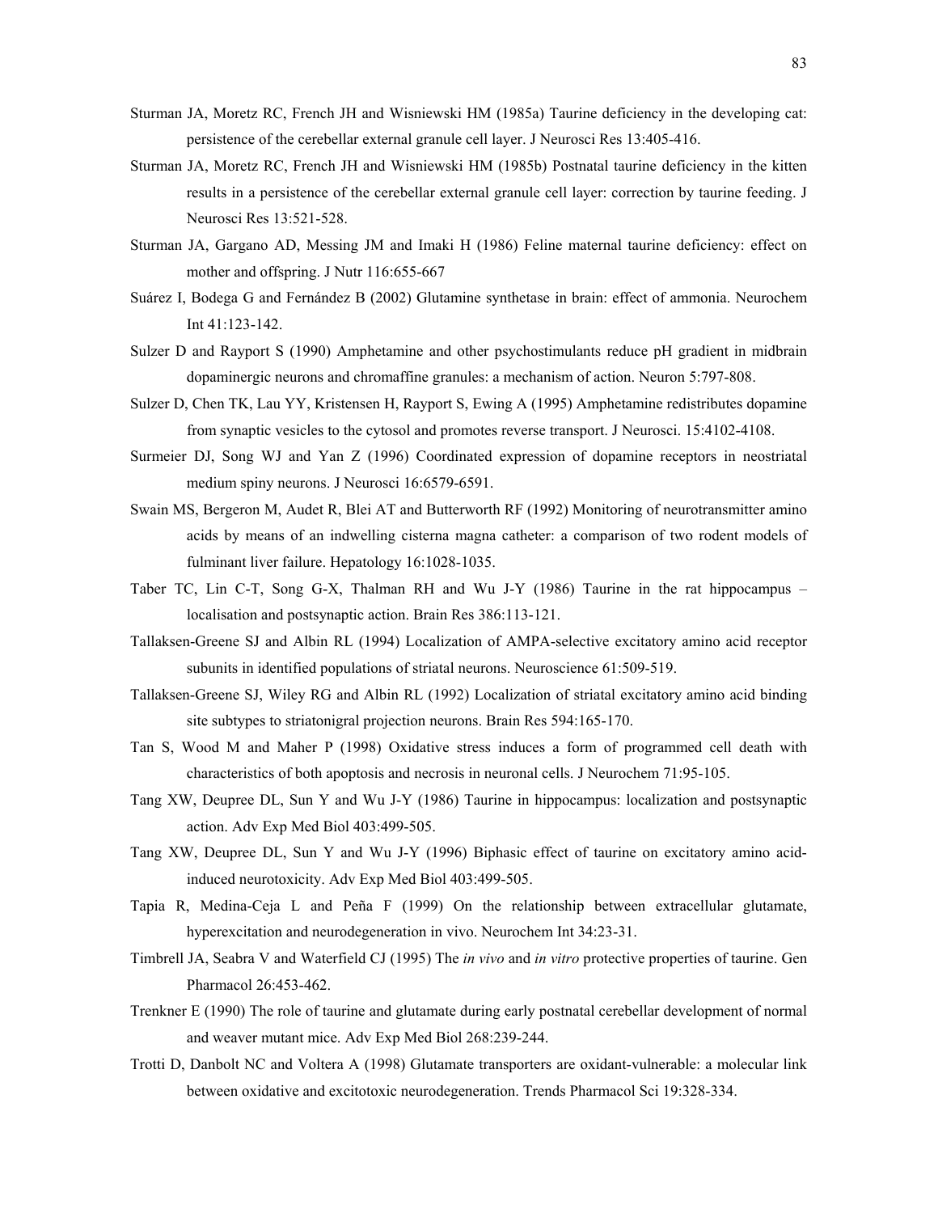Sturman JA, Moretz RC, French JH and Wisniewski HM (1985a) Taurine deficiency in the developing cat: persistence of the cerebellar external granule cell layer. J Neurosci Res 13:405-416.

Sturman JA, Moretz RC, French JH and Wisniewski HM (1985b) Postnatal taurine deficiency in the kitten results in a persistence of the cerebellar external granule cell layer: correction by taurine feeding. J Neurosci Res 13:521-528.

Sturman JA, Gargano AD, Messing JM and Imaki H (1986) Feline maternal taurine deficiency: effect on mother and offspring. J Nutr 116:655-667

Suárez I, Bodega G and Fernández B (2002) Glutamine synthetase in brain: effect of ammonia. Neurochem Int 41:123-142.

Sulzer D and Rayport S (1990) Amphetamine and other psychostimulants reduce pH gradient in midbrain dopaminergic neurons and chromaffine granules: a mechanism of action. Neuron 5:797-808.

Sulzer D, Chen TK, Lau YY, Kristensen H, Rayport S, Ewing A (1995) Amphetamine redistributes dopamine from synaptic vesicles to the cytosol and promotes reverse transport. J Neurosci. 15:4102-4108.

Surmeier DJ, Song WJ and Yan Z (1996) Coordinated expression of dopamine receptors in neostriatal medium spiny neurons. J Neurosci 16:6579-6591.

Swain MS, Bergeron M, Audet R, Blei AT and Butterworth RF (1992) Monitoring of neurotransmitter amino acids by means of an indwelling cisterna magna catheter: a comparison of two rodent models of fulminant liver failure. Hepatology 16:1028-1035.

Taber TC, Lin C-T, Song G-X, Thalman RH and Wu J-Y (1986) Taurine in the rat hippocampus – localisation and postsynaptic action. Brain Res 386:113-121.

Tallaksen-Greene SJ and Albin RL (1994) Localization of AMPA-selective excitatory amino acid receptor subunits in identified populations of striatal neurons. Neuroscience 61:509-519.

Tallaksen-Greene SJ, Wiley RG and Albin RL (1992) Localization of striatal excitatory amino acid binding site subtypes to striatonigral projection neurons. Brain Res 594:165-170.

Tan S, Wood M and Maher P (1998) Oxidative stress induces a form of programmed cell death with characteristics of both apoptosis and necrosis in neuronal cells. J Neurochem 71:95-105.

Tang XW, Deupree DL, Sun Y and Wu J-Y (1986) Taurine in hippocampus: localization and postsynaptic action. Adv Exp Med Biol 403:499-505.

Tang XW, Deupree DL, Sun Y and Wu J-Y (1996) Biphasic effect of taurine on excitatory amino acid-induced neurotoxicity. Adv Exp Med Biol 403:499-505.

Tapia R, Medina-Ceja L and Peña F (1999) On the relationship between extracellular glutamate, hyperexcitation and neurodegeneration in vivo. Neurochem Int 34:23-31.

Timbrell JA, Seabra V and Waterfield CJ (1995) The *in vivo* and *in vitro* protective properties of taurine. Gen Pharmacol 26:453-462.

Trenkner E (1990) The role of taurine and glutamate during early postnatal cerebellar development of normal and weaver mutant mice. Adv Exp Med Biol 268:239-244.

Trotti D, Danbolt NC and Voltera A (1998) Glutamate transporters are oxidant-vulnerable: a molecular link between oxidative and excitotoxic neurodegeneration. Trends Pharmacol Sci 19:328-334.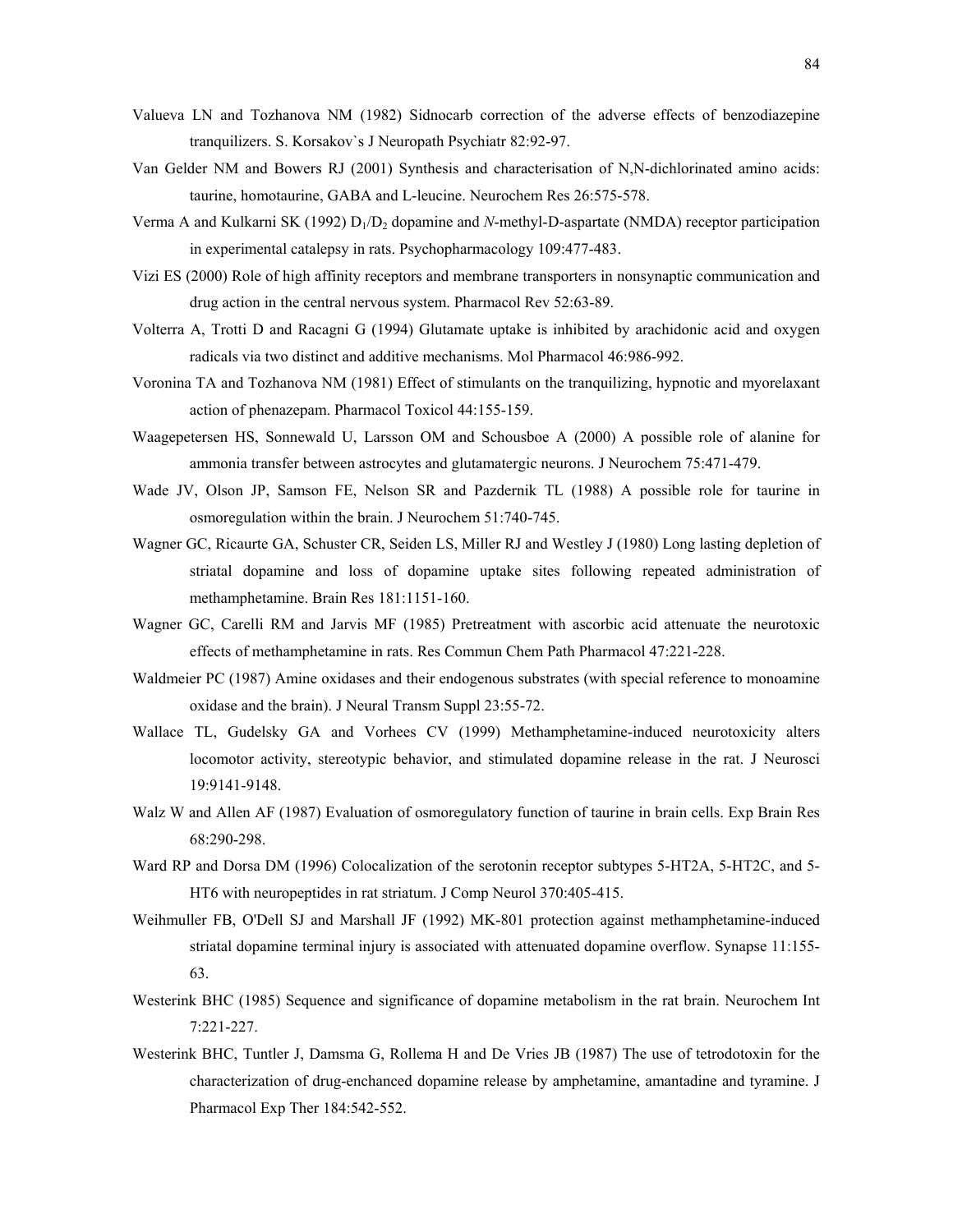Valueva LN and Tozhanova NM (1982) Sidnocarb correction of the adverse effects of benzodiazepine tranquilizers. S. Korsakov`s J Neuropath Psychiatr 82:92-97.

Van Gelder NM and Bowers RJ (2001) Synthesis and characterisation of N,N-dichlorinated amino acids: taurine, homotaurine, GABA and L-leucine. Neurochem Res 26:575-578.

Verma A and Kulkarni SK (1992) $D_1/D_2$ dopamine and *N*-methyl-D-aspartate (NMDA) receptor participation in experimental catalepsy in rats. Psychopharmacology 109:477-483.

Vizi ES (2000) Role of high affinity receptors and membrane transporters in nonsynaptic communication and drug action in the central nervous system. Pharmacol Rev 52:63-89.

Volterra A, Trotti D and Racagni G (1994) Glutamate uptake is inhibited by arachidonic acid and oxygen radicals via two distinct and additive mechanisms. Mol Pharmacol 46:986-992.

Voronina TA and Tozhanova NM (1981) Effect of stimulants on the tranquilizing, hypnotic and myorelaxant action of phenazepam. Pharmacol Toxicol 44:155-159.

Waagepetersen HS, Sonnewald U, Larsson OM and Schousboe A (2000) A possible role of alanine for ammonia transfer between astrocytes and glutamatergic neurons. J Neurochem 75:471-479.

Wade JV, Olson JP, Samson FE, Nelson SR and Pazdernik TL (1988) A possible role for taurine in osmoregulation within the brain. J Neurochem 51:740-745.

Wagner GC, Ricaurte GA, Schuster CR, Seiden LS, Miller RJ and Westley J (1980) Long lasting depletion of striatal dopamine and loss of dopamine uptake sites following repeated administration of methamphetamine. Brain Res 181:1151-160.

Wagner GC, Carelli RM and Jarvis MF (1985) Pretreatment with ascorbic acid attenuate the neurotoxic effects of methamphetamine in rats. Res Commun Chem Path Pharmacol 47:221-228.

Waldmeier PC (1987) Amine oxidases and their endogenous substrates (with special reference to monoamine oxidase and the brain). J Neural Transm Suppl 23:55-72.

Wallace TL, Gudelsky GA and Vorhees CV (1999) Methamphetamine-induced neurotoxicity alters locomotor activity, stereotypic behavior, and stimulated dopamine release in the rat. J Neurosci 19:9141-9148.

Walz W and Allen AF (1987) Evaluation of osmoregulatory function of taurine in brain cells. Exp Brain Res 68:290-298.

Ward RP and Dorsa DM (1996) Colocalization of the serotonin receptor subtypes 5-HT2A, 5-HT2C, and 5-HT6 with neuropeptides in rat striatum. J Comp Neurol 370:405-415.

Weihmuller FB, O'Dell SJ and Marshall JF (1992) MK-801 protection against methamphetamine-induced striatal dopamine terminal injury is associated with attenuated dopamine overflow. Synapse 11:155-63.

Westerink BHC (1985) Sequence and significance of dopamine metabolism in the rat brain. Neurochem Int 7:221-227.

Westerink BHC, Tuntler J, Damsma G, Rollema H and De Vries JB (1987) The use of tetrodotoxin for the characterization of drug-enchanced dopamine release by amphetamine, amantadine and tyramine. J Pharmacol Exp Ther 184:542-552.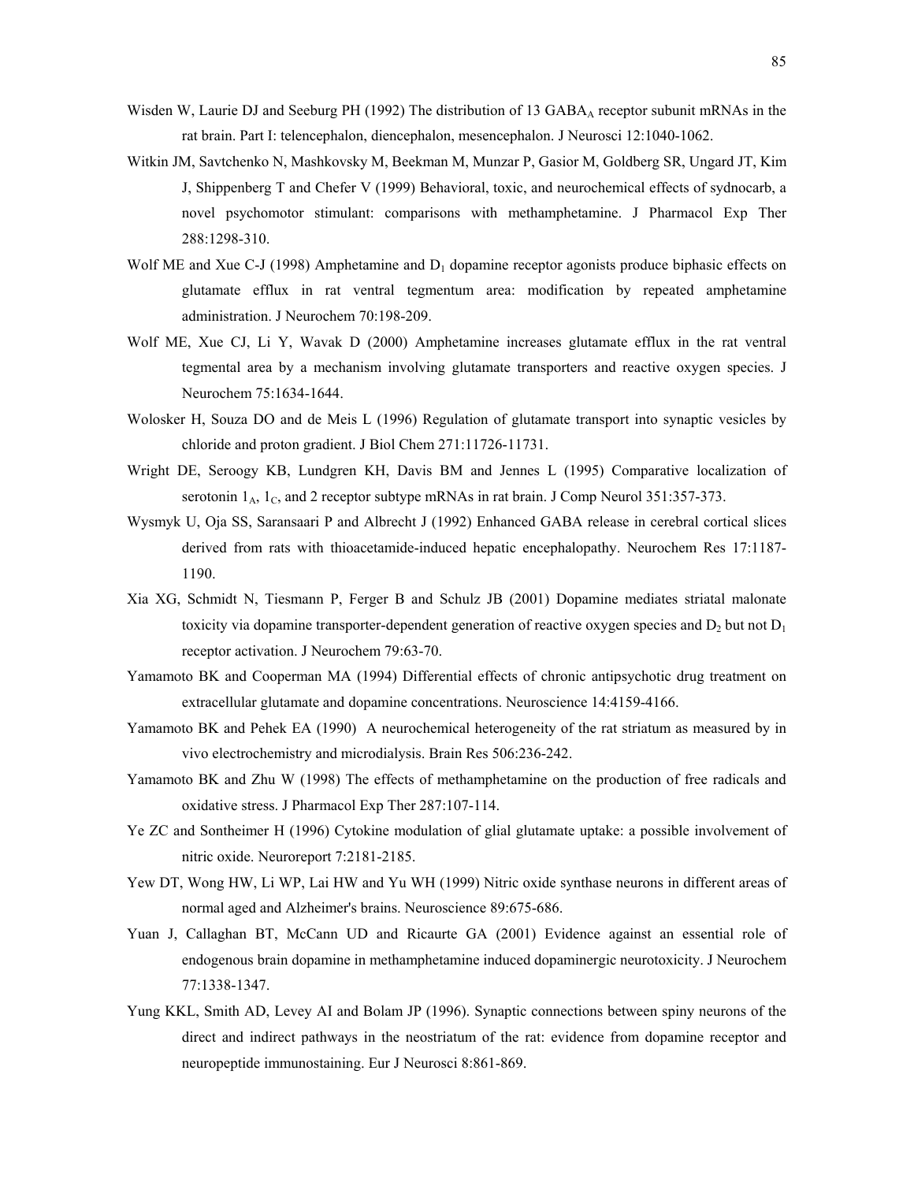Wisden W, Laurie DJ and Seeburg PH (1992) The distribution of 13 $GABA_A$ receptor subunit mRNAs in the rat brain. Part I: telencephalon, diencephalon, mesencephalon. J Neurosci 12:1040-1062.

Witkin JM, Savtchenko N, Mashkovsky M, Beekman M, Munzar P, Gasior M, Goldberg SR, Ungard JT, Kim J, Shippenberg T and Chefer V (1999) Behavioral, toxic, and neurochemical effects of sydnocarb, a novel psychomotor stimulant: comparisons with methamphetamine. J Pharmacol Exp Ther 288:1298-310.

Wolf ME and Xue C-J (1998) Amphetamine and $D_1$ dopamine receptor agonists produce biphasic effects on glutamate efflux in rat ventral tegmentum area: modification by repeated amphetamine administration. J Neurochem 70:198-209.

Wolf ME, Xue CJ, Li Y, Wavak D (2000) Amphetamine increases glutamate efflux in the rat ventral tegmental area by a mechanism involving glutamate transporters and reactive oxygen species. J Neurochem 75:1634-1644.

Wolosker H, Souza DO and de Meis L (1996) Regulation of glutamate transport into synaptic vesicles by chloride and proton gradient. J Biol Chem 271:11726-11731.

Wright DE, Seroogy KB, Lundgren KH, Davis BM and Jennes L (1995) Comparative localization of serotonin $1_A$, $1_C$, and 2 receptor subtype mRNAs in rat brain. J Comp Neurol 351:357-373.

Wysmyk U, Oja SS, Saransaari P and Albrecht J (1992) Enhanced GABA release in cerebral cortical slices derived from rats with thioacetamide-induced hepatic encephalopathy. Neurochem Res 17:1187-1190.

Xia XG, Schmidt N, Tiesmann P, Ferger B and Schulz JB (2001) Dopamine mediates striatal malonate toxicity via dopamine transporter-dependent generation of reactive oxygen species and $D_2$ but not $D_1$ receptor activation. J Neurochem 79:63-70.

Yamamoto BK and Cooperman MA (1994) Differential effects of chronic antipsychotic drug treatment on extracellular glutamate and dopamine concentrations. Neuroscience 14:4159-4166.

Yamamoto BK and Pehek EA (1990) A neurochemical heterogeneity of the rat striatum as measured by in vivo electrochemistry and microdialysis. Brain Res 506:236-242.

Yamamoto BK and Zhu W (1998) The effects of methamphetamine on the production of free radicals and oxidative stress. J Pharmacol Exp Ther 287:107-114.

Ye ZC and Sontheimer H (1996) Cytokine modulation of glial glutamate uptake: a possible involvement of nitric oxide. Neuroreport 7:2181-2185.

Yew DT, Wong HW, Li WP, Lai HW and Yu WH (1999) Nitric oxide synthase neurons in different areas of normal aged and Alzheimer's brains. Neuroscience 89:675-686.

Yuan J, Callaghan BT, McCann UD and Ricaurte GA (2001) Evidence against an essential role of endogenous brain dopamine in methamphetamine induced dopaminergic neurotoxicity. J Neurochem 77:1338-1347.

Yung KKL, Smith AD, Levey AI and Bolam JP (1996). Synaptic connections between spiny neurons of the direct and indirect pathways in the neostriatum of the rat: evidence from dopamine receptor and neuropeptide immunostaining. Eur J Neurosci 8:861-869.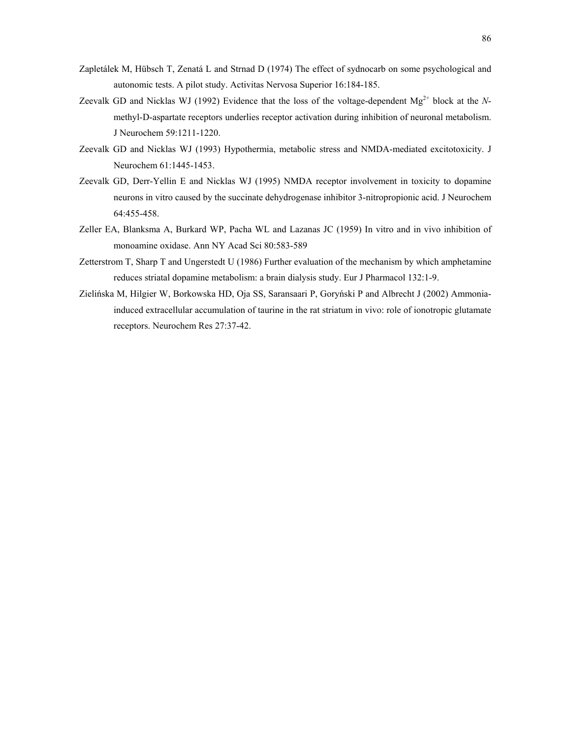Zapletálek M, Hübsch T, Zenatá L and Strnad D (1974) The effect of sydnocarb on some psychological and autonomic tests. A pilot study. Activitas Nervosa Superior 16:184-185.

Zeevalk GD and Nicklas WJ (1992) Evidence that the loss of the voltage-dependent $Mg^{2+}$ block at the *N*-methyl-D-aspartate receptors underlies receptor activation during inhibition of neuronal metabolism. J Neurochem 59:1211-1220.

Zeevalk GD and Nicklas WJ (1993) Hypothermia, metabolic stress and NMDA-mediated excitotoxicity. J Neurochem 61:1445-1453.

Zeevalk GD, Derr-Yellin E and Nicklas WJ (1995) NMDA receptor involvement in toxicity to dopamine neurons in vitro caused by the succinate dehydrogenase inhibitor 3-nitropropionic acid. J Neurochem 64:455-458.

Zeller EA, Blanksma A, Burkard WP, Pacha WL and Lazanas JC (1959) In vitro and in vivo inhibition of monoamine oxidase. Ann NY Acad Sci 80:583-589

Zetterstrom T, Sharp T and Ungerstedt U (1986) Further evaluation of the mechanism by which amphetamine reduces striatal dopamine metabolism: a brain dialysis study. Eur J Pharmacol 132:1-9.

Zielińska M, Hilgier W, Borkowska HD, Oja SS, Saransaari P, Goryński P and Albrecht J (2002) Ammonia-induced extracellular accumulation of taurine in the rat striatum in vivo: role of ionotropic glutamate receptors. Neurochem Res 27:37-42.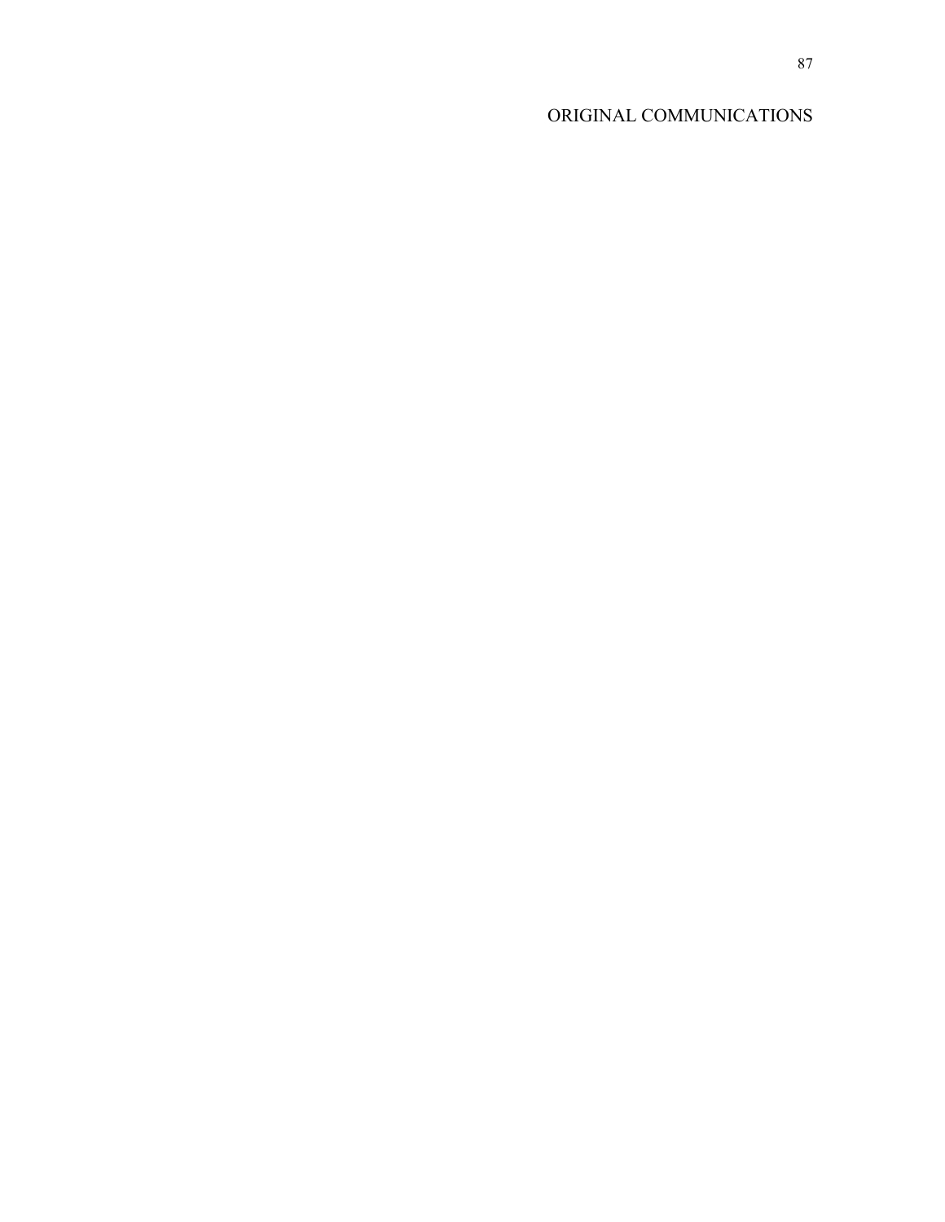# ORIGINAL COMMUNICATIONS